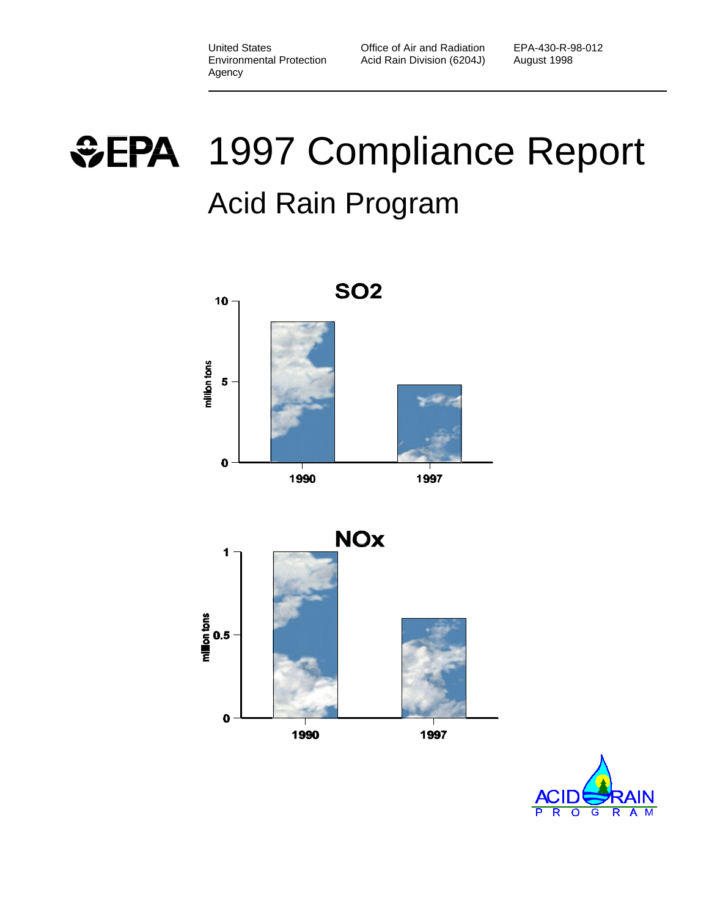United States Environmental Protection Agency

Office of Air and Radiation
Acid Rain Division (6204J)

EPA-430-R-98-012
August 1998

# EPA 1997 Compliance Report

## Acid Rain Program

**SO2**

million tons

10

5

0

1990

1997

**NOx**

million tons

1

0.5

0

1990

1997

ACID RAIN PROGRAM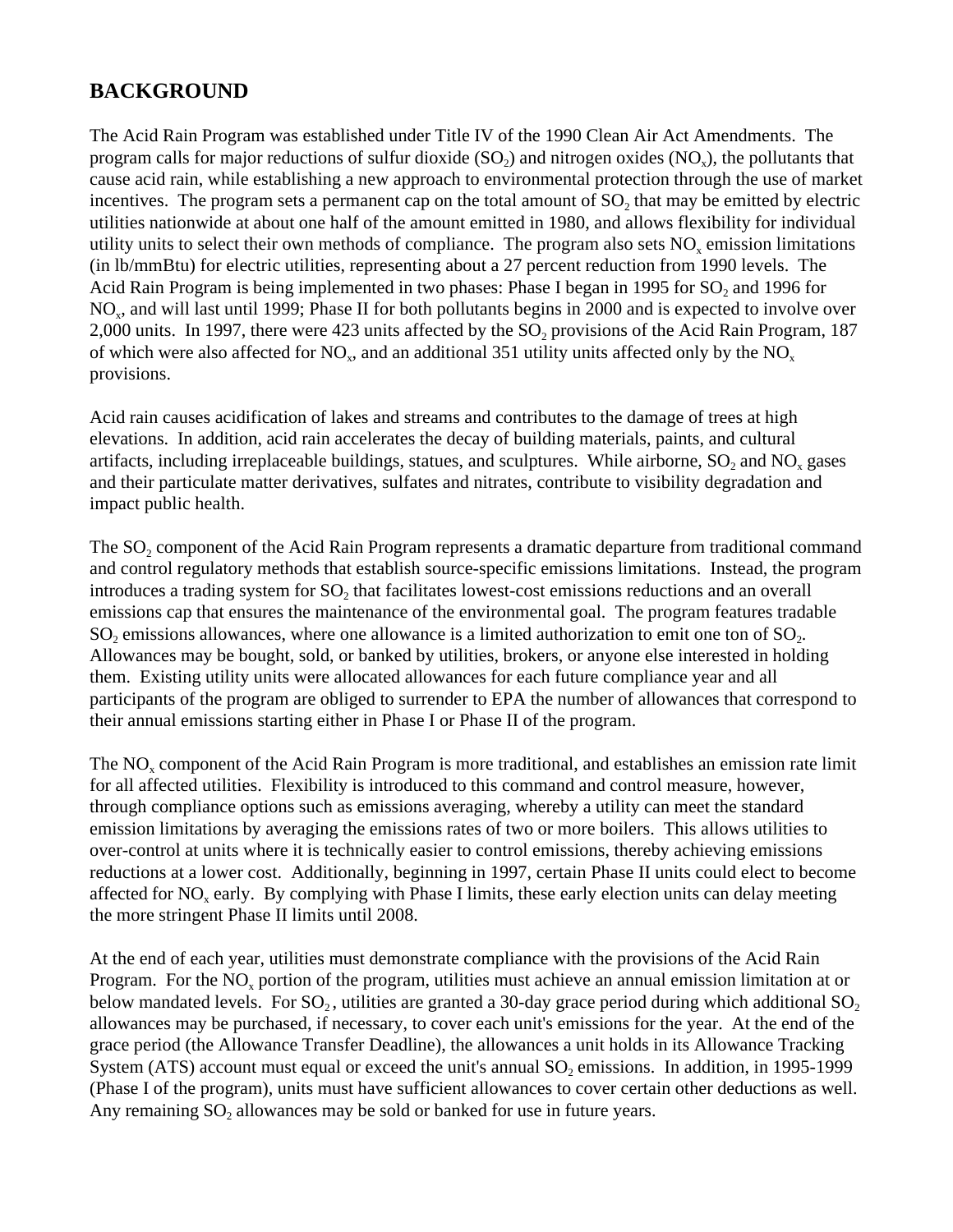## BACKGROUND

The Acid Rain Program was established under Title IV of the 1990 Clean Air Act Amendments. The program calls for major reductions of sulfur dioxide ($SO_2$) and nitrogen oxides ($NO_x$), the pollutants that cause acid rain, while establishing a new approach to environmental protection through the use of market incentives. The program sets a permanent cap on the total amount of $SO_2$ that may be emitted by electric utilities nationwide at about one half of the amount emitted in 1980, and allows flexibility for individual utility units to select their own methods of compliance. The program also sets $NO_x$ emission limitations (in lb/mmBtu) for electric utilities, representing about a 27 percent reduction from 1990 levels. The Acid Rain Program is being implemented in two phases: Phase I began in 1995 for $SO_2$ and 1996 for $NO_x$, and will last until 1999; Phase II for both pollutants begins in 2000 and is expected to involve over 2,000 units. In 1997, there were 423 units affected by the $SO_2$ provisions of the Acid Rain Program, 187 of which were also affected for $NO_x$, and an additional 351 utility units affected only by the $NO_x$ provisions.

Acid rain causes acidification of lakes and streams and contributes to the damage of trees at high elevations. In addition, acid rain accelerates the decay of building materials, paints, and cultural artifacts, including irreplaceable buildings, statues, and sculptures. While airborne, $SO_2$ and $NO_x$ gases and their particulate matter derivatives, sulfates and nitrates, contribute to visibility degradation and impact public health.

The $SO_2$ component of the Acid Rain Program represents a dramatic departure from traditional command and control regulatory methods that establish source-specific emissions limitations. Instead, the program introduces a trading system for $SO_2$ that facilitates lowest-cost emissions reductions and an overall emissions cap that ensures the maintenance of the environmental goal. The program features tradable $SO_2$ emissions allowances, where one allowance is a limited authorization to emit one ton of $SO_2$. Allowances may be bought, sold, or banked by utilities, brokers, or anyone else interested in holding them. Existing utility units were allocated allowances for each future compliance year and all participants of the program are obliged to surrender to EPA the number of allowances that correspond to their annual emissions starting either in Phase I or Phase II of the program.

The $NO_x$ component of the Acid Rain Program is more traditional, and establishes an emission rate limit for all affected utilities. Flexibility is introduced to this command and control measure, however, through compliance options such as emissions averaging, whereby a utility can meet the standard emission limitations by averaging the emissions rates of two or more boilers. This allows utilities to over-control at units where it is technically easier to control emissions, thereby achieving emissions reductions at a lower cost. Additionally, beginning in 1997, certain Phase II units could elect to become affected for $NO_x$ early. By complying with Phase I limits, these early election units can delay meeting the more stringent Phase II limits until 2008.

At the end of each year, utilities must demonstrate compliance with the provisions of the Acid Rain Program. For the $NO_x$ portion of the program, utilities must achieve an annual emission limitation at or below mandated levels. For $SO_2$, utilities are granted a 30-day grace period during which additional $SO_2$ allowances may be purchased, if necessary, to cover each unit's emissions for the year. At the end of the grace period (the Allowance Transfer Deadline), the allowances a unit holds in its Allowance Tracking System (ATS) account must equal or exceed the unit's annual $SO_2$ emissions. In addition, in 1995-1999 (Phase I of the program), units must have sufficient allowances to cover certain other deductions as well. Any remaining $SO_2$ allowances may be sold or banked for use in future years.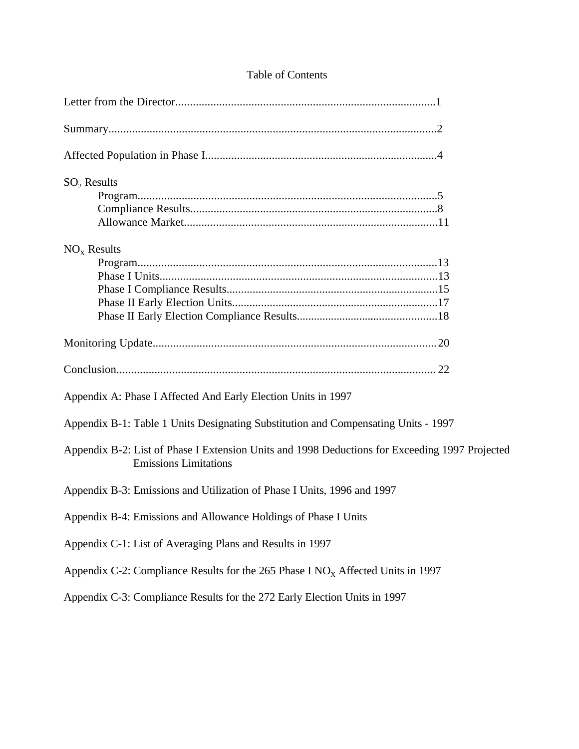# Table of Contents

Letter from the Director....................................................................................1

Summary..........................................................................................................2

Affected Population in Phase I........................................................................4

$SO_2$ Results

- Program..........................................................................................5
- Compliance Results..........................................................................8
- Allowance Market...........................................................................11

$NO_X$ Results

- Program..........................................................................................13
- Phase I Units..................................................................................13
- Phase I Compliance Results............................................................15
- Phase II Early Election Units..........................................................17
- Phase II Early Election Compliance Results....................................18

Monitoring Update..........................................................................................20

Conclusion......................................................................................................22

Appendix A: Phase I Affected And Early Election Units in 1997

Appendix B-1: Table 1 Units Designating Substitution and Compensating Units - 1997

Appendix B-2: List of Phase I Extension Units and 1998 Deductions for Exceeding 1997 Projected Emissions Limitations

Appendix B-3: Emissions and Utilization of Phase I Units, 1996 and 1997

Appendix B-4: Emissions and Allowance Holdings of Phase I Units

Appendix C-1: List of Averaging Plans and Results in 1997

Appendix C-2: Compliance Results for the 265 Phase I $NO_X$ Affected Units in 1997

Appendix C-3: Compliance Results for the 272 Early Election Units in 1997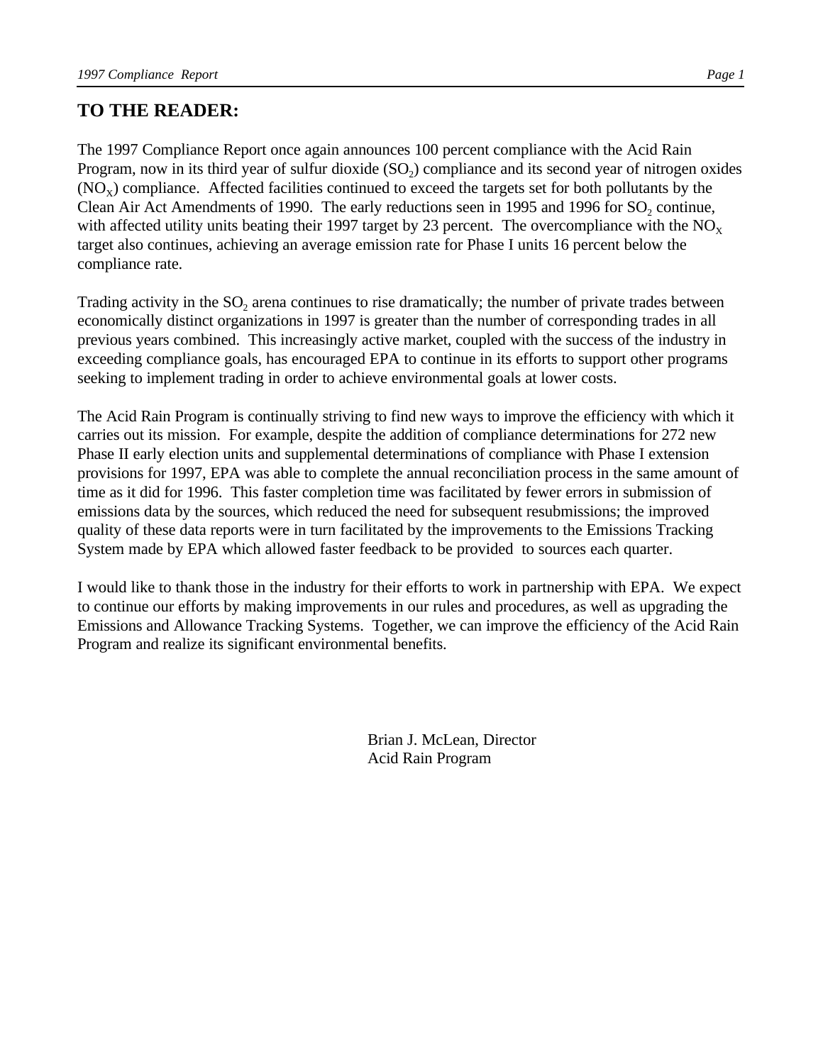## TO THE READER:

The 1997 Compliance Report once again announces 100 percent compliance with the Acid Rain Program, now in its third year of sulfur dioxide ($SO_2$) compliance and its second year of nitrogen oxides ($NO_X$) compliance. Affected facilities continued to exceed the targets set for both pollutants by the Clean Air Act Amendments of 1990. The early reductions seen in 1995 and 1996 for $SO_2$ continue, with affected utility units beating their 1997 target by 23 percent. The overcompliance with the $NO_X$ target also continues, achieving an average emission rate for Phase I units 16 percent below the compliance rate.

Trading activity in the $SO_2$ arena continues to rise dramatically; the number of private trades between economically distinct organizations in 1997 is greater than the number of corresponding trades in all previous years combined. This increasingly active market, coupled with the success of the industry in exceeding compliance goals, has encouraged EPA to continue in its efforts to support other programs seeking to implement trading in order to achieve environmental goals at lower costs.

The Acid Rain Program is continually striving to find new ways to improve the efficiency with which it carries out its mission. For example, despite the addition of compliance determinations for 272 new Phase II early election units and supplemental determinations of compliance with Phase I extension provisions for 1997, EPA was able to complete the annual reconciliation process in the same amount of time as it did for 1996. This faster completion time was facilitated by fewer errors in submission of emissions data by the sources, which reduced the need for subsequent resubmissions; the improved quality of these data reports were in turn facilitated by the improvements to the Emissions Tracking System made by EPA which allowed faster feedback to be provided to sources each quarter.

I would like to thank those in the industry for their efforts to work in partnership with EPA. We expect to continue our efforts by making improvements in our rules and procedures, as well as upgrading the Emissions and Allowance Tracking Systems. Together, we can improve the efficiency of the Acid Rain Program and realize its significant environmental benefits.

Brian J. McLean, Director
Acid Rain Program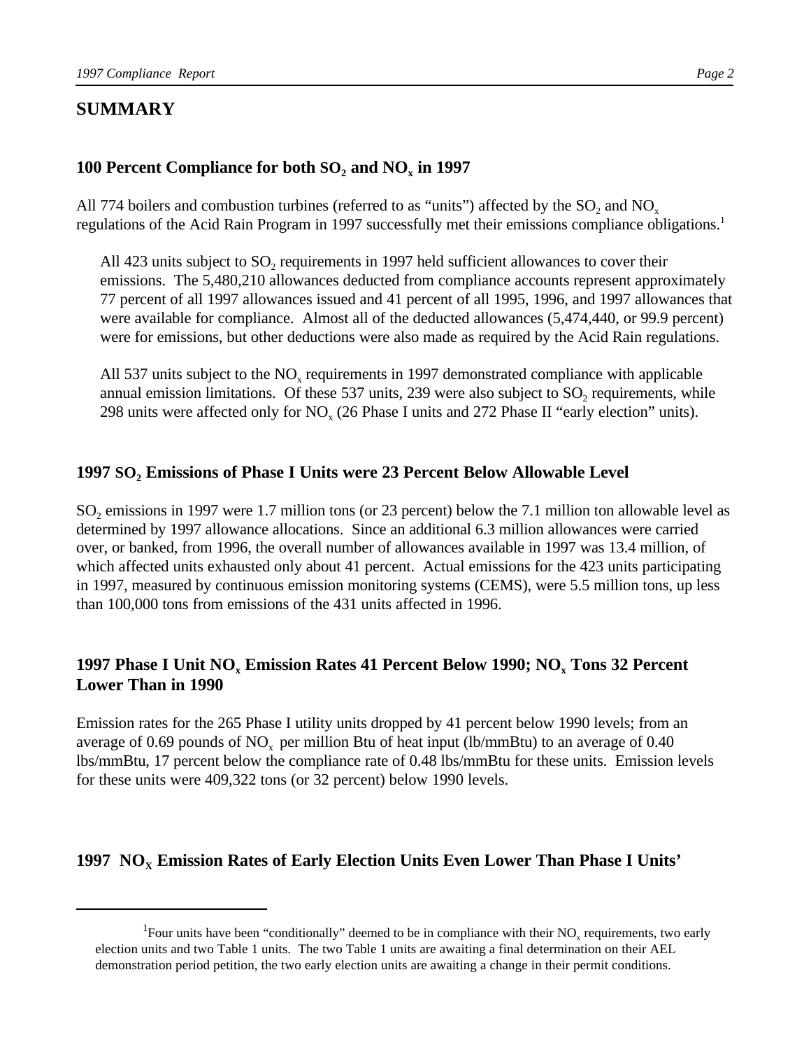## SUMMARY

### 100 Percent Compliance for both $SO_2$ and $NO_x$ in 1997

All 774 boilers and combustion turbines (referred to as "units") affected by the $SO_2$ and $NO_x$ regulations of the Acid Rain Program in 1997 successfully met their emissions compliance obligations.[1]

All 423 units subject to $SO_2$ requirements in 1997 held sufficient allowances to cover their emissions. The 5,480,210 allowances deducted from compliance accounts represent approximately 77 percent of all 1997 allowances issued and 41 percent of all 1995, 1996, and 1997 allowances that were available for compliance. Almost all of the deducted allowances (5,474,440, or 99.9 percent) were for emissions, but other deductions were also made as required by the Acid Rain regulations.

All 537 units subject to the $NO_x$ requirements in 1997 demonstrated compliance with applicable annual emission limitations. Of these 537 units, 239 were also subject to $SO_2$ requirements, while 298 units were affected only for $NO_x$ (26 Phase I units and 272 Phase II "early election" units).

### 1997 $SO_2$ Emissions of Phase I Units were 23 Percent Below Allowable Level

$SO_2$ emissions in 1997 were 1.7 million tons (or 23 percent) below the 7.1 million ton allowable level as determined by 1997 allowance allocations. Since an additional 6.3 million allowances were carried over, or banked, from 1996, the overall number of allowances available in 1997 was 13.4 million, of which affected units exhausted only about 41 percent. Actual emissions for the 423 units participating in 1997, measured by continuous emission monitoring systems (CEMS), were 5.5 million tons, up less than 100,000 tons from emissions of the 431 units affected in 1996.

### 1997 Phase I Unit $NO_x$ Emission Rates 41 Percent Below 1990; $NO_x$ Tons 32 Percent Lower Than in 1990

Emission rates for the 265 Phase I utility units dropped by 41 percent below 1990 levels; from an average of 0.69 pounds of $NO_x$ per million Btu of heat input (lb/mmBtu) to an average of 0.40 lbs/mmBtu, 17 percent below the compliance rate of 0.48 lbs/mmBtu for these units. Emission levels for these units were 409,322 tons (or 32 percent) below 1990 levels.

### 1997 $NO_X$ Emission Rates of Early Election Units Even Lower Than Phase I Units'

[1] Four units have been "conditionally" deemed to be in compliance with their $NO_x$ requirements, two early election units and two Table 1 units. The two Table 1 units are awaiting a final determination on their AEL demonstration period petition, the two early election units are awaiting a change in their permit conditions.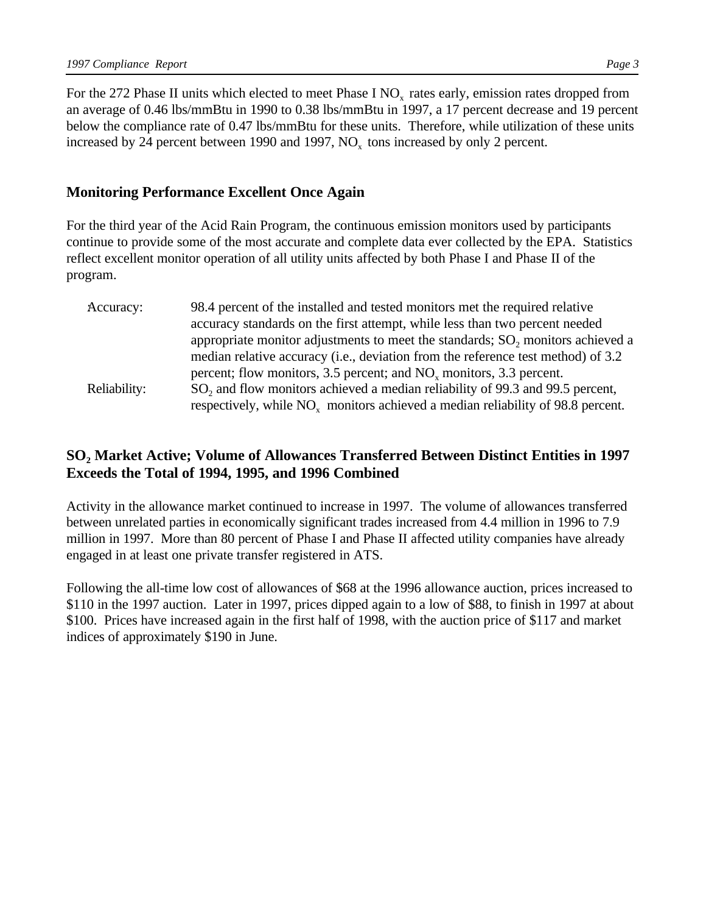For the 272 Phase II units which elected to meet Phase I $NO_x$ rates early, emission rates dropped from an average of 0.46 lbs/mmBtu in 1990 to 0.38 lbs/mmBtu in 1997, a 17 percent decrease and 19 percent below the compliance rate of 0.47 lbs/mmBtu for these units. Therefore, while utilization of these units increased by 24 percent between 1990 and 1997, $NO_x$ tons increased by only 2 percent.

## Monitoring Performance Excellent Once Again

For the third year of the Acid Rain Program, the continuous emission monitors used by participants continue to provide some of the most accurate and complete data ever collected by the EPA. Statistics reflect excellent monitor operation of all utility units affected by both Phase I and Phase II of the program.

- Accuracy: 98.4 percent of the installed and tested monitors met the required relative accuracy standards on the first attempt, while less than two percent needed appropriate monitor adjustments to meet the standards; $SO_2$ monitors achieved a median relative accuracy (i.e., deviation from the reference test method) of 3.2 percent; flow monitors, 3.5 percent; and $NO_x$ monitors, 3.3 percent.
- Reliability: $SO_2$ and flow monitors achieved a median reliability of 99.3 and 99.5 percent, respectively, while $NO_x$ monitors achieved a median reliability of 98.8 percent.

## $SO_2$ Market Active; Volume of Allowances Transferred Between Distinct Entities in 1997 Exceeds the Total of 1994, 1995, and 1996 Combined

Activity in the allowance market continued to increase in 1997. The volume of allowances transferred between unrelated parties in economically significant trades increased from 4.4 million in 1996 to 7.9 million in 1997. More than 80 percent of Phase I and Phase II affected utility companies have already engaged in at least one private transfer registered in ATS.

Following the all-time low cost of allowances of $68 at the 1996 allowance auction, prices increased to $110 in the 1997 auction. Later in 1997, prices dipped again to a low of $88, to finish in 1997 at about $100. Prices have increased again in the first half of 1998, with the auction price of $117 and market indices of approximately $190 in June.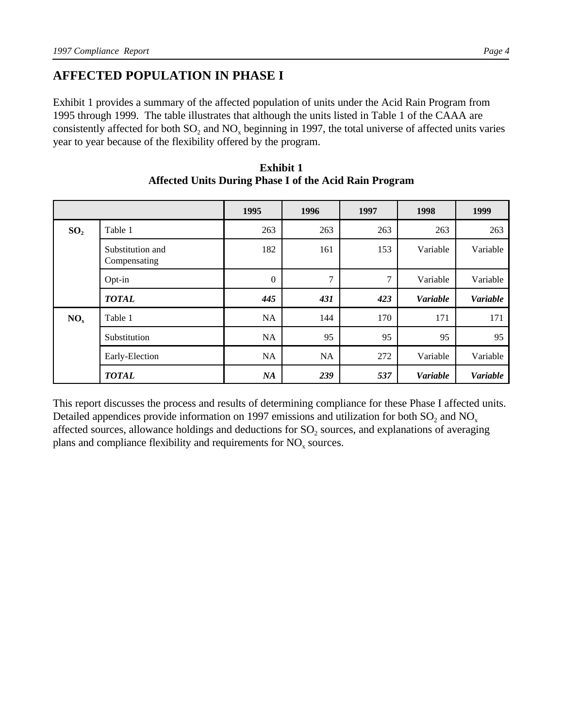## AFFECTED POPULATION IN PHASE I

Exhibit 1 provides a summary of the affected population of units under the Acid Rain Program from 1995 through 1999. The table illustrates that although the units listed in Table 1 of the CAAA are consistently affected for both $SO_2$ and $NO_x$ beginning in 1997, the total universe of affected units varies year to year because of the flexibility offered by the program.

**Exhibit 1**
**Affected Units During Phase I of the Acid Rain Program**

| | | 1995 | 1996 | 1997 | 1998 | 1999 |
|---|---|---|---|---|---|---|
| $SO_2$ | Table 1 | 263 | 263 | 263 | 263 | 263 |
| | Substitution and Compensating | 182 | 161 | 153 | Variable | Variable |
| | Opt-in | 0 | 7 | 7 | Variable | Variable |
| | ***TOTAL*** | ***445*** | ***431*** | ***423*** | ***Variable*** | ***Variable*** |
| $NO_x$ | Table 1 | NA | 144 | 170 | 171 | 171 |
| | Substitution | NA | 95 | 95 | 95 | 95 |
| | Early-Election | NA | NA | 272 | Variable | Variable |
| | ***TOTAL*** | ***NA*** | ***239*** | ***537*** | ***Variable*** | ***Variable*** |

This report discusses the process and results of determining compliance for these Phase I affected units. Detailed appendices provide information on 1997 emissions and utilization for both $SO_2$ and $NO_x$ affected sources, allowance holdings and deductions for $SO_2$ sources, and explanations of averaging plans and compliance flexibility and requirements for $NO_x$ sources.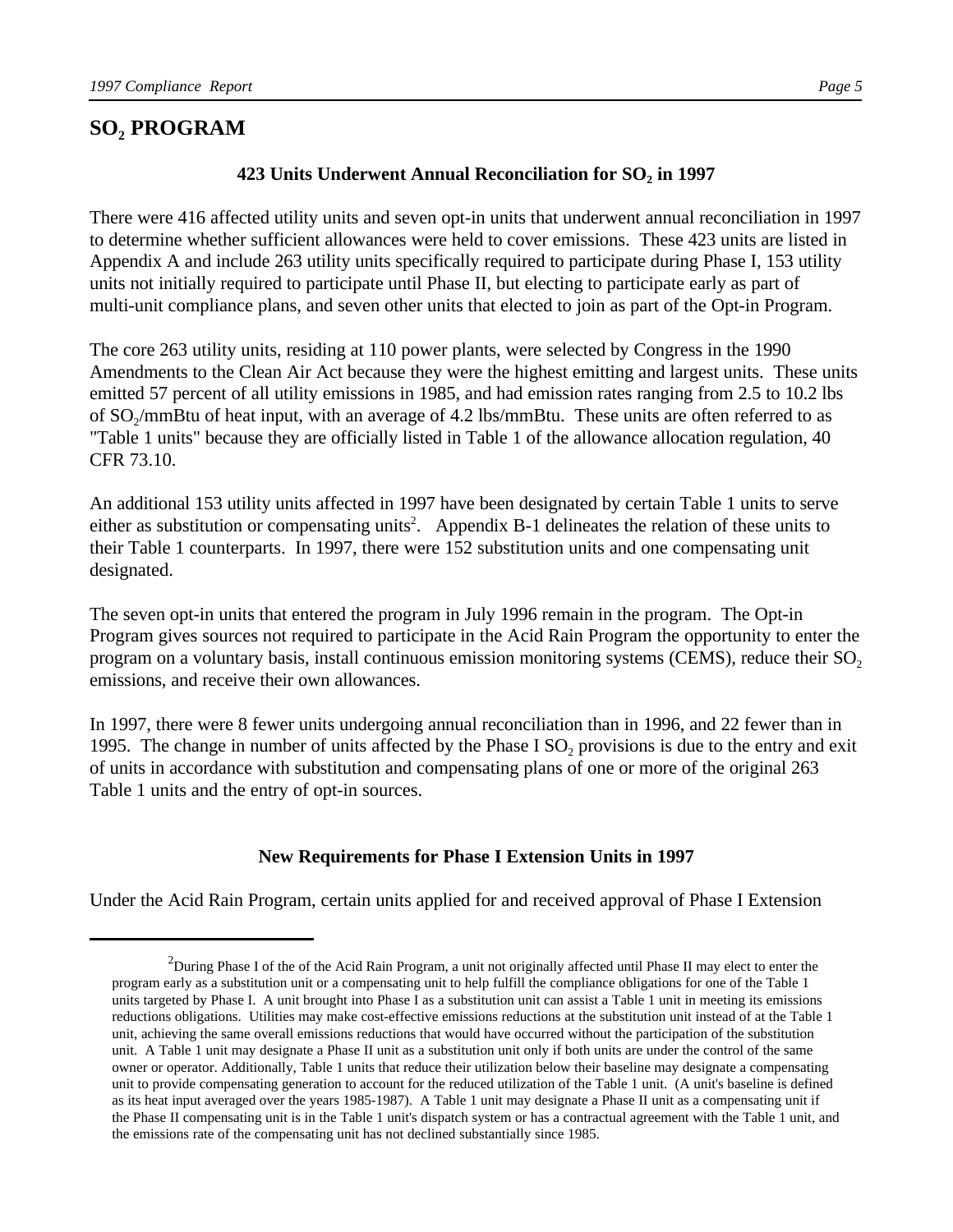## $SO_2$ PROGRAM

**423 Units Underwent Annual Reconciliation for $SO_2$ in 1997**

There were 416 affected utility units and seven opt-in units that underwent annual reconciliation in 1997 to determine whether sufficient allowances were held to cover emissions. These 423 units are listed in Appendix A and include 263 utility units specifically required to participate during Phase I, 153 utility units not initially required to participate until Phase II, but electing to participate early as part of multi-unit compliance plans, and seven other units that elected to join as part of the Opt-in Program.

The core 263 utility units, residing at 110 power plants, were selected by Congress in the 1990 Amendments to the Clean Air Act because they were the highest emitting and largest units. These units emitted 57 percent of all utility emissions in 1985, and had emission rates ranging from 2.5 to 10.2 lbs of $SO_2$/mmBtu of heat input, with an average of 4.2 lbs/mmBtu. These units are often referred to as "Table 1 units" because they are officially listed in Table 1 of the allowance allocation regulation, 40 CFR 73.10.

An additional 153 utility units affected in 1997 have been designated by certain Table 1 units to serve either as substitution or compensating units[2]. Appendix B-1 delineates the relation of these units to their Table 1 counterparts. In 1997, there were 152 substitution units and one compensating unit designated.

The seven opt-in units that entered the program in July 1996 remain in the program. The Opt-in Program gives sources not required to participate in the Acid Rain Program the opportunity to enter the program on a voluntary basis, install continuous emission monitoring systems (CEMS), reduce their $SO_2$ emissions, and receive their own allowances.

In 1997, there were 8 fewer units undergoing annual reconciliation than in 1996, and 22 fewer than in 1995. The change in number of units affected by the Phase I $SO_2$ provisions is due to the entry and exit of units in accordance with substitution and compensating plans of one or more of the original 263 Table 1 units and the entry of opt-in sources.

**New Requirements for Phase I Extension Units in 1997**

Under the Acid Rain Program, certain units applied for and received approval of Phase I Extension

---

[2] During Phase I of the of the Acid Rain Program, a unit not originally affected until Phase II may elect to enter the program early as a substitution unit or a compensating unit to help fulfill the compliance obligations for one of the Table 1 units targeted by Phase I. A unit brought into Phase I as a substitution unit can assist a Table 1 unit in meeting its emissions reductions obligations. Utilities may make cost-effective emissions reductions at the substitution unit instead of at the Table 1 unit, achieving the same overall emissions reductions that would have occurred without the participation of the substitution unit. A Table 1 unit may designate a Phase II unit as a substitution unit only if both units are under the control of the same owner or operator. Additionally, Table 1 units that reduce their utilization below their baseline may designate a compensating unit to provide compensating generation to account for the reduced utilization of the Table 1 unit. (A unit's baseline is defined as its heat input averaged over the years 1985-1987). A Table 1 unit may designate a Phase II unit as a compensating unit if the Phase II compensating unit is in the Table 1 unit's dispatch system or has a contractual agreement with the Table 1 unit, and the emissions rate of the compensating unit has not declined substantially since 1985.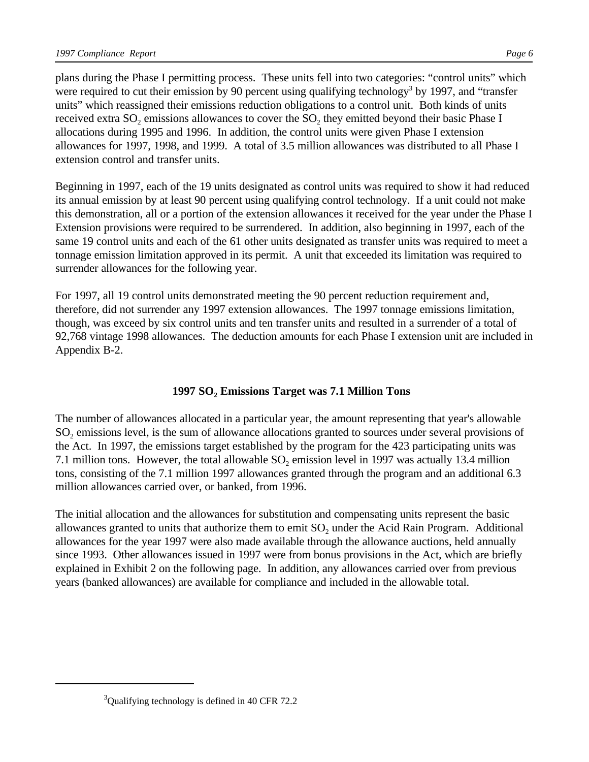plans during the Phase I permitting process. These units fell into two categories: "control units" which were required to cut their emission by 90 percent using qualifying technology[3] by 1997, and "transfer units" which reassigned their emissions reduction obligations to a control unit. Both kinds of units received extra $SO_2$ emissions allowances to cover the $SO_2$ they emitted beyond their basic Phase I allocations during 1995 and 1996. In addition, the control units were given Phase I extension allowances for 1997, 1998, and 1999. A total of 3.5 million allowances was distributed to all Phase I extension control and transfer units.

Beginning in 1997, each of the 19 units designated as control units was required to show it had reduced its annual emission by at least 90 percent using qualifying control technology. If a unit could not make this demonstration, all or a portion of the extension allowances it received for the year under the Phase I Extension provisions were required to be surrendered. In addition, also beginning in 1997, each of the same 19 control units and each of the 61 other units designated as transfer units was required to meet a tonnage emission limitation approved in its permit. A unit that exceeded its limitation was required to surrender allowances for the following year.

For 1997, all 19 control units demonstrated meeting the 90 percent reduction requirement and, therefore, did not surrender any 1997 extension allowances. The 1997 tonnage emissions limitation, though, was exceed by six control units and ten transfer units and resulted in a surrender of a total of 92,768 vintage 1998 allowances. The deduction amounts for each Phase I extension unit are included in Appendix B-2.

### 1997 $SO_2$ Emissions Target was 7.1 Million Tons

The number of allowances allocated in a particular year, the amount representing that year's allowable $SO_2$ emissions level, is the sum of allowance allocations granted to sources under several provisions of the Act. In 1997, the emissions target established by the program for the 423 participating units was 7.1 million tons. However, the total allowable $SO_2$ emission level in 1997 was actually 13.4 million tons, consisting of the 7.1 million 1997 allowances granted through the program and an additional 6.3 million allowances carried over, or banked, from 1996.

The initial allocation and the allowances for substitution and compensating units represent the basic allowances granted to units that authorize them to emit $SO_2$ under the Acid Rain Program. Additional allowances for the year 1997 were also made available through the allowance auctions, held annually since 1993. Other allowances issued in 1997 were from bonus provisions in the Act, which are briefly explained in Exhibit 2 on the following page. In addition, any allowances carried over from previous years (banked allowances) are available for compliance and included in the allowable total.

---

[3] Qualifying technology is defined in 40 CFR 72.2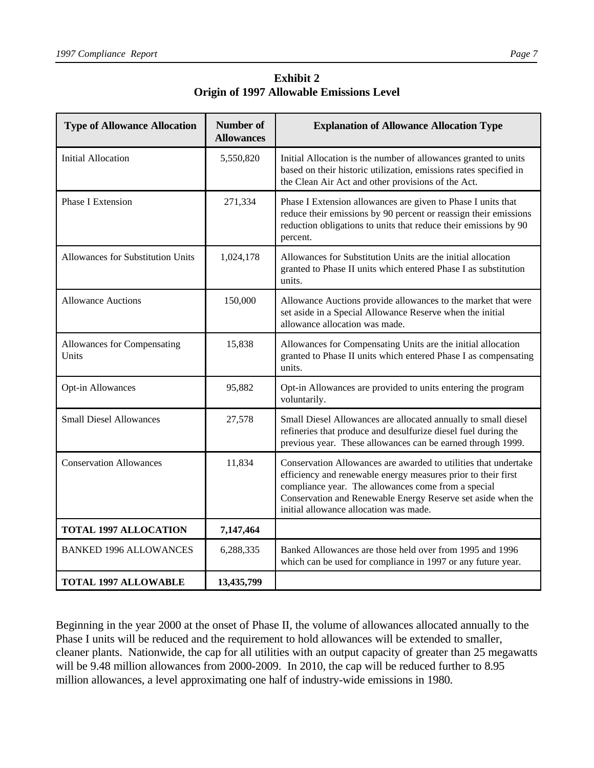**Exhibit 2**
**Origin of 1997 Allowable Emissions Level**

| Type of Allowance Allocation | Number of Allowances | Explanation of Allowance Allocation Type |
|---|---|---|
| Initial Allocation | 5,550,820 | Initial Allocation is the number of allowances granted to units based on their historic utilization, emissions rates specified in the Clean Air Act and other provisions of the Act. |
| Phase I Extension | 271,334 | Phase I Extension allowances are given to Phase I units that reduce their emissions by 90 percent or reassign their emissions reduction obligations to units that reduce their emissions by 90 percent. |
| Allowances for Substitution Units | 1,024,178 | Allowances for Substitution Units are the initial allocation granted to Phase II units which entered Phase I as substitution units. |
| Allowance Auctions | 150,000 | Allowance Auctions provide allowances to the market that were set aside in a Special Allowance Reserve when the initial allowance allocation was made. |
| Allowances for Compensating Units | 15,838 | Allowances for Compensating Units are the initial allocation granted to Phase II units which entered Phase I as compensating units. |
| Opt-in Allowances | 95,882 | Opt-in Allowances are provided to units entering the program voluntarily. |
| Small Diesel Allowances | 27,578 | Small Diesel Allowances are allocated annually to small diesel refineries that produce and desulfurize diesel fuel during the previous year. These allowances can be earned through 1999. |
| Conservation Allowances | 11,834 | Conservation Allowances are awarded to utilities that undertake efficiency and renewable energy measures prior to their first compliance year. The allowances come from a special Conservation and Renewable Energy Reserve set aside when the initial allowance allocation was made. |
| **TOTAL 1997 ALLOCATION** | **7,147,464** | |
| BANKED 1996 ALLOWANCES | 6,288,335 | Banked Allowances are those held over from 1995 and 1996 which can be used for compliance in 1997 or any future year. |
| **TOTAL 1997 ALLOWABLE** | **13,435,799** | |

Beginning in the year 2000 at the onset of Phase II, the volume of allowances allocated annually to the Phase I units will be reduced and the requirement to hold allowances will be extended to smaller, cleaner plants. Nationwide, the cap for all utilities with an output capacity of greater than 25 megawatts will be 9.48 million allowances from 2000-2009. In 2010, the cap will be reduced further to 8.95 million allowances, a level approximating one half of industry-wide emissions in 1980.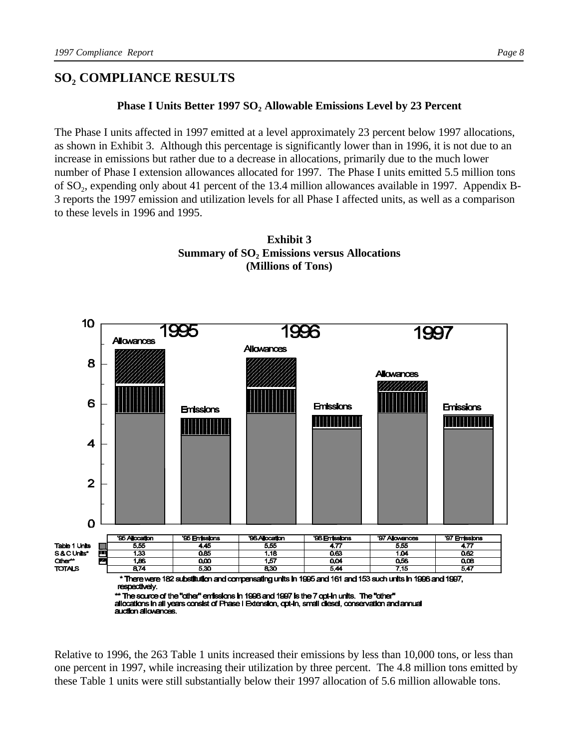## $SO_2$ COMPLIANCE RESULTS

### Phase I Units Better 1997 $SO_2$ Allowable Emissions Level by 23 Percent

The Phase I units affected in 1997 emitted at a level approximately 23 percent below 1997 allocations, as shown in Exhibit 3. Although this percentage is significantly lower than in 1996, it is not due to an increase in emissions but rather due to a decrease in allocations, primarily due to the much lower number of Phase I extension allowances allocated for 1997. The Phase I units emitted 5.5 million tons of $SO_2$, expending only about 41 percent of the 13.4 million allowances available in 1997. Appendix B-3 reports the 1997 emission and utilization levels for all Phase I affected units, as well as a comparison to these levels in 1996 and 1995.

**Exhibit 3**
**Summary of $SO_2$ Emissions versus Allocations**
**(Millions of Tons)**

| | '95 Allocation | '95 Emissions | '96 Allocation | '96 Emissions | '97 Allowances | '97 Emissions |
|---|---|---|---|---|---|---|
| Table 1 Units | 5.55 | 4.45 | 5.55 | 4.77 | 5.55 | 4.77 |
| S & C Units* | 1.33 | 0.85 | 1.18 | 0.63 | 1.04 | 0.62 |
| Other** | 1.86 | 0.00 | 1.57 | 0.04 | 0.56 | 0.08 |
| TOTALS | 8.74 | 5.30 | 8.30 | 5.44 | 7.15 | 5.47 |

\* There were 182 substitution and compensating units in 1995 and 161 and 153 such units in 1996 and 1997, respectively.

\** The source of the "other" emissions in 1996 and 1997 is the 7 opt-in units. The "other" allocations in all years consist of Phase I Extension, opt-in, small diesel, conservation and annual auction allowances.

Relative to 1996, the 263 Table 1 units increased their emissions by less than 10,000 tons, or less than one percent in 1997, while increasing their utilization by three percent. The 4.8 million tons emitted by these Table 1 units were still substantially below their 1997 allocation of 5.6 million allowable tons.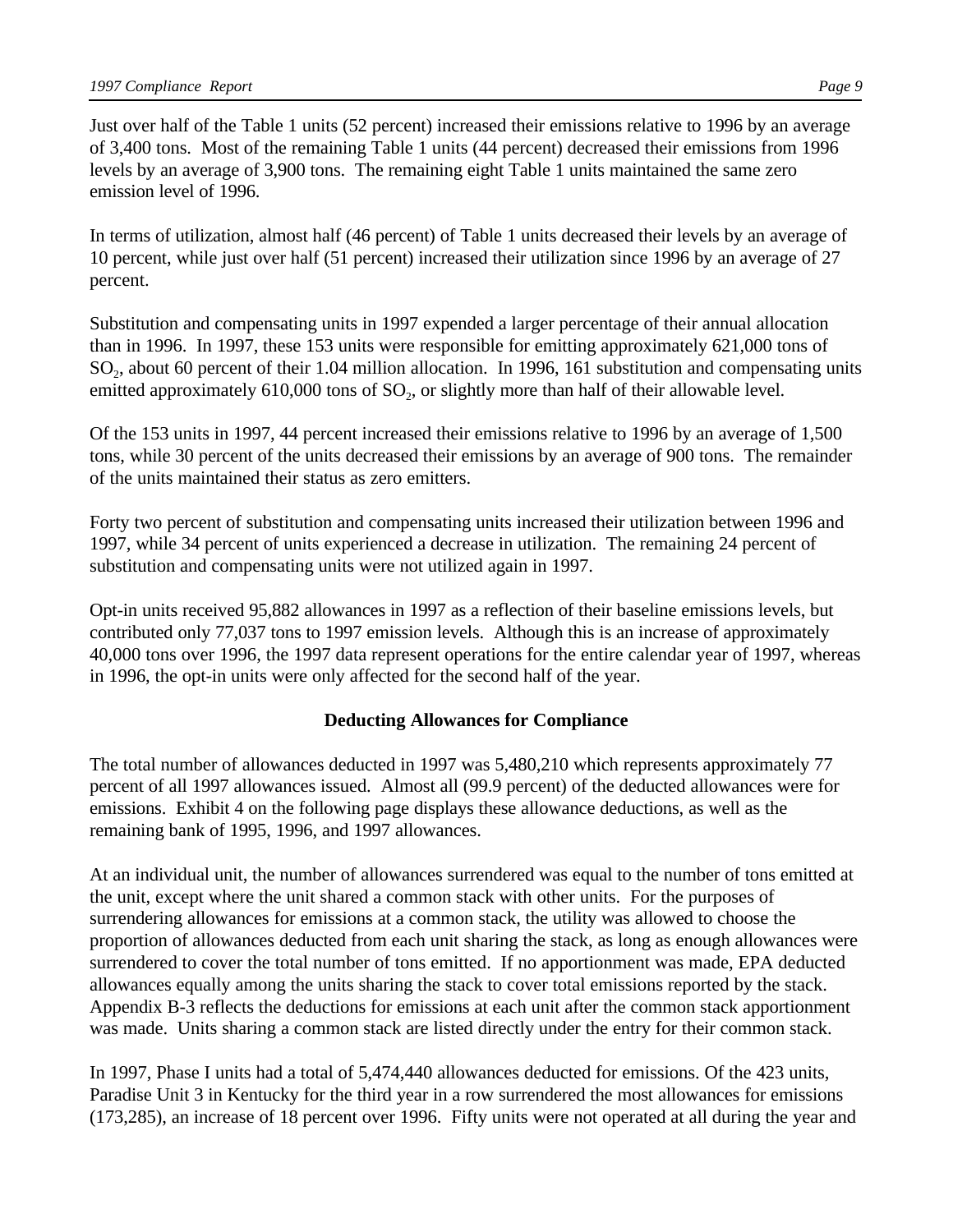Just over half of the Table 1 units (52 percent) increased their emissions relative to 1996 by an average of 3,400 tons. Most of the remaining Table 1 units (44 percent) decreased their emissions from 1996 levels by an average of 3,900 tons. The remaining eight Table 1 units maintained the same zero emission level of 1996.

In terms of utilization, almost half (46 percent) of Table 1 units decreased their levels by an average of 10 percent, while just over half (51 percent) increased their utilization since 1996 by an average of 27 percent.

Substitution and compensating units in 1997 expended a larger percentage of their annual allocation than in 1996. In 1997, these 153 units were responsible for emitting approximately 621,000 tons of $SO_2$, about 60 percent of their 1.04 million allocation. In 1996, 161 substitution and compensating units emitted approximately 610,000 tons of $SO_2$, or slightly more than half of their allowable level.

Of the 153 units in 1997, 44 percent increased their emissions relative to 1996 by an average of 1,500 tons, while 30 percent of the units decreased their emissions by an average of 900 tons. The remainder of the units maintained their status as zero emitters.

Forty two percent of substitution and compensating units increased their utilization between 1996 and 1997, while 34 percent of units experienced a decrease in utilization. The remaining 24 percent of substitution and compensating units were not utilized again in 1997.

Opt-in units received 95,882 allowances in 1997 as a reflection of their baseline emissions levels, but contributed only 77,037 tons to 1997 emission levels. Although this is an increase of approximately 40,000 tons over 1996, the 1997 data represent operations for the entire calendar year of 1997, whereas in 1996, the opt-in units were only affected for the second half of the year.

## Deducting Allowances for Compliance

The total number of allowances deducted in 1997 was 5,480,210 which represents approximately 77 percent of all 1997 allowances issued. Almost all (99.9 percent) of the deducted allowances were for emissions. Exhibit 4 on the following page displays these allowance deductions, as well as the remaining bank of 1995, 1996, and 1997 allowances.

At an individual unit, the number of allowances surrendered was equal to the number of tons emitted at the unit, except where the unit shared a common stack with other units. For the purposes of surrendering allowances for emissions at a common stack, the utility was allowed to choose the proportion of allowances deducted from each unit sharing the stack, as long as enough allowances were surrendered to cover the total number of tons emitted. If no apportionment was made, EPA deducted allowances equally among the units sharing the stack to cover total emissions reported by the stack. Appendix B-3 reflects the deductions for emissions at each unit after the common stack apportionment was made. Units sharing a common stack are listed directly under the entry for their common stack.

In 1997, Phase I units had a total of 5,474,440 allowances deducted for emissions. Of the 423 units, Paradise Unit 3 in Kentucky for the third year in a row surrendered the most allowances for emissions (173,285), an increase of 18 percent over 1996. Fifty units were not operated at all during the year and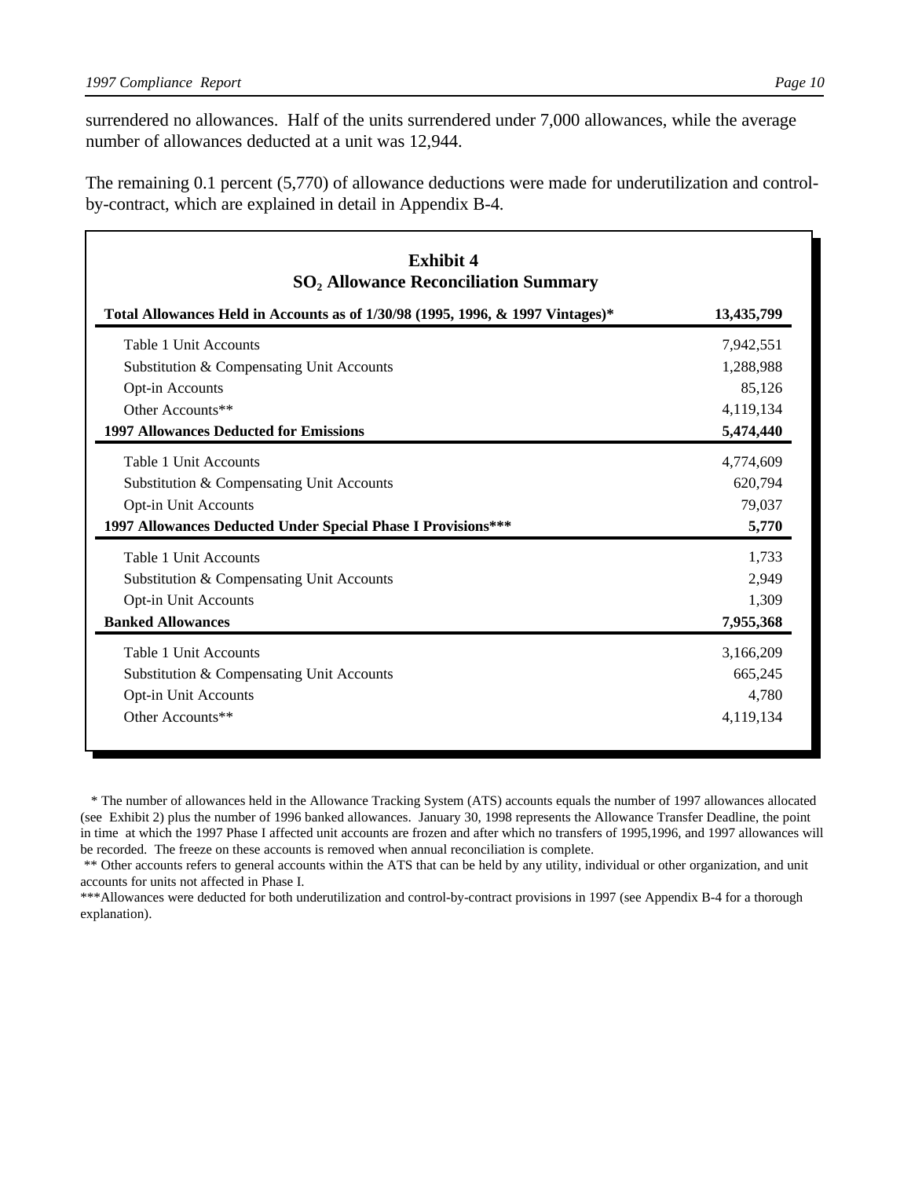surrendered no allowances. Half of the units surrendered under 7,000 allowances, while the average number of allowances deducted at a unit was 12,944.

The remaining 0.1 percent (5,770) of allowance deductions were made for underutilization and control-by-contract, which are explained in detail in Appendix B-4.

**Exhibit 4**
**$SO_2$ Allowance Reconciliation Summary**

| **Total Allowances Held in Accounts as of 1/30/98 (1995, 1996, & 1997 Vintages)*** | **13,435,799** |
|---|---|
| Table 1 Unit Accounts | 7,942,551 |
| Substitution & Compensating Unit Accounts | 1,288,988 |
| Opt-in Accounts | 85,126 |
| Other Accounts** | 4,119,134 |
| **1997 Allowances Deducted for Emissions** | **5,474,440** |
| Table 1 Unit Accounts | 4,774,609 |
| Substitution & Compensating Unit Accounts | 620,794 |
| Opt-in Unit Accounts | 79,037 |
| **1997 Allowances Deducted Under Special Phase I Provisions*** ** | **5,770** |
| Table 1 Unit Accounts | 1,733 |
| Substitution & Compensating Unit Accounts | 2,949 |
| Opt-in Unit Accounts | 1,309 |
| **Banked Allowances** | **7,955,368** |
| Table 1 Unit Accounts | 3,166,209 |
| Substitution & Compensating Unit Accounts | 665,245 |
| Opt-in Unit Accounts | 4,780 |
| Other Accounts** | 4,119,134 |

\* The number of allowances held in the Allowance Tracking System (ATS) accounts equals the number of 1997 allowances allocated (see Exhibit 2) plus the number of 1996 banked allowances. January 30, 1998 represents the Allowance Transfer Deadline, the point in time at which the 1997 Phase I affected unit accounts are frozen and after which no transfers of 1995,1996, and 1997 allowances will be recorded. The freeze on these accounts is removed when annual reconciliation is complete.

** Other accounts refers to general accounts within the ATS that can be held by any utility, individual or other organization, and unit accounts for units not affected in Phase I.

***Allowances were deducted for both underutilization and control-by-contract provisions in 1997 (see Appendix B-4 for a thorough explanation).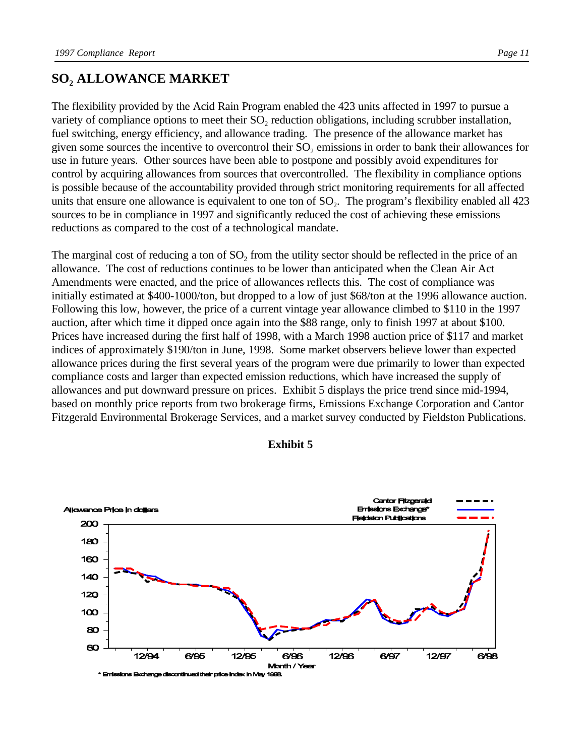## $SO_2$ ALLOWANCE MARKET

The flexibility provided by the Acid Rain Program enabled the 423 units affected in 1997 to pursue a variety of compliance options to meet their $SO_2$ reduction obligations, including scrubber installation, fuel switching, energy efficiency, and allowance trading. The presence of the allowance market has given some sources the incentive to overcontrol their $SO_2$ emissions in order to bank their allowances for use in future years. Other sources have been able to postpone and possibly avoid expenditures for control by acquiring allowances from sources that overcontrolled. The flexibility in compliance options is possible because of the accountability provided through strict monitoring requirements for all affected units that ensure one allowance is equivalent to one ton of $SO_2$. The program's flexibility enabled all 423 sources to be in compliance in 1997 and significantly reduced the cost of achieving these emissions reductions as compared to the cost of a technological mandate.

The marginal cost of reducing a ton of $SO_2$ from the utility sector should be reflected in the price of an allowance. The cost of reductions continues to be lower than anticipated when the Clean Air Act Amendments were enacted, and the price of allowances reflects this. The cost of compliance was initially estimated at $400-1000/ton, but dropped to a low of just $68/ton at the 1996 allowance auction. Following this low, however, the price of a current vintage year allowance climbed to $110 in the 1997 auction, after which time it dipped once again into the $88 range, only to finish 1997 at about $100. Prices have increased during the first half of 1998, with a March 1998 auction price of $117 and market indices of approximately $190/ton in June, 1998. Some market observers believe lower than expected allowance prices during the first several years of the program were due primarily to lower than expected compliance costs and larger than expected emission reductions, which have increased the supply of allowances and put downward pressure on prices. Exhibit 5 displays the price trend since mid-1994, based on monthly price reports from two brokerage firms, Emissions Exchange Corporation and Cantor Fitzgerald Environmental Brokerage Services, and a market survey conducted by Fieldston Publications.

**Exhibit 5**

Allowance Price in dollars

Legend: Cantor Fitzgerald; Emissions Exchange*; Fieldston Publications

Month / Year

\* Emissions Exchange discontinued their price index in May 1998.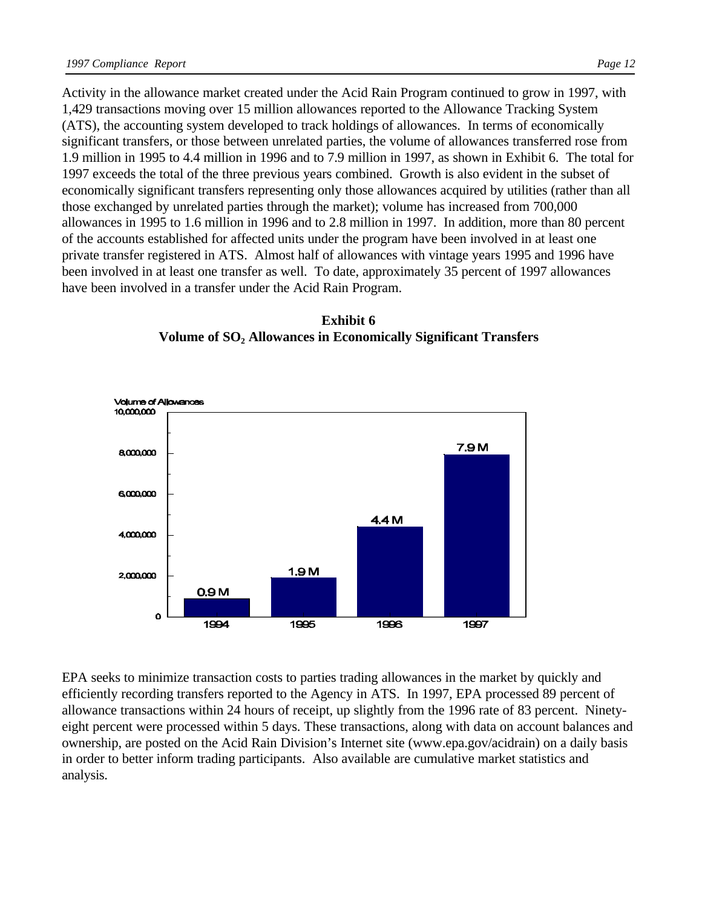Activity in the allowance market created under the Acid Rain Program continued to grow in 1997, with 1,429 transactions moving over 15 million allowances reported to the Allowance Tracking System (ATS), the accounting system developed to track holdings of allowances. In terms of economically significant transfers, or those between unrelated parties, the volume of allowances transferred rose from 1.9 million in 1995 to 4.4 million in 1996 and to 7.9 million in 1997, as shown in Exhibit 6. The total for 1997 exceeds the total of the three previous years combined. Growth is also evident in the subset of economically significant transfers representing only those allowances acquired by utilities (rather than all those exchanged by unrelated parties through the market); volume has increased from 700,000 allowances in 1995 to 1.6 million in 1996 and to 2.8 million in 1997. In addition, more than 80 percent of the accounts established for affected units under the program have been involved in at least one private transfer registered in ATS. Almost half of allowances with vintage years 1995 and 1996 have been involved in at least one transfer as well. To date, approximately 35 percent of 1997 allowances have been involved in a transfer under the Acid Rain Program.

**Exhibit 6**
**Volume of $SO_2$ Allowances in Economically Significant Transfers**

| Year | Volume of Allowances |
|---|---|
| 1994 | 0.9 M |
| 1995 | 1.9 M |
| 1996 | 4.4 M |
| 1997 | 7.9 M |

EPA seeks to minimize transaction costs to parties trading allowances in the market by quickly and efficiently recording transfers reported to the Agency in ATS. In 1997, EPA processed 89 percent of allowance transactions within 24 hours of receipt, up slightly from the 1996 rate of 83 percent. Ninety-eight percent were processed within 5 days. These transactions, along with data on account balances and ownership, are posted on the Acid Rain Division's Internet site (www.epa.gov/acidrain) on a daily basis in order to better inform trading participants. Also available are cumulative market statistics and analysis.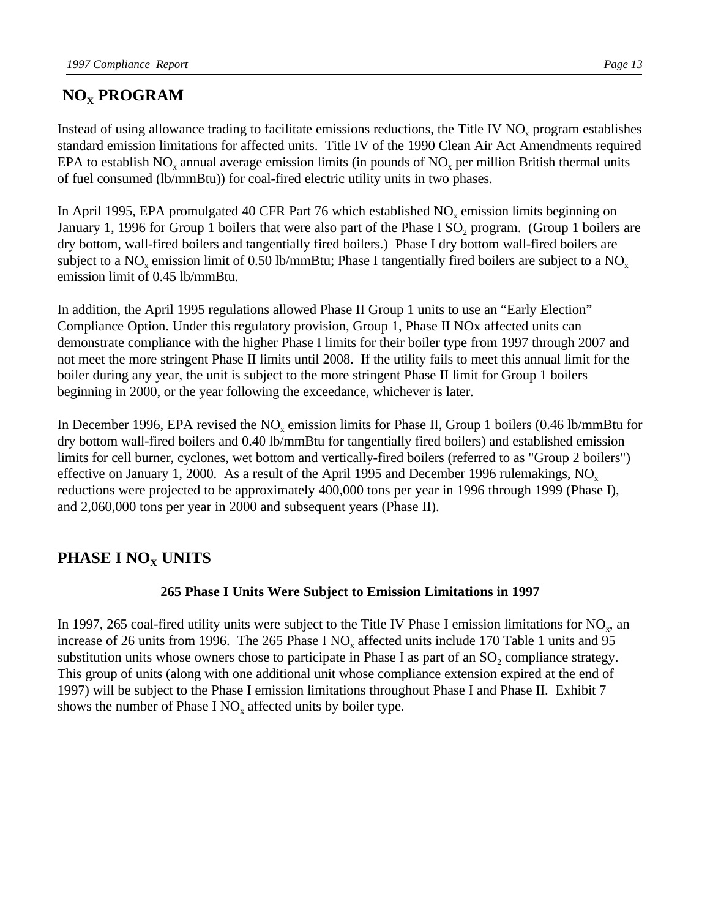## $NO_X$ PROGRAM

Instead of using allowance trading to facilitate emissions reductions, the Title IV $NO_x$ program establishes standard emission limitations for affected units. Title IV of the 1990 Clean Air Act Amendments required EPA to establish $NO_x$ annual average emission limits (in pounds of $NO_x$ per million British thermal units of fuel consumed (lb/mmBtu)) for coal-fired electric utility units in two phases.

In April 1995, EPA promulgated 40 CFR Part 76 which established $NO_x$ emission limits beginning on January 1, 1996 for Group 1 boilers that were also part of the Phase I $SO_2$ program. (Group 1 boilers are dry bottom, wall-fired boilers and tangentially fired boilers.) Phase I dry bottom wall-fired boilers are subject to a $NO_x$ emission limit of 0.50 lb/mmBtu; Phase I tangentially fired boilers are subject to a $NO_x$ emission limit of 0.45 lb/mmBtu.

In addition, the April 1995 regulations allowed Phase II Group 1 units to use an "Early Election" Compliance Option. Under this regulatory provision, Group 1, Phase II NOx affected units can demonstrate compliance with the higher Phase I limits for their boiler type from 1997 through 2007 and not meet the more stringent Phase II limits until 2008. If the utility fails to meet this annual limit for the boiler during any year, the unit is subject to the more stringent Phase II limit for Group 1 boilers beginning in 2000, or the year following the exceedance, whichever is later.

In December 1996, EPA revised the $NO_x$ emission limits for Phase II, Group 1 boilers (0.46 lb/mmBtu for dry bottom wall-fired boilers and 0.40 lb/mmBtu for tangentially fired boilers) and established emission limits for cell burner, cyclones, wet bottom and vertically-fired boilers (referred to as "Group 2 boilers") effective on January 1, 2000. As a result of the April 1995 and December 1996 rulemakings, $NO_x$ reductions were projected to be approximately 400,000 tons per year in 1996 through 1999 (Phase I), and 2,060,000 tons per year in 2000 and subsequent years (Phase II).

## PHASE I $NO_X$ UNITS

**265 Phase I Units Were Subject to Emission Limitations in 1997**

In 1997, 265 coal-fired utility units were subject to the Title IV Phase I emission limitations for $NO_x$, an increase of 26 units from 1996. The 265 Phase I $NO_x$ affected units include 170 Table 1 units and 95 substitution units whose owners chose to participate in Phase I as part of an $SO_2$ compliance strategy. This group of units (along with one additional unit whose compliance extension expired at the end of 1997) will be subject to the Phase I emission limitations throughout Phase I and Phase II. Exhibit 7 shows the number of Phase I $NO_x$ affected units by boiler type.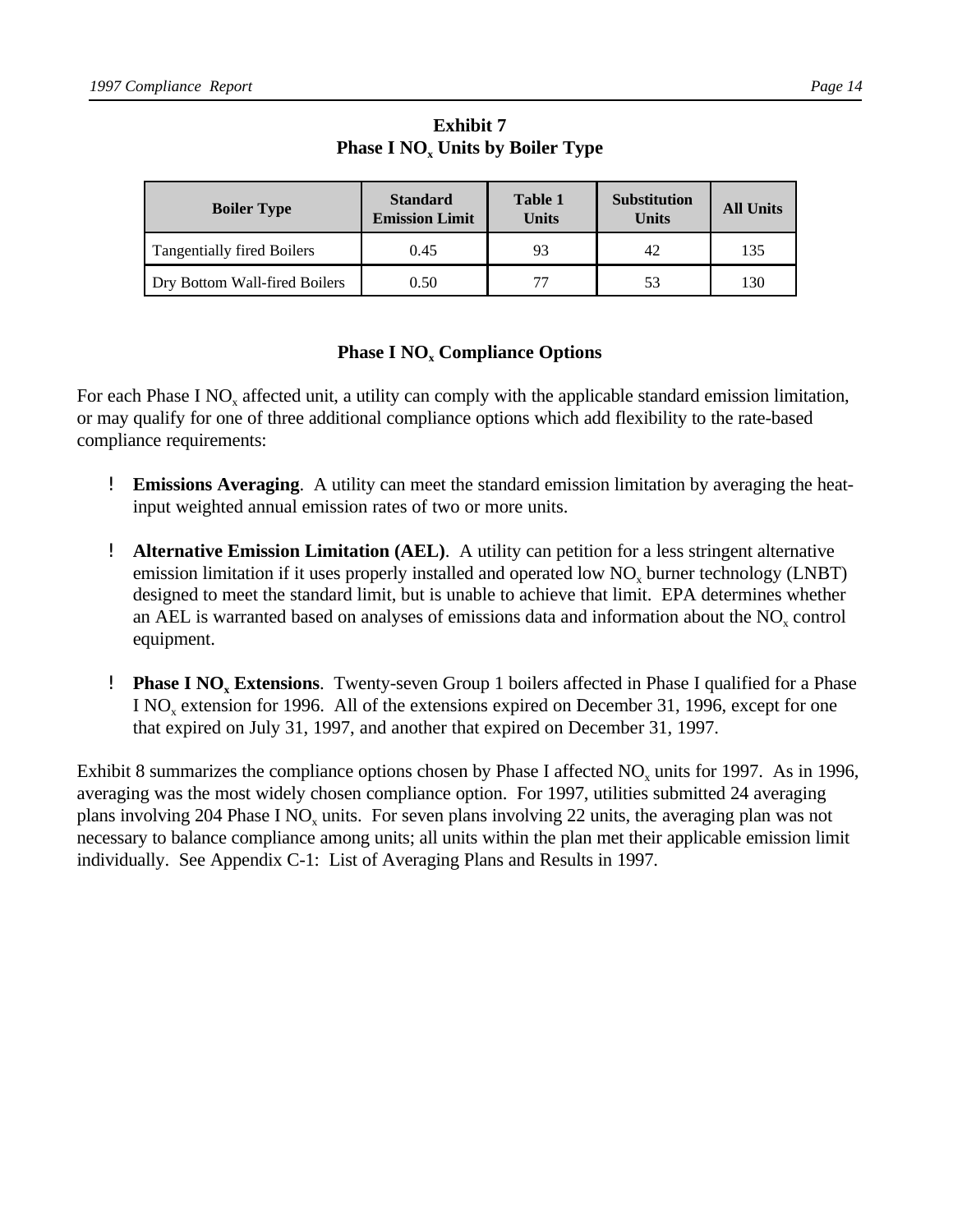**Exhibit 7**
**Phase I $NO_x$ Units by Boiler Type**

| Boiler Type | Standard Emission Limit | Table 1 Units | Substitution Units | All Units |
|---|---|---|---|---|
| Tangentially fired Boilers | 0.45 | 93 | 42 | 135 |
| Dry Bottom Wall-fired Boilers | 0.50 | 77 | 53 | 130 |

### Phase I $NO_x$ Compliance Options

For each Phase I $NO_x$ affected unit, a utility can comply with the applicable standard emission limitation, or may qualify for one of three additional compliance options which add flexibility to the rate-based compliance requirements:

- **Emissions Averaging**. A utility can meet the standard emission limitation by averaging the heat-input weighted annual emission rates of two or more units.
- **Alternative Emission Limitation (AEL)**. A utility can petition for a less stringent alternative emission limitation if it uses properly installed and operated low $NO_x$ burner technology (LNBT) designed to meet the standard limit, but is unable to achieve that limit. EPA determines whether an AEL is warranted based on analyses of emissions data and information about the $NO_x$ control equipment.
- **Phase I $NO_x$ Extensions**. Twenty-seven Group 1 boilers affected in Phase I qualified for a Phase I $NO_x$ extension for 1996. All of the extensions expired on December 31, 1996, except for one that expired on July 31, 1997, and another that expired on December 31, 1997.

Exhibit 8 summarizes the compliance options chosen by Phase I affected $NO_x$ units for 1997. As in 1996, averaging was the most widely chosen compliance option. For 1997, utilities submitted 24 averaging plans involving 204 Phase I $NO_x$ units. For seven plans involving 22 units, the averaging plan was not necessary to balance compliance among units; all units within the plan met their applicable emission limit individually. See Appendix C-1: List of Averaging Plans and Results in 1997.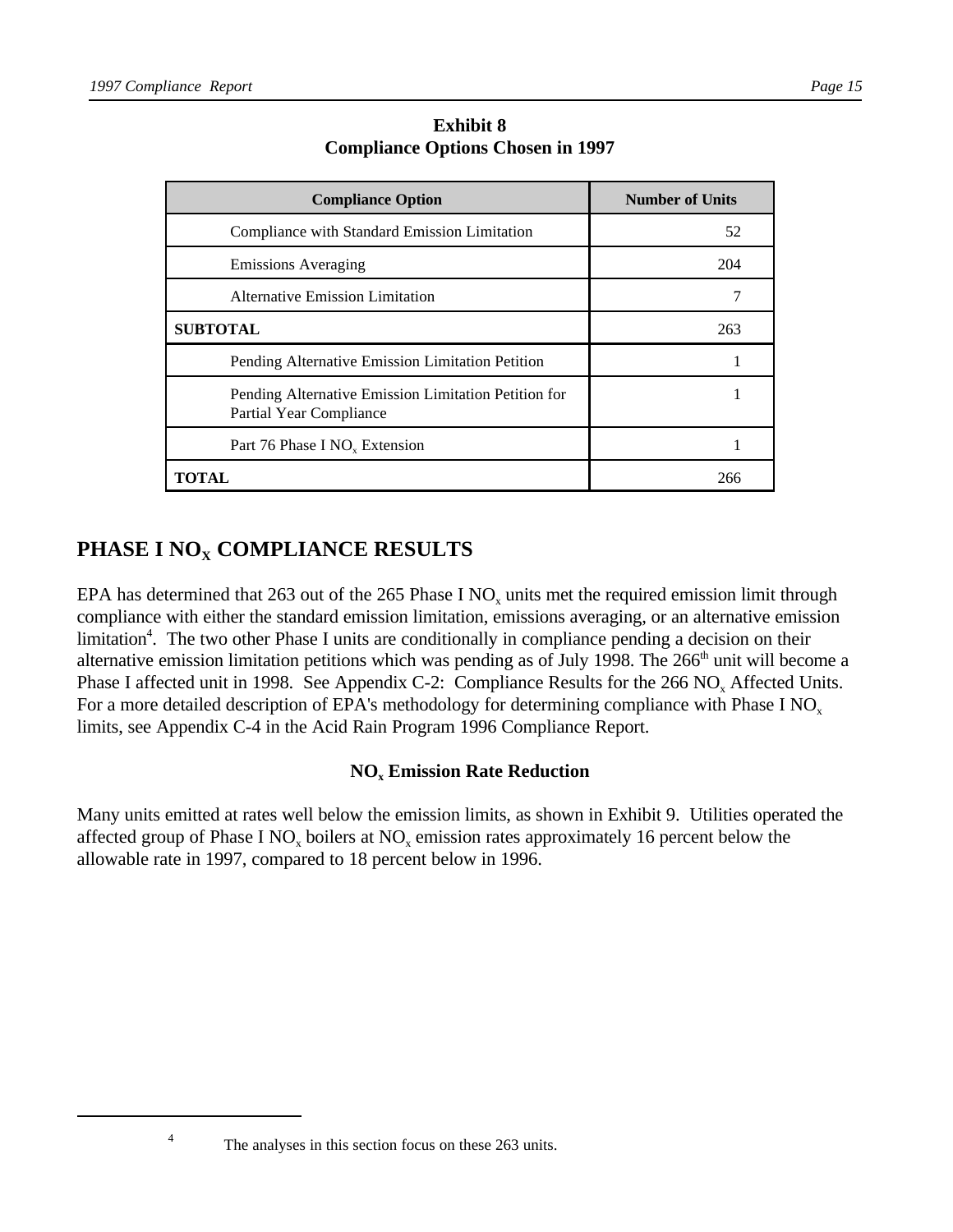**Exhibit 8**
**Compliance Options Chosen in 1997**

| Compliance Option | Number of Units |
|---|---|
| Compliance with Standard Emission Limitation | 52 |
| Emissions Averaging | 204 |
| Alternative Emission Limitation | 7 |
| **SUBTOTAL** | 263 |
| Pending Alternative Emission Limitation Petition | 1 |
| Pending Alternative Emission Limitation Petition for Partial Year Compliance | 1 |
| Part 76 Phase I $NO_x$ Extension | 1 |
| **TOTAL** | 266 |

## PHASE I $NO_X$ COMPLIANCE RESULTS

EPA has determined that 263 out of the 265 Phase I $NO_x$ units met the required emission limit through compliance with either the standard emission limitation, emissions averaging, or an alternative emission limitation[4]. The two other Phase I units are conditionally in compliance pending a decision on their alternative emission limitation petitions which was pending as of July 1998. The 266th unit will become a Phase I affected unit in 1998. See Appendix C-2: Compliance Results for the 266 $NO_x$ Affected Units. For a more detailed description of EPA's methodology for determining compliance with Phase I $NO_x$ limits, see Appendix C-4 in the Acid Rain Program 1996 Compliance Report.

### $NO_x$ Emission Rate Reduction

Many units emitted at rates well below the emission limits, as shown in Exhibit 9. Utilities operated the affected group of Phase I $NO_x$ boilers at $NO_x$ emission rates approximately 16 percent below the allowable rate in 1997, compared to 18 percent below in 1996.

[4] The analyses in this section focus on these 263 units.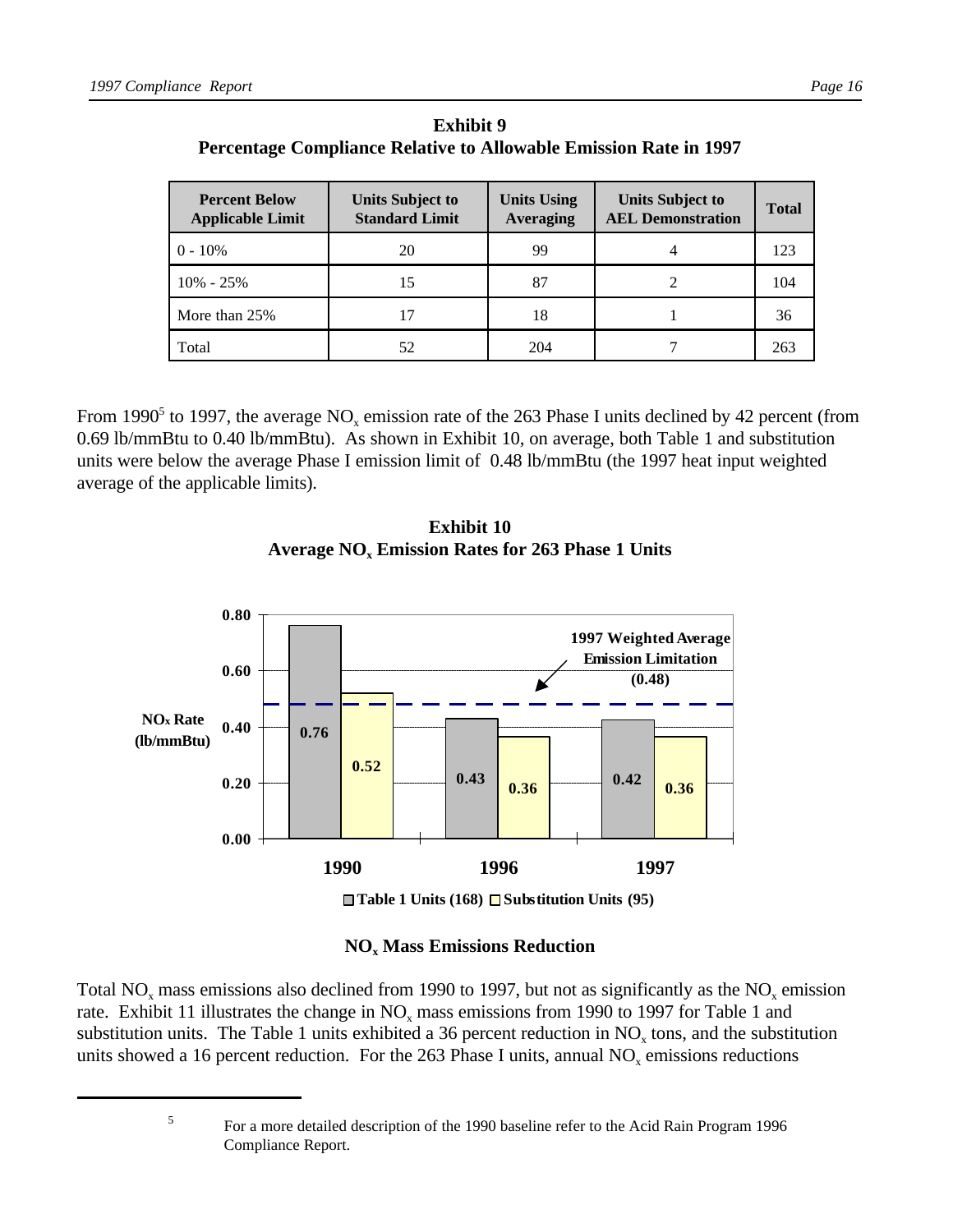**Exhibit 9**
**Percentage Compliance Relative to Allowable Emission Rate in 1997**

| Percent Below Applicable Limit | Units Subject to Standard Limit | Units Using Averaging | Units Subject to AEL Demonstration | Total |
|---|---|---|---|---|
| 0 - 10% | 20 | 99 | 4 | 123 |
| 10% - 25% | 15 | 87 | 2 | 104 |
| More than 25% | 17 | 18 | 1 | 36 |
| Total | 52 | 204 | 7 | 263 |

From 1990[5] to 1997, the average $NO_x$ emission rate of the 263 Phase I units declined by 42 percent (from 0.69 lb/mmBtu to 0.40 lb/mmBtu). As shown in Exhibit 10, on average, both Table 1 and substitution units were below the average Phase I emission limit of 0.48 lb/mmBtu (the 1997 heat input weighted average of the applicable limits).

**Exhibit 10**
**Average $NO_x$ Emission Rates for 263 Phase 1 Units**

| Year | Table 1 Units (168) | Substitution Units (95) |
|---|---|---|
| 1990 | 0.76 | 0.52 |
| 1996 | 0.43 | 0.36 |
| 1997 | 0.42 | 0.36 |

$NO_x$ Rate (lb/mmBtu); 1997 Weighted Average Emission Limitation (0.48)

### $NO_x$ Mass Emissions Reduction

Total $NO_x$ mass emissions also declined from 1990 to 1997, but not as significantly as the $NO_x$ emission rate. Exhibit 11 illustrates the change in $NO_x$ mass emissions from 1990 to 1997 for Table 1 and substitution units. The Table 1 units exhibited a 36 percent reduction in $NO_x$ tons, and the substitution units showed a 16 percent reduction. For the 263 Phase I units, annual $NO_x$ emissions reductions

---

[5] For a more detailed description of the 1990 baseline refer to the Acid Rain Program 1996 Compliance Report.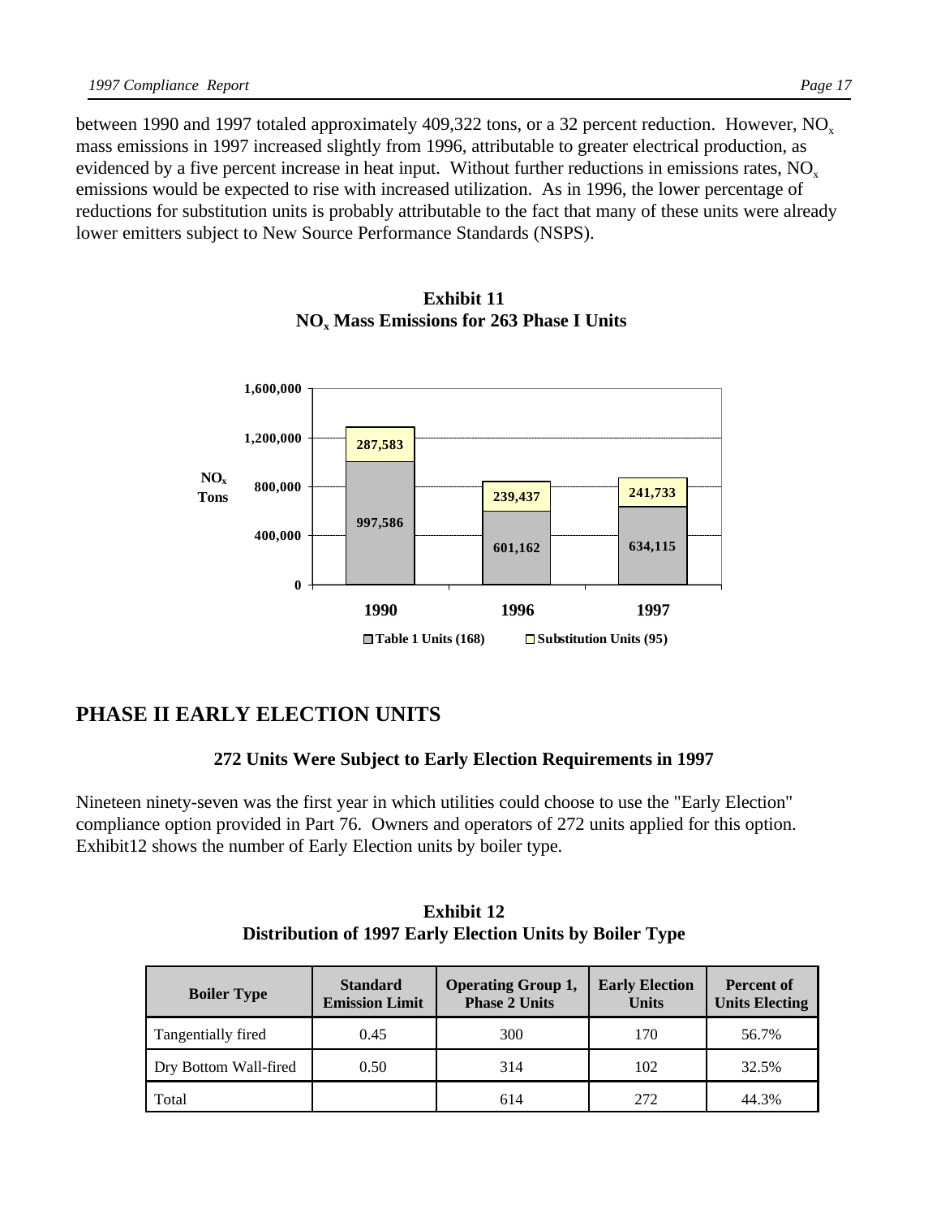between 1990 and 1997 totaled approximately 409,322 tons, or a 32 percent reduction. However, $NO_x$ mass emissions in 1997 increased slightly from 1996, attributable to greater electrical production, as evidenced by a five percent increase in heat input. Without further reductions in emissions rates, $NO_x$ emissions would be expected to rise with increased utilization. As in 1996, the lower percentage of reductions for substitution units is probably attributable to the fact that many of these units were already lower emitters subject to New Source Performance Standards (NSPS).

**Exhibit 11**
**$NO_x$ Mass Emissions for 263 Phase I Units**

| Year | Table 1 Units (168) | Substitution Units (95) |
|---|---|---|
| 1990 | 997,586 | 287,583 |
| 1996 | 601,162 | 239,437 |
| 1997 | 634,115 | 241,733 |

## PHASE II EARLY ELECTION UNITS

**272 Units Were Subject to Early Election Requirements in 1997**

Nineteen ninety-seven was the first year in which utilities could choose to use the "Early Election" compliance option provided in Part 76. Owners and operators of 272 units applied for this option. Exhibit12 shows the number of Early Election units by boiler type.

**Exhibit 12**
**Distribution of 1997 Early Election Units by Boiler Type**

| Boiler Type | Standard Emission Limit | Operating Group 1, Phase 2 Units | Early Election Units | Percent of Units Electing |
|---|---|---|---|---|
| Tangentially fired | 0.45 | 300 | 170 | 56.7% |
| Dry Bottom Wall-fired | 0.50 | 314 | 102 | 32.5% |
| Total | | 614 | 272 | 44.3% |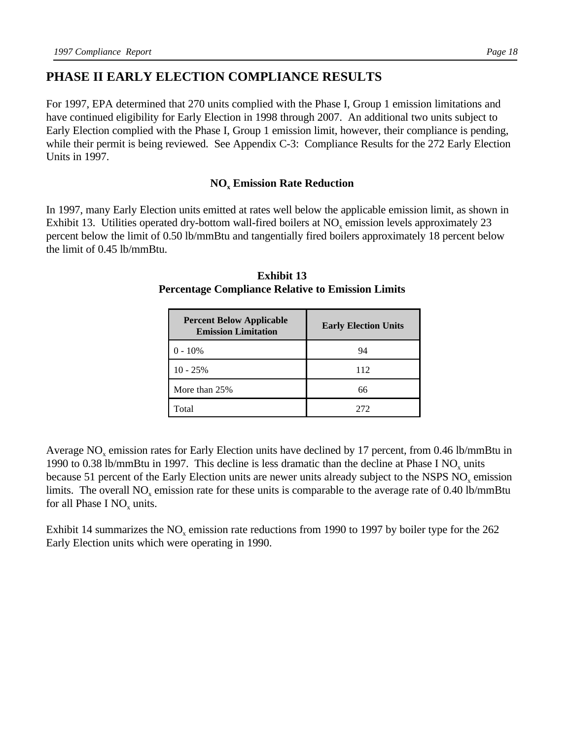## PHASE II EARLY ELECTION COMPLIANCE RESULTS

For 1997, EPA determined that 270 units complied with the Phase I, Group 1 emission limitations and have continued eligibility for Early Election in 1998 through 2007. An additional two units subject to Early Election complied with the Phase I, Group 1 emission limit, however, their compliance is pending, while their permit is being reviewed. See Appendix C-3: Compliance Results for the 272 Early Election Units in 1997.

### $NO_x$ Emission Rate Reduction

In 1997, many Early Election units emitted at rates well below the applicable emission limit, as shown in Exhibit 13. Utilities operated dry-bottom wall-fired boilers at $NO_x$ emission levels approximately 23 percent below the limit of 0.50 lb/mmBtu and tangentially fired boilers approximately 18 percent below the limit of 0.45 lb/mmBtu.

**Exhibit 13**
**Percentage Compliance Relative to Emission Limits**

| Percent Below Applicable Emission Limitation | Early Election Units |
|---|---|
| 0 - 10% | 94 |
| 10 - 25% | 112 |
| More than 25% | 66 |
| Total | 272 |

Average $NO_x$ emission rates for Early Election units have declined by 17 percent, from 0.46 lb/mmBtu in 1990 to 0.38 lb/mmBtu in 1997. This decline is less dramatic than the decline at Phase I $NO_x$ units because 51 percent of the Early Election units are newer units already subject to the NSPS $NO_x$ emission limits. The overall $NO_x$ emission rate for these units is comparable to the average rate of 0.40 lb/mmBtu for all Phase I $NO_x$ units.

Exhibit 14 summarizes the $NO_x$ emission rate reductions from 1990 to 1997 by boiler type for the 262 Early Election units which were operating in 1990.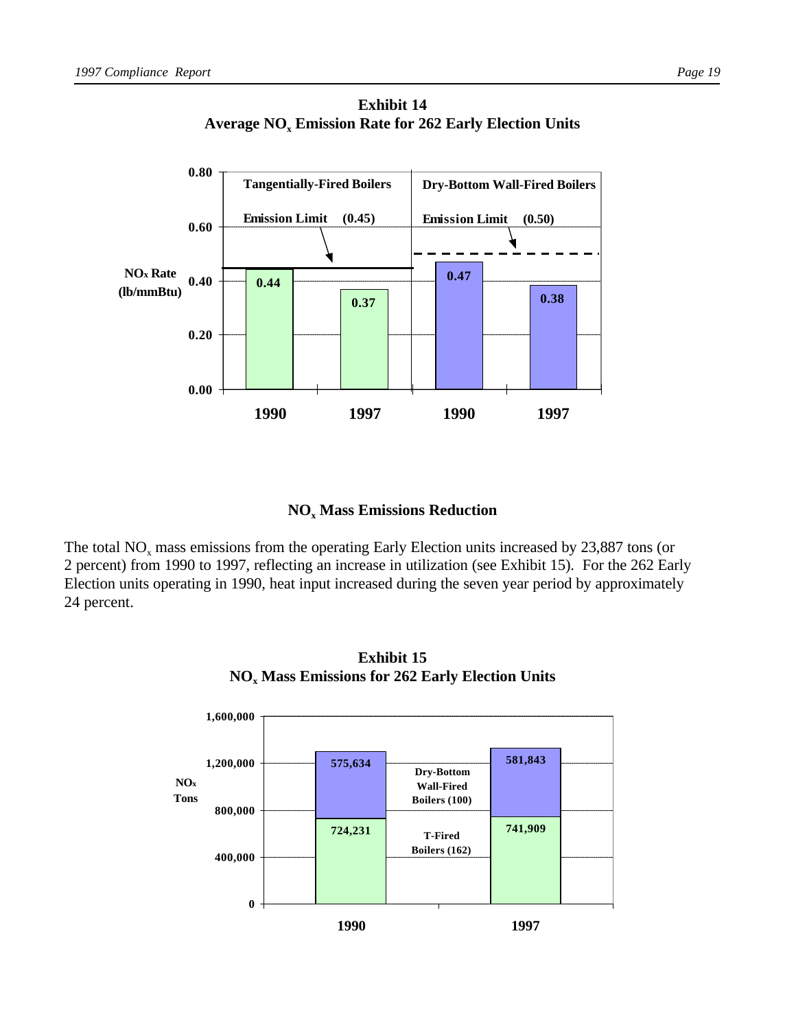**Exhibit 14**
**Average $NO_x$ Emission Rate for 262 Early Election Units**

| NOx Rate (lb/mmBtu) | Tangentially-Fired Boilers 1990 | Tangentially-Fired Boilers 1997 | Dry-Bottom Wall-Fired Boilers 1990 | Dry-Bottom Wall-Fired Boilers 1997 |
|---|---|---|---|---|
| Rate | 0.44 | 0.37 | 0.47 | 0.38 |
| Emission Limit | 0.45 | 0.45 | 0.50 | 0.50 |

## $NO_x$ Mass Emissions Reduction

The total $NO_x$ mass emissions from the operating Early Election units increased by 23,887 tons (or 2 percent) from 1990 to 1997, reflecting an increase in utilization (see Exhibit 15). For the 262 Early Election units operating in 1990, heat input increased during the seven year period by approximately 24 percent.

**Exhibit 15**
**$NO_x$ Mass Emissions for 262 Early Election Units**

| NOx Tons | 1990 | 1997 |
|---|---|---|
| Dry-Bottom Wall-Fired Boilers (100) | 575,634 | 581,843 |
| T-Fired Boilers (162) | 724,231 | 741,909 |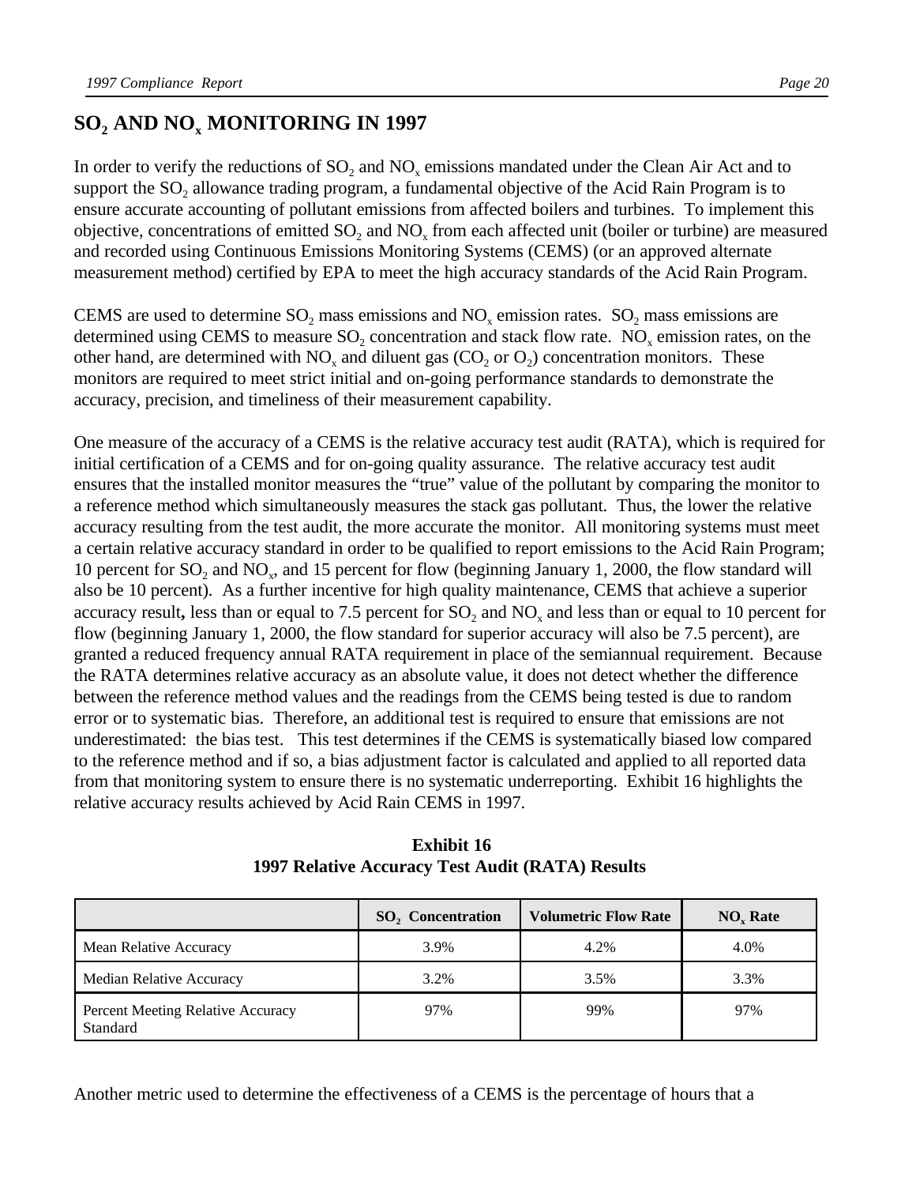## $SO_2$ AND $NO_x$ MONITORING IN 1997

In order to verify the reductions of $SO_2$ and $NO_x$ emissions mandated under the Clean Air Act and to support the $SO_2$ allowance trading program, a fundamental objective of the Acid Rain Program is to ensure accurate accounting of pollutant emissions from affected boilers and turbines. To implement this objective, concentrations of emitted $SO_2$ and $NO_x$ from each affected unit (boiler or turbine) are measured and recorded using Continuous Emissions Monitoring Systems (CEMS) (or an approved alternate measurement method) certified by EPA to meet the high accuracy standards of the Acid Rain Program.

CEMS are used to determine $SO_2$ mass emissions and $NO_x$ emission rates. $SO_2$ mass emissions are determined using CEMS to measure $SO_2$ concentration and stack flow rate. $NO_x$ emission rates, on the other hand, are determined with $NO_x$ and diluent gas ($CO_2$ or $O_2$) concentration monitors. These monitors are required to meet strict initial and on-going performance standards to demonstrate the accuracy, precision, and timeliness of their measurement capability.

One measure of the accuracy of a CEMS is the relative accuracy test audit (RATA), which is required for initial certification of a CEMS and for on-going quality assurance. The relative accuracy test audit ensures that the installed monitor measures the "true" value of the pollutant by comparing the monitor to a reference method which simultaneously measures the stack gas pollutant. Thus, the lower the relative accuracy resulting from the test audit, the more accurate the monitor. All monitoring systems must meet a certain relative accuracy standard in order to be qualified to report emissions to the Acid Rain Program; 10 percent for $SO_2$ and $NO_x$, and 15 percent for flow (beginning January 1, 2000, the flow standard will also be 10 percent). As a further incentive for high quality maintenance, CEMS that achieve a superior accuracy result**,** less than or equal to 7.5 percent for $SO_2$ and $NO_x$ and less than or equal to 10 percent for flow (beginning January 1, 2000, the flow standard for superior accuracy will also be 7.5 percent), are granted a reduced frequency annual RATA requirement in place of the semiannual requirement. Because the RATA determines relative accuracy as an absolute value, it does not detect whether the difference between the reference method values and the readings from the CEMS being tested is due to random error or to systematic bias. Therefore, an additional test is required to ensure that emissions are not underestimated: the bias test. This test determines if the CEMS is systematically biased low compared to the reference method and if so, a bias adjustment factor is calculated and applied to all reported data from that monitoring system to ensure there is no systematic underreporting. Exhibit 16 highlights the relative accuracy results achieved by Acid Rain CEMS in 1997.

**Exhibit 16**
**1997 Relative Accuracy Test Audit (RATA) Results**

| | $SO_2$ Concentration | Volumetric Flow Rate | $NO_x$ Rate |
|---|---|---|---|
| Mean Relative Accuracy | 3.9% | 4.2% | 4.0% |
| Median Relative Accuracy | 3.2% | 3.5% | 3.3% |
| Percent Meeting Relative Accuracy Standard | 97% | 99% | 97% |

Another metric used to determine the effectiveness of a CEMS is the percentage of hours that a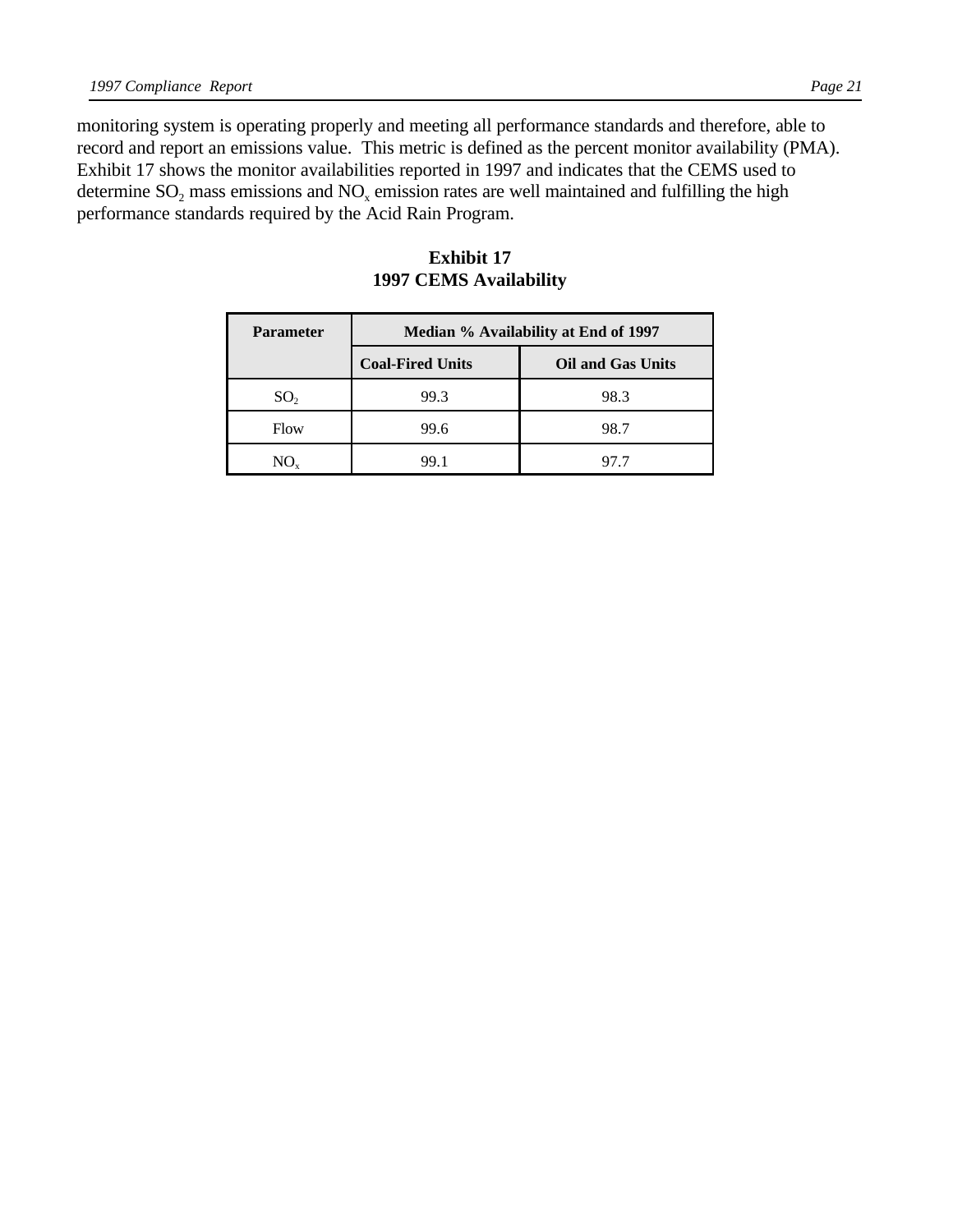monitoring system is operating properly and meeting all performance standards and therefore, able to record and report an emissions value. This metric is defined as the percent monitor availability (PMA). Exhibit 17 shows the monitor availabilities reported in 1997 and indicates that the CEMS used to determine $SO_2$ mass emissions and $NO_x$ emission rates are well maintained and fulfilling the high performance standards required by the Acid Rain Program.

**Exhibit 17**
**1997 CEMS Availability**

| Parameter | Median % Availability at End of 1997 | |
|---|---|---|
| | Coal-Fired Units | Oil and Gas Units |
| $SO_2$ | 99.3 | 98.3 |
| Flow | 99.6 | 98.7 |
| $NO_x$ | 99.1 | 97.7 |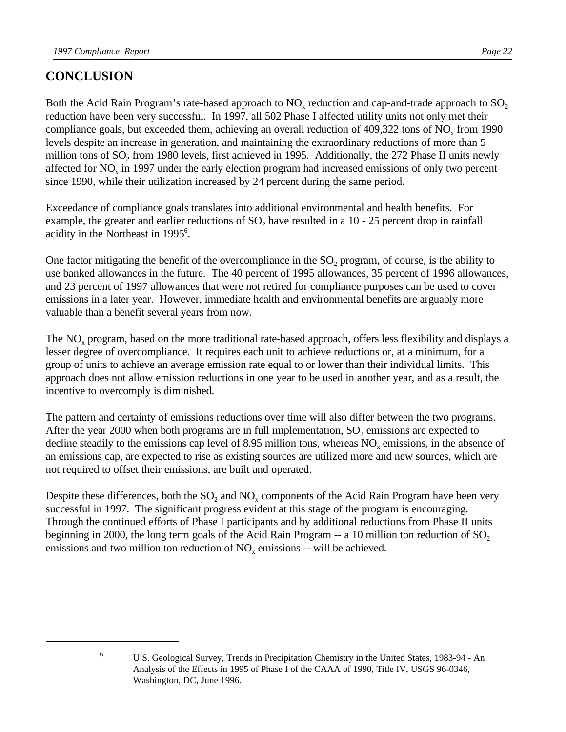## CONCLUSION

Both the Acid Rain Program's rate-based approach to $NO_x$ reduction and cap-and-trade approach to $SO_2$ reduction have been very successful. In 1997, all 502 Phase I affected utility units not only met their compliance goals, but exceeded them, achieving an overall reduction of 409,322 tons of $NO_x$ from 1990 levels despite an increase in generation, and maintaining the extraordinary reductions of more than 5 million tons of $SO_2$ from 1980 levels, first achieved in 1995. Additionally, the 272 Phase II units newly affected for $NO_x$ in 1997 under the early election program had increased emissions of only two percent since 1990, while their utilization increased by 24 percent during the same period.

Exceedance of compliance goals translates into additional environmental and health benefits. For example, the greater and earlier reductions of $SO_2$ have resulted in a 10 - 25 percent drop in rainfall acidity in the Northeast in 1995[6].

One factor mitigating the benefit of the overcompliance in the $SO_2$ program, of course, is the ability to use banked allowances in the future. The 40 percent of 1995 allowances, 35 percent of 1996 allowances, and 23 percent of 1997 allowances that were not retired for compliance purposes can be used to cover emissions in a later year. However, immediate health and environmental benefits are arguably more valuable than a benefit several years from now.

The $NO_x$ program, based on the more traditional rate-based approach, offers less flexibility and displays a lesser degree of overcompliance. It requires each unit to achieve reductions or, at a minimum, for a group of units to achieve an average emission rate equal to or lower than their individual limits. This approach does not allow emission reductions in one year to be used in another year, and as a result, the incentive to overcomply is diminished.

The pattern and certainty of emissions reductions over time will also differ between the two programs. After the year 2000 when both programs are in full implementation, $SO_2$ emissions are expected to decline steadily to the emissions cap level of 8.95 million tons, whereas $NO_x$ emissions, in the absence of an emissions cap, are expected to rise as existing sources are utilized more and new sources, which are not required to offset their emissions, are built and operated.

Despite these differences, both the $SO_2$ and $NO_x$ components of the Acid Rain Program have been very successful in 1997. The significant progress evident at this stage of the program is encouraging. Through the continued efforts of Phase I participants and by additional reductions from Phase II units beginning in 2000, the long term goals of the Acid Rain Program -- a 10 million ton reduction of $SO_2$ emissions and two million ton reduction of $NO_x$ emissions -- will be achieved.

---

[6] U.S. Geological Survey, Trends in Precipitation Chemistry in the United States, 1983-94 - An Analysis of the Effects in 1995 of Phase I of the CAAA of 1990, Title IV, USGS 96-0346, Washington, DC, June 1996.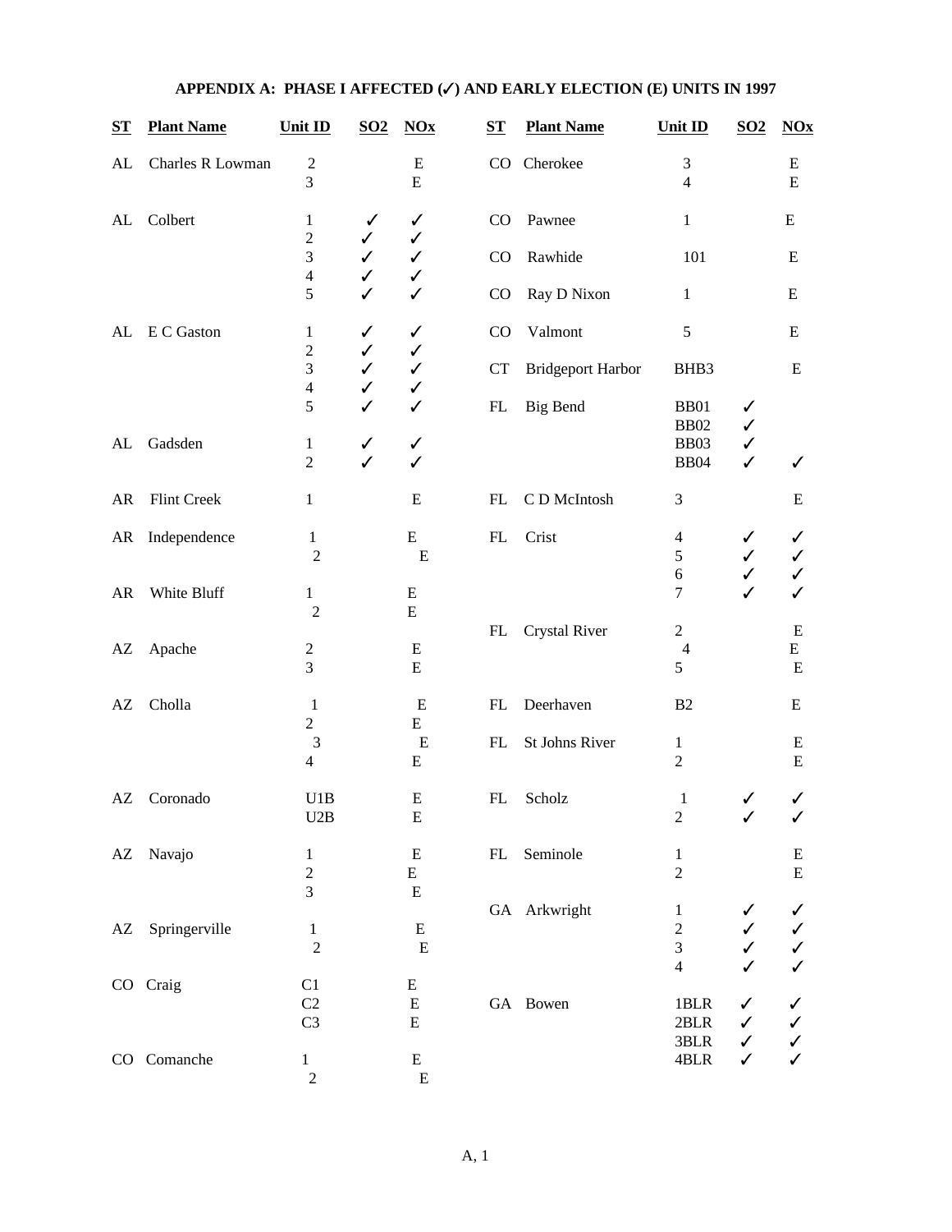# APPENDIX A: PHASE I AFFECTED (✓) AND EARLY ELECTION (E) UNITS IN 1997

| ST | Plant Name | Unit ID | SO2 | NOx |
|---|---|---|---|---|
| AL | Charles R Lowman | 2 | | E |
| | | 3 | | E |
| AL | Colbert | 1 | ✓ | ✓ |
| | | 2 | ✓ | ✓ |
| | | 3 | ✓ | ✓ |
| | | 4 | ✓ | ✓ |
| | | 5 | ✓ | ✓ |
| AL | E C Gaston | 1 | ✓ | ✓ |
| | | 2 | ✓ | ✓ |
| | | 3 | ✓ | ✓ |
| | | 4 | ✓ | ✓ |
| | | 5 | ✓ | ✓ |
| AL | Gadsden | 1 | ✓ | ✓ |
| | | 2 | ✓ | ✓ |
| AR | Flint Creek | 1 | | E |
| AR | Independence | 1 | | E |
| | | 2 | | E |
| AR | White Bluff | 1 | | E |
| | | 2 | | E |
| AZ | Apache | 2 | | E |
| | | 3 | | E |
| AZ | Cholla | 1 | | E |
| | | 2 | | E |
| | | 3 | | E |
| | | 4 | | E |
| AZ | Coronado | U1B | | E |
| | | U2B | | E |
| AZ | Navajo | 1 | | E |
| | | 2 | | E |
| | | 3 | | E |
| AZ | Springerville | 1 | | E |
| | | 2 | | E |
| CO | Craig | C1 | | E |
| | | C2 | | E |
| | | C3 | | E |
| CO | Comanche | 1 | | E |
| | | 2 | | E |
| CO | Cherokee | 3 | | E |
| | | 4 | | E |
| CO | Pawnee | 1 | | E |
| CO | Rawhide | 101 | | E |
| CO | Ray D Nixon | 1 | | E |
| CO | Valmont | 5 | | E |
| CT | Bridgeport Harbor | BHB3 | | E |
| FL | Big Bend | BB01 | ✓ | |
| | | BB02 | ✓ | |
| | | BB03 | ✓ | |
| | | BB04 | ✓ | ✓ |
| FL | C D McIntosh | 3 | | E |
| FL | Crist | 4 | ✓ | ✓ |
| | | 5 | ✓ | ✓ |
| | | 6 | ✓ | ✓ |
| | | 7 | ✓ | ✓ |
| FL | Crystal River | 2 | | E |
| | | 4 | | E |
| | | 5 | | E |
| FL | Deerhaven | B2 | | E |
| FL | St Johns River | 1 | | E |
| | | 2 | | E |
| FL | Scholz | 1 | ✓ | ✓ |
| | | 2 | ✓ | ✓ |
| FL | Seminole | 1 | | E |
| | | 2 | | E |
| GA | Arkwright | 1 | ✓ | ✓ |
| | | 2 | ✓ | ✓ |
| | | 3 | ✓ | ✓ |
| | | 4 | ✓ | ✓ |
| GA | Bowen | 1BLR | ✓ | ✓ |
| | | 2BLR | ✓ | ✓ |
| | | 3BLR | ✓ | ✓ |
| | | 4BLR | ✓ | ✓ |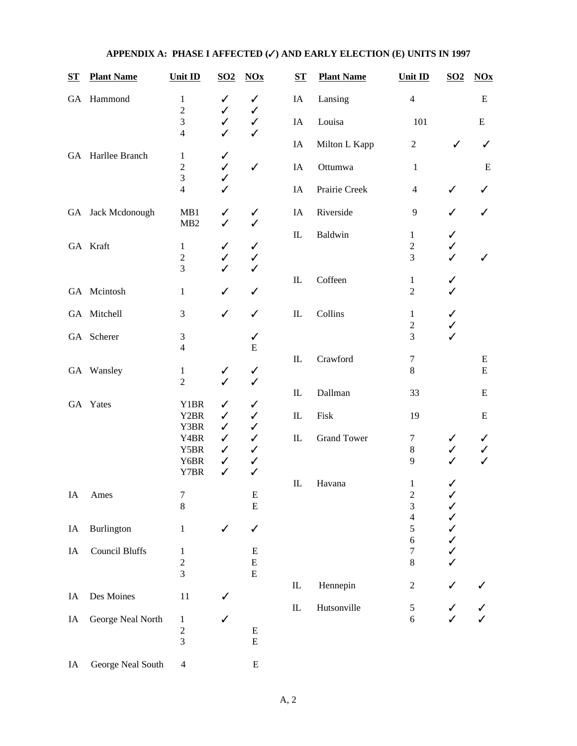## APPENDIX A: PHASE I AFFECTED (✓) AND EARLY ELECTION (E) UNITS IN 1997

| ST | Plant Name | Unit ID | SO2 | NOx |
|---|---|---|---|---|
| GA | Hammond | 1 | ✓ | ✓ |
| | | 2 | ✓ | ✓ |
| | | 3 | ✓ | ✓ |
| | | 4 | ✓ | ✓ |
| GA | Harllee Branch | 1 | ✓ | |
| | | 2 | ✓ | ✓ |
| | | 3 | ✓ | |
| | | 4 | ✓ | |
| GA | Jack Mcdonough | MB1 | ✓ | ✓ |
| | | MB2 | ✓ | ✓ |
| GA | Kraft | 1 | ✓ | ✓ |
| | | 2 | ✓ | ✓ |
| | | 3 | ✓ | ✓ |
| GA | Mcintosh | 1 | ✓ | ✓ |
| GA | Mitchell | 3 | ✓ | ✓ |
| GA | Scherer | 3 | | ✓ |
| | | 4 | | E |
| GA | Wansley | 1 | ✓ | ✓ |
| | | 2 | ✓ | ✓ |
| GA | Yates | Y1BR | ✓ | ✓ |
| | | Y2BR | ✓ | ✓ |
| | | Y3BR | ✓ | ✓ |
| | | Y4BR | ✓ | ✓ |
| | | Y5BR | ✓ | ✓ |
| | | Y6BR | ✓ | ✓ |
| | | Y7BR | ✓ | ✓ |
| IA | Ames | 7 | | E |
| | | 8 | | E |
| IA | Burlington | 1 | ✓ | ✓ |
| IA | Council Bluffs | 1 | | E |
| | | 2 | | E |
| | | 3 | | E |
| IA | Des Moines | 11 | ✓ | |
| IA | George Neal North | 1 | ✓ | |
| | | 2 | | E |
| | | 3 | | E |
| IA | George Neal South | 4 | | E |
| IA | Lansing | 4 | | E |
| IA | Louisa | 101 | | E |
| IA | Milton L Kapp | 2 | ✓ | ✓ |
| IA | Ottumwa | 1 | | E |
| IA | Prairie Creek | 4 | ✓ | ✓ |
| IA | Riverside | 9 | ✓ | ✓ |
| IL | Baldwin | 1 | ✓ | |
| | | 2 | ✓ | |
| | | 3 | ✓ | ✓ |
| IL | Coffeen | 1 | ✓ | |
| | | 2 | ✓ | |
| IL | Collins | 1 | ✓ | |
| | | 2 | ✓ | |
| | | 3 | ✓ | |
| IL | Crawford | 7 | | E |
| | | 8 | | E |
| IL | Dallman | 33 | | E |
| IL | Fisk | 19 | | E |
| IL | Grand Tower | 7 | ✓ | ✓ |
| | | 8 | ✓ | ✓ |
| | | 9 | ✓ | ✓ |
| IL | Havana | 1 | ✓ | |
| | | 2 | ✓ | |
| | | 3 | ✓ | |
| | | 4 | ✓ | |
| | | 5 | ✓ | |
| | | 6 | ✓ | |
| | | 7 | ✓ | |
| | | 8 | ✓ | |
| IL | Hennepin | 2 | ✓ | ✓ |
| IL | Hutsonville | 5 | ✓ | ✓ |
| | | 6 | ✓ | ✓ |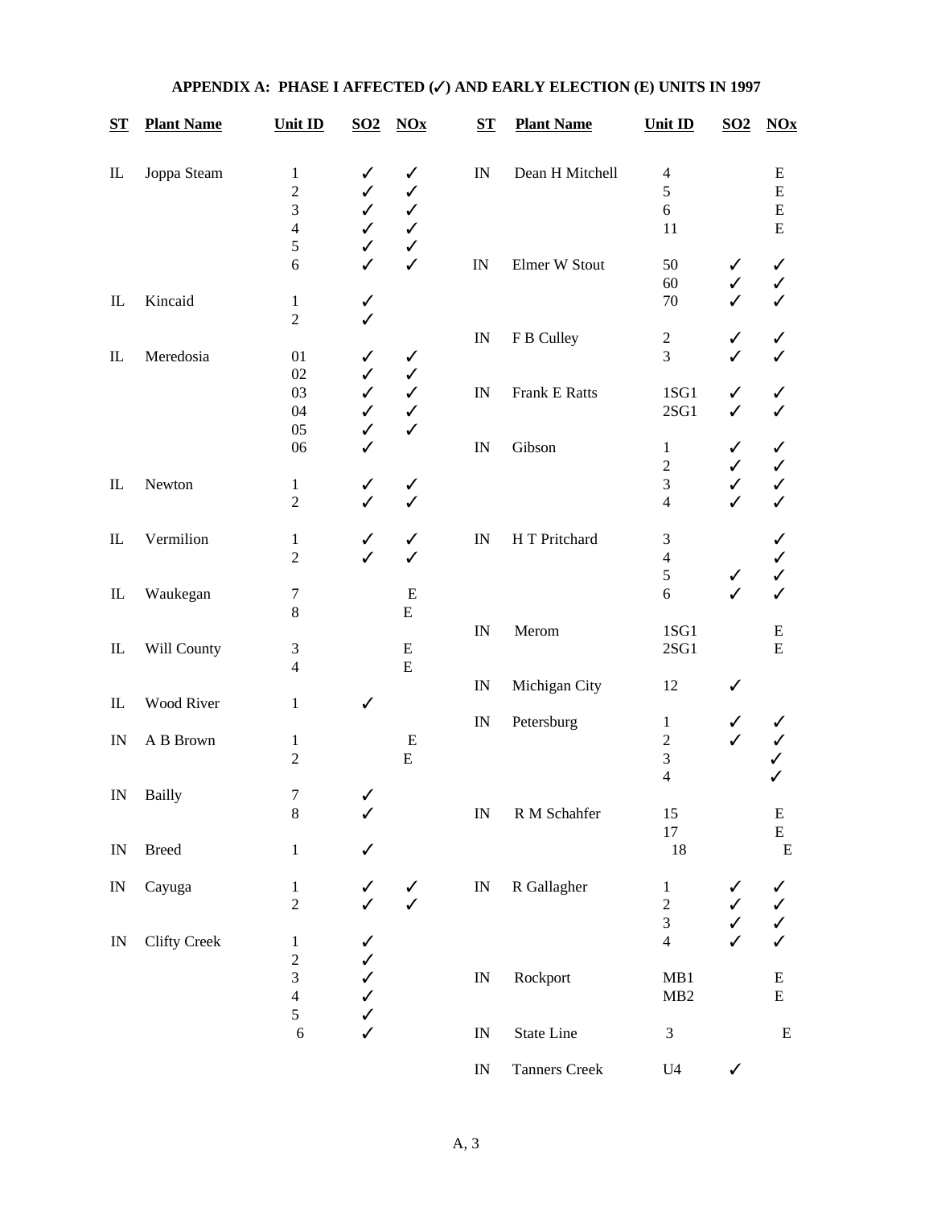## APPENDIX A: PHASE I AFFECTED (✓) AND EARLY ELECTION (E) UNITS IN 1997

| ST | Plant Name | Unit ID | SO2 | NOx |
|---|---|---|---|---|
| IL | Joppa Steam | 1 | ✓ | ✓ |
| | | 2 | ✓ | ✓ |
| | | 3 | ✓ | ✓ |
| | | 4 | ✓ | ✓ |
| | | 5 | ✓ | ✓ |
| | | 6 | ✓ | ✓ |
| IL | Kincaid | 1 | ✓ | |
| | | 2 | ✓ | |
| IL | Meredosia | 01 | ✓ | ✓ |
| | | 02 | ✓ | ✓ |
| | | 03 | ✓ | ✓ |
| | | 04 | ✓ | ✓ |
| | | 05 | ✓ | ✓ |
| | | 06 | ✓ | |
| IL | Newton | 1 | ✓ | ✓ |
| | | 2 | ✓ | ✓ |
| IL | Vermilion | 1 | ✓ | ✓ |
| | | 2 | ✓ | ✓ |
| IL | Waukegan | 7 | | E |
| | | 8 | | E |
| IL | Will County | 3 | | E |
| | | 4 | | E |
| IL | Wood River | 1 | ✓ | |
| IN | A B Brown | 1 | | E |
| | | 2 | | E |
| IN | Bailly | 7 | ✓ | |
| | | 8 | ✓ | |
| IN | Breed | 1 | ✓ | |
| IN | Cayuga | 1 | ✓ | ✓ |
| | | 2 | ✓ | ✓ |
| IN | Clifty Creek | 1 | ✓ | |
| | | 2 | ✓ | |
| | | 3 | ✓ | |
| | | 4 | ✓ | |
| | | 5 | ✓ | |
| | | 6 | ✓ | |
| IN | Dean H Mitchell | 4 | | E |
| | | 5 | | E |
| | | 6 | | E |
| | | 11 | | E |
| IN | Elmer W Stout | 50 | ✓ | ✓ |
| | | 60 | ✓ | ✓ |
| | | 70 | ✓ | ✓ |
| IN | F B Culley | 2 | ✓ | ✓ |
| | | 3 | ✓ | ✓ |
| IN | Frank E Ratts | 1SG1 | ✓ | ✓ |
| | | 2SG1 | ✓ | ✓ |
| IN | Gibson | 1 | ✓ | ✓ |
| | | 2 | ✓ | ✓ |
| | | 3 | ✓ | ✓ |
| | | 4 | ✓ | ✓ |
| IN | H T Pritchard | 3 | | ✓ |
| | | 4 | | ✓ |
| | | 5 | ✓ | ✓ |
| | | 6 | ✓ | ✓ |
| IN | Merom | 1SG1 | | E |
| | | 2SG1 | | E |
| IN | Michigan City | 12 | ✓ | |
| IN | Petersburg | 1 | ✓ | ✓ |
| | | 2 | ✓ | ✓ |
| | | 3 | | ✓ |
| | | 4 | | ✓ |
| IN | R M Schahfer | 15 | | E |
| | | 17 | | E |
| | | 18 | | E |
| IN | R Gallagher | 1 | ✓ | ✓ |
| | | 2 | ✓ | ✓ |
| | | 3 | ✓ | ✓ |
| | | 4 | ✓ | ✓ |
| IN | Rockport | MB1 | | E |
| | | MB2 | | E |
| IN | State Line | 3 | | E |
| IN | Tanners Creek | U4 | ✓ | |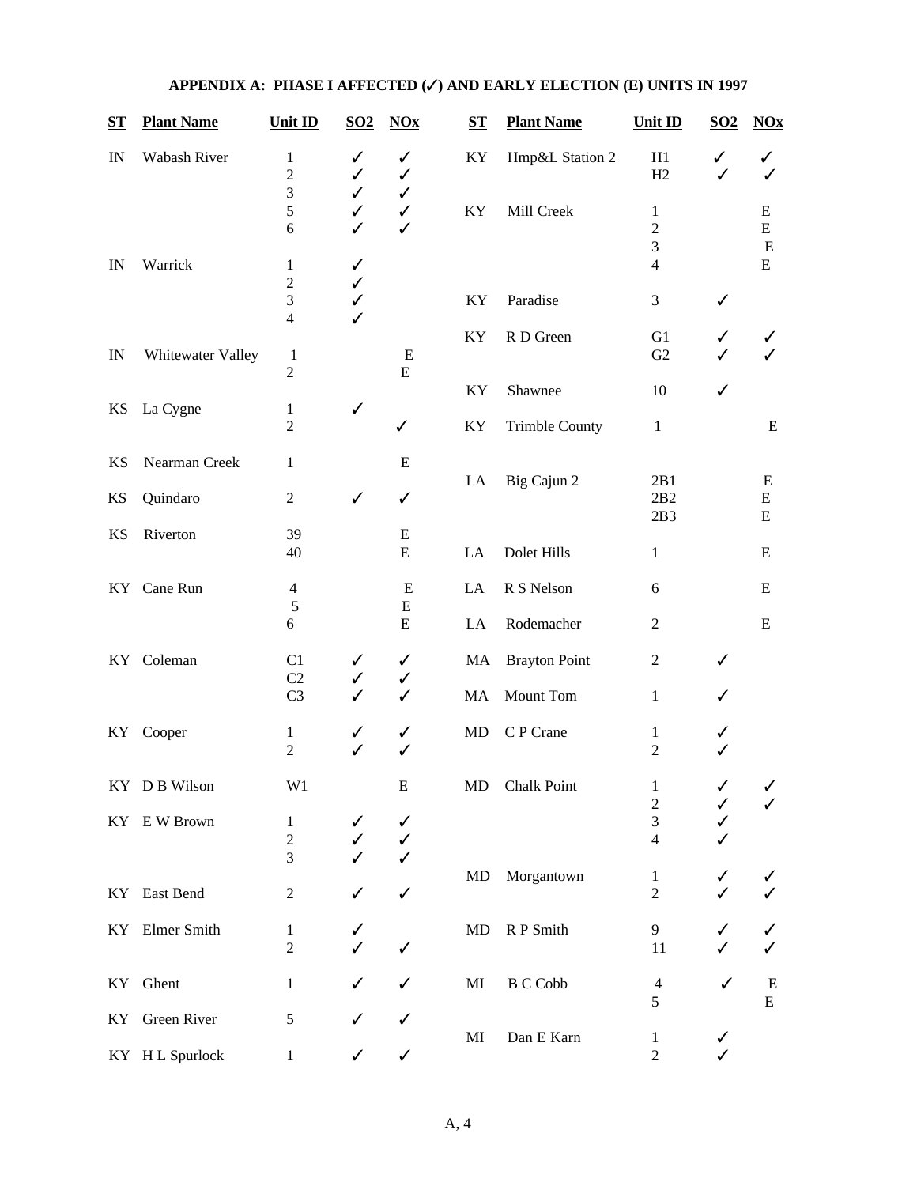## APPENDIX A: PHASE I AFFECTED (✓) AND EARLY ELECTION (E) UNITS IN 1997

| ST | Plant Name | Unit ID | SO2 | NOx |
|---|---|---|---|---|
| IN | Wabash River | 1 | ✓ | ✓ |
| | | 2 | ✓ | ✓ |
| | | 3 | ✓ | ✓ |
| | | 5 | ✓ | ✓ |
| | | 6 | ✓ | ✓ |
| IN | Warrick | 1 | ✓ | |
| | | 2 | ✓ | |
| | | 3 | ✓ | |
| | | 4 | ✓ | |
| IN | Whitewater Valley | 1 | | E |
| | | 2 | | E |
| KS | La Cygne | 1 | ✓ | |
| | | 2 | | ✓ |
| KS | Nearman Creek | 1 | | E |
| KS | Quindaro | 2 | ✓ | ✓ |
| KS | Riverton | 39 | | E |
| | | 40 | | E |
| KY | Cane Run | 4 | | E |
| | | 5 | | E |
| | | 6 | | E |
| KY | Coleman | C1 | ✓ | ✓ |
| | | C2 | ✓ | ✓ |
| | | C3 | ✓ | ✓ |
| KY | Cooper | 1 | ✓ | ✓ |
| | | 2 | ✓ | ✓ |
| KY | D B Wilson | W1 | | E |
| KY | E W Brown | 1 | ✓ | ✓ |
| | | 2 | ✓ | ✓ |
| | | 3 | ✓ | ✓ |
| KY | East Bend | 2 | ✓ | ✓ |
| KY | Elmer Smith | 1 | ✓ | |
| | | 2 | ✓ | ✓ |
| KY | Ghent | 1 | ✓ | ✓ |
| KY | Green River | 5 | ✓ | ✓ |
| KY | H L Spurlock | 1 | ✓ | ✓ |
| KY | Hmp&L Station 2 | H1 | ✓ | ✓ |
| | | H2 | ✓ | ✓ |
| KY | Mill Creek | 1 | | E |
| | | 2 | | E |
| | | 3 | | E |
| | | 4 | | E |
| KY | Paradise | 3 | ✓ | |
| KY | R D Green | G1 | ✓ | ✓ |
| | | G2 | ✓ | ✓ |
| KY | Shawnee | 10 | ✓ | |
| KY | Trimble County | 1 | | E |
| LA | Big Cajun 2 | 2B1 | | E |
| | | 2B2 | | E |
| | | 2B3 | | E |
| LA | Dolet Hills | 1 | | E |
| LA | R S Nelson | 6 | | E |
| LA | Rodemacher | 2 | | E |
| MA | Brayton Point | 2 | ✓ | |
| MA | Mount Tom | 1 | ✓ | |
| MD | C P Crane | 1 | ✓ | |
| | | 2 | ✓ | |
| MD | Chalk Point | 1 | ✓ | ✓ |
| | | 2 | ✓ | ✓ |
| | | 3 | ✓ | |
| | | 4 | ✓ | |
| MD | Morgantown | 1 | ✓ | ✓ |
| | | 2 | ✓ | ✓ |
| MD | R P Smith | 9 | ✓ | ✓ |
| | | 11 | ✓ | ✓ |
| MI | B C Cobb | 4 | ✓ | E |
| | | 5 | | E |
| MI | Dan E Karn | 1 | ✓ | |
| | | 2 | ✓ | |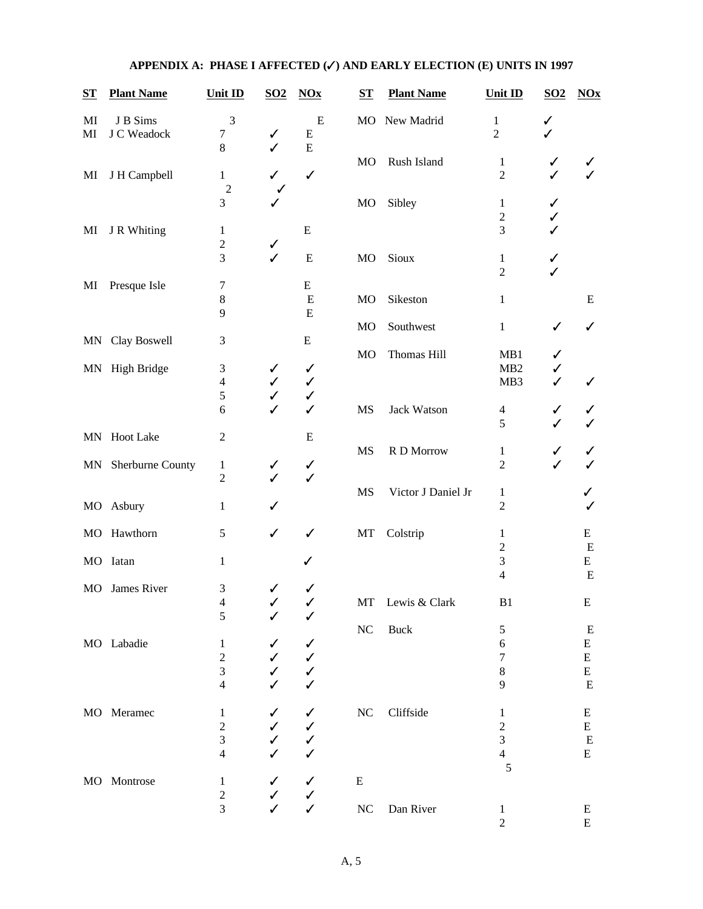## APPENDIX A: PHASE I AFFECTED (✓) AND EARLY ELECTION (E) UNITS IN 1997

| ST | Plant Name | Unit ID | SO2 | NOx |
|---|---|---|---|---|
| MI | J B Sims | 3 | | E |
| MI | J C Weadock | 7 | ✓ | E |
| | | 8 | ✓ | E |
| MI | J H Campbell | 1 | ✓ | ✓ |
| | | 2 | ✓ | |
| | | 3 | ✓ | |
| MI | J R Whiting | 1 | | E |
| | | 2 | ✓ | |
| | | 3 | ✓ | E |
| MI | Presque Isle | 7 | | E |
| | | 8 | | E |
| | | 9 | | E |
| MN | Clay Boswell | 3 | | E |
| MN | High Bridge | 3 | ✓ | ✓ |
| | | 4 | ✓ | ✓ |
| | | 5 | ✓ | ✓ |
| | | 6 | ✓ | ✓ |
| MN | Hoot Lake | 2 | | E |
| MN | Sherburne County | 1 | ✓ | ✓ |
| | | 2 | ✓ | ✓ |
| MO | Asbury | 1 | ✓ | |
| MO | Hawthorn | 5 | ✓ | ✓ |
| MO | Iatan | 1 | | ✓ |
| MO | James River | 3 | ✓ | ✓ |
| | | 4 | ✓ | ✓ |
| | | 5 | ✓ | ✓ |
| MO | Labadie | 1 | ✓ | ✓ |
| | | 2 | ✓ | ✓ |
| | | 3 | ✓ | ✓ |
| | | 4 | ✓ | ✓ |
| MO | Meramec | 1 | ✓ | ✓ |
| | | 2 | ✓ | ✓ |
| | | 3 | ✓ | ✓ |
| | | 4 | ✓ | ✓ |
| MO | Montrose | 1 | ✓ | ✓ |
| | | 2 | ✓ | ✓ |
| | | 3 | ✓ | ✓ |
| MO | New Madrid | 1 | ✓ | |
| | | 2 | ✓ | |
| MO | Rush Island | 1 | ✓ | ✓ |
| | | 2 | ✓ | ✓ |
| MO | Sibley | 1 | ✓ | |
| | | 2 | ✓ | |
| | | 3 | ✓ | |
| MO | Sioux | 1 | ✓ | |
| | | 2 | ✓ | |
| MO | Sikeston | 1 | | E |
| MO | Southwest | 1 | ✓ | ✓ |
| MO | Thomas Hill | MB1 | ✓ | |
| | | MB2 | ✓ | |
| | | MB3 | ✓ | ✓ |
| MS | Jack Watson | 4 | ✓ | ✓ |
| | | 5 | ✓ | ✓ |
| MS | R D Morrow | 1 | ✓ | ✓ |
| | | 2 | ✓ | ✓ |
| MS | Victor J Daniel Jr | 1 | | ✓ |
| | | 2 | | ✓ |
| MT | Colstrip | 1 | | E |
| | | 2 | | E |
| | | 3 | | E |
| | | 4 | | E |
| MT | Lewis & Clark | B1 | | E |
| NC | Buck | 5 | | E |
| | | 6 | | E |
| | | 7 | | E |
| | | 8 | | E |
| | | 9 | | E |
| NC | Cliffside | 1 | | E |
| | | 2 | | E |
| | | 3 | | E |
| | | 4 | | E |
| | | 5 | | E |
| NC | Dan River | 1 | | E |
| | | 2 | | E |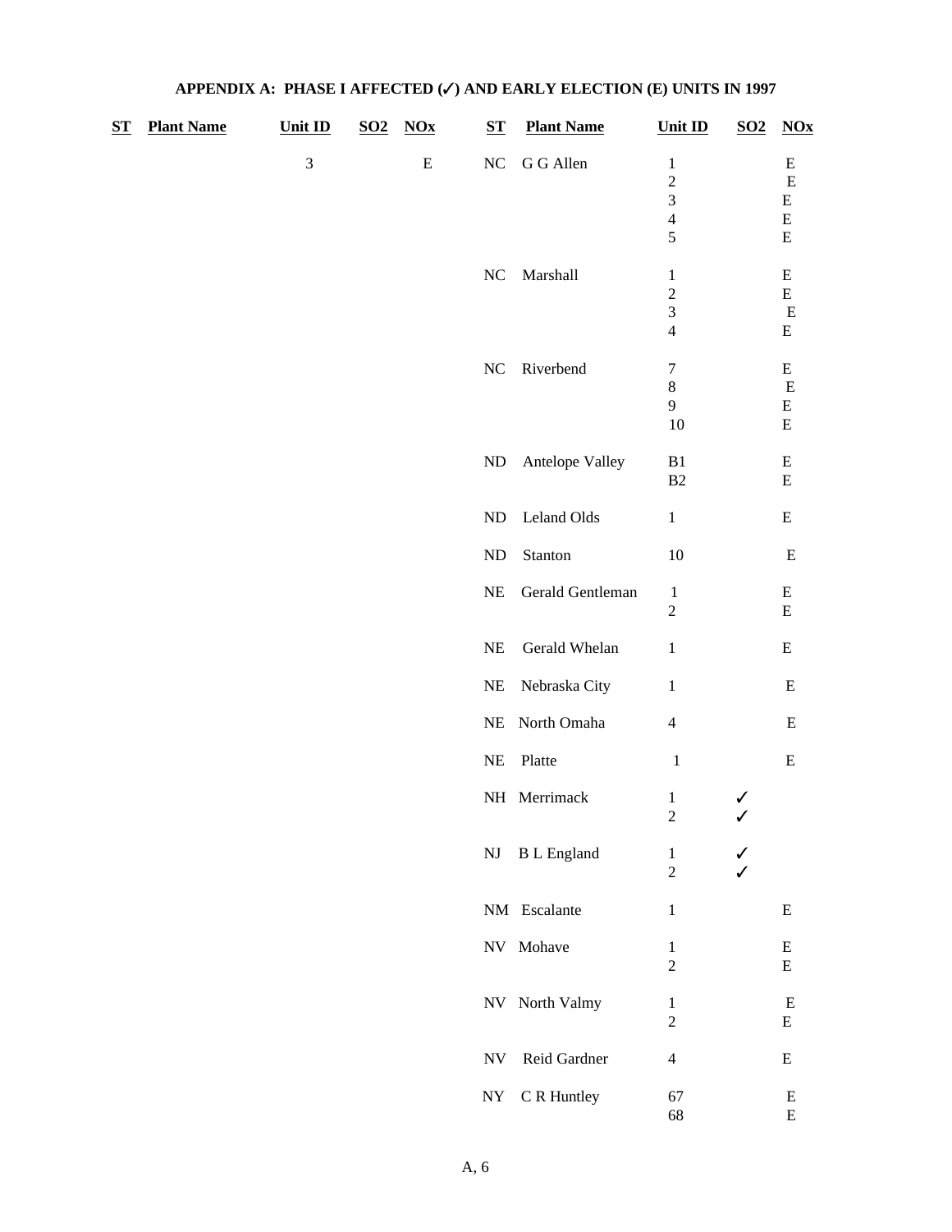## APPENDIX A: PHASE I AFFECTED (✓) AND EARLY ELECTION (E) UNITS IN 1997

| ST | Plant Name | Unit ID | SO2 | NOx |
|---|---|---|---|---|
| | | 3 | | E |
| NC | G G Allen | 1 | | E |
| | | 2 | | E |
| | | 3 | | E |
| | | 4 | | E |
| | | 5 | | E |
| NC | Marshall | 1 | | E |
| | | 2 | | E |
| | | 3 | | E |
| | | 4 | | E |
| NC | Riverbend | 7 | | E |
| | | 8 | | E |
| | | 9 | | E |
| | | 10 | | E |
| ND | Antelope Valley | B1 | | E |
| | | B2 | | E |
| ND | Leland Olds | 1 | | E |
| ND | Stanton | 10 | | E |
| NE | Gerald Gentleman | 1 | | E |
| | | 2 | | E |
| NE | Gerald Whelan | 1 | | E |
| NE | Nebraska City | 1 | | E |
| NE | North Omaha | 4 | | E |
| NE | Platte | 1 | | E |
| NH | Merrimack | 1 | ✓ | |
| | | 2 | ✓ | |
| NJ | B L England | 1 | ✓ | |
| | | 2 | ✓ | |
| NM | Escalante | 1 | | E |
| NV | Mohave | 1 | | E |
| | | 2 | | E |
| NV | North Valmy | 1 | | E |
| | | 2 | | E |
| NV | Reid Gardner | 4 | | E |
| NY | C R Huntley | 67 | | E |
| | | 68 | | E |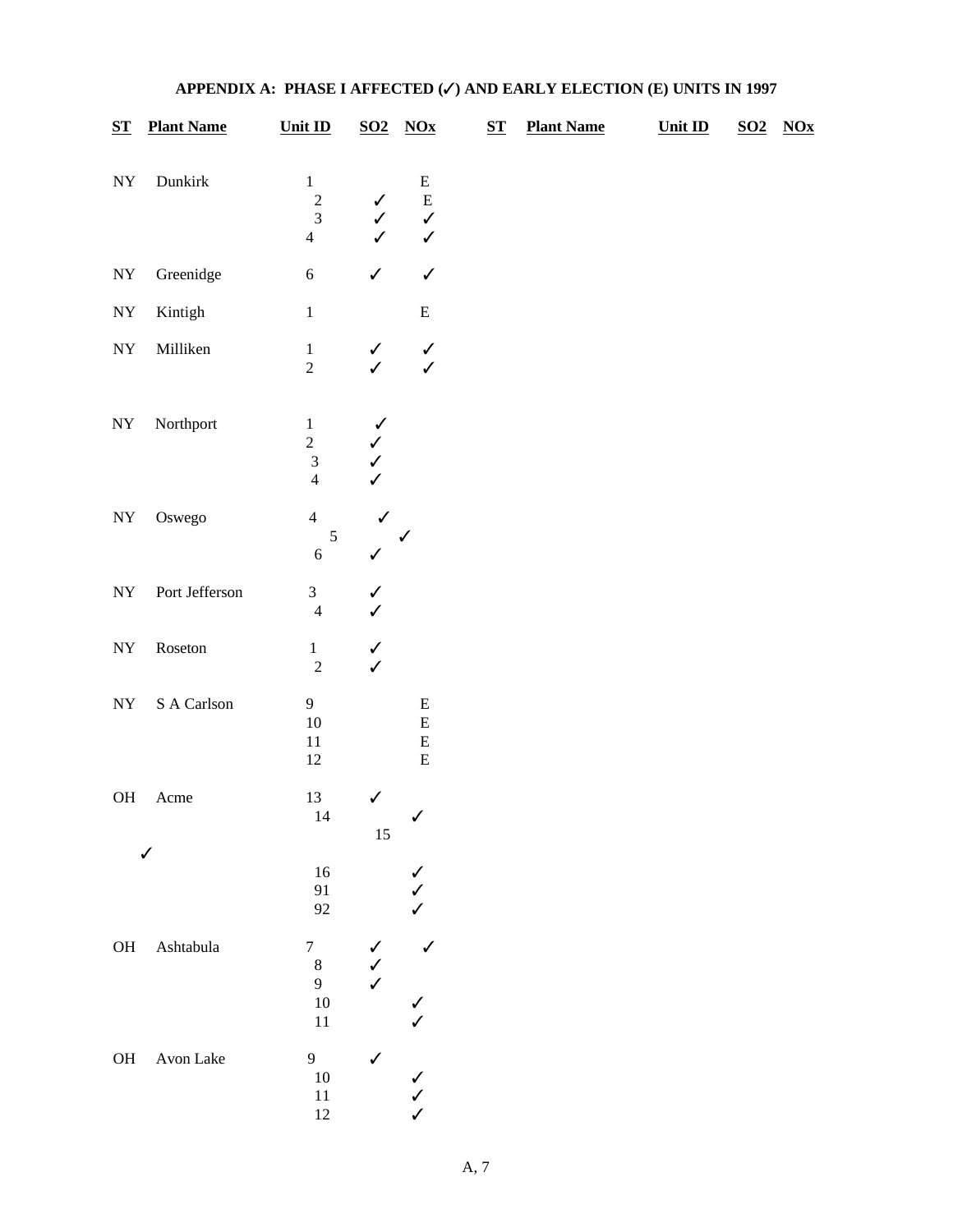## APPENDIX A: PHASE I AFFECTED (✓) AND EARLY ELECTION (E) UNITS IN 1997

| ST | Plant Name | Unit ID | SO2 | NOx |
|---|---|---|---|---|
| NY | Dunkirk | 1 | | E |
| | | 2 | ✓ | E |
| | | 3 | ✓ | ✓ |
| | | 4 | ✓ | ✓ |
| NY | Greenidge | 6 | ✓ | ✓ |
| NY | Kintigh | 1 | | E |
| NY | Milliken | 1 | ✓ | ✓ |
| | | 2 | ✓ | ✓ |
| NY | Northport | 1 | ✓ | |
| | | 2 | ✓ | |
| | | 3 | ✓ | |
| | | 4 | ✓ | |
| NY | Oswego | 4 | ✓ | |
| | | 5 | ✓ | |
| | | 6 | ✓ | |
| NY | Port Jefferson | 3 | ✓ | |
| | | 4 | ✓ | |
| NY | Roseton | 1 | ✓ | |
| | | 2 | ✓ | |
| NY | S A Carlson | 9 | | E |
| | | 10 | | E |
| | | 11 | | E |
| | | 12 | | E |
| OH | Acme | 13 | ✓ | |
| | | 14 | | ✓ |
| | | 15 | | ✓ |
| | | 16 | | ✓ |
| | | 91 | | ✓ |
| | | 92 | | ✓ |
| OH | Ashtabula | 7 | ✓ | ✓ |
| | | 8 | ✓ | |
| | | 9 | ✓ | |
| | | 10 | | ✓ |
| | | 11 | | ✓ |
| OH | Avon Lake | 9 | ✓ | |
| | | 10 | | ✓ |
| | | 11 | | ✓ |
| | | 12 | | ✓ |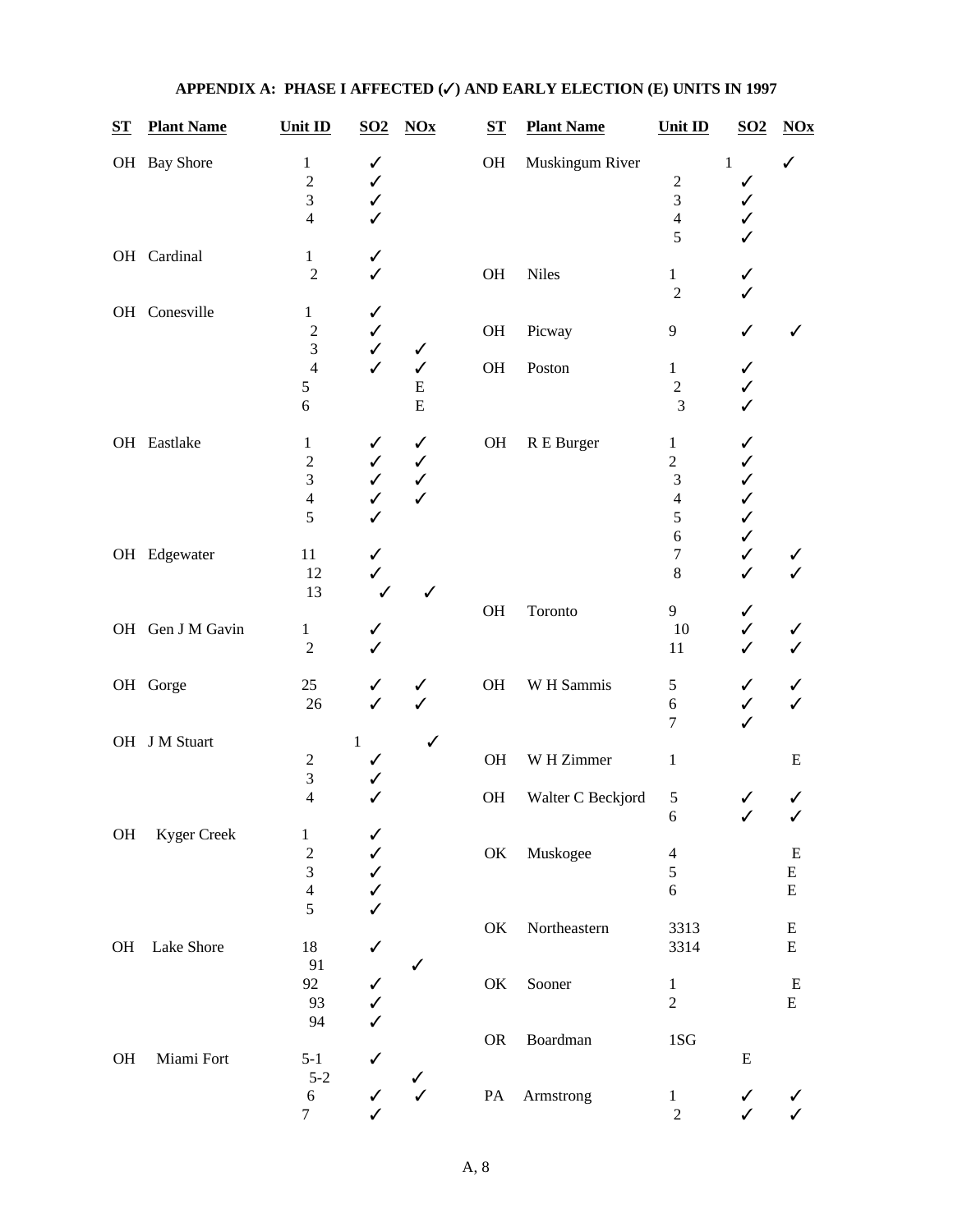## APPENDIX A: PHASE I AFFECTED (✓) AND EARLY ELECTION (E) UNITS IN 1997

| ST | Plant Name | Unit ID | SO2 | NOx |
|---|---|---|---|---|
| OH | Bay Shore | 1 | ✓ | |
| | | 2 | ✓ | |
| | | 3 | ✓ | |
| | | 4 | ✓ | |
| OH | Cardinal | 1 | ✓ | |
| | | 2 | ✓ | |
| OH | Conesville | 1 | ✓ | |
| | | 2 | ✓ | |
| | | 3 | ✓ | ✓ |
| | | 4 | ✓ | ✓ |
| | | 5 | | E |
| | | 6 | | E |
| OH | Eastlake | 1 | ✓ | ✓ |
| | | 2 | ✓ | ✓ |
| | | 3 | ✓ | ✓ |
| | | 4 | ✓ | ✓ |
| | | 5 | ✓ | |
| OH | Edgewater | 11 | ✓ | |
| | | 12 | ✓ | |
| | | 13 | ✓ | ✓ |
| OH | Gen J M Gavin | 1 | ✓ | |
| | | 2 | ✓ | |
| OH | Gorge | 25 | ✓ | ✓ |
| | | 26 | ✓ | ✓ |
| OH | J M Stuart | 1 | | ✓ |
| | | 2 | ✓ | |
| | | 3 | ✓ | |
| | | 4 | ✓ | |
| OH | Kyger Creek | 1 | ✓ | |
| | | 2 | ✓ | |
| | | 3 | ✓ | |
| | | 4 | ✓ | |
| | | 5 | ✓ | |
| OH | Lake Shore | 18 | ✓ | |
| | | 91 | | ✓ |
| | | 92 | ✓ | |
| | | 93 | ✓ | |
| | | 94 | ✓ | |
| OH | Miami Fort | 5-1 | ✓ | |
| | | 5-2 | | ✓ |
| | | 6 | ✓ | ✓ |
| | | 7 | ✓ | |
| OH | Muskingum River | 1 | | ✓ |
| | | 2 | ✓ | |
| | | 3 | ✓ | |
| | | 4 | ✓ | |
| | | 5 | ✓ | |
| OH | Niles | 1 | ✓ | |
| | | 2 | ✓ | |
| OH | Picway | 9 | ✓ | ✓ |
| OH | Poston | 1 | ✓ | |
| | | 2 | ✓ | |
| | | 3 | ✓ | |
| OH | R E Burger | 1 | ✓ | |
| | | 2 | ✓ | |
| | | 3 | ✓ | |
| | | 4 | ✓ | |
| | | 5 | ✓ | |
| | | 6 | ✓ | |
| | | 7 | ✓ | ✓ |
| | | 8 | ✓ | ✓ |
| OH | Toronto | 9 | ✓ | |
| | | 10 | ✓ | ✓ |
| | | 11 | ✓ | ✓ |
| OH | W H Sammis | 5 | ✓ | ✓ |
| | | 6 | ✓ | ✓ |
| | | 7 | ✓ | |
| OH | W H Zimmer | 1 | | E |
| OH | Walter C Beckjord | 5 | ✓ | ✓ |
| | | 6 | ✓ | ✓ |
| OK | Muskogee | 4 | | E |
| | | 5 | | E |
| | | 6 | | E |
| OK | Northeastern | 3313 | | E |
| | | 3314 | | E |
| OK | Sooner | 1 | | E |
| | | 2 | | E |
| OR | Boardman | 1SG | E | |
| PA | Armstrong | 1 | ✓ | ✓ |
| | | 2 | ✓ | ✓ |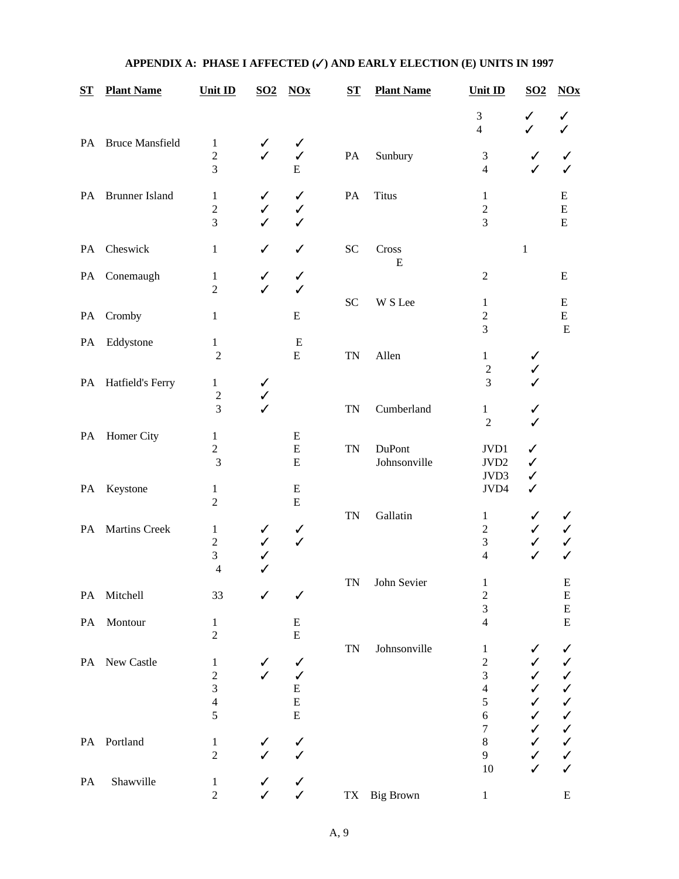# APPENDIX A: PHASE I AFFECTED (✓) AND EARLY ELECTION (E) UNITS IN 1997

| ST | Plant Name | Unit ID | SO2 | NOx |
|---|---|---|---|---|
| | | 3 | ✓ | ✓ |
| | | 4 | ✓ | ✓ |
| PA | Bruce Mansfield | 1 | ✓ | ✓ |
| | | 2 | ✓ | ✓ |
| | | 3 | | E |
| PA | Brunner Island | 1 | ✓ | ✓ |
| | | 2 | ✓ | ✓ |
| | | 3 | ✓ | ✓ |
| PA | Cheswick | 1 | ✓ | ✓ |
| PA | Conemaugh | 1 | ✓ | ✓ |
| | | 2 | ✓ | ✓ |
| PA | Cromby | 1 | | E |
| PA | Eddystone | 1 | | E |
| | | 2 | | E |
| PA | Hatfield's Ferry | 1 | ✓ | |
| | | 2 | ✓ | |
| | | 3 | ✓ | |
| PA | Homer City | 1 | | E |
| | | 2 | | E |
| | | 3 | | E |
| PA | Keystone | 1 | | E |
| | | 2 | | E |
| PA | Martins Creek | 1 | ✓ | ✓ |
| | | 2 | ✓ | ✓ |
| | | 3 | ✓ | |
| | | 4 | ✓ | |
| PA | Mitchell | 33 | ✓ | ✓ |
| PA | Montour | 1 | | E |
| | | 2 | | E |
| PA | New Castle | 1 | ✓ | ✓ |
| | | 2 | ✓ | ✓ |
| | | 3 | | E |
| | | 4 | | E |
| | | 5 | | E |
| PA | Portland | 1 | ✓ | ✓ |
| | | 2 | ✓ | ✓ |
| PA | Shawville | 1 | ✓ | ✓ |
| | | 2 | ✓ | ✓ |
| PA | Sunbury | 3 | ✓ | ✓ |
| | | 4 | ✓ | ✓ |
| PA | Titus | 1 | | E |
| | | 2 | | E |
| | | 3 | | E |
| SC | Cross | 1 | | E |
| | | 2 | | E |
| SC | W S Lee | 1 | | E |
| | | 2 | | E |
| | | 3 | | E |
| TN | Allen | 1 | ✓ | |
| | | 2 | ✓ | |
| | | 3 | ✓ | |
| TN | Cumberland | 1 | ✓ | |
| | | 2 | ✓ | |
| TN | DuPont Johnsonville | JVD1 | ✓ | |
| | | JVD2 | ✓ | |
| | | JVD3 | ✓ | |
| | | JVD4 | ✓ | |
| TN | Gallatin | 1 | ✓ | ✓ |
| | | 2 | ✓ | ✓ |
| | | 3 | ✓ | ✓ |
| | | 4 | ✓ | ✓ |
| TN | John Sevier | 1 | | E |
| | | 2 | | E |
| | | 3 | | E |
| | | 4 | | E |
| TN | Johnsonville | 1 | ✓ | ✓ |
| | | 2 | ✓ | ✓ |
| | | 3 | ✓ | ✓ |
| | | 4 | ✓ | ✓ |
| | | 5 | ✓ | ✓ |
| | | 6 | ✓ | ✓ |
| | | 7 | ✓ | ✓ |
| | | 8 | ✓ | ✓ |
| | | 9 | ✓ | ✓ |
| | | 10 | ✓ | ✓ |
| TX | Big Brown | 1 | | E |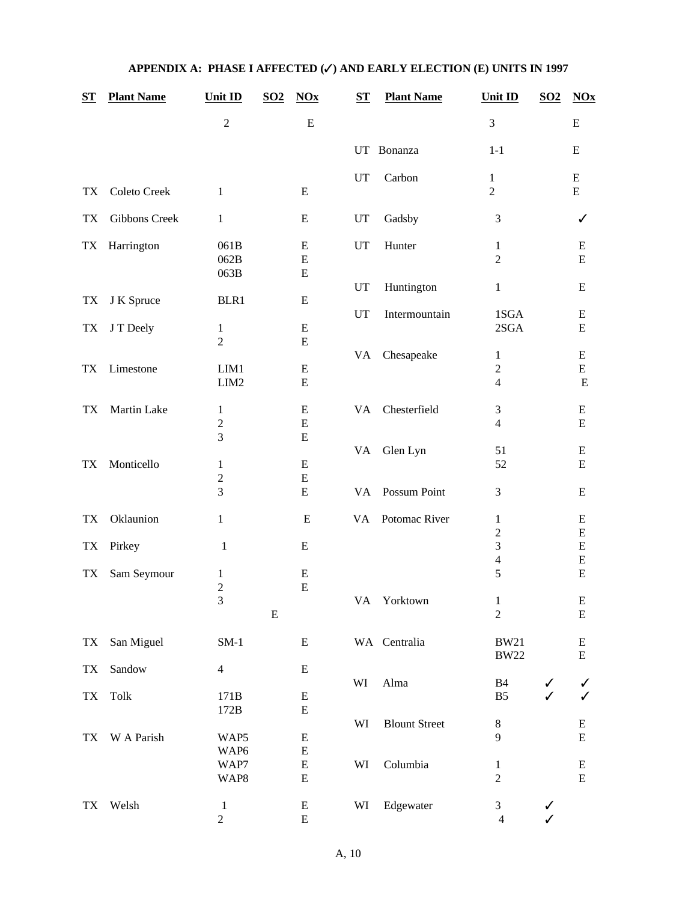**APPENDIX A: PHASE I AFFECTED (✓) AND EARLY ELECTION (E) UNITS IN 1997**

| ST | Plant Name | Unit ID | SO2 | NOx |
|---|---|---|---|---|
| | | 2 | | E |
| TX | Coleto Creek | 1 | | E |
| TX | Gibbons Creek | 1 | | E |
| TX | Harrington | 061B | | E |
| | | 062B | | E |
| | | 063B | | E |
| TX | J K Spruce | BLR1 | | E |
| TX | J T Deely | 1 | | E |
| | | 2 | | E |
| TX | Limestone | LIM1 | | E |
| | | LIM2 | | E |
| TX | Martin Lake | 1 | | E |
| | | 2 | | E |
| | | 3 | | E |
| TX | Monticello | 1 | | E |
| | | 2 | | E |
| | | 3 | | E |
| TX | Oklaunion | 1 | | E |
| TX | Pirkey | 1 | | E |
| TX | Sam Seymour | 1 | | E |
| | | 2 | | E |
| | | 3 | E | |
| TX | San Miguel | SM-1 | | E |
| TX | Sandow | 4 | | E |
| TX | Tolk | 171B | | E |
| | | 172B | | E |
| TX | W A Parish | WAP5 | | E |
| | | WAP6 | | E |
| | | WAP7 | | E |
| | | WAP8 | | E |
| TX | Welsh | 1 | | E |
| | | 2 | | E |
| | | 3 | | E |
| UT | Bonanza | 1-1 | | E |
| UT | Carbon | 1 | | E |
| | | 2 | | E |
| UT | Gadsby | 3 | | ✓ |
| UT | Hunter | 1 | | E |
| | | 2 | | E |
| UT | Huntington | 1 | | E |
| UT | Intermountain | 1SGA | | E |
| | | 2SGA | | E |
| VA | Chesapeake | 1 | | E |
| | | 2 | | E |
| | | 4 | | E |
| VA | Chesterfield | 3 | | E |
| | | 4 | | E |
| VA | Glen Lyn | 51 | | E |
| | | 52 | | E |
| VA | Possum Point | 3 | | E |
| VA | Potomac River | 1 | | E |
| | | 2 | | E |
| | | 3 | | E |
| | | 4 | | E |
| | | 5 | | E |
| VA | Yorktown | 1 | | E |
| | | 2 | | E |
| WA | Centralia | BW21 | | E |
| | | BW22 | | E |
| WI | Alma | B4 | ✓ | ✓ |
| | | B5 | ✓ | ✓ |
| WI | Blount Street | 8 | | E |
| | | 9 | | E |
| WI | Columbia | 1 | | E |
| | | 2 | | E |
| WI | Edgewater | 3 | ✓ | |
| | | 4 | ✓ | |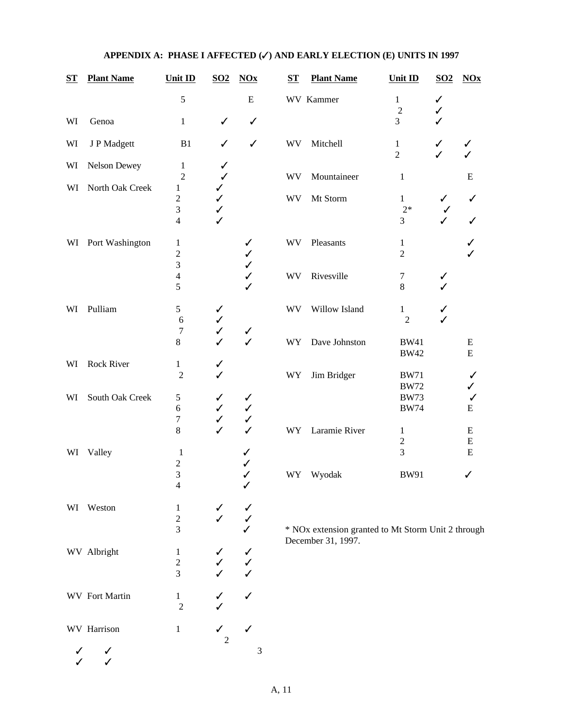## APPENDIX A: PHASE I AFFECTED (✓) AND EARLY ELECTION (E) UNITS IN 1997

| ST | Plant Name | Unit ID | SO2 | NOx |
|---|---|---|---|---|
| | | 5 | | E |
| WI | Genoa | 1 | ✓ | ✓ |
| WI | J P Madgett | B1 | ✓ | ✓ |
| WI | Nelson Dewey | 1 | ✓ | |
| | | 2 | ✓ | |
| WI | North Oak Creek | 1 | ✓ | |
| | | 2 | ✓ | |
| | | 3 | ✓ | |
| | | 4 | ✓ | |
| WI | Port Washington | 1 | | ✓ |
| | | 2 | | ✓ |
| | | 3 | | ✓ |
| | | 4 | | ✓ |
| | | 5 | | ✓ |
| WI | Pulliam | 5 | ✓ | |
| | | 6 | ✓ | |
| | | 7 | ✓ | ✓ |
| | | 8 | ✓ | ✓ |
| WI | Rock River | 1 | ✓ | |
| | | 2 | ✓ | |
| WI | South Oak Creek | 5 | ✓ | ✓ |
| | | 6 | ✓ | ✓ |
| | | 7 | ✓ | ✓ |
| | | 8 | ✓ | ✓ |
| WI | Valley | 1 | | ✓ |
| | | 2 | | ✓ |
| | | 3 | | ✓ |
| | | 4 | | ✓ |
| WI | Weston | 1 | ✓ | ✓ |
| | | 2 | ✓ | ✓ |
| | | 3 | | ✓ |
| WV | Albright | 1 | ✓ | ✓ |
| | | 2 | ✓ | ✓ |
| | | 3 | ✓ | ✓ |
| WV | Fort Martin | 1 | ✓ | ✓ |
| | | 2 | ✓ | |
| WV | Harrison | 1 | ✓ | ✓ |
| | | 2 | ✓ | ✓ |
| | | 3 | ✓ | ✓ |
| WV | Kammer | 1 | ✓ | |
| | | 2 | ✓ | |
| | | 3 | ✓ | |
| WV | Mitchell | 1 | ✓ | ✓ |
| | | 2 | ✓ | ✓ |
| WV | Mountaineer | 1 | | E |
| WV | Mt Storm | 1 | ✓ | ✓ |
| | | 2* | ✓ | |
| | | 3 | ✓ | ✓ |
| WV | Pleasants | 1 | | ✓ |
| | | 2 | | ✓ |
| WV | Rivesville | 7 | ✓ | |
| | | 8 | ✓ | |
| WV | Willow Island | 1 | ✓ | |
| | | 2 | ✓ | |
| WY | Dave Johnston | BW41 | | E |
| | | BW42 | | E |
| WY | Jim Bridger | BW71 | | ✓ |
| | | BW72 | | ✓ |
| | | BW73 | | ✓ |
| | | BW74 | | E |
| WY | Laramie River | 1 | | E |
| | | 2 | | E |
| | | 3 | | E |
| WY | Wyodak | BW91 | | ✓ |

* NOx extension granted to Mt Storm Unit 2 through December 31, 1997.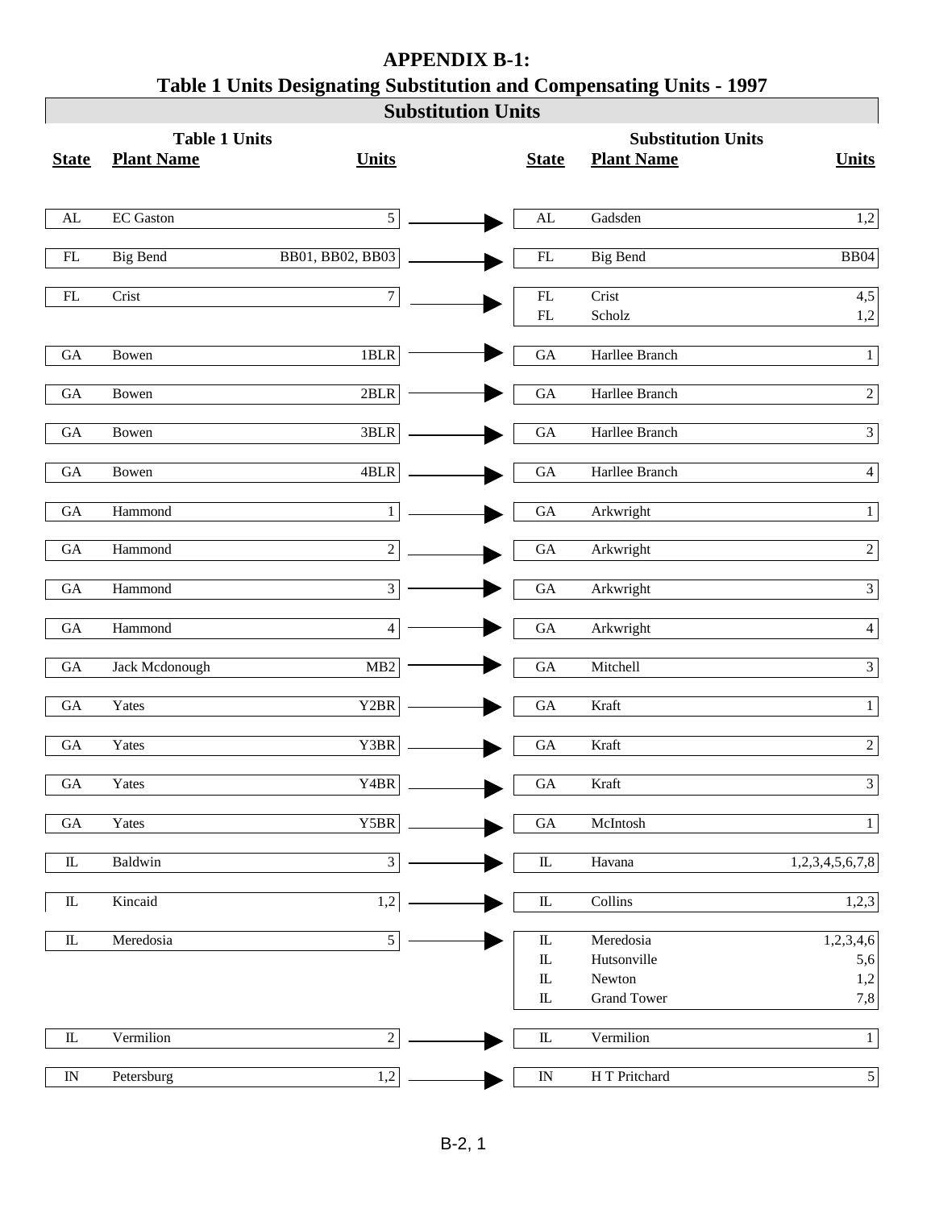# APPENDIX B-1:

## Table 1 Units Designating Substitution and Compensating Units - 1997

### Substitution Units

| Table 1 Units | | | Substitution Units | | |
|---|---|---|---|---|---|
| **State** | **Plant Name** | **Units** | **State** | **Plant Name** | **Units** |
| AL | EC Gaston | 5 | AL | Gadsden | 1,2 |
| FL | Big Bend | BB01, BB02, BB03 | FL | Big Bend | BB04 |
| FL | Crist | 7 | FL | Crist | 4,5 |
| | | | FL | Scholz | 1,2 |
| GA | Bowen | 1BLR | GA | Harllee Branch | 1 |
| GA | Bowen | 2BLR | GA | Harllee Branch | 2 |
| GA | Bowen | 3BLR | GA | Harllee Branch | 3 |
| GA | Bowen | 4BLR | GA | Harllee Branch | 4 |
| GA | Hammond | 1 | GA | Arkwright | 1 |
| GA | Hammond | 2 | GA | Arkwright | 2 |
| GA | Hammond | 3 | GA | Arkwright | 3 |
| GA | Hammond | 4 | GA | Arkwright | 4 |
| GA | Jack Mcdonough | MB2 | GA | Mitchell | 3 |
| GA | Yates | Y2BR | GA | Kraft | 1 |
| GA | Yates | Y3BR | GA | Kraft | 2 |
| GA | Yates | Y4BR | GA | Kraft | 3 |
| GA | Yates | Y5BR | GA | McIntosh | 1 |
| IL | Baldwin | 3 | IL | Havana | 1,2,3,4,5,6,7,8 |
| IL | Kincaid | 1,2 | IL | Collins | 1,2,3 |
| IL | Meredosia | 5 | IL | Meredosia | 1,2,3,4,6 |
| | | | IL | Hutsonville | 5,6 |
| | | | IL | Newton | 1,2 |
| | | | IL | Grand Tower | 7,8 |
| IL | Vermilion | 2 | IL | Vermilion | 1 |
| IN | Petersburg | 1,2 | IN | H T Pritchard | 5 |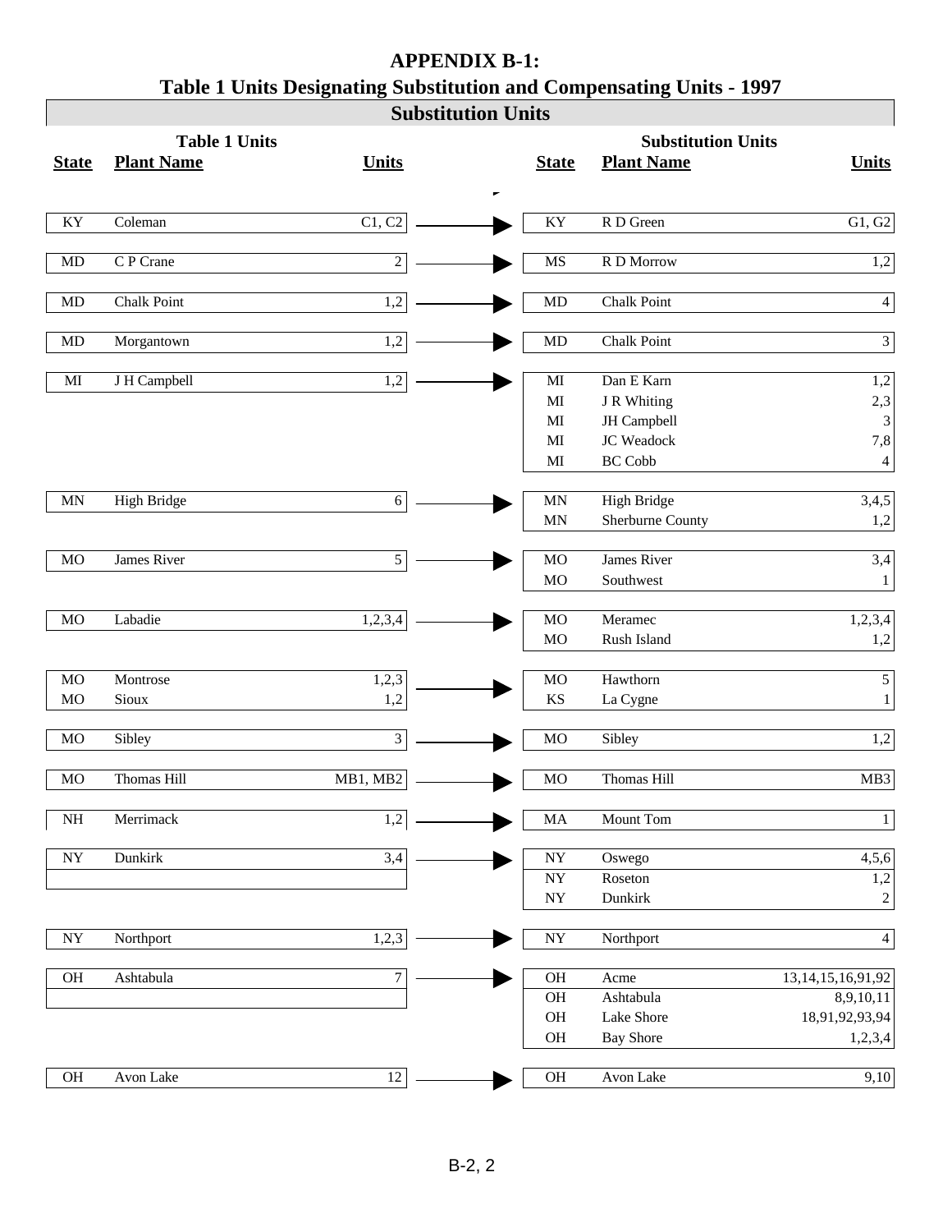# APPENDIX B-1:
## Table 1 Units Designating Substitution and Compensating Units - 1997

### Substitution Units

| Table 1 Units | | | Substitution Units | | |
|---|---|---|---|---|---|
| **State** | **Plant Name** | **Units** | **State** | **Plant Name** | **Units** |
| KY | Coleman | C1, C2 | KY | R D Green | G1, G2 |
| MD | C P Crane | 2 | MS | R D Morrow | 1,2 |
| MD | Chalk Point | 1,2 | MD | Chalk Point | 4 |
| MD | Morgantown | 1,2 | MD | Chalk Point | 3 |
| MI | J H Campbell | 1,2 | MI | Dan E Karn | 1,2 |
| | | | MI | J R Whiting | 2,3 |
| | | | MI | JH Campbell | 3 |
| | | | MI | JC Weadock | 7,8 |
| | | | MI | BC Cobb | 4 |
| MN | High Bridge | 6 | MN | High Bridge | 3,4,5 |
| | | | MN | Sherburne County | 1,2 |
| MO | James River | 5 | MO | James River | 3,4 |
| | | | MO | Southwest | 1 |
| MO | Labadie | 1,2,3,4 | MO | Meramec | 1,2,3,4 |
| | | | MO | Rush Island | 1,2 |
| MO | Montrose | 1,2,3 | MO | Hawthorn | 5 |
| MO | Sioux | 1,2 | KS | La Cygne | 1 |
| MO | Sibley | 3 | MO | Sibley | 1,2 |
| MO | Thomas Hill | MB1, MB2 | MO | Thomas Hill | MB3 |
| NH | Merrimack | 1,2 | MA | Mount Tom | 1 |
| NY | Dunkirk | 3,4 | NY | Oswego | 4,5,6 |
| | | | NY | Roseton | 1,2 |
| | | | NY | Dunkirk | 2 |
| NY | Northport | 1,2,3 | NY | Northport | 4 |
| OH | Ashtabula | 7 | OH | Acme | 13,14,15,16,91,92 |
| | | | OH | Ashtabula | 8,9,10,11 |
| | | | OH | Lake Shore | 18,91,92,93,94 |
| | | | OH | Bay Shore | 1,2,3,4 |
| OH | Avon Lake | 12 | OH | Avon Lake | 9,10 |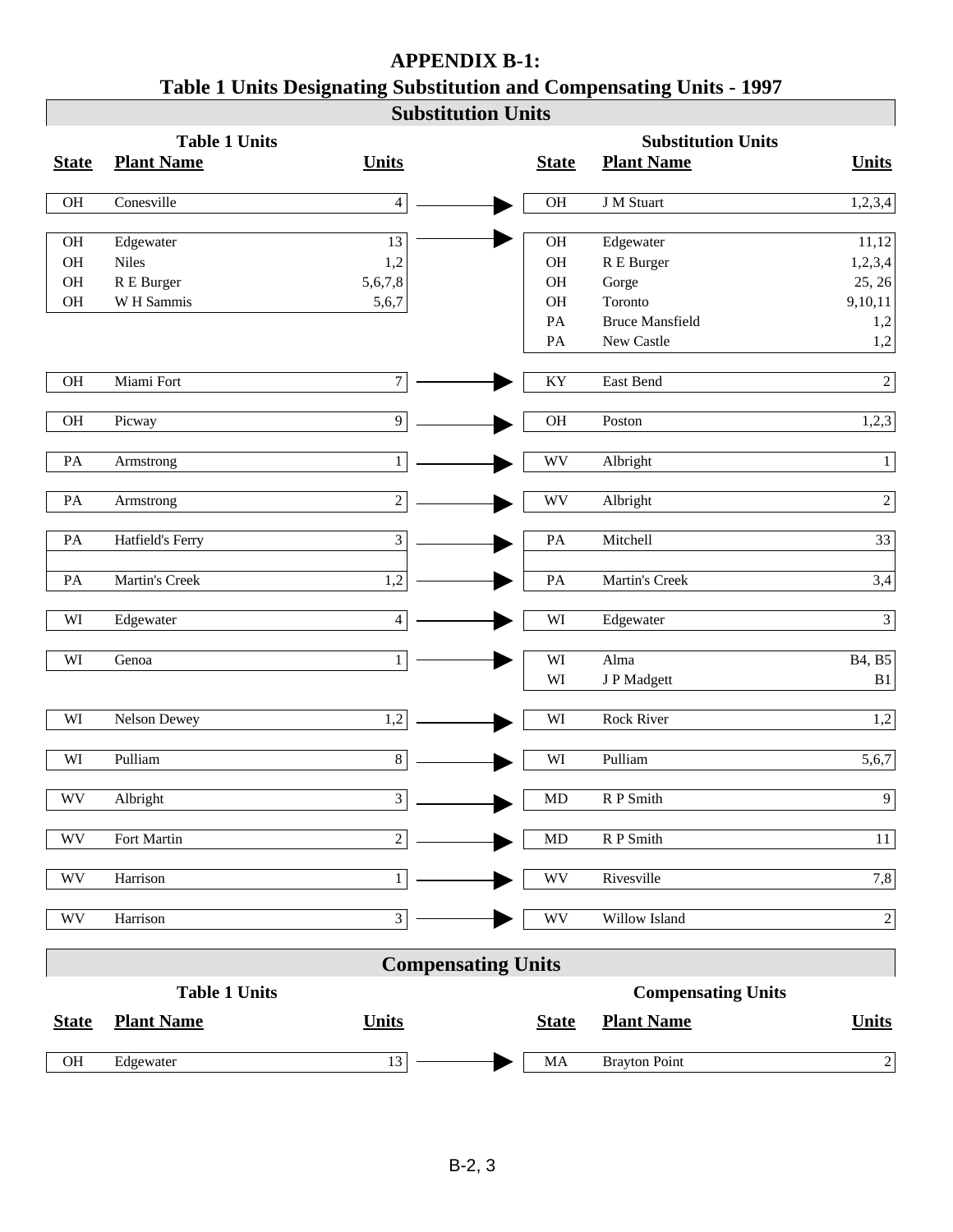# APPENDIX B-1:
## Table 1 Units Designating Substitution and Compensating Units - 1997

### Substitution Units

| Table 1 Units | | | Substitution Units | | |
|---|---|---|---|---|---|
| **State** | **Plant Name** | **Units** | **State** | **Plant Name** | **Units** |
| OH | Conesville | 4 | OH | J M Stuart | 1,2,3,4 |
| OH | Edgewater | 13 | OH | Edgewater | 11,12 |
| OH | Niles | 1,2 | OH | R E Burger | 1,2,3,4 |
| OH | R E Burger | 5,6,7,8 | OH | Gorge | 25, 26 |
| OH | W H Sammis | 5,6,7 | OH | Toronto | 9,10,11 |
| | | | PA | Bruce Mansfield | 1,2 |
| | | | PA | New Castle | 1,2 |
| OH | Miami Fort | 7 | KY | East Bend | 2 |
| OH | Picway | 9 | OH | Poston | 1,2,3 |
| PA | Armstrong | 1 | WV | Albright | 1 |
| PA | Armstrong | 2 | WV | Albright | 2 |
| PA | Hatfield's Ferry | 3 | PA | Mitchell | 33 |
| PA | Martin's Creek | 1,2 | PA | Martin's Creek | 3,4 |
| WI | Edgewater | 4 | WI | Edgewater | 3 |
| WI | Genoa | 1 | WI | Alma | B4, B5 |
| | | | WI | J P Madgett | B1 |
| WI | Nelson Dewey | 1,2 | WI | Rock River | 1,2 |
| WI | Pulliam | 8 | WI | Pulliam | 5,6,7 |
| WV | Albright | 3 | MD | R P Smith | 9 |
| WV | Fort Martin | 2 | MD | R P Smith | 11 |
| WV | Harrison | 1 | WV | Rivesville | 7,8 |
| WV | Harrison | 3 | WV | Willow Island | 2 |

### Compensating Units

| Table 1 Units | | | Compensating Units | | |
|---|---|---|---|---|---|
| **State** | **Plant Name** | **Units** | **State** | **Plant Name** | **Units** |
| OH | Edgewater | 13 | MA | Brayton Point | 2 |

B-2, 3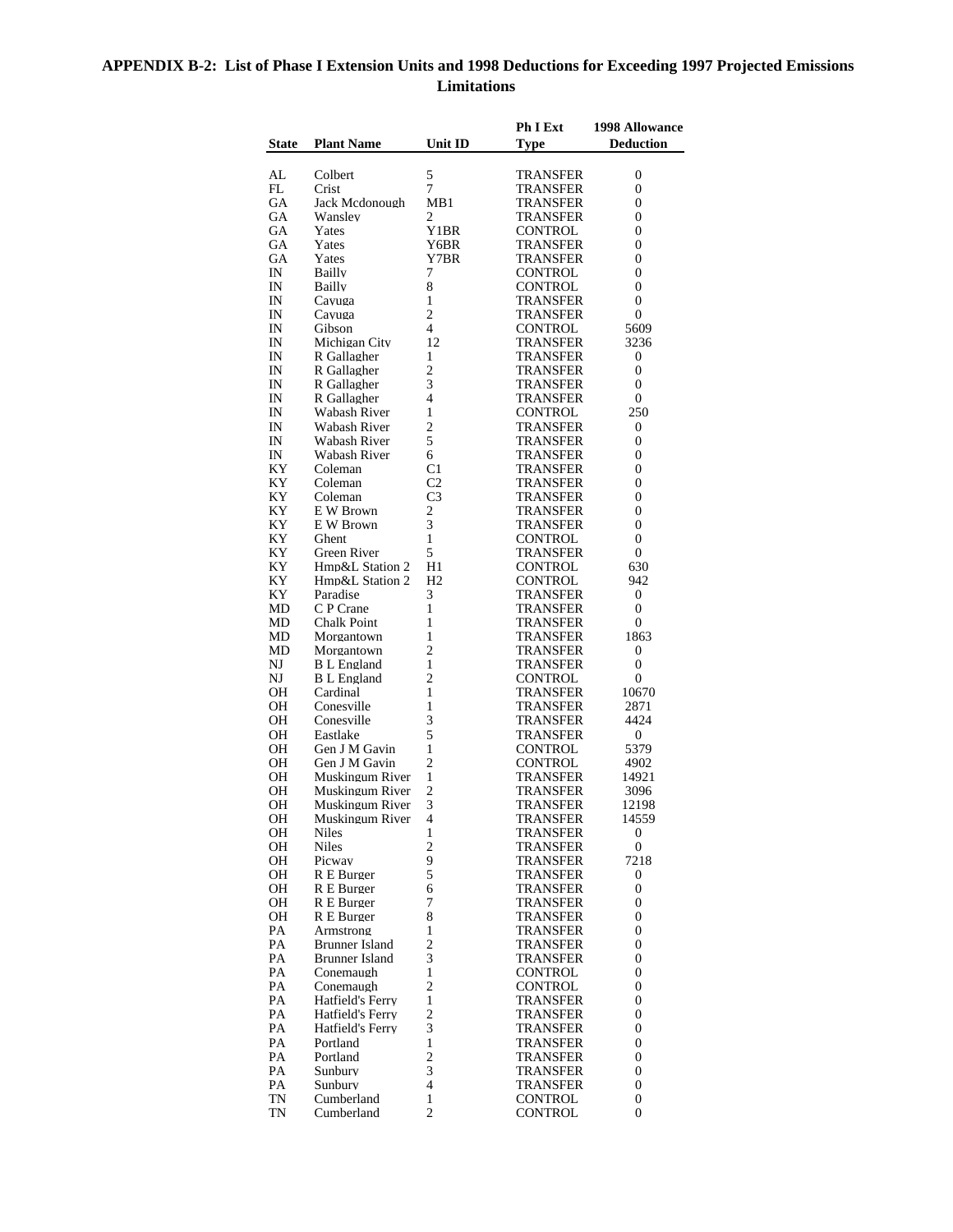**APPENDIX B-2: List of Phase I Extension Units and 1998 Deductions for Exceeding 1997 Projected Emissions Limitations**

| State | Plant Name | Unit ID | Ph I Ext Type | 1998 Allowance Deduction |
|---|---|---|---|---|
| AL | Colbert | 5 | TRANSFER | 0 |
| FL | Crist | 7 | TRANSFER | 0 |
| GA | Jack Mcdonough | MB1 | TRANSFER | 0 |
| GA | Wansley | 2 | TRANSFER | 0 |
| GA | Yates | Y1BR | CONTROL | 0 |
| GA | Yates | Y6BR | TRANSFER | 0 |
| GA | Yates | Y7BR | TRANSFER | 0 |
| IN | Bailly | 7 | CONTROL | 0 |
| IN | Bailly | 8 | CONTROL | 0 |
| IN | Cayuga | 1 | TRANSFER | 0 |
| IN | Cayuga | 2 | TRANSFER | 0 |
| IN | Gibson | 4 | CONTROL | 5609 |
| IN | Michigan City | 12 | TRANSFER | 3236 |
| IN | R Gallagher | 1 | TRANSFER | 0 |
| IN | R Gallagher | 2 | TRANSFER | 0 |
| IN | R Gallagher | 3 | TRANSFER | 0 |
| IN | R Gallagher | 4 | TRANSFER | 0 |
| IN | Wabash River | 1 | CONTROL | 250 |
| IN | Wabash River | 2 | TRANSFER | 0 |
| IN | Wabash River | 5 | TRANSFER | 0 |
| IN | Wabash River | 6 | TRANSFER | 0 |
| KY | Coleman | C1 | TRANSFER | 0 |
| KY | Coleman | C2 | TRANSFER | 0 |
| KY | Coleman | C3 | TRANSFER | 0 |
| KY | E W Brown | 2 | TRANSFER | 0 |
| KY | E W Brown | 3 | TRANSFER | 0 |
| KY | Ghent | 1 | CONTROL | 0 |
| KY | Green River | 5 | TRANSFER | 0 |
| KY | Hmp&L Station 2 | H1 | CONTROL | 630 |
| KY | Hmp&L Station 2 | H2 | CONTROL | 942 |
| KY | Paradise | 3 | TRANSFER | 0 |
| MD | C P Crane | 1 | TRANSFER | 0 |
| MD | Chalk Point | 1 | TRANSFER | 0 |
| MD | Morgantown | 1 | TRANSFER | 1863 |
| MD | Morgantown | 2 | TRANSFER | 0 |
| NJ | B L England | 1 | TRANSFER | 0 |
| NJ | B L England | 2 | CONTROL | 0 |
| OH | Cardinal | 1 | TRANSFER | 10670 |
| OH | Conesville | 1 | TRANSFER | 2871 |
| OH | Conesville | 3 | TRANSFER | 4424 |
| OH | Eastlake | 5 | TRANSFER | 0 |
| OH | Gen J M Gavin | 1 | CONTROL | 5379 |
| OH | Gen J M Gavin | 2 | CONTROL | 4902 |
| OH | Muskingum River | 1 | TRANSFER | 14921 |
| OH | Muskingum River | 2 | TRANSFER | 3096 |
| OH | Muskingum River | 3 | TRANSFER | 12198 |
| OH | Muskingum River | 4 | TRANSFER | 14559 |
| OH | Niles | 1 | TRANSFER | 0 |
| OH | Niles | 2 | TRANSFER | 0 |
| OH | Picway | 9 | TRANSFER | 7218 |
| OH | R E Burger | 5 | TRANSFER | 0 |
| OH | R E Burger | 6 | TRANSFER | 0 |
| OH | R E Burger | 7 | TRANSFER | 0 |
| OH | R E Burger | 8 | TRANSFER | 0 |
| PA | Armstrong | 1 | TRANSFER | 0 |
| PA | Brunner Island | 2 | TRANSFER | 0 |
| PA | Brunner Island | 3 | TRANSFER | 0 |
| PA | Conemaugh | 1 | CONTROL | 0 |
| PA | Conemaugh | 2 | CONTROL | 0 |
| PA | Hatfield's Ferry | 1 | TRANSFER | 0 |
| PA | Hatfield's Ferry | 2 | TRANSFER | 0 |
| PA | Hatfield's Ferry | 3 | TRANSFER | 0 |
| PA | Portland | 1 | TRANSFER | 0 |
| PA | Portland | 2 | TRANSFER | 0 |
| PA | Sunbury | 3 | TRANSFER | 0 |
| PA | Sunbury | 4 | TRANSFER | 0 |
| TN | Cumberland | 1 | CONTROL | 0 |
| TN | Cumberland | 2 | CONTROL | 0 |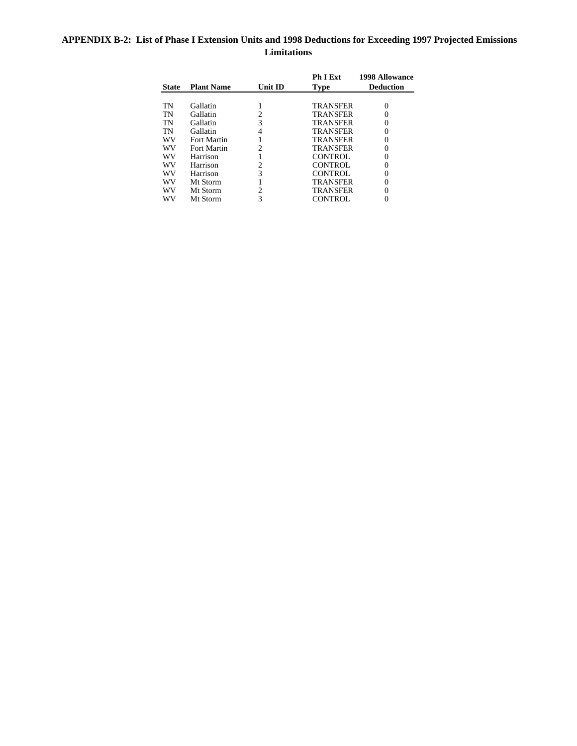**APPENDIX B-2: List of Phase I Extension Units and 1998 Deductions for Exceeding 1997 Projected Emissions Limitations**

| State | Plant Name | Unit ID | Ph I Ext Type | 1998 Allowance Deduction |
|---|---|---|---|---|
| TN | Gallatin | 1 | TRANSFER | 0 |
| TN | Gallatin | 2 | TRANSFER | 0 |
| TN | Gallatin | 3 | TRANSFER | 0 |
| TN | Gallatin | 4 | TRANSFER | 0 |
| WV | Fort Martin | 1 | TRANSFER | 0 |
| WV | Fort Martin | 2 | TRANSFER | 0 |
| WV | Harrison | 1 | CONTROL | 0 |
| WV | Harrison | 2 | CONTROL | 0 |
| WV | Harrison | 3 | CONTROL | 0 |
| WV | Mt Storm | 1 | TRANSFER | 0 |
| WV | Mt Storm | 2 | TRANSFER | 0 |
| WV | Mt Storm | 3 | CONTROL | 0 |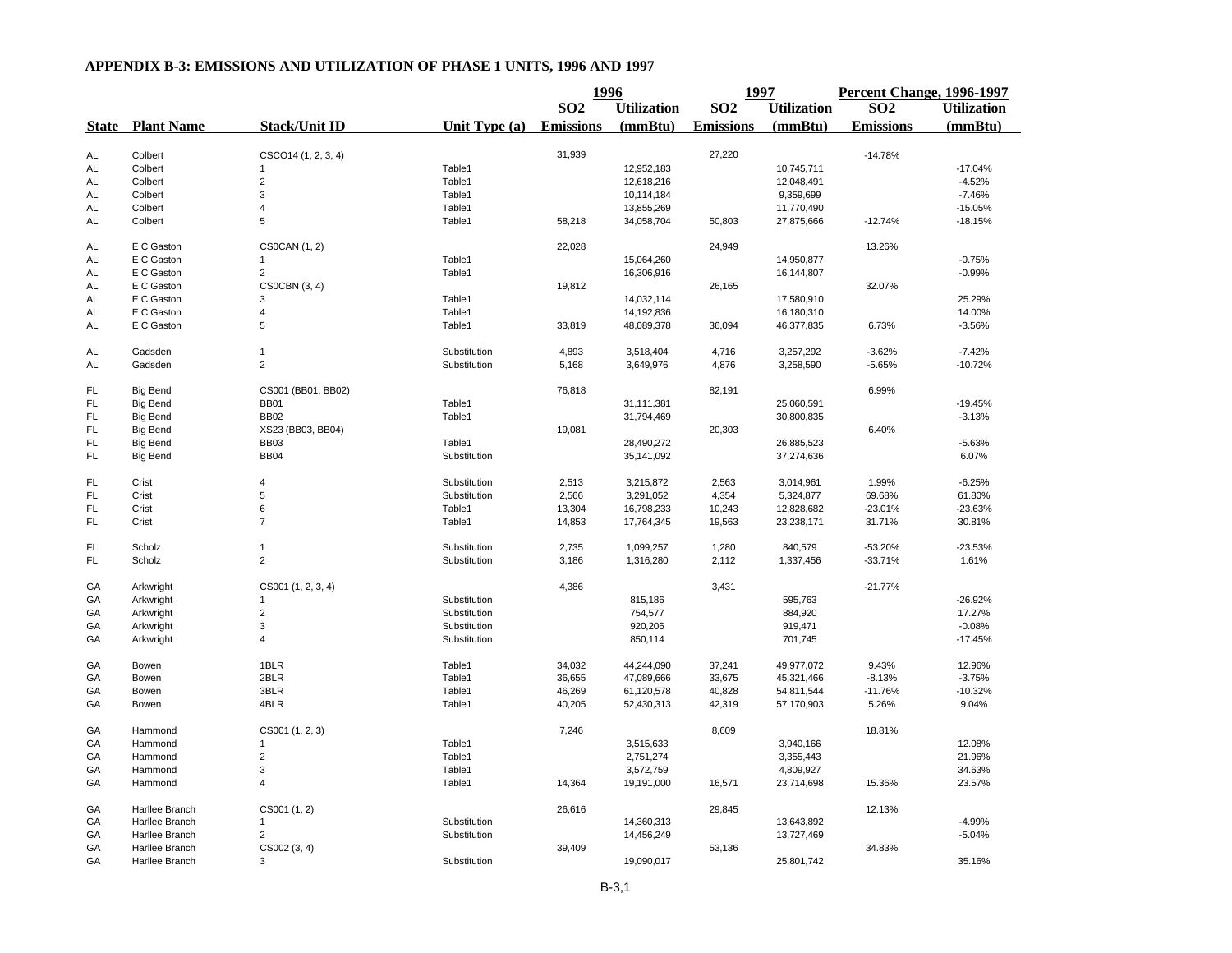## APPENDIX B-3: EMISSIONS AND UTILIZATION OF PHASE 1 UNITS, 1996 AND 1997

| | | | | 1996 | | 1997 | | Percent Change, 1996-1997 | |
|---|---|---|---|---|---|---|---|---|---|
| State | Plant Name | Stack/Unit ID | Unit Type (a) | SO2 Emissions | Utilization (mmBtu) | SO2 Emissions | Utilization (mmBtu) | SO2 Emissions | Utilization (mmBtu) |
| AL | Colbert | CSCO14 (1, 2, 3, 4) | | 31,939 | | 27,220 | | -14.78% | |
| AL | Colbert | 1 | Table1 | | 12,952,183 | | 10,745,711 | | -17.04% |
| AL | Colbert | 2 | Table1 | | 12,618,216 | | 12,048,491 | | -4.52% |
| AL | Colbert | 3 | Table1 | | 10,114,184 | | 9,359,699 | | -7.46% |
| AL | Colbert | 4 | Table1 | | 13,855,269 | | 11,770,490 | | -15.05% |
| AL | Colbert | 5 | Table1 | 58,218 | 34,058,704 | 50,803 | 27,875,666 | -12.74% | -18.15% |
| AL | E C Gaston | CS0CAN (1, 2) | | 22,028 | | 24,949 | | 13.26% | |
| AL | E C Gaston | 1 | Table1 | | 15,064,260 | | 14,950,877 | | -0.75% |
| AL | E C Gaston | 2 | Table1 | | 16,306,916 | | 16,144,807 | | -0.99% |
| AL | E C Gaston | CS0CBN (3, 4) | | 19,812 | | 26,165 | | 32.07% | |
| AL | E C Gaston | 3 | Table1 | | 14,032,114 | | 17,580,910 | | 25.29% |
| AL | E C Gaston | 4 | Table1 | | 14,192,836 | | 16,180,310 | | 14.00% |
| AL | E C Gaston | 5 | Table1 | 33,819 | 48,089,378 | 36,094 | 46,377,835 | 6.73% | -3.56% |
| AL | Gadsden | 1 | Substitution | 4,893 | 3,518,404 | 4,716 | 3,257,292 | -3.62% | -7.42% |
| AL | Gadsden | 2 | Substitution | 5,168 | 3,649,976 | 4,876 | 3,258,590 | -5.65% | -10.72% |
| FL | Big Bend | CS001 (BB01, BB02) | | 76,818 | | 82,191 | | 6.99% | |
| FL | Big Bend | BB01 | Table1 | | 31,111,381 | | 25,060,591 | | -19.45% |
| FL | Big Bend | BB02 | Table1 | | 31,794,469 | | 30,800,835 | | -3.13% |
| FL | Big Bend | XS23 (BB03, BB04) | | 19,081 | | 20,303 | | 6.40% | |
| FL | Big Bend | BB03 | Table1 | | 28,490,272 | | 26,885,523 | | -5.63% |
| FL | Big Bend | BB04 | Substitution | | 35,141,092 | | 37,274,636 | | 6.07% |
| FL | Crist | 4 | Substitution | 2,513 | 3,215,872 | 2,563 | 3,014,961 | 1.99% | -6.25% |
| FL | Crist | 5 | Substitution | 2,566 | 3,291,052 | 4,354 | 5,324,877 | 69.68% | 61.80% |
| FL | Crist | 6 | Table1 | 13,304 | 16,798,233 | 10,243 | 12,828,682 | -23.01% | -23.63% |
| FL | Crist | 7 | Table1 | 14,853 | 17,764,345 | 19,563 | 23,238,171 | 31.71% | 30.81% |
| FL | Scholz | 1 | Substitution | 2,735 | 1,099,257 | 1,280 | 840,579 | -53.20% | -23.53% |
| FL | Scholz | 2 | Substitution | 3,186 | 1,316,280 | 2,112 | 1,337,456 | -33.71% | 1.61% |
| GA | Arkwright | CS001 (1, 2, 3, 4) | | 4,386 | | 3,431 | | -21.77% | |
| GA | Arkwright | 1 | Substitution | | 815,186 | | 595,763 | | -26.92% |
| GA | Arkwright | 2 | Substitution | | 754,577 | | 884,920 | | 17.27% |
| GA | Arkwright | 3 | Substitution | | 920,206 | | 919,471 | | -0.08% |
| GA | Arkwright | 4 | Substitution | | 850,114 | | 701,745 | | -17.45% |
| GA | Bowen | 1BLR | Table1 | 34,032 | 44,244,090 | 37,241 | 49,977,072 | 9.43% | 12.96% |
| GA | Bowen | 2BLR | Table1 | 36,655 | 47,089,666 | 33,675 | 45,321,466 | -8.13% | -3.75% |
| GA | Bowen | 3BLR | Table1 | 46,269 | 61,120,578 | 40,828 | 54,811,544 | -11.76% | -10.32% |
| GA | Bowen | 4BLR | Table1 | 40,205 | 52,430,313 | 42,319 | 57,170,903 | 5.26% | 9.04% |
| GA | Hammond | CS001 (1, 2, 3) | | 7,246 | | 8,609 | | 18.81% | |
| GA | Hammond | 1 | Table1 | | 3,515,633 | | 3,940,166 | | 12.08% |
| GA | Hammond | 2 | Table1 | | 2,751,274 | | 3,355,443 | | 21.96% |
| GA | Hammond | 3 | Table1 | | 3,572,759 | | 4,809,927 | | 34.63% |
| GA | Hammond | 4 | Table1 | 14,364 | 19,191,000 | 16,571 | 23,714,698 | 15.36% | 23.57% |
| GA | Harllee Branch | CS001 (1, 2) | | 26,616 | | 29,845 | | 12.13% | |
| GA | Harllee Branch | 1 | Substitution | | 14,360,313 | | 13,643,892 | | -4.99% |
| GA | Harllee Branch | 2 | Substitution | | 14,456,249 | | 13,727,469 | | -5.04% |
| GA | Harllee Branch | CS002 (3, 4) | | 39,409 | | 53,136 | | 34.83% | |
| GA | Harllee Branch | 3 | Substitution | | 19,090,017 | | 25,801,742 | | 35.16% |

B-3,1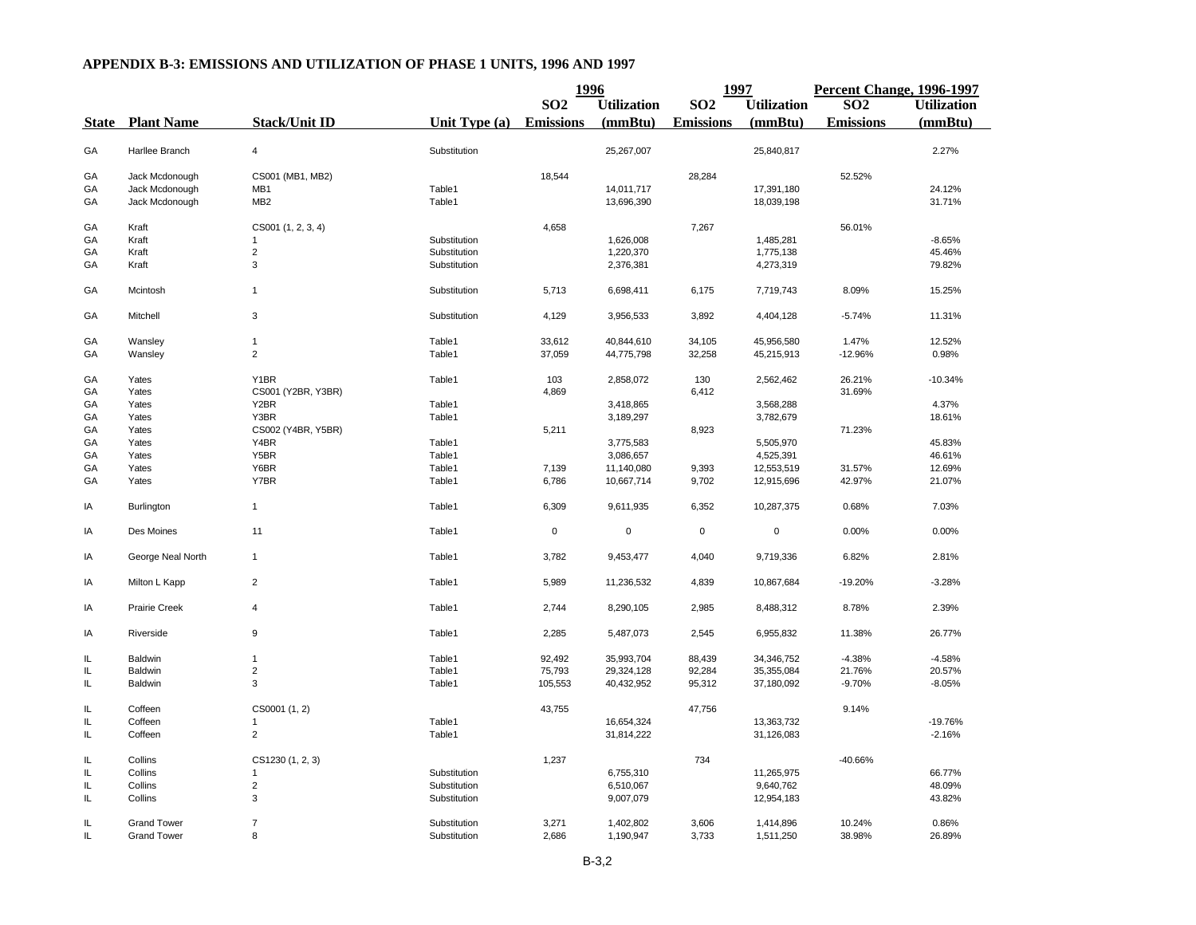## APPENDIX B-3: EMISSIONS AND UTILIZATION OF PHASE 1 UNITS, 1996 AND 1997

| | | | | 1996 | | 1997 | | Percent Change, 1996-1997 | |
|---|---|---|---|---|---|---|---|---|---|
| State | Plant Name | Stack/Unit ID | Unit Type (a) | $SO_2$ Emissions | Utilization (mmBtu) | $SO_2$ Emissions | Utilization (mmBtu) | $SO_2$ Emissions | Utilization (mmBtu) |
| GA | Harllee Branch | 4 | Substitution | | 25,267,007 | | 25,840,817 | | 2.27% |
| GA | Jack Mcdonough | CS001 (MB1, MB2) | | 18,544 | | 28,284 | | 52.52% | |
| GA | Jack Mcdonough | MB1 | Table1 | | 14,011,717 | | 17,391,180 | | 24.12% |
| GA | Jack Mcdonough | MB2 | Table1 | | 13,696,390 | | 18,039,198 | | 31.71% |
| GA | Kraft | CS001 (1, 2, 3, 4) | | 4,658 | | 7,267 | | 56.01% | |
| GA | Kraft | 1 | Substitution | | 1,626,008 | | 1,485,281 | | -8.65% |
| GA | Kraft | 2 | Substitution | | 1,220,370 | | 1,775,138 | | 45.46% |
| GA | Kraft | 3 | Substitution | | 2,376,381 | | 4,273,319 | | 79.82% |
| GA | Mcintosh | 1 | Substitution | 5,713 | 6,698,411 | 6,175 | 7,719,743 | 8.09% | 15.25% |
| GA | Mitchell | 3 | Substitution | 4,129 | 3,956,533 | 3,892 | 4,404,128 | -5.74% | 11.31% |
| GA | Wansley | 1 | Table1 | 33,612 | 40,844,610 | 34,105 | 45,956,580 | 1.47% | 12.52% |
| GA | Wansley | 2 | Table1 | 37,059 | 44,775,798 | 32,258 | 45,215,913 | -12.96% | 0.98% |
| GA | Yates | Y1BR | Table1 | 103 | 2,858,072 | 130 | 2,562,462 | 26.21% | -10.34% |
| GA | Yates | CS001 (Y2BR, Y3BR) | | 4,869 | | 6,412 | | 31.69% | |
| GA | Yates | Y2BR | Table1 | | 3,418,865 | | 3,568,288 | | 4.37% |
| GA | Yates | Y3BR | Table1 | | 3,189,297 | | 3,782,679 | | 18.61% |
| GA | Yates | CS002 (Y4BR, Y5BR) | | 5,211 | | 8,923 | | 71.23% | |
| GA | Yates | Y4BR | Table1 | | 3,775,583 | | 5,505,970 | | 45.83% |
| GA | Yates | Y5BR | Table1 | | 3,086,657 | | 4,525,391 | | 46.61% |
| GA | Yates | Y6BR | Table1 | 7,139 | 11,140,080 | 9,393 | 12,553,519 | 31.57% | 12.69% |
| GA | Yates | Y7BR | Table1 | 6,786 | 10,667,714 | 9,702 | 12,915,696 | 42.97% | 21.07% |
| IA | Burlington | 1 | Table1 | 6,309 | 9,611,935 | 6,352 | 10,287,375 | 0.68% | 7.03% |
| IA | Des Moines | 11 | Table1 | 0 | 0 | 0 | 0 | 0.00% | 0.00% |
| IA | George Neal North | 1 | Table1 | 3,782 | 9,453,477 | 4,040 | 9,719,336 | 6.82% | 2.81% |
| IA | Milton L Kapp | 2 | Table1 | 5,989 | 11,236,532 | 4,839 | 10,867,684 | -19.20% | -3.28% |
| IA | Prairie Creek | 4 | Table1 | 2,744 | 8,290,105 | 2,985 | 8,488,312 | 8.78% | 2.39% |
| IA | Riverside | 9 | Table1 | 2,285 | 5,487,073 | 2,545 | 6,955,832 | 11.38% | 26.77% |
| IL | Baldwin | 1 | Table1 | 92,492 | 35,993,704 | 88,439 | 34,346,752 | -4.38% | -4.58% |
| IL | Baldwin | 2 | Table1 | 75,793 | 29,324,128 | 92,284 | 35,355,084 | 21.76% | 20.57% |
| IL | Baldwin | 3 | Table1 | 105,553 | 40,432,952 | 95,312 | 37,180,092 | -9.70% | -8.05% |
| IL | Coffeen | CS0001 (1, 2) | | 43,755 | | 47,756 | | 9.14% | |
| IL | Coffeen | 1 | Table1 | | 16,654,324 | | 13,363,732 | | -19.76% |
| IL | Coffeen | 2 | Table1 | | 31,814,222 | | 31,126,083 | | -2.16% |
| IL | Collins | CS1230 (1, 2, 3) | | 1,237 | | 734 | | -40.66% | |
| IL | Collins | 1 | Substitution | | 6,755,310 | | 11,265,975 | | 66.77% |
| IL | Collins | 2 | Substitution | | 6,510,067 | | 9,640,762 | | 48.09% |
| IL | Collins | 3 | Substitution | | 9,007,079 | | 12,954,183 | | 43.82% |
| IL | Grand Tower | 7 | Substitution | 3,271 | 1,402,802 | 3,606 | 1,414,896 | 10.24% | 0.86% |
| IL | Grand Tower | 8 | Substitution | 2,686 | 1,190,947 | 3,733 | 1,511,250 | 38.98% | 26.89% |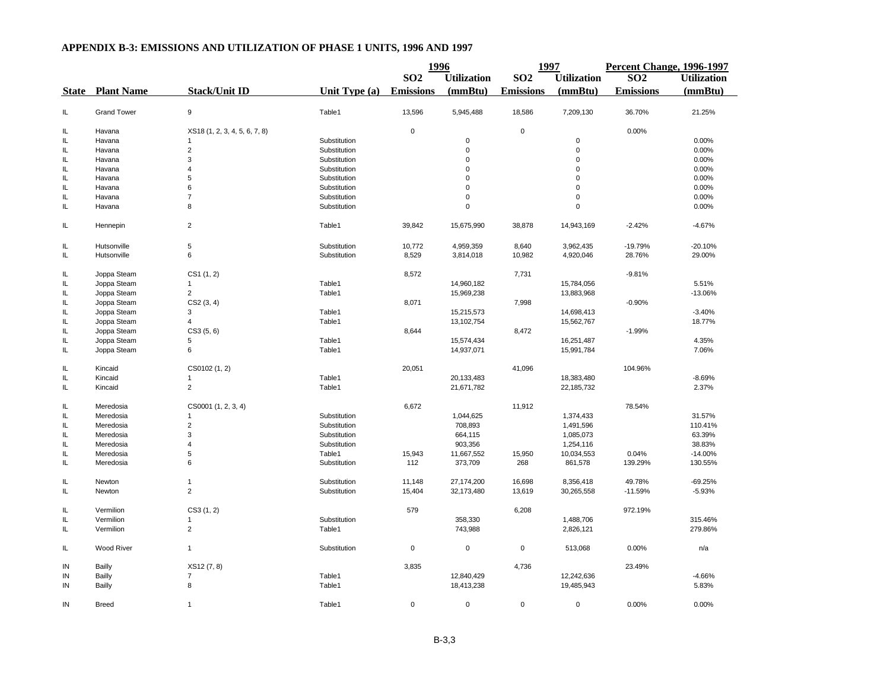## APPENDIX B-3: EMISSIONS AND UTILIZATION OF PHASE 1 UNITS, 1996 AND 1997

| State | Plant Name | Stack/Unit ID | Unit Type (a) | 1996 SO2 Emissions | 1996 Utilization (mmBtu) | 1997 SO2 Emissions | 1997 Utilization (mmBtu) | Percent Change, 1996-1997 SO2 Emissions | Percent Change, 1996-1997 Utilization (mmBtu) |
|---|---|---|---|---|---|---|---|---|---|
| IL | Grand Tower | 9 | Table1 | 13,596 | 5,945,488 | 18,586 | 7,209,130 | 36.70% | 21.25% |
| IL | Havana | XS18 (1, 2, 3, 4, 5, 6, 7, 8) | | 0 | | 0 | | 0.00% | |
| IL | Havana | 1 | Substitution | | 0 | | 0 | | 0.00% |
| IL | Havana | 2 | Substitution | | 0 | | 0 | | 0.00% |
| IL | Havana | 3 | Substitution | | 0 | | 0 | | 0.00% |
| IL | Havana | 4 | Substitution | | 0 | | 0 | | 0.00% |
| IL | Havana | 5 | Substitution | | 0 | | 0 | | 0.00% |
| IL | Havana | 6 | Substitution | | 0 | | 0 | | 0.00% |
| IL | Havana | 7 | Substitution | | 0 | | 0 | | 0.00% |
| IL | Havana | 8 | Substitution | | 0 | | 0 | | 0.00% |
| IL | Hennepin | 2 | Table1 | 39,842 | 15,675,990 | 38,878 | 14,943,169 | -2.42% | -4.67% |
| IL | Hutsonville | 5 | Substitution | 10,772 | 4,959,359 | 8,640 | 3,962,435 | -19.79% | -20.10% |
| IL | Hutsonville | 6 | Substitution | 8,529 | 3,814,018 | 10,982 | 4,920,046 | 28.76% | 29.00% |
| IL | Joppa Steam | CS1 (1, 2) | | 8,572 | | 7,731 | | -9.81% | |
| IL | Joppa Steam | 1 | Table1 | | 14,960,182 | | 15,784,056 | | 5.51% |
| IL | Joppa Steam | 2 | Table1 | | 15,969,238 | | 13,883,968 | | -13.06% |
| IL | Joppa Steam | CS2 (3, 4) | | 8,071 | | 7,998 | | -0.90% | |
| IL | Joppa Steam | 3 | Table1 | | 15,215,573 | | 14,698,413 | | -3.40% |
| IL | Joppa Steam | 4 | Table1 | | 13,102,754 | | 15,562,767 | | 18.77% |
| IL | Joppa Steam | CS3 (5, 6) | | 8,644 | | 8,472 | | -1.99% | |
| IL | Joppa Steam | 5 | Table1 | | 15,574,434 | | 16,251,487 | | 4.35% |
| IL | Joppa Steam | 6 | Table1 | | 14,937,071 | | 15,991,784 | | 7.06% |
| IL | Kincaid | CS0102 (1, 2) | | 20,051 | | 41,096 | | 104.96% | |
| IL | Kincaid | 1 | Table1 | | 20,133,483 | | 18,383,480 | | -8.69% |
| IL | Kincaid | 2 | Table1 | | 21,671,782 | | 22,185,732 | | 2.37% |
| IL | Meredosia | CS0001 (1, 2, 3, 4) | | 6,672 | | 11,912 | | 78.54% | |
| IL | Meredosia | 1 | Substitution | | 1,044,625 | | 1,374,433 | | 31.57% |
| IL | Meredosia | 2 | Substitution | | 708,893 | | 1,491,596 | | 110.41% |
| IL | Meredosia | 3 | Substitution | | 664,115 | | 1,085,073 | | 63.39% |
| IL | Meredosia | 4 | Substitution | | 903,356 | | 1,254,116 | | 38.83% |
| IL | Meredosia | 5 | Table1 | 15,943 | 11,667,552 | 15,950 | 10,034,553 | 0.04% | -14.00% |
| IL | Meredosia | 6 | Substitution | 112 | 373,709 | 268 | 861,578 | 139.29% | 130.55% |
| IL | Newton | 1 | Substitution | 11,148 | 27,174,200 | 16,698 | 8,356,418 | 49.78% | -69.25% |
| IL | Newton | 2 | Substitution | 15,404 | 32,173,480 | 13,619 | 30,265,558 | -11.59% | -5.93% |
| IL | Vermilion | CS3 (1, 2) | | 579 | | 6,208 | | 972.19% | |
| IL | Vermilion | 1 | Substitution | | 358,330 | | 1,488,706 | | 315.46% |
| IL | Vermilion | 2 | Table1 | | 743,988 | | 2,826,121 | | 279.86% |
| IL | Wood River | 1 | Substitution | 0 | 0 | 0 | 513,068 | 0.00% | n/a |
| IN | Bailly | XS12 (7, 8) | | 3,835 | | 4,736 | | 23.49% | |
| IN | Bailly | 7 | Table1 | | 12,840,429 | | 12,242,636 | | -4.66% |
| IN | Bailly | 8 | Table1 | | 18,413,238 | | 19,485,943 | | 5.83% |
| IN | Breed | 1 | Table1 | 0 | 0 | 0 | 0 | 0.00% | 0.00% |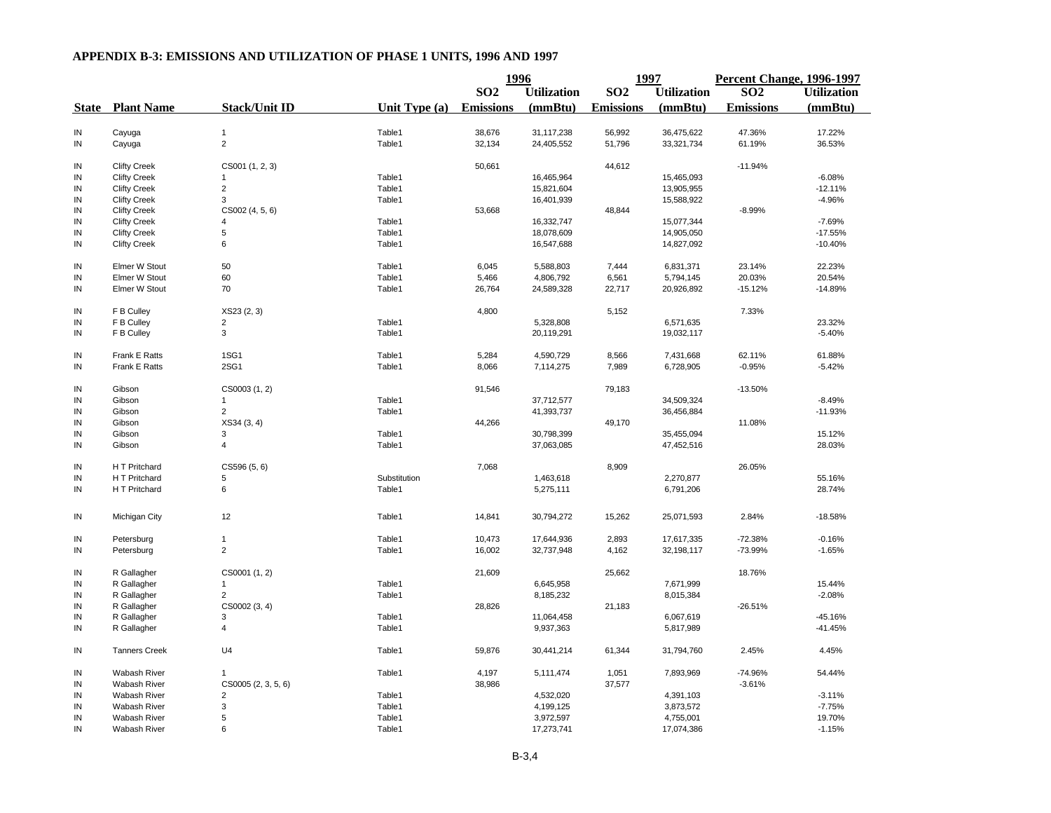**APPENDIX B-3: EMISSIONS AND UTILIZATION OF PHASE 1 UNITS, 1996 AND 1997**

| | | | | 1996 | | 1997 | | Percent Change, 1996-1997 | |
|---|---|---|---|---|---|---|---|---|---|
| State | Plant Name | Stack/Unit ID | Unit Type (a) | $SO_2$ Emissions | Utilization (mmBtu) | $SO_2$ Emissions | Utilization (mmBtu) | $SO_2$ Emissions | Utilization (mmBtu) |
| IN | Cayuga | 1 | Table1 | 38,676 | 31,117,238 | 56,992 | 36,475,622 | 47.36% | 17.22% |
| IN | Cayuga | 2 | Table1 | 32,134 | 24,405,552 | 51,796 | 33,321,734 | 61.19% | 36.53% |
| IN | Clifty Creek | CS001 (1, 2, 3) | | 50,661 | | 44,612 | | -11.94% | |
| IN | Clifty Creek | 1 | Table1 | | 16,465,964 | | 15,465,093 | | -6.08% |
| IN | Clifty Creek | 2 | Table1 | | 15,821,604 | | 13,905,955 | | -12.11% |
| IN | Clifty Creek | 3 | Table1 | | 16,401,939 | | 15,588,922 | | -4.96% |
| IN | Clifty Creek | CS002 (4, 5, 6) | | 53,668 | | 48,844 | | -8.99% | |
| IN | Clifty Creek | 4 | Table1 | | 16,332,747 | | 15,077,344 | | -7.69% |
| IN | Clifty Creek | 5 | Table1 | | 18,078,609 | | 14,905,050 | | -17.55% |
| IN | Clifty Creek | 6 | Table1 | | 16,547,688 | | 14,827,092 | | -10.40% |
| IN | Elmer W Stout | 50 | Table1 | 6,045 | 5,588,803 | 7,444 | 6,831,371 | 23.14% | 22.23% |
| IN | Elmer W Stout | 60 | Table1 | 5,466 | 4,806,792 | 6,561 | 5,794,145 | 20.03% | 20.54% |
| IN | Elmer W Stout | 70 | Table1 | 26,764 | 24,589,328 | 22,717 | 20,926,892 | -15.12% | -14.89% |
| IN | F B Culley | XS23 (2, 3) | | 4,800 | | 5,152 | | 7.33% | |
| IN | F B Culley | 2 | Table1 | | 5,328,808 | | 6,571,635 | | 23.32% |
| IN | F B Culley | 3 | Table1 | | 20,119,291 | | 19,032,117 | | -5.40% |
| IN | Frank E Ratts | 1SG1 | Table1 | 5,284 | 4,590,729 | 8,566 | 7,431,668 | 62.11% | 61.88% |
| IN | Frank E Ratts | 2SG1 | Table1 | 8,066 | 7,114,275 | 7,989 | 6,728,905 | -0.95% | -5.42% |
| IN | Gibson | CS0003 (1, 2) | | 91,546 | | 79,183 | | -13.50% | |
| IN | Gibson | 1 | Table1 | | 37,712,577 | | 34,509,324 | | -8.49% |
| IN | Gibson | 2 | Table1 | | 41,393,737 | | 36,456,884 | | -11.93% |
| IN | Gibson | XS34 (3, 4) | | 44,266 | | 49,170 | | 11.08% | |
| IN | Gibson | 3 | Table1 | | 30,798,399 | | 35,455,094 | | 15.12% |
| IN | Gibson | 4 | Table1 | | 37,063,085 | | 47,452,516 | | 28.03% |
| IN | H T Pritchard | CS596 (5, 6) | | 7,068 | | 8,909 | | 26.05% | |
| IN | H T Pritchard | 5 | Substitution | | 1,463,618 | | 2,270,877 | | 55.16% |
| IN | H T Pritchard | 6 | Table1 | | 5,275,111 | | 6,791,206 | | 28.74% |
| IN | Michigan City | 12 | Table1 | 14,841 | 30,794,272 | 15,262 | 25,071,593 | 2.84% | -18.58% |
| IN | Petersburg | 1 | Table1 | 10,473 | 17,644,936 | 2,893 | 17,617,335 | -72.38% | -0.16% |
| IN | Petersburg | 2 | Table1 | 16,002 | 32,737,948 | 4,162 | 32,198,117 | -73.99% | -1.65% |
| IN | R Gallagher | CS0001 (1, 2) | | 21,609 | | 25,662 | | 18.76% | |
| IN | R Gallagher | 1 | Table1 | | 6,645,958 | | 7,671,999 | | 15.44% |
| IN | R Gallagher | 2 | Table1 | | 8,185,232 | | 8,015,384 | | -2.08% |
| IN | R Gallagher | CS0002 (3, 4) | | 28,826 | | 21,183 | | -26.51% | |
| IN | R Gallagher | 3 | Table1 | | 11,064,458 | | 6,067,619 | | -45.16% |
| IN | R Gallagher | 4 | Table1 | | 9,937,363 | | 5,817,989 | | -41.45% |
| IN | Tanners Creek | U4 | Table1 | 59,876 | 30,441,214 | 61,344 | 31,794,760 | 2.45% | 4.45% |
| IN | Wabash River | 1 | Table1 | 4,197 | 5,111,474 | 1,051 | 7,893,969 | -74.96% | 54.44% |
| IN | Wabash River | CS0005 (2, 3, 5, 6) | | 38,986 | | 37,577 | | -3.61% | |
| IN | Wabash River | 2 | Table1 | | 4,532,020 | | 4,391,103 | | -3.11% |
| IN | Wabash River | 3 | Table1 | | 4,199,125 | | 3,873,572 | | -7.75% |
| IN | Wabash River | 5 | Table1 | | 3,972,597 | | 4,755,001 | | 19.70% |
| IN | Wabash River | 6 | Table1 | | 17,273,741 | | 17,074,386 | | -1.15% |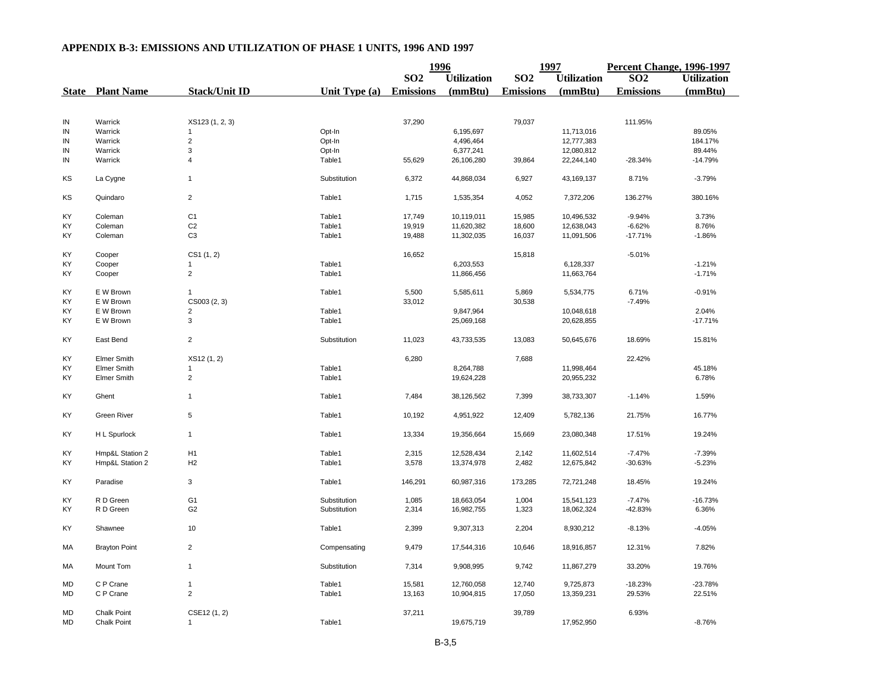## APPENDIX B-3: EMISSIONS AND UTILIZATION OF PHASE 1 UNITS, 1996 AND 1997

| State | Plant Name | Stack/Unit ID | Unit Type (a) | 1996 SO2 Emissions | 1996 Utilization (mmBtu) | 1997 SO2 Emissions | 1997 Utilization (mmBtu) | Percent Change, 1996-1997 SO2 Emissions | Percent Change, 1996-1997 Utilization (mmBtu) |
|---|---|---|---|---|---|---|---|---|---|
| IN | Warrick | XS123 (1, 2, 3) | | 37,290 | | 79,037 | | 111.95% | |
| IN | Warrick | 1 | Opt-In | | 6,195,697 | | 11,713,016 | | 89.05% |
| IN | Warrick | 2 | Opt-In | | 4,496,464 | | 12,777,383 | | 184.17% |
| IN | Warrick | 3 | Opt-In | | 6,377,241 | | 12,080,812 | | 89.44% |
| IN | Warrick | 4 | Table1 | 55,629 | 26,106,280 | 39,864 | 22,244,140 | -28.34% | -14.79% |
| KS | La Cygne | 1 | Substitution | 6,372 | 44,868,034 | 6,927 | 43,169,137 | 8.71% | -3.79% |
| KS | Quindaro | 2 | Table1 | 1,715 | 1,535,354 | 4,052 | 7,372,206 | 136.27% | 380.16% |
| KY | Coleman | C1 | Table1 | 17,749 | 10,119,011 | 15,985 | 10,496,532 | -9.94% | 3.73% |
| KY | Coleman | C2 | Table1 | 19,919 | 11,620,382 | 18,600 | 12,638,043 | -6.62% | 8.76% |
| KY | Coleman | C3 | Table1 | 19,488 | 11,302,035 | 16,037 | 11,091,506 | -17.71% | -1.86% |
| KY | Cooper | CS1 (1, 2) | | 16,652 | | 15,818 | | -5.01% | |
| KY | Cooper | 1 | Table1 | | 6,203,553 | | 6,128,337 | | -1.21% |
| KY | Cooper | 2 | Table1 | | 11,866,456 | | 11,663,764 | | -1.71% |
| KY | E W Brown | 1 | Table1 | 5,500 | 5,585,611 | 5,869 | 5,534,775 | 6.71% | -0.91% |
| KY | E W Brown | CS003 (2, 3) | | 33,012 | | 30,538 | | -7.49% | |
| KY | E W Brown | 2 | Table1 | | 9,847,964 | | 10,048,618 | | 2.04% |
| KY | E W Brown | 3 | Table1 | | 25,069,168 | | 20,628,855 | | -17.71% |
| KY | East Bend | 2 | Substitution | 11,023 | 43,733,535 | 13,083 | 50,645,676 | 18.69% | 15.81% |
| KY | Elmer Smith | XS12 (1, 2) | | 6,280 | | 7,688 | | 22.42% | |
| KY | Elmer Smith | 1 | Table1 | | 8,264,788 | | 11,998,464 | | 45.18% |
| KY | Elmer Smith | 2 | Table1 | | 19,624,228 | | 20,955,232 | | 6.78% |
| KY | Ghent | 1 | Table1 | 7,484 | 38,126,562 | 7,399 | 38,733,307 | -1.14% | 1.59% |
| KY | Green River | 5 | Table1 | 10,192 | 4,951,922 | 12,409 | 5,782,136 | 21.75% | 16.77% |
| KY | H L Spurlock | 1 | Table1 | 13,334 | 19,356,664 | 15,669 | 23,080,348 | 17.51% | 19.24% |
| KY | Hmp&L Station 2 | H1 | Table1 | 2,315 | 12,528,434 | 2,142 | 11,602,514 | -7.47% | -7.39% |
| KY | Hmp&L Station 2 | H2 | Table1 | 3,578 | 13,374,978 | 2,482 | 12,675,842 | -30.63% | -5.23% |
| KY | Paradise | 3 | Table1 | 146,291 | 60,987,316 | 173,285 | 72,721,248 | 18.45% | 19.24% |
| KY | R D Green | G1 | Substitution | 1,085 | 18,663,054 | 1,004 | 15,541,123 | -7.47% | -16.73% |
| KY | R D Green | G2 | Substitution | 2,314 | 16,982,755 | 1,323 | 18,062,324 | -42.83% | 6.36% |
| KY | Shawnee | 10 | Table1 | 2,399 | 9,307,313 | 2,204 | 8,930,212 | -8.13% | -4.05% |
| MA | Brayton Point | 2 | Compensating | 9,479 | 17,544,316 | 10,646 | 18,916,857 | 12.31% | 7.82% |
| MA | Mount Tom | 1 | Substitution | 7,314 | 9,908,995 | 9,742 | 11,867,279 | 33.20% | 19.76% |
| MD | C P Crane | 1 | Table1 | 15,581 | 12,760,058 | 12,740 | 9,725,873 | -18.23% | -23.78% |
| MD | C P Crane | 2 | Table1 | 13,163 | 10,904,815 | 17,050 | 13,359,231 | 29.53% | 22.51% |
| MD | Chalk Point | CSE12 (1, 2) | | 37,211 | | 39,789 | | 6.93% | |
| MD | Chalk Point | 1 | Table1 | | 19,675,719 | | 17,952,950 | | -8.76% |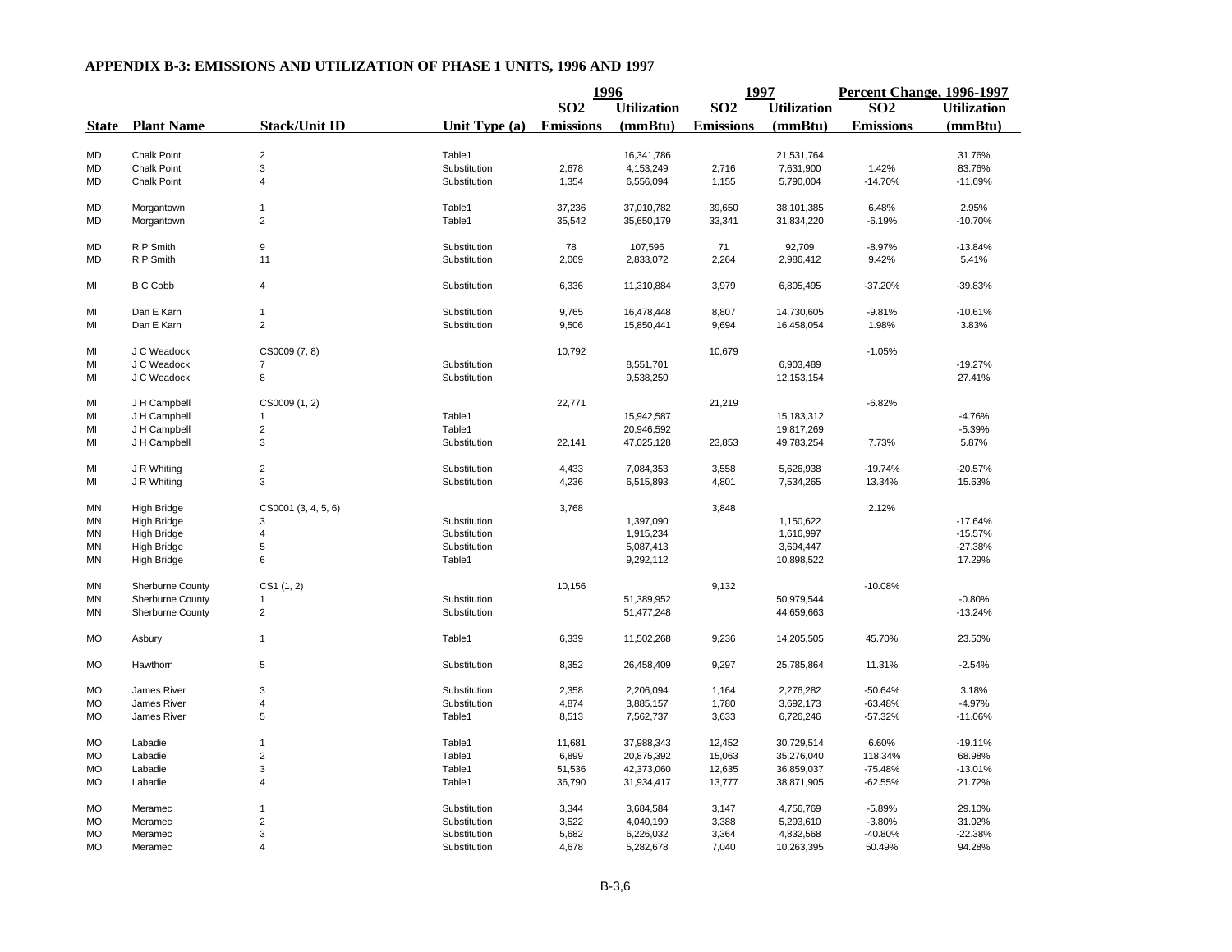## APPENDIX B-3: EMISSIONS AND UTILIZATION OF PHASE 1 UNITS, 1996 AND 1997

| State | Plant Name | Stack/Unit ID | Unit Type (a) | 1996 SO2 Emissions | 1996 Utilization (mmBtu) | 1997 SO2 Emissions | 1997 Utilization (mmBtu) | Percent Change, 1996-1997 SO2 Emissions | Percent Change, 1996-1997 Utilization (mmBtu) |
|---|---|---|---|---|---|---|---|---|---|
| MD | Chalk Point | 2 | Table1 | | 16,341,786 | | 21,531,764 | | 31.76% |
| MD | Chalk Point | 3 | Substitution | 2,678 | 4,153,249 | 2,716 | 7,631,900 | 1.42% | 83.76% |
| MD | Chalk Point | 4 | Substitution | 1,354 | 6,556,094 | 1,155 | 5,790,004 | -14.70% | -11.69% |
| MD | Morgantown | 1 | Table1 | 37,236 | 37,010,782 | 39,650 | 38,101,385 | 6.48% | 2.95% |
| MD | Morgantown | 2 | Table1 | 35,542 | 35,650,179 | 33,341 | 31,834,220 | -6.19% | -10.70% |
| MD | R P Smith | 9 | Substitution | 78 | 107,596 | 71 | 92,709 | -8.97% | -13.84% |
| MD | R P Smith | 11 | Substitution | 2,069 | 2,833,072 | 2,264 | 2,986,412 | 9.42% | 5.41% |
| MI | B C Cobb | 4 | Substitution | 6,336 | 11,310,884 | 3,979 | 6,805,495 | -37.20% | -39.83% |
| MI | Dan E Karn | 1 | Substitution | 9,765 | 16,478,448 | 8,807 | 14,730,605 | -9.81% | -10.61% |
| MI | Dan E Karn | 2 | Substitution | 9,506 | 15,850,441 | 9,694 | 16,458,054 | 1.98% | 3.83% |
| MI | J C Weadock | CS0009 (7, 8) | | 10,792 | | 10,679 | | -1.05% | |
| MI | J C Weadock | 7 | Substitution | | 8,551,701 | | 6,903,489 | | -19.27% |
| MI | J C Weadock | 8 | Substitution | | 9,538,250 | | 12,153,154 | | 27.41% |
| MI | J H Campbell | CS0009 (1, 2) | | 22,771 | | 21,219 | | -6.82% | |
| MI | J H Campbell | 1 | Table1 | | 15,942,587 | | 15,183,312 | | -4.76% |
| MI | J H Campbell | 2 | Table1 | | 20,946,592 | | 19,817,269 | | -5.39% |
| MI | J H Campbell | 3 | Substitution | 22,141 | 47,025,128 | 23,853 | 49,783,254 | 7.73% | 5.87% |
| MI | J R Whiting | 2 | Substitution | 4,433 | 7,084,353 | 3,558 | 5,626,938 | -19.74% | -20.57% |
| MI | J R Whiting | 3 | Substitution | 4,236 | 6,515,893 | 4,801 | 7,534,265 | 13.34% | 15.63% |
| MN | High Bridge | CS0001 (3, 4, 5, 6) | | 3,768 | | 3,848 | | 2.12% | |
| MN | High Bridge | 3 | Substitution | | 1,397,090 | | 1,150,622 | | -17.64% |
| MN | High Bridge | 4 | Substitution | | 1,915,234 | | 1,616,997 | | -15.57% |
| MN | High Bridge | 5 | Substitution | | 5,087,413 | | 3,694,447 | | -27.38% |
| MN | High Bridge | 6 | Table1 | | 9,292,112 | | 10,898,522 | | 17.29% |
| MN | Sherburne County | CS1 (1, 2) | | 10,156 | | 9,132 | | -10.08% | |
| MN | Sherburne County | 1 | Substitution | | 51,389,952 | | 50,979,544 | | -0.80% |
| MN | Sherburne County | 2 | Substitution | | 51,477,248 | | 44,659,663 | | -13.24% |
| MO | Asbury | 1 | Table1 | 6,339 | 11,502,268 | 9,236 | 14,205,505 | 45.70% | 23.50% |
| MO | Hawthorn | 5 | Substitution | 8,352 | 26,458,409 | 9,297 | 25,785,864 | 11.31% | -2.54% |
| MO | James River | 3 | Substitution | 2,358 | 2,206,094 | 1,164 | 2,276,282 | -50.64% | 3.18% |
| MO | James River | 4 | Substitution | 4,874 | 3,885,157 | 1,780 | 3,692,173 | -63.48% | -4.97% |
| MO | James River | 5 | Table1 | 8,513 | 7,562,737 | 3,633 | 6,726,246 | -57.32% | -11.06% |
| MO | Labadie | 1 | Table1 | 11,681 | 37,988,343 | 12,452 | 30,729,514 | 6.60% | -19.11% |
| MO | Labadie | 2 | Table1 | 6,899 | 20,875,392 | 15,063 | 35,276,040 | 118.34% | 68.98% |
| MO | Labadie | 3 | Table1 | 51,536 | 42,373,060 | 12,635 | 36,859,037 | -75.48% | -13.01% |
| MO | Labadie | 4 | Table1 | 36,790 | 31,934,417 | 13,777 | 38,871,905 | -62.55% | 21.72% |
| MO | Meramec | 1 | Substitution | 3,344 | 3,684,584 | 3,147 | 4,756,769 | -5.89% | 29.10% |
| MO | Meramec | 2 | Substitution | 3,522 | 4,040,199 | 3,388 | 5,293,610 | -3.80% | 31.02% |
| MO | Meramec | 3 | Substitution | 5,682 | 6,226,032 | 3,364 | 4,832,568 | -40.80% | -22.38% |
| MO | Meramec | 4 | Substitution | 4,678 | 5,282,678 | 7,040 | 10,263,395 | 50.49% | 94.28% |

B-3,6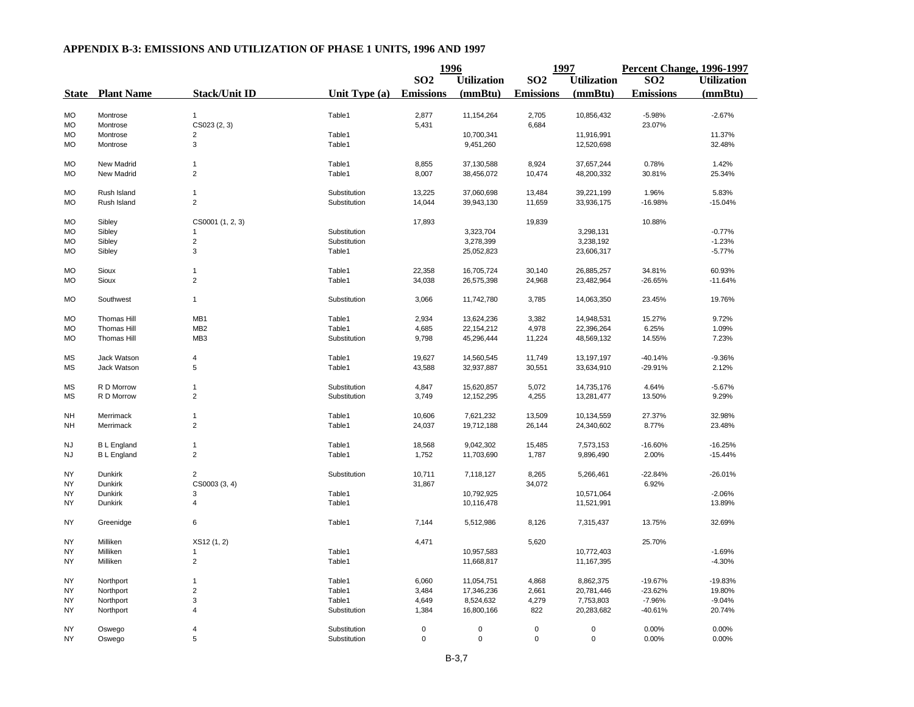## APPENDIX B-3: EMISSIONS AND UTILIZATION OF PHASE 1 UNITS, 1996 AND 1997

| State | Plant Name | Stack/Unit ID | Unit Type (a) | 1996 SO2 Emissions | 1996 Utilization (mmBtu) | 1997 SO2 Emissions | 1997 Utilization (mmBtu) | Percent Change, 1996-1997 SO2 Emissions | Percent Change, 1996-1997 Utilization (mmBtu) |
|---|---|---|---|---|---|---|---|---|---|
| MO | Montrose | 1 | Table1 | 2,877 | 11,154,264 | 2,705 | 10,856,432 | -5.98% | -2.67% |
| MO | Montrose | CS023 (2, 3) | | 5,431 | | 6,684 | | 23.07% | |
| MO | Montrose | 2 | Table1 | | 10,700,341 | | 11,916,991 | | 11.37% |
| MO | Montrose | 3 | Table1 | | 9,451,260 | | 12,520,698 | | 32.48% |
| MO | New Madrid | 1 | Table1 | 8,855 | 37,130,588 | 8,924 | 37,657,244 | 0.78% | 1.42% |
| MO | New Madrid | 2 | Table1 | 8,007 | 38,456,072 | 10,474 | 48,200,332 | 30.81% | 25.34% |
| MO | Rush Island | 1 | Substitution | 13,225 | 37,060,698 | 13,484 | 39,221,199 | 1.96% | 5.83% |
| MO | Rush Island | 2 | Substitution | 14,044 | 39,943,130 | 11,659 | 33,936,175 | -16.98% | -15.04% |
| MO | Sibley | CS0001 (1, 2, 3) | | 17,893 | | 19,839 | | 10.88% | |
| MO | Sibley | 1 | Substitution | | 3,323,704 | | 3,298,131 | | -0.77% |
| MO | Sibley | 2 | Substitution | | 3,278,399 | | 3,238,192 | | -1.23% |
| MO | Sibley | 3 | Table1 | | 25,052,823 | | 23,606,317 | | -5.77% |
| MO | Sioux | 1 | Table1 | 22,358 | 16,705,724 | 30,140 | 26,885,257 | 34.81% | 60.93% |
| MO | Sioux | 2 | Table1 | 34,038 | 26,575,398 | 24,968 | 23,482,964 | -26.65% | -11.64% |
| MO | Southwest | 1 | Substitution | 3,066 | 11,742,780 | 3,785 | 14,063,350 | 23.45% | 19.76% |
| MO | Thomas Hill | MB1 | Table1 | 2,934 | 13,624,236 | 3,382 | 14,948,531 | 15.27% | 9.72% |
| MO | Thomas Hill | MB2 | Table1 | 4,685 | 22,154,212 | 4,978 | 22,396,264 | 6.25% | 1.09% |
| MO | Thomas Hill | MB3 | Substitution | 9,798 | 45,296,444 | 11,224 | 48,569,132 | 14.55% | 7.23% |
| MS | Jack Watson | 4 | Table1 | 19,627 | 14,560,545 | 11,749 | 13,197,197 | -40.14% | -9.36% |
| MS | Jack Watson | 5 | Table1 | 43,588 | 32,937,887 | 30,551 | 33,634,910 | -29.91% | 2.12% |
| MS | R D Morrow | 1 | Substitution | 4,847 | 15,620,857 | 5,072 | 14,735,176 | 4.64% | -5.67% |
| MS | R D Morrow | 2 | Substitution | 3,749 | 12,152,295 | 4,255 | 13,281,477 | 13.50% | 9.29% |
| NH | Merrimack | 1 | Table1 | 10,606 | 7,621,232 | 13,509 | 10,134,559 | 27.37% | 32.98% |
| NH | Merrimack | 2 | Table1 | 24,037 | 19,712,188 | 26,144 | 24,340,602 | 8.77% | 23.48% |
| NJ | B L England | 1 | Table1 | 18,568 | 9,042,302 | 15,485 | 7,573,153 | -16.60% | -16.25% |
| NJ | B L England | 2 | Table1 | 1,752 | 11,703,690 | 1,787 | 9,896,490 | 2.00% | -15.44% |
| NY | Dunkirk | 2 | Substitution | 10,711 | 7,118,127 | 8,265 | 5,266,461 | -22.84% | -26.01% |
| NY | Dunkirk | CS0003 (3, 4) | | 31,867 | | 34,072 | | 6.92% | |
| NY | Dunkirk | 3 | Table1 | | 10,792,925 | | 10,571,064 | | -2.06% |
| NY | Dunkirk | 4 | Table1 | | 10,116,478 | | 11,521,991 | | 13.89% |
| NY | Greenidge | 6 | Table1 | 7,144 | 5,512,986 | 8,126 | 7,315,437 | 13.75% | 32.69% |
| NY | Milliken | XS12 (1, 2) | | 4,471 | | 5,620 | | 25.70% | |
| NY | Milliken | 1 | Table1 | | 10,957,583 | | 10,772,403 | | -1.69% |
| NY | Milliken | 2 | Table1 | | 11,668,817 | | 11,167,395 | | -4.30% |
| NY | Northport | 1 | Table1 | 6,060 | 11,054,751 | 4,868 | 8,862,375 | -19.67% | -19.83% |
| NY | Northport | 2 | Table1 | 3,484 | 17,346,236 | 2,661 | 20,781,446 | -23.62% | 19.80% |
| NY | Northport | 3 | Table1 | 4,649 | 8,524,632 | 4,279 | 7,753,803 | -7.96% | -9.04% |
| NY | Northport | 4 | Substitution | 1,384 | 16,800,166 | 822 | 20,283,682 | -40.61% | 20.74% |
| NY | Oswego | 4 | Substitution | 0 | 0 | 0 | 0 | 0.00% | 0.00% |
| NY | Oswego | 5 | Substitution | 0 | 0 | 0 | 0 | 0.00% | 0.00% |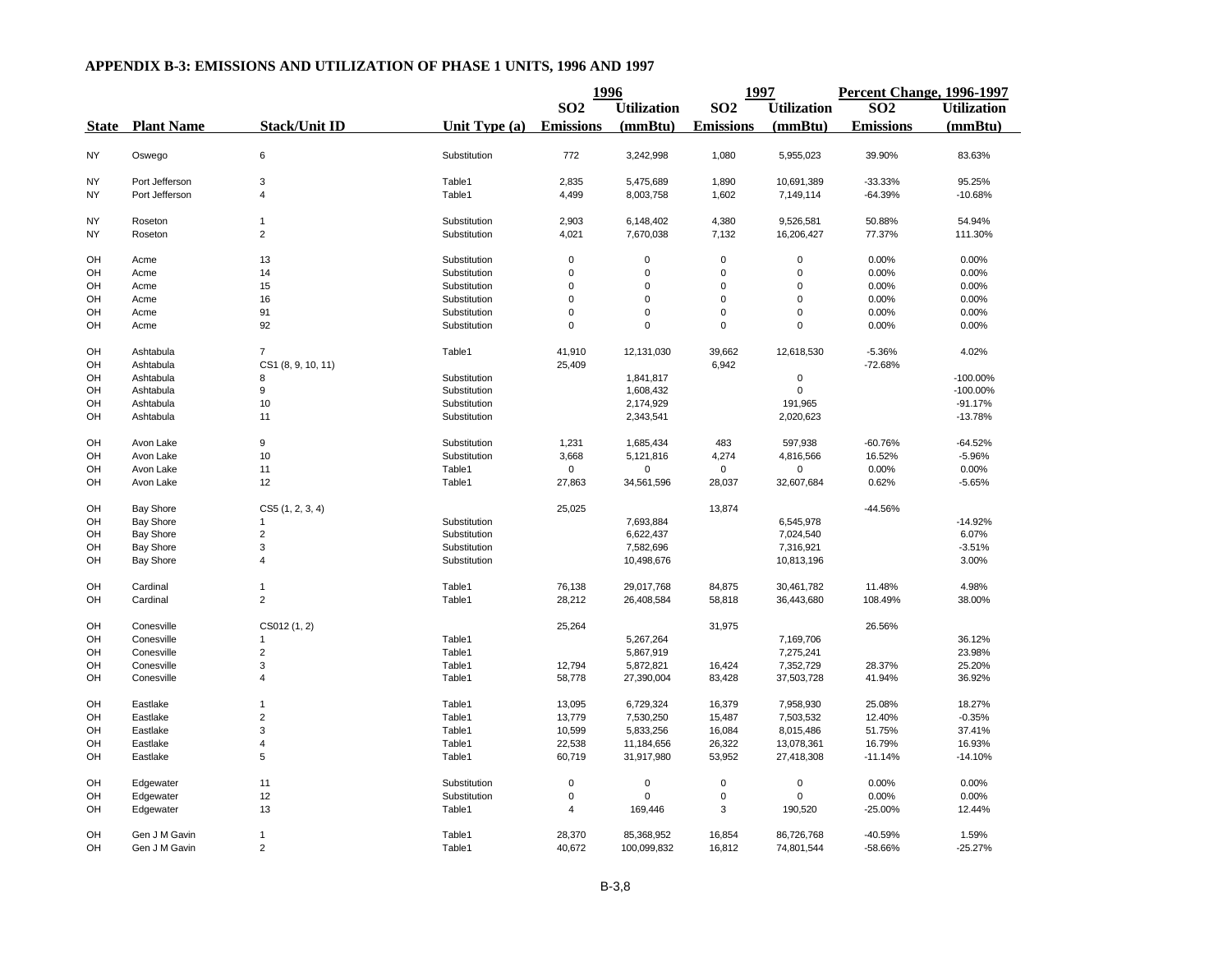## APPENDIX B-3: EMISSIONS AND UTILIZATION OF PHASE 1 UNITS, 1996 AND 1997

| State | Plant Name | Stack/Unit ID | Unit Type (a) | 1996 SO2 Emissions | 1996 Utilization (mmBtu) | 1997 SO2 Emissions | 1997 Utilization (mmBtu) | Percent Change, 1996-1997 SO2 Emissions | Percent Change, 1996-1997 Utilization (mmBtu) |
|---|---|---|---|---|---|---|---|---|---|
| NY | Oswego | 6 | Substitution | 772 | 3,242,998 | 1,080 | 5,955,023 | 39.90% | 83.63% |
| NY | Port Jefferson | 3 | Table1 | 2,835 | 5,475,689 | 1,890 | 10,691,389 | -33.33% | 95.25% |
| NY | Port Jefferson | 4 | Table1 | 4,499 | 8,003,758 | 1,602 | 7,149,114 | -64.39% | -10.68% |
| NY | Roseton | 1 | Substitution | 2,903 | 6,148,402 | 4,380 | 9,526,581 | 50.88% | 54.94% |
| NY | Roseton | 2 | Substitution | 4,021 | 7,670,038 | 7,132 | 16,206,427 | 77.37% | 111.30% |
| OH | Acme | 13 | Substitution | 0 | 0 | 0 | 0 | 0.00% | 0.00% |
| OH | Acme | 14 | Substitution | 0 | 0 | 0 | 0 | 0.00% | 0.00% |
| OH | Acme | 15 | Substitution | 0 | 0 | 0 | 0 | 0.00% | 0.00% |
| OH | Acme | 16 | Substitution | 0 | 0 | 0 | 0 | 0.00% | 0.00% |
| OH | Acme | 91 | Substitution | 0 | 0 | 0 | 0 | 0.00% | 0.00% |
| OH | Acme | 92 | Substitution | 0 | 0 | 0 | 0 | 0.00% | 0.00% |
| OH | Ashtabula | 7 | Table1 | 41,910 | 12,131,030 | 39,662 | 12,618,530 | -5.36% | 4.02% |
| OH | Ashtabula | CS1 (8, 9, 10, 11) | | 25,409 | | 6,942 | | -72.68% | |
| OH | Ashtabula | 8 | Substitution | | 1,841,817 | | 0 | | -100.00% |
| OH | Ashtabula | 9 | Substitution | | 1,608,432 | | 0 | | -100.00% |
| OH | Ashtabula | 10 | Substitution | | 2,174,929 | | 191,965 | | -91.17% |
| OH | Ashtabula | 11 | Substitution | | 2,343,541 | | 2,020,623 | | -13.78% |
| OH | Avon Lake | 9 | Substitution | 1,231 | 1,685,434 | 483 | 597,938 | -60.76% | -64.52% |
| OH | Avon Lake | 10 | Substitution | 3,668 | 5,121,816 | 4,274 | 4,816,566 | 16.52% | -5.96% |
| OH | Avon Lake | 11 | Table1 | 0 | 0 | 0 | 0 | 0.00% | 0.00% |
| OH | Avon Lake | 12 | Table1 | 27,863 | 34,561,596 | 28,037 | 32,607,684 | 0.62% | -5.65% |
| OH | Bay Shore | CS5 (1, 2, 3, 4) | | 25,025 | | 13,874 | | -44.56% | |
| OH | Bay Shore | 1 | Substitution | | 7,693,884 | | 6,545,978 | | -14.92% |
| OH | Bay Shore | 2 | Substitution | | 6,622,437 | | 7,024,540 | | 6.07% |
| OH | Bay Shore | 3 | Substitution | | 7,582,696 | | 7,316,921 | | -3.51% |
| OH | Bay Shore | 4 | Substitution | | 10,498,676 | | 10,813,196 | | 3.00% |
| OH | Cardinal | 1 | Table1 | 76,138 | 29,017,768 | 84,875 | 30,461,782 | 11.48% | 4.98% |
| OH | Cardinal | 2 | Table1 | 28,212 | 26,408,584 | 58,818 | 36,443,680 | 108.49% | 38.00% |
| OH | Conesville | CS012 (1, 2) | | 25,264 | | 31,975 | | 26.56% | |
| OH | Conesville | 1 | Table1 | | 5,267,264 | | 7,169,706 | | 36.12% |
| OH | Conesville | 2 | Table1 | | 5,867,919 | | 7,275,241 | | 23.98% |
| OH | Conesville | 3 | Table1 | 12,794 | 5,872,821 | 16,424 | 7,352,729 | 28.37% | 25.20% |
| OH | Conesville | 4 | Table1 | 58,778 | 27,390,004 | 83,428 | 37,503,728 | 41.94% | 36.92% |
| OH | Eastlake | 1 | Table1 | 13,095 | 6,729,324 | 16,379 | 7,958,930 | 25.08% | 18.27% |
| OH | Eastlake | 2 | Table1 | 13,779 | 7,530,250 | 15,487 | 7,503,532 | 12.40% | -0.35% |
| OH | Eastlake | 3 | Table1 | 10,599 | 5,833,256 | 16,084 | 8,015,486 | 51.75% | 37.41% |
| OH | Eastlake | 4 | Table1 | 22,538 | 11,184,656 | 26,322 | 13,078,361 | 16.79% | 16.93% |
| OH | Eastlake | 5 | Table1 | 60,719 | 31,917,980 | 53,952 | 27,418,308 | -11.14% | -14.10% |
| OH | Edgewater | 11 | Substitution | 0 | 0 | 0 | 0 | 0.00% | 0.00% |
| OH | Edgewater | 12 | Substitution | 0 | 0 | 0 | 0 | 0.00% | 0.00% |
| OH | Edgewater | 13 | Table1 | 4 | 169,446 | 3 | 190,520 | -25.00% | 12.44% |
| OH | Gen J M Gavin | 1 | Table1 | 28,370 | 85,368,952 | 16,854 | 86,726,768 | -40.59% | 1.59% |
| OH | Gen J M Gavin | 2 | Table1 | 40,672 | 100,099,832 | 16,812 | 74,801,544 | -58.66% | -25.27% |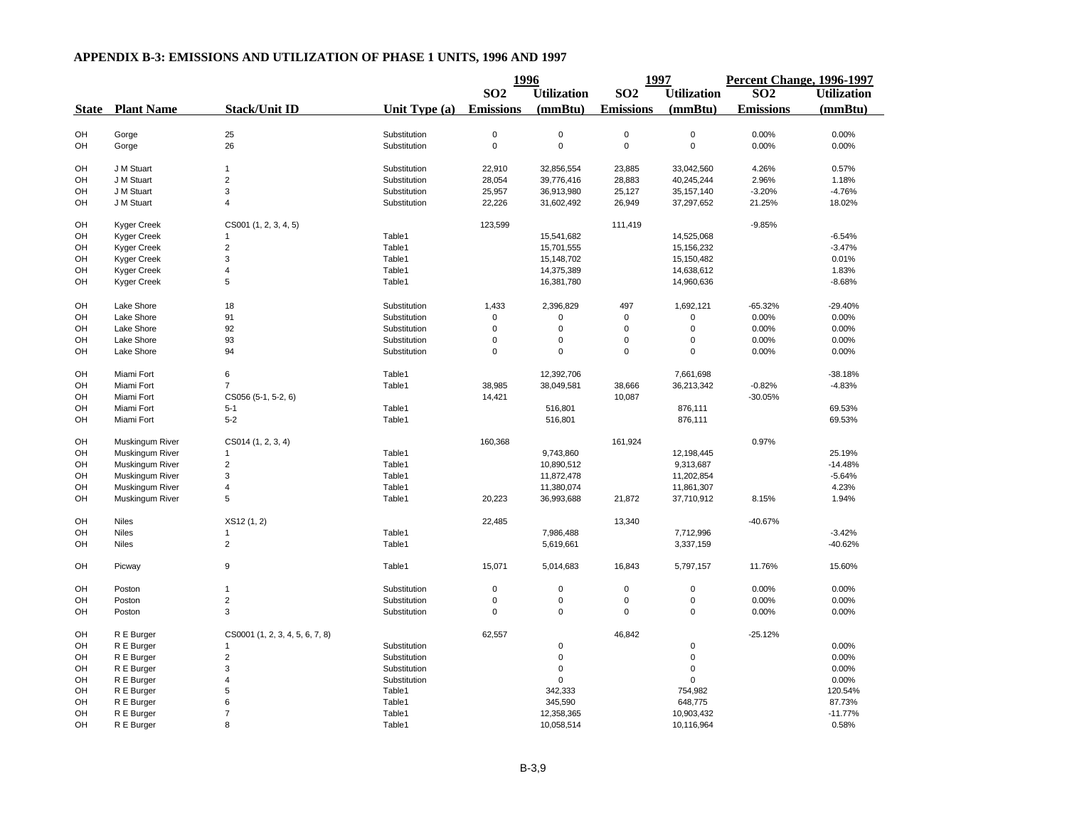## APPENDIX B-3: EMISSIONS AND UTILIZATION OF PHASE 1 UNITS, 1996 AND 1997

| | | | | 1996 | | 1997 | | Percent Change, 1996-1997 | |
|---|---|---|---|---|---|---|---|---|---|
| State | Plant Name | Stack/Unit ID | Unit Type (a) | SO2 Emissions | Utilization (mmBtu) | SO2 Emissions | Utilization (mmBtu) | SO2 Emissions | Utilization (mmBtu) |
| OH | Gorge | 25 | Substitution | 0 | 0 | 0 | 0 | 0.00% | 0.00% |
| OH | Gorge | 26 | Substitution | 0 | 0 | 0 | 0 | 0.00% | 0.00% |
| OH | J M Stuart | 1 | Substitution | 22,910 | 32,856,554 | 23,885 | 33,042,560 | 4.26% | 0.57% |
| OH | J M Stuart | 2 | Substitution | 28,054 | 39,776,416 | 28,883 | 40,245,244 | 2.96% | 1.18% |
| OH | J M Stuart | 3 | Substitution | 25,957 | 36,913,980 | 25,127 | 35,157,140 | -3.20% | -4.76% |
| OH | J M Stuart | 4 | Substitution | 22,226 | 31,602,492 | 26,949 | 37,297,652 | 21.25% | 18.02% |
| OH | Kyger Creek | CS001 (1, 2, 3, 4, 5) | | 123,599 | | 111,419 | | -9.85% | |
| OH | Kyger Creek | 1 | Table1 | | 15,541,682 | | 14,525,068 | | -6.54% |
| OH | Kyger Creek | 2 | Table1 | | 15,701,555 | | 15,156,232 | | -3.47% |
| OH | Kyger Creek | 3 | Table1 | | 15,148,702 | | 15,150,482 | | 0.01% |
| OH | Kyger Creek | 4 | Table1 | | 14,375,389 | | 14,638,612 | | 1.83% |
| OH | Kyger Creek | 5 | Table1 | | 16,381,780 | | 14,960,636 | | -8.68% |
| OH | Lake Shore | 18 | Substitution | 1,433 | 2,396,829 | 497 | 1,692,121 | -65.32% | -29.40% |
| OH | Lake Shore | 91 | Substitution | 0 | 0 | 0 | 0 | 0.00% | 0.00% |
| OH | Lake Shore | 92 | Substitution | 0 | 0 | 0 | 0 | 0.00% | 0.00% |
| OH | Lake Shore | 93 | Substitution | 0 | 0 | 0 | 0 | 0.00% | 0.00% |
| OH | Lake Shore | 94 | Substitution | 0 | 0 | 0 | 0 | 0.00% | 0.00% |
| OH | Miami Fort | 6 | Table1 | | 12,392,706 | | 7,661,698 | | -38.18% |
| OH | Miami Fort | 7 | Table1 | 38,985 | 38,049,581 | 38,666 | 36,213,342 | -0.82% | -4.83% |
| OH | Miami Fort | CS056 (5-1, 5-2, 6) | | 14,421 | | 10,087 | | -30.05% | |
| OH | Miami Fort | 5-1 | Table1 | | 516,801 | | 876,111 | | 69.53% |
| OH | Miami Fort | 5-2 | Table1 | | 516,801 | | 876,111 | | 69.53% |
| OH | Muskingum River | CS014 (1, 2, 3, 4) | | 160,368 | | 161,924 | | 0.97% | |
| OH | Muskingum River | 1 | Table1 | | 9,743,860 | | 12,198,445 | | 25.19% |
| OH | Muskingum River | 2 | Table1 | | 10,890,512 | | 9,313,687 | | -14.48% |
| OH | Muskingum River | 3 | Table1 | | 11,872,478 | | 11,202,854 | | -5.64% |
| OH | Muskingum River | 4 | Table1 | | 11,380,074 | | 11,861,307 | | 4.23% |
| OH | Muskingum River | 5 | Table1 | 20,223 | 36,993,688 | 21,872 | 37,710,912 | 8.15% | 1.94% |
| OH | Niles | XS12 (1, 2) | | 22,485 | | 13,340 | | -40.67% | |
| OH | Niles | 1 | Table1 | | 7,986,488 | | 7,712,996 | | -3.42% |
| OH | Niles | 2 | Table1 | | 5,619,661 | | 3,337,159 | | -40.62% |
| OH | Picway | 9 | Table1 | 15,071 | 5,014,683 | 16,843 | 5,797,157 | 11.76% | 15.60% |
| OH | Poston | 1 | Substitution | 0 | 0 | 0 | 0 | 0.00% | 0.00% |
| OH | Poston | 2 | Substitution | 0 | 0 | 0 | 0 | 0.00% | 0.00% |
| OH | Poston | 3 | Substitution | 0 | 0 | 0 | 0 | 0.00% | 0.00% |
| OH | R E Burger | CS0001 (1, 2, 3, 4, 5, 6, 7, 8) | | 62,557 | | 46,842 | | -25.12% | |
| OH | R E Burger | 1 | Substitution | | 0 | | 0 | | 0.00% |
| OH | R E Burger | 2 | Substitution | | 0 | | 0 | | 0.00% |
| OH | R E Burger | 3 | Substitution | | 0 | | 0 | | 0.00% |
| OH | R E Burger | 4 | Substitution | | 0 | | 0 | | 0.00% |
| OH | R E Burger | 5 | Table1 | | 342,333 | | 754,982 | | 120.54% |
| OH | R E Burger | 6 | Table1 | | 345,590 | | 648,775 | | 87.73% |
| OH | R E Burger | 7 | Table1 | | 12,358,365 | | 10,903,432 | | -11.77% |
| OH | R E Burger | 8 | Table1 | | 10,058,514 | | 10,116,964 | | 0.58% |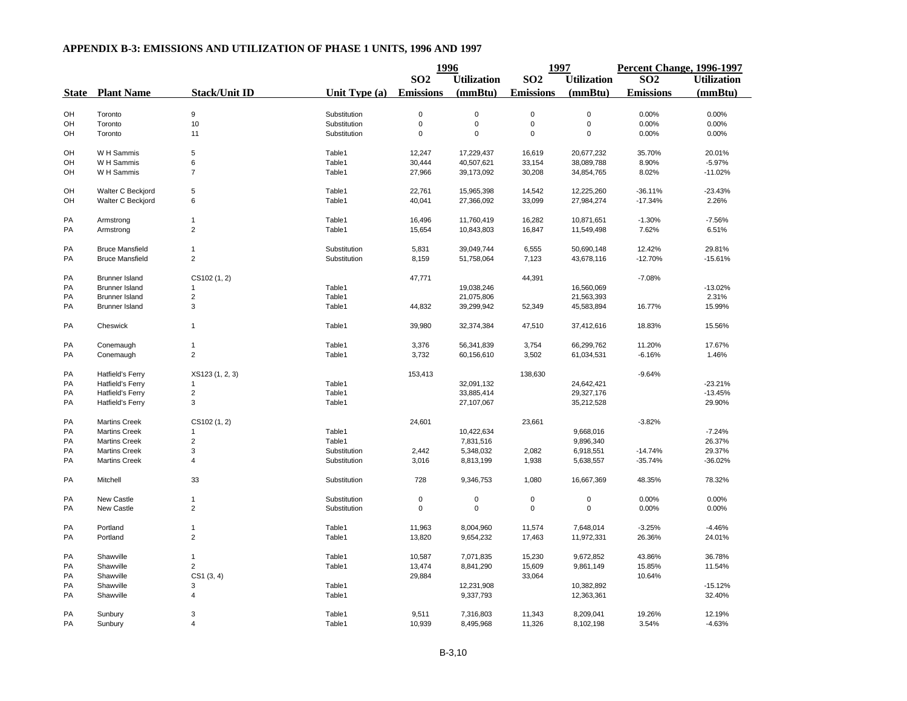**APPENDIX B-3: EMISSIONS AND UTILIZATION OF PHASE 1 UNITS, 1996 AND 1997**

| State | Plant Name | Stack/Unit ID | Unit Type (a) | 1996 SO2 Emissions | 1996 Utilization (mmBtu) | 1997 SO2 Emissions | 1997 Utilization (mmBtu) | Percent Change, 1996-1997 SO2 Emissions | Percent Change, 1996-1997 Utilization (mmBtu) |
|---|---|---|---|---|---|---|---|---|---|
| OH | Toronto | 9 | Substitution | 0 | 0 | 0 | 0 | 0.00% | 0.00% |
| OH | Toronto | 10 | Substitution | 0 | 0 | 0 | 0 | 0.00% | 0.00% |
| OH | Toronto | 11 | Substitution | 0 | 0 | 0 | 0 | 0.00% | 0.00% |
| OH | W H Sammis | 5 | Table1 | 12,247 | 17,229,437 | 16,619 | 20,677,232 | 35.70% | 20.01% |
| OH | W H Sammis | 6 | Table1 | 30,444 | 40,507,621 | 33,154 | 38,089,788 | 8.90% | -5.97% |
| OH | W H Sammis | 7 | Table1 | 27,966 | 39,173,092 | 30,208 | 34,854,765 | 8.02% | -11.02% |
| OH | Walter C Beckjord | 5 | Table1 | 22,761 | 15,965,398 | 14,542 | 12,225,260 | -36.11% | -23.43% |
| OH | Walter C Beckjord | 6 | Table1 | 40,041 | 27,366,092 | 33,099 | 27,984,274 | -17.34% | 2.26% |
| PA | Armstrong | 1 | Table1 | 16,496 | 11,760,419 | 16,282 | 10,871,651 | -1.30% | -7.56% |
| PA | Armstrong | 2 | Table1 | 15,654 | 10,843,803 | 16,847 | 11,549,498 | 7.62% | 6.51% |
| PA | Bruce Mansfield | 1 | Substitution | 5,831 | 39,049,744 | 6,555 | 50,690,148 | 12.42% | 29.81% |
| PA | Bruce Mansfield | 2 | Substitution | 8,159 | 51,758,064 | 7,123 | 43,678,116 | -12.70% | -15.61% |
| PA | Brunner Island | CS102 (1, 2) | | 47,771 | | 44,391 | | -7.08% | |
| PA | Brunner Island | 1 | Table1 | | 19,038,246 | | 16,560,069 | | -13.02% |
| PA | Brunner Island | 2 | Table1 | | 21,075,806 | | 21,563,393 | | 2.31% |
| PA | Brunner Island | 3 | Table1 | 44,832 | 39,299,942 | 52,349 | 45,583,894 | 16.77% | 15.99% |
| PA | Cheswick | 1 | Table1 | 39,980 | 32,374,384 | 47,510 | 37,412,616 | 18.83% | 15.56% |
| PA | Conemaugh | 1 | Table1 | 3,376 | 56,341,839 | 3,754 | 66,299,762 | 11.20% | 17.67% |
| PA | Conemaugh | 2 | Table1 | 3,732 | 60,156,610 | 3,502 | 61,034,531 | -6.16% | 1.46% |
| PA | Hatfield's Ferry | XS123 (1, 2, 3) | | 153,413 | | 138,630 | | -9.64% | |
| PA | Hatfield's Ferry | 1 | Table1 | | 32,091,132 | | 24,642,421 | | -23.21% |
| PA | Hatfield's Ferry | 2 | Table1 | | 33,885,414 | | 29,327,176 | | -13.45% |
| PA | Hatfield's Ferry | 3 | Table1 | | 27,107,067 | | 35,212,528 | | 29.90% |
| PA | Martins Creek | CS102 (1, 2) | | 24,601 | | 23,661 | | -3.82% | |
| PA | Martins Creek | 1 | Table1 | | 10,422,634 | | 9,668,016 | | -7.24% |
| PA | Martins Creek | 2 | Table1 | | 7,831,516 | | 9,896,340 | | 26.37% |
| PA | Martins Creek | 3 | Substitution | 2,442 | 5,348,032 | 2,082 | 6,918,551 | -14.74% | 29.37% |
| PA | Martins Creek | 4 | Substitution | 3,016 | 8,813,199 | 1,938 | 5,638,557 | -35.74% | -36.02% |
| PA | Mitchell | 33 | Substitution | 728 | 9,346,753 | 1,080 | 16,667,369 | 48.35% | 78.32% |
| PA | New Castle | 1 | Substitution | 0 | 0 | 0 | 0 | 0.00% | 0.00% |
| PA | New Castle | 2 | Substitution | 0 | 0 | 0 | 0 | 0.00% | 0.00% |
| PA | Portland | 1 | Table1 | 11,963 | 8,004,960 | 11,574 | 7,648,014 | -3.25% | -4.46% |
| PA | Portland | 2 | Table1 | 13,820 | 9,654,232 | 17,463 | 11,972,331 | 26.36% | 24.01% |
| PA | Shawville | 1 | Table1 | 10,587 | 7,071,835 | 15,230 | 9,672,852 | 43.86% | 36.78% |
| PA | Shawville | 2 | Table1 | 13,474 | 8,841,290 | 15,609 | 9,861,149 | 15.85% | 11.54% |
| PA | Shawville | CS1 (3, 4) | | 29,884 | | 33,064 | | 10.64% | |
| PA | Shawville | 3 | Table1 | | 12,231,908 | | 10,382,892 | | -15.12% |
| PA | Shawville | 4 | Table1 | | 9,337,793 | | 12,363,361 | | 32.40% |
| PA | Sunbury | 3 | Table1 | 9,511 | 7,316,803 | 11,343 | 8,209,041 | 19.26% | 12.19% |
| PA | Sunbury | 4 | Table1 | 10,939 | 8,495,968 | 11,326 | 8,102,198 | 3.54% | -4.63% |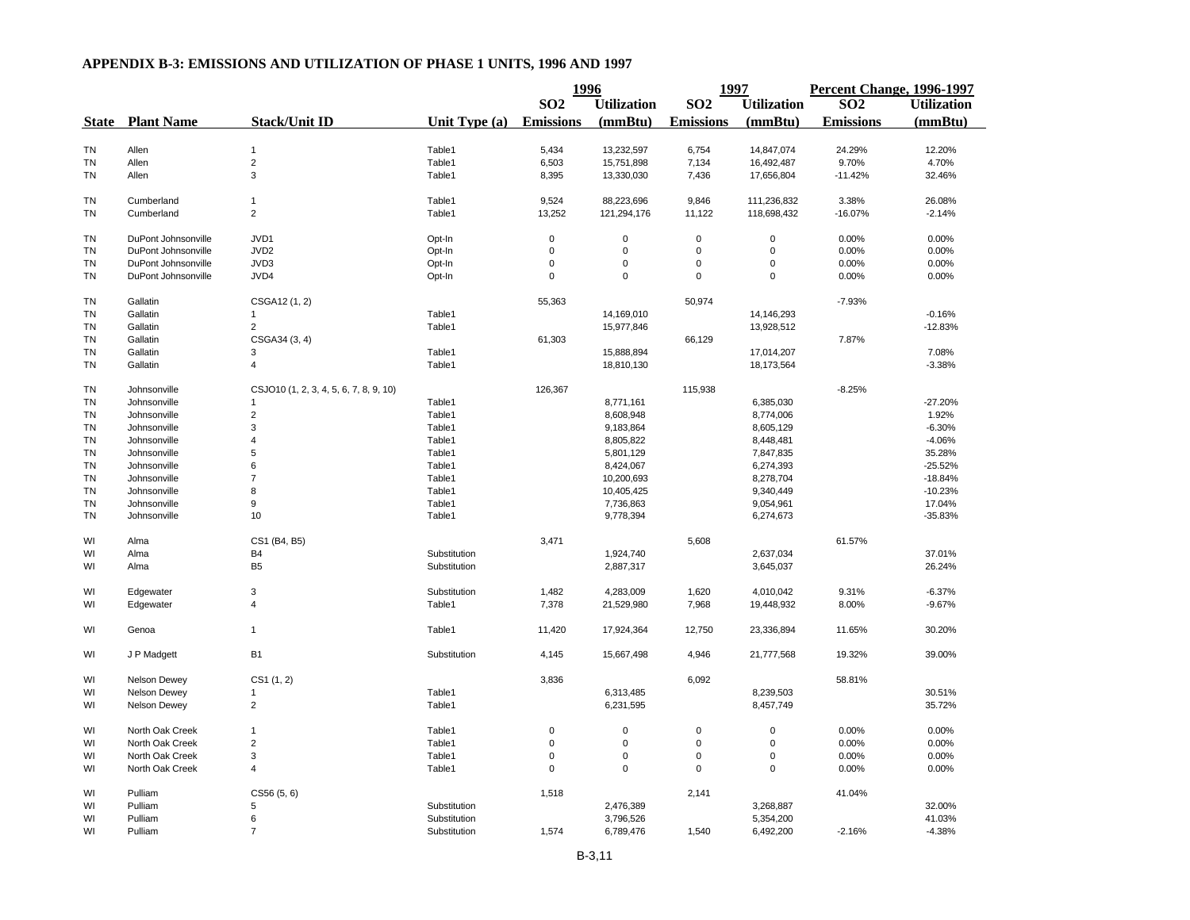### APPENDIX B-3: EMISSIONS AND UTILIZATION OF PHASE 1 UNITS, 1996 AND 1997

| | | | | 1996 | | 1997 | | Percent Change, 1996-1997 | |
|---|---|---|---|---|---|---|---|---|---|
| State | Plant Name | Stack/Unit ID | Unit Type (a) | SO2 Emissions | Utilization (mmBtu) | SO2 Emissions | Utilization (mmBtu) | SO2 Emissions | Utilization (mmBtu) |
| TN | Allen | 1 | Table1 | 5,434 | 13,232,597 | 6,754 | 14,847,074 | 24.29% | 12.20% |
| TN | Allen | 2 | Table1 | 6,503 | 15,751,898 | 7,134 | 16,492,487 | 9.70% | 4.70% |
| TN | Allen | 3 | Table1 | 8,395 | 13,330,030 | 7,436 | 17,656,804 | -11.42% | 32.46% |
| TN | Cumberland | 1 | Table1 | 9,524 | 88,223,696 | 9,846 | 111,236,832 | 3.38% | 26.08% |
| TN | Cumberland | 2 | Table1 | 13,252 | 121,294,176 | 11,122 | 118,698,432 | -16.07% | -2.14% |
| TN | DuPont Johnsonville | JVD1 | Opt-In | 0 | 0 | 0 | 0 | 0.00% | 0.00% |
| TN | DuPont Johnsonville | JVD2 | Opt-In | 0 | 0 | 0 | 0 | 0.00% | 0.00% |
| TN | DuPont Johnsonville | JVD3 | Opt-In | 0 | 0 | 0 | 0 | 0.00% | 0.00% |
| TN | DuPont Johnsonville | JVD4 | Opt-In | 0 | 0 | 0 | 0 | 0.00% | 0.00% |
| TN | Gallatin | CSGA12 (1, 2) | | 55,363 | | 50,974 | | -7.93% | |
| TN | Gallatin | 1 | Table1 | | 14,169,010 | | 14,146,293 | | -0.16% |
| TN | Gallatin | 2 | Table1 | | 15,977,846 | | 13,928,512 | | -12.83% |
| TN | Gallatin | CSGA34 (3, 4) | | 61,303 | | 66,129 | | 7.87% | |
| TN | Gallatin | 3 | Table1 | | 15,888,894 | | 17,014,207 | | 7.08% |
| TN | Gallatin | 4 | Table1 | | 18,810,130 | | 18,173,564 | | -3.38% |
| TN | Johnsonville | CSJO10 (1, 2, 3, 4, 5, 6, 7, 8, 9, 10) | | 126,367 | | 115,938 | | -8.25% | |
| TN | Johnsonville | 1 | Table1 | | 8,771,161 | | 6,385,030 | | -27.20% |
| TN | Johnsonville | 2 | Table1 | | 8,608,948 | | 8,774,006 | | 1.92% |
| TN | Johnsonville | 3 | Table1 | | 9,183,864 | | 8,605,129 | | -6.30% |
| TN | Johnsonville | 4 | Table1 | | 8,805,822 | | 8,448,481 | | -4.06% |
| TN | Johnsonville | 5 | Table1 | | 5,801,129 | | 7,847,835 | | 35.28% |
| TN | Johnsonville | 6 | Table1 | | 8,424,067 | | 6,274,393 | | -25.52% |
| TN | Johnsonville | 7 | Table1 | | 10,200,693 | | 8,278,704 | | -18.84% |
| TN | Johnsonville | 8 | Table1 | | 10,405,425 | | 9,340,449 | | -10.23% |
| TN | Johnsonville | 9 | Table1 | | 7,736,863 | | 9,054,961 | | 17.04% |
| TN | Johnsonville | 10 | Table1 | | 9,778,394 | | 6,274,673 | | -35.83% |
| WI | Alma | CS1 (B4, B5) | | 3,471 | | 5,608 | | 61.57% | |
| WI | Alma | B4 | Substitution | | 1,924,740 | | 2,637,034 | | 37.01% |
| WI | Alma | B5 | Substitution | | 2,887,317 | | 3,645,037 | | 26.24% |
| WI | Edgewater | 3 | Substitution | 1,482 | 4,283,009 | 1,620 | 4,010,042 | 9.31% | -6.37% |
| WI | Edgewater | 4 | Table1 | 7,378 | 21,529,980 | 7,968 | 19,448,932 | 8.00% | -9.67% |
| WI | Genoa | 1 | Table1 | 11,420 | 17,924,364 | 12,750 | 23,336,894 | 11.65% | 30.20% |
| WI | J P Madgett | B1 | Substitution | 4,145 | 15,667,498 | 4,946 | 21,777,568 | 19.32% | 39.00% |
| WI | Nelson Dewey | CS1 (1, 2) | | 3,836 | | 6,092 | | 58.81% | |
| WI | Nelson Dewey | 1 | Table1 | | 6,313,485 | | 8,239,503 | | 30.51% |
| WI | Nelson Dewey | 2 | Table1 | | 6,231,595 | | 8,457,749 | | 35.72% |
| WI | North Oak Creek | 1 | Table1 | 0 | 0 | 0 | 0 | 0.00% | 0.00% |
| WI | North Oak Creek | 2 | Table1 | 0 | 0 | 0 | 0 | 0.00% | 0.00% |
| WI | North Oak Creek | 3 | Table1 | 0 | 0 | 0 | 0 | 0.00% | 0.00% |
| WI | North Oak Creek | 4 | Table1 | 0 | 0 | 0 | 0 | 0.00% | 0.00% |
| WI | Pulliam | CS56 (5, 6) | | 1,518 | | 2,141 | | 41.04% | |
| WI | Pulliam | 5 | Substitution | | 2,476,389 | | 3,268,887 | | 32.00% |
| WI | Pulliam | 6 | Substitution | | 3,796,526 | | 5,354,200 | | 41.03% |
| WI | Pulliam | 7 | Substitution | 1,574 | 6,789,476 | 1,540 | 6,492,200 | -2.16% | -4.38% |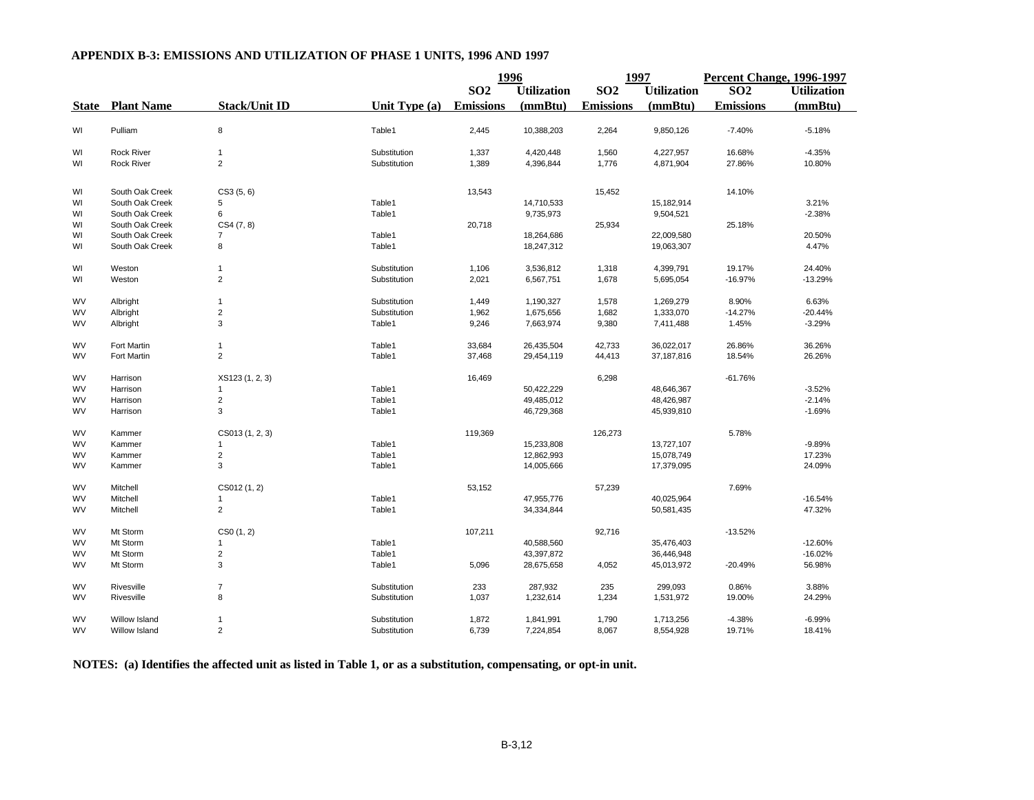## APPENDIX B-3: EMISSIONS AND UTILIZATION OF PHASE 1 UNITS, 1996 AND 1997

| | | | | 1996 | | 1997 | | Percent Change, 1996-1997 | |
|---|---|---|---|---|---|---|---|---|---|
| State | Plant Name | Stack/Unit ID | Unit Type (a) | $SO_2$ Emissions | Utilization (mmBtu) | $SO_2$ Emissions | Utilization (mmBtu) | $SO_2$ Emissions | Utilization (mmBtu) |
| WI | Pulliam | 8 | Table1 | 2,445 | 10,388,203 | 2,264 | 9,850,126 | -7.40% | -5.18% |
| WI | Rock River | 1 | Substitution | 1,337 | 4,420,448 | 1,560 | 4,227,957 | 16.68% | -4.35% |
| WI | Rock River | 2 | Substitution | 1,389 | 4,396,844 | 1,776 | 4,871,904 | 27.86% | 10.80% |
| WI | South Oak Creek | CS3 (5, 6) | | 13,543 | | 15,452 | | 14.10% | |
| WI | South Oak Creek | 5 | Table1 | | 14,710,533 | | 15,182,914 | | 3.21% |
| WI | South Oak Creek | 6 | Table1 | | 9,735,973 | | 9,504,521 | | -2.38% |
| WI | South Oak Creek | CS4 (7, 8) | | 20,718 | | 25,934 | | 25.18% | |
| WI | South Oak Creek | 7 | Table1 | | 18,264,686 | | 22,009,580 | | 20.50% |
| WI | South Oak Creek | 8 | Table1 | | 18,247,312 | | 19,063,307 | | 4.47% |
| WI | Weston | 1 | Substitution | 1,106 | 3,536,812 | 1,318 | 4,399,791 | 19.17% | 24.40% |
| WI | Weston | 2 | Substitution | 2,021 | 6,567,751 | 1,678 | 5,695,054 | -16.97% | -13.29% |
| WV | Albright | 1 | Substitution | 1,449 | 1,190,327 | 1,578 | 1,269,279 | 8.90% | 6.63% |
| WV | Albright | 2 | Substitution | 1,962 | 1,675,656 | 1,682 | 1,333,070 | -14.27% | -20.44% |
| WV | Albright | 3 | Table1 | 9,246 | 7,663,974 | 9,380 | 7,411,488 | 1.45% | -3.29% |
| WV | Fort Martin | 1 | Table1 | 33,684 | 26,435,504 | 42,733 | 36,022,017 | 26.86% | 36.26% |
| WV | Fort Martin | 2 | Table1 | 37,468 | 29,454,119 | 44,413 | 37,187,816 | 18.54% | 26.26% |
| WV | Harrison | XS123 (1, 2, 3) | | 16,469 | | 6,298 | | -61.76% | |
| WV | Harrison | 1 | Table1 | | 50,422,229 | | 48,646,367 | | -3.52% |
| WV | Harrison | 2 | Table1 | | 49,485,012 | | 48,426,987 | | -2.14% |
| WV | Harrison | 3 | Table1 | | 46,729,368 | | 45,939,810 | | -1.69% |
| WV | Kammer | CS013 (1, 2, 3) | | 119,369 | | 126,273 | | 5.78% | |
| WV | Kammer | 1 | Table1 | | 15,233,808 | | 13,727,107 | | -9.89% |
| WV | Kammer | 2 | Table1 | | 12,862,993 | | 15,078,749 | | 17.23% |
| WV | Kammer | 3 | Table1 | | 14,005,666 | | 17,379,095 | | 24.09% |
| WV | Mitchell | CS012 (1, 2) | | 53,152 | | 57,239 | | 7.69% | |
| WV | Mitchell | 1 | Table1 | | 47,955,776 | | 40,025,964 | | -16.54% |
| WV | Mitchell | 2 | Table1 | | 34,334,844 | | 50,581,435 | | 47.32% |
| WV | Mt Storm | CS0 (1, 2) | | 107,211 | | 92,716 | | -13.52% | |
| WV | Mt Storm | 1 | Table1 | | 40,588,560 | | 35,476,403 | | -12.60% |
| WV | Mt Storm | 2 | Table1 | | 43,397,872 | | 36,446,948 | | -16.02% |
| WV | Mt Storm | 3 | Table1 | 5,096 | 28,675,658 | 4,052 | 45,013,972 | -20.49% | 56.98% |
| WV | Rivesville | 7 | Substitution | 233 | 287,932 | 235 | 299,093 | 0.86% | 3.88% |
| WV | Rivesville | 8 | Substitution | 1,037 | 1,232,614 | 1,234 | 1,531,972 | 19.00% | 24.29% |
| WV | Willow Island | 1 | Substitution | 1,872 | 1,841,991 | 1,790 | 1,713,256 | -4.38% | -6.99% |
| WV | Willow Island | 2 | Substitution | 6,739 | 7,224,854 | 8,067 | 8,554,928 | 19.71% | 18.41% |

**NOTES: (a) Identifies the affected unit as listed in Table 1, or as a substitution, compensating, or opt-in unit.**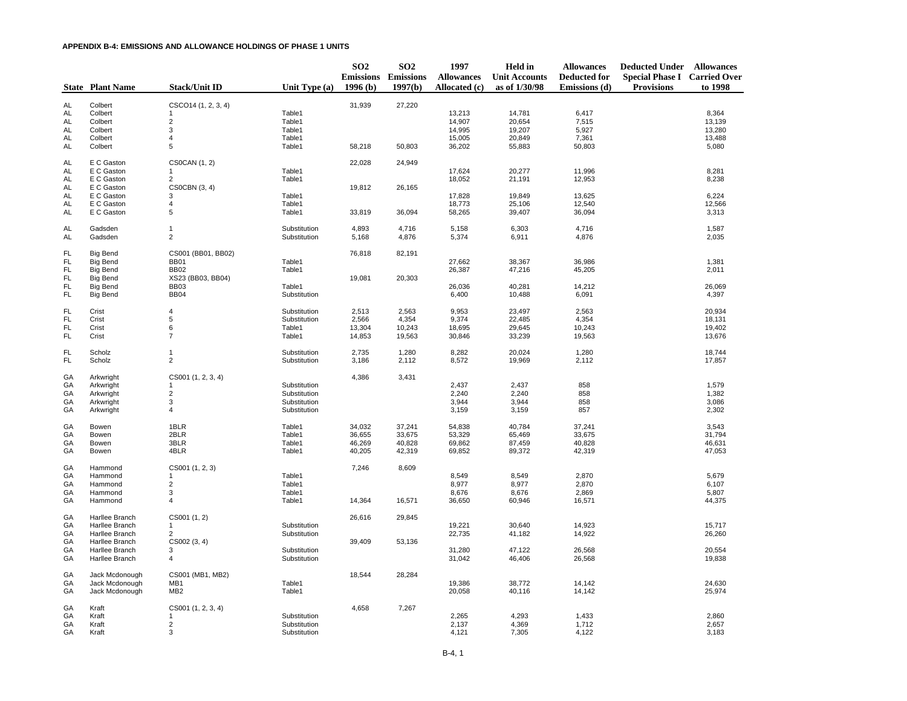**APPENDIX B-4: EMISSIONS AND ALLOWANCE HOLDINGS OF PHASE 1 UNITS**

| State | Plant Name | Stack/Unit ID | Unit Type (a) | SO2 Emissions 1996 (b) | SO2 Emissions 1997(b) | 1997 Allowances Allocated (c) | Held in Unit Accounts as of 1/30/98 | Allowances Deducted for Emissions (d) | Deducted Under Special Phase I Provisions | Allowances Carried Over to 1998 |
|---|---|---|---|---|---|---|---|---|---|---|
| AL | Colbert | CSCO14 (1, 2, 3, 4) | | 31,939 | 27,220 | | | | | |
| AL | Colbert | 1 | Table1 | | | 13,213 | 14,781 | 6,417 | | 8,364 |
| AL | Colbert | 2 | Table1 | | | 14,907 | 20,654 | 7,515 | | 13,139 |
| AL | Colbert | 3 | Table1 | | | 14,995 | 19,207 | 5,927 | | 13,280 |
| AL | Colbert | 4 | Table1 | | | 15,005 | 20,849 | 7,361 | | 13,488 |
| AL | Colbert | 5 | Table1 | 58,218 | 50,803 | 36,202 | 55,883 | 50,803 | | 5,080 |
| AL | E C Gaston | CS0CAN (1, 2) | | 22,028 | 24,949 | | | | | |
| AL | E C Gaston | 1 | Table1 | | | 17,624 | 20,277 | 11,996 | | 8,281 |
| AL | E C Gaston | 2 | Table1 | | | 18,052 | 21,191 | 12,953 | | 8,238 |
| AL | E C Gaston | CS0CBN (3, 4) | | 19,812 | 26,165 | | | | | |
| AL | E C Gaston | 3 | Table1 | | | 17,828 | 19,849 | 13,625 | | 6,224 |
| AL | E C Gaston | 4 | Table1 | | | 18,773 | 25,106 | 12,540 | | 12,566 |
| AL | E C Gaston | 5 | Table1 | 33,819 | 36,094 | 58,265 | 39,407 | 36,094 | | 3,313 |
| AL | Gadsden | 1 | Substitution | 4,893 | 4,716 | 5,158 | 6,303 | 4,716 | | 1,587 |
| AL | Gadsden | 2 | Substitution | 5,168 | 4,876 | 5,374 | 6,911 | 4,876 | | 2,035 |
| FL | Big Bend | CS001 (BB01, BB02) | | 76,818 | 82,191 | | | | | |
| FL | Big Bend | BB01 | Table1 | | | 27,662 | 38,367 | 36,986 | | 1,381 |
| FL | Big Bend | BB02 | Table1 | | | 26,387 | 47,216 | 45,205 | | 2,011 |
| FL | Big Bend | XS23 (BB03, BB04) | | 19,081 | 20,303 | | | | | |
| FL | Big Bend | BB03 | Table1 | | | 26,036 | 40,281 | 14,212 | | 26,069 |
| FL | Big Bend | BB04 | Substitution | | | 6,400 | 10,488 | 6,091 | | 4,397 |
| FL | Crist | 4 | Substitution | 2,513 | 2,563 | 9,953 | 23,497 | 2,563 | | 20,934 |
| FL | Crist | 5 | Substitution | 2,566 | 4,354 | 9,374 | 22,485 | 4,354 | | 18,131 |
| FL | Crist | 6 | Table1 | 13,304 | 10,243 | 18,695 | 29,645 | 10,243 | | 19,402 |
| FL | Crist | 7 | Table1 | 14,853 | 19,563 | 30,846 | 33,239 | 19,563 | | 13,676 |
| FL | Scholz | 1 | Substitution | 2,735 | 1,280 | 8,282 | 20,024 | 1,280 | | 18,744 |
| FL | Scholz | 2 | Substitution | 3,186 | 2,112 | 8,572 | 19,969 | 2,112 | | 17,857 |
| GA | Arkwright | CS001 (1, 2, 3, 4) | | 4,386 | 3,431 | | | | | |
| GA | Arkwright | 1 | Substitution | | | 2,437 | 2,437 | 858 | | 1,579 |
| GA | Arkwright | 2 | Substitution | | | 2,240 | 2,240 | 858 | | 1,382 |
| GA | Arkwright | 3 | Substitution | | | 3,944 | 3,944 | 858 | | 3,086 |
| GA | Arkwright | 4 | Substitution | | | 3,159 | 3,159 | 857 | | 2,302 |
| GA | Bowen | 1BLR | Table1 | 34,032 | 37,241 | 54,838 | 40,784 | 37,241 | | 3,543 |
| GA | Bowen | 2BLR | Table1 | 36,655 | 33,675 | 53,329 | 65,469 | 33,675 | | 31,794 |
| GA | Bowen | 3BLR | Table1 | 46,269 | 40,828 | 69,862 | 87,459 | 40,828 | | 46,631 |
| GA | Bowen | 4BLR | Table1 | 40,205 | 42,319 | 69,852 | 89,372 | 42,319 | | 47,053 |
| GA | Hammond | CS001 (1, 2, 3) | | 7,246 | 8,609 | | | | | |
| GA | Hammond | 1 | Table1 | | | 8,549 | 8,549 | 2,870 | | 5,679 |
| GA | Hammond | 2 | Table1 | | | 8,977 | 8,977 | 2,870 | | 6,107 |
| GA | Hammond | 3 | Table1 | | | 8,676 | 8,676 | 2,869 | | 5,807 |
| GA | Hammond | 4 | Table1 | 14,364 | 16,571 | 36,650 | 60,946 | 16,571 | | 44,375 |
| GA | Harllee Branch | CS001 (1, 2) | | 26,616 | 29,845 | | | | | |
| GA | Harllee Branch | 1 | Substitution | | | 19,221 | 30,640 | 14,923 | | 15,717 |
| GA | Harllee Branch | 2 | Substitution | | | 22,735 | 41,182 | 14,922 | | 26,260 |
| GA | Harllee Branch | CS002 (3, 4) | | 39,409 | 53,136 | | | | | |
| GA | Harllee Branch | 3 | Substitution | | | 31,280 | 47,122 | 26,568 | | 20,554 |
| GA | Harllee Branch | 4 | Substitution | | | 31,042 | 46,406 | 26,568 | | 19,838 |
| GA | Jack Mcdonough | CS001 (MB1, MB2) | | 18,544 | 28,284 | | | | | |
| GA | Jack Mcdonough | MB1 | Table1 | | | 19,386 | 38,772 | 14,142 | | 24,630 |
| GA | Jack Mcdonough | MB2 | Table1 | | | 20,058 | 40,116 | 14,142 | | 25,974 |
| GA | Kraft | CS001 (1, 2, 3, 4) | | 4,658 | 7,267 | | | | | |
| GA | Kraft | 1 | Substitution | | | 2,265 | 4,293 | 1,433 | | 2,860 |
| GA | Kraft | 2 | Substitution | | | 2,137 | 4,369 | 1,712 | | 2,657 |
| GA | Kraft | 3 | Substitution | | | 4,121 | 7,305 | 4,122 | | 3,183 |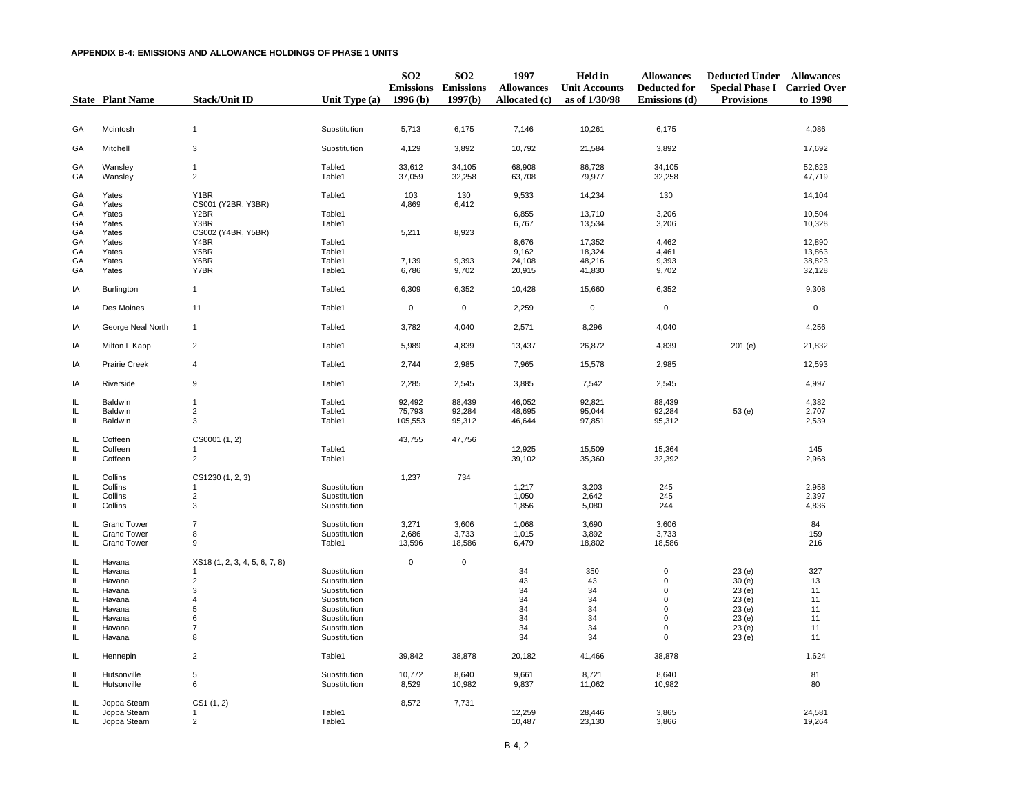**APPENDIX B-4: EMISSIONS AND ALLOWANCE HOLDINGS OF PHASE 1 UNITS**

| State | Plant Name | Stack/Unit ID | Unit Type (a) | SO2 Emissions 1996 (b) | SO2 Emissions 1997(b) | 1997 Allowances Allocated (c) | Held in Unit Accounts as of 1/30/98 | Allowances Deducted for Emissions (d) | Deducted Under Special Phase I Provisions | Allowances Carried Over to 1998 |
|---|---|---|---|---|---|---|---|---|---|---|
| GA | Mcintosh | 1 | Substitution | 5,713 | 6,175 | 7,146 | 10,261 | 6,175 | | 4,086 |
| GA | Mitchell | 3 | Substitution | 4,129 | 3,892 | 10,792 | 21,584 | 3,892 | | 17,692 |
| GA | Wansley | 1 | Table1 | 33,612 | 34,105 | 68,908 | 86,728 | 34,105 | | 52,623 |
| GA | Wansley | 2 | Table1 | 37,059 | 32,258 | 63,708 | 79,977 | 32,258 | | 47,719 |
| GA | Yates | Y1BR | Table1 | 103 | 130 | 9,533 | 14,234 | 130 | | 14,104 |
| GA | Yates | CS001 (Y2BR, Y3BR) | | 4,869 | 6,412 | | | | | |
| GA | Yates | Y2BR | Table1 | | | 6,855 | 13,710 | 3,206 | | 10,504 |
| GA | Yates | Y3BR | Table1 | | | 6,767 | 13,534 | 3,206 | | 10,328 |
| GA | Yates | CS002 (Y4BR, Y5BR) | | 5,211 | 8,923 | | | | | |
| GA | Yates | Y4BR | Table1 | | | 8,676 | 17,352 | 4,462 | | 12,890 |
| GA | Yates | Y5BR | Table1 | | | 9,162 | 18,324 | 4,461 | | 13,863 |
| GA | Yates | Y6BR | Table1 | 7,139 | 9,393 | 24,108 | 48,216 | 9,393 | | 38,823 |
| GA | Yates | Y7BR | Table1 | 6,786 | 9,702 | 20,915 | 41,830 | 9,702 | | 32,128 |
| IA | Burlington | 1 | Table1 | 6,309 | 6,352 | 10,428 | 15,660 | 6,352 | | 9,308 |
| IA | Des Moines | 11 | Table1 | 0 | 0 | 2,259 | 0 | 0 | | 0 |
| IA | George Neal North | 1 | Table1 | 3,782 | 4,040 | 2,571 | 8,296 | 4,040 | | 4,256 |
| IA | Milton L Kapp | 2 | Table1 | 5,989 | 4,839 | 13,437 | 26,872 | 4,839 | 201 (e) | 21,832 |
| IA | Prairie Creek | 4 | Table1 | 2,744 | 2,985 | 7,965 | 15,578 | 2,985 | | 12,593 |
| IA | Riverside | 9 | Table1 | 2,285 | 2,545 | 3,885 | 7,542 | 2,545 | | 4,997 |
| IL | Baldwin | 1 | Table1 | 92,492 | 88,439 | 46,052 | 92,821 | 88,439 | | 4,382 |
| IL | Baldwin | 2 | Table1 | 75,793 | 92,284 | 48,695 | 95,044 | 92,284 | 53 (e) | 2,707 |
| IL | Baldwin | 3 | Table1 | 105,553 | 95,312 | 46,644 | 97,851 | 95,312 | | 2,539 |
| IL | Coffeen | CS0001 (1, 2) | | 43,755 | 47,756 | | | | | |
| IL | Coffeen | 1 | Table1 | | | 12,925 | 15,509 | 15,364 | | 145 |
| IL | Coffeen | 2 | Table1 | | | 39,102 | 35,360 | 32,392 | | 2,968 |
| IL | Collins | CS1230 (1, 2, 3) | | 1,237 | 734 | | | | | |
| IL | Collins | 1 | Substitution | | | 1,217 | 3,203 | 245 | | 2,958 |
| IL | Collins | 2 | Substitution | | | 1,050 | 2,642 | 245 | | 2,397 |
| IL | Collins | 3 | Substitution | | | 1,856 | 5,080 | 244 | | 4,836 |
| IL | Grand Tower | 7 | Substitution | 3,271 | 3,606 | 1,068 | 3,690 | 3,606 | | 84 |
| IL | Grand Tower | 8 | Substitution | 2,686 | 3,733 | 1,015 | 3,892 | 3,733 | | 159 |
| IL | Grand Tower | 9 | Table1 | 13,596 | 18,586 | 6,479 | 18,802 | 18,586 | | 216 |
| IL | Havana | XS18 (1, 2, 3, 4, 5, 6, 7, 8) | | 0 | 0 | | | | | |
| IL | Havana | 1 | Substitution | | | 34 | 350 | 0 | 23 (e) | 327 |
| IL | Havana | 2 | Substitution | | | 43 | 43 | 0 | 30 (e) | 13 |
| IL | Havana | 3 | Substitution | | | 34 | 34 | 0 | 23 (e) | 11 |
| IL | Havana | 4 | Substitution | | | 34 | 34 | 0 | 23 (e) | 11 |
| IL | Havana | 5 | Substitution | | | 34 | 34 | 0 | 23 (e) | 11 |
| IL | Havana | 6 | Substitution | | | 34 | 34 | 0 | 23 (e) | 11 |
| IL | Havana | 7 | Substitution | | | 34 | 34 | 0 | 23 (e) | 11 |
| IL | Havana | 8 | Substitution | | | 34 | 34 | 0 | 23 (e) | 11 |
| IL | Hennepin | 2 | Table1 | 39,842 | 38,878 | 20,182 | 41,466 | 38,878 | | 1,624 |
| IL | Hutsonville | 5 | Substitution | 10,772 | 8,640 | 9,661 | 8,721 | 8,640 | | 81 |
| IL | Hutsonville | 6 | Substitution | 8,529 | 10,982 | 9,837 | 11,062 | 10,982 | | 80 |
| IL | Joppa Steam | CS1 (1, 2) | | 8,572 | 7,731 | | | | | |
| IL | Joppa Steam | 1 | Table1 | | | 12,259 | 28,446 | 3,865 | | 24,581 |
| IL | Joppa Steam | 2 | Table1 | | | 10,487 | 23,130 | 3,866 | | 19,264 |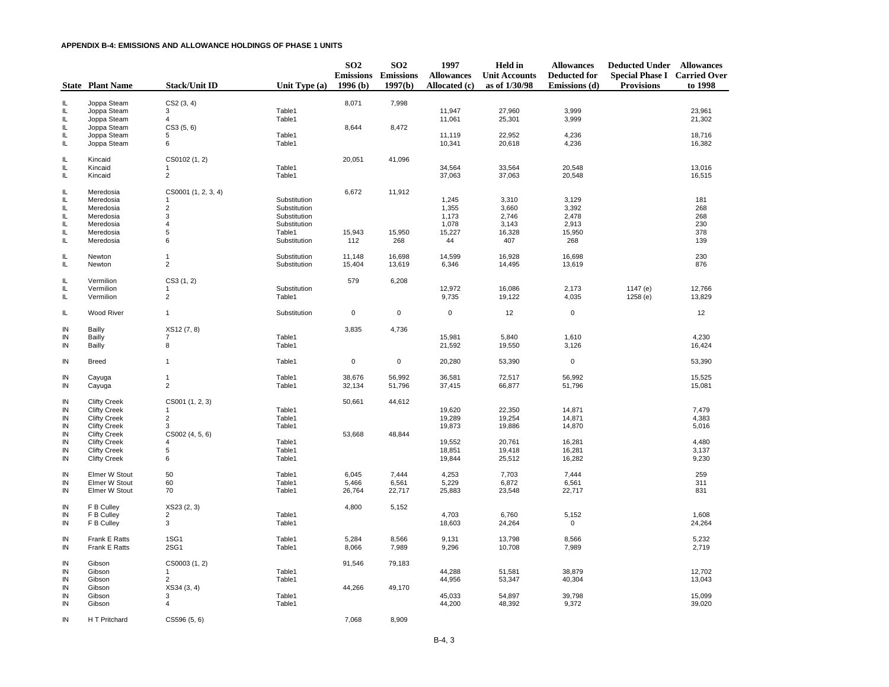**APPENDIX B-4: EMISSIONS AND ALLOWANCE HOLDINGS OF PHASE 1 UNITS**

| State | Plant Name | Stack/Unit ID | Unit Type (a) | SO2 Emissions 1996 (b) | SO2 Emissions 1997(b) | 1997 Allowances Allocated (c) | Held in Unit Accounts as of 1/30/98 | Allowances Deducted for Emissions (d) | Deducted Under Special Phase I Provisions | Allowances Carried Over to 1998 |
|---|---|---|---|---|---|---|---|---|---|---|
| IL | Joppa Steam | CS2 (3, 4) | | 8,071 | 7,998 | | | | | |
| IL | Joppa Steam | 3 | Table1 | | | 11,947 | 27,960 | 3,999 | | 23,961 |
| IL | Joppa Steam | 4 | Table1 | | | 11,061 | 25,301 | 3,999 | | 21,302 |
| IL | Joppa Steam | CS3 (5, 6) | | 8,644 | 8,472 | | | | | |
| IL | Joppa Steam | 5 | Table1 | | | 11,119 | 22,952 | 4,236 | | 18,716 |
| IL | Joppa Steam | 6 | Table1 | | | 10,341 | 20,618 | 4,236 | | 16,382 |
| IL | Kincaid | CS0102 (1, 2) | | 20,051 | 41,096 | | | | | |
| IL | Kincaid | 1 | Table1 | | | 34,564 | 33,564 | 20,548 | | 13,016 |
| IL | Kincaid | 2 | Table1 | | | 37,063 | 37,063 | 20,548 | | 16,515 |
| IL | Meredosia | CS0001 (1, 2, 3, 4) | | 6,672 | 11,912 | | | | | |
| IL | Meredosia | 1 | Substitution | | | 1,245 | 3,310 | 3,129 | | 181 |
| IL | Meredosia | 2 | Substitution | | | 1,355 | 3,660 | 3,392 | | 268 |
| IL | Meredosia | 3 | Substitution | | | 1,173 | 2,746 | 2,478 | | 268 |
| IL | Meredosia | 4 | Substitution | | | 1,078 | 3,143 | 2,913 | | 230 |
| IL | Meredosia | 5 | Table1 | 15,943 | 15,950 | 15,227 | 16,328 | 15,950 | | 378 |
| IL | Meredosia | 6 | Substitution | 112 | 268 | 44 | 407 | 268 | | 139 |
| IL | Newton | 1 | Substitution | 11,148 | 16,698 | 14,599 | 16,928 | 16,698 | | 230 |
| IL | Newton | 2 | Substitution | 15,404 | 13,619 | 6,346 | 14,495 | 13,619 | | 876 |
| IL | Vermilion | CS3 (1, 2) | | 579 | 6,208 | | | | | |
| IL | Vermilion | 1 | Substitution | | | 12,972 | 16,086 | 2,173 | 1147 (e) | 12,766 |
| IL | Vermilion | 2 | Table1 | | | 9,735 | 19,122 | 4,035 | 1258 (e) | 13,829 |
| IL | Wood River | 1 | Substitution | 0 | 0 | 0 | 12 | 0 | | 12 |
| IN | Bailly | XS12 (7, 8) | | 3,835 | 4,736 | | | | | |
| IN | Bailly | 7 | Table1 | | | 15,981 | 5,840 | 1,610 | | 4,230 |
| IN | Bailly | 8 | Table1 | | | 21,592 | 19,550 | 3,126 | | 16,424 |
| IN | Breed | 1 | Table1 | 0 | 0 | 20,280 | 53,390 | 0 | | 53,390 |
| IN | Cayuga | 1 | Table1 | 38,676 | 56,992 | 36,581 | 72,517 | 56,992 | | 15,525 |
| IN | Cayuga | 2 | Table1 | 32,134 | 51,796 | 37,415 | 66,877 | 51,796 | | 15,081 |
| IN | Clifty Creek | CS001 (1, 2, 3) | | 50,661 | 44,612 | | | | | |
| IN | Clifty Creek | 1 | Table1 | | | 19,620 | 22,350 | 14,871 | | 7,479 |
| IN | Clifty Creek | 2 | Table1 | | | 19,289 | 19,254 | 14,871 | | 4,383 |
| IN | Clifty Creek | 3 | Table1 | | | 19,873 | 19,886 | 14,870 | | 5,016 |
| IN | Clifty Creek | CS002 (4, 5, 6) | | 53,668 | 48,844 | | | | | |
| IN | Clifty Creek | 4 | Table1 | | | 19,552 | 20,761 | 16,281 | | 4,480 |
| IN | Clifty Creek | 5 | Table1 | | | 18,851 | 19,418 | 16,281 | | 3,137 |
| IN | Clifty Creek | 6 | Table1 | | | 19,844 | 25,512 | 16,282 | | 9,230 |
| IN | Elmer W Stout | 50 | Table1 | 6,045 | 7,444 | 4,253 | 7,703 | 7,444 | | 259 |
| IN | Elmer W Stout | 60 | Table1 | 5,466 | 6,561 | 5,229 | 6,872 | 6,561 | | 311 |
| IN | Elmer W Stout | 70 | Table1 | 26,764 | 22,717 | 25,883 | 23,548 | 22,717 | | 831 |
| IN | F B Culley | XS23 (2, 3) | | 4,800 | 5,152 | | | | | |
| IN | F B Culley | 2 | Table1 | | | 4,703 | 6,760 | 5,152 | | 1,608 |
| IN | F B Culley | 3 | Table1 | | | 18,603 | 24,264 | 0 | | 24,264 |
| IN | Frank E Ratts | 1SG1 | Table1 | 5,284 | 8,566 | 9,131 | 13,798 | 8,566 | | 5,232 |
| IN | Frank E Ratts | 2SG1 | Table1 | 8,066 | 7,989 | 9,296 | 10,708 | 7,989 | | 2,719 |
| IN | Gibson | CS0003 (1, 2) | | 91,546 | 79,183 | | | | | |
| IN | Gibson | 1 | Table1 | | | 44,288 | 51,581 | 38,879 | | 12,702 |
| IN | Gibson | 2 | Table1 | | | 44,956 | 53,347 | 40,304 | | 13,043 |
| IN | Gibson | XS34 (3, 4) | | 44,266 | 49,170 | | | | | |
| IN | Gibson | 3 | Table1 | | | 45,033 | 54,897 | 39,798 | | 15,099 |
| IN | Gibson | 4 | Table1 | | | 44,200 | 48,392 | 9,372 | | 39,020 |
| IN | H T Pritchard | CS596 (5, 6) | | 7,068 | 8,909 | | | | | |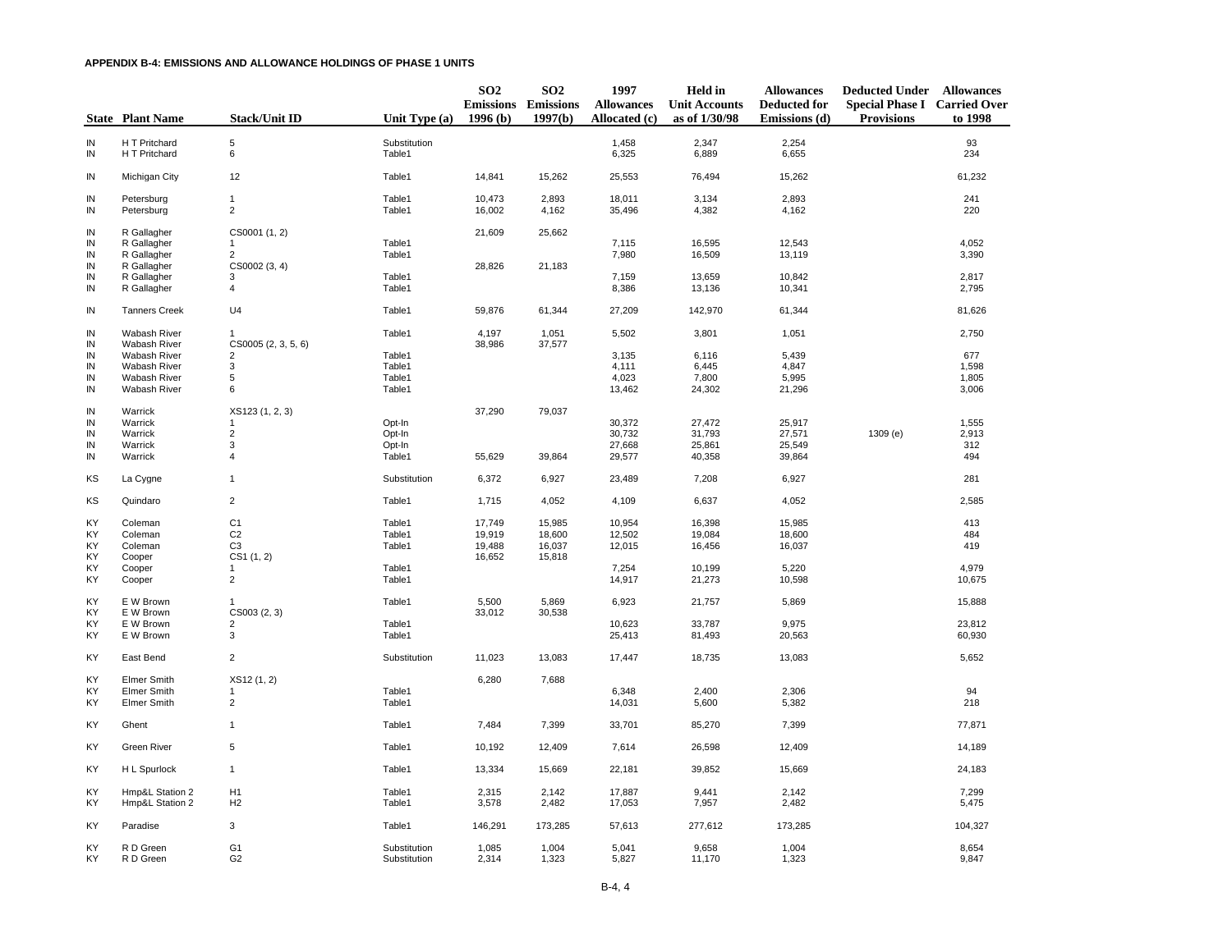**APPENDIX B-4: EMISSIONS AND ALLOWANCE HOLDINGS OF PHASE 1 UNITS**

| State | Plant Name | Stack/Unit ID | Unit Type (a) | SO2 Emissions 1996 (b) | SO2 Emissions 1997(b) | 1997 Allowances Allocated (c) | Held in Unit Accounts as of 1/30/98 | Allowances Deducted for Emissions (d) | Deducted Under Special Phase I Provisions | Allowances Carried Over to 1998 |
|---|---|---|---|---|---|---|---|---|---|---|
| IN | H T Pritchard | 5 | Substitution | | | 1,458 | 2,347 | 2,254 | | 93 |
| IN | H T Pritchard | 6 | Table1 | | | 6,325 | 6,889 | 6,655 | | 234 |
| IN | Michigan City | 12 | Table1 | 14,841 | 15,262 | 25,553 | 76,494 | 15,262 | | 61,232 |
| IN | Petersburg | 1 | Table1 | 10,473 | 2,893 | 18,011 | 3,134 | 2,893 | | 241 |
| IN | Petersburg | 2 | Table1 | 16,002 | 4,162 | 35,496 | 4,382 | 4,162 | | 220 |
| IN | R Gallagher | CS0001 (1, 2) | | 21,609 | 25,662 | | | | | |
| IN | R Gallagher | 1 | Table1 | | | 7,115 | 16,595 | 12,543 | | 4,052 |
| IN | R Gallagher | 2 | Table1 | | | 7,980 | 16,509 | 13,119 | | 3,390 |
| IN | R Gallagher | CS0002 (3, 4) | | 28,826 | 21,183 | | | | | |
| IN | R Gallagher | 3 | Table1 | | | 7,159 | 13,659 | 10,842 | | 2,817 |
| IN | R Gallagher | 4 | Table1 | | | 8,386 | 13,136 | 10,341 | | 2,795 |
| IN | Tanners Creek | U4 | Table1 | 59,876 | 61,344 | 27,209 | 142,970 | 61,344 | | 81,626 |
| IN | Wabash River | 1 | Table1 | 4,197 | 1,051 | 5,502 | 3,801 | 1,051 | | 2,750 |
| IN | Wabash River | CS0005 (2, 3, 5, 6) | | 38,986 | 37,577 | | | | | |
| IN | Wabash River | 2 | Table1 | | | 3,135 | 6,116 | 5,439 | | 677 |
| IN | Wabash River | 3 | Table1 | | | 4,111 | 6,445 | 4,847 | | 1,598 |
| IN | Wabash River | 5 | Table1 | | | 4,023 | 7,800 | 5,995 | | 1,805 |
| IN | Wabash River | 6 | Table1 | | | 13,462 | 24,302 | 21,296 | | 3,006 |
| IN | Warrick | XS123 (1, 2, 3) | | 37,290 | 79,037 | | | | | |
| IN | Warrick | 1 | Opt-In | | | 30,372 | 27,472 | 25,917 | | 1,555 |
| IN | Warrick | 2 | Opt-In | | | 30,732 | 31,793 | 27,571 | 1309 (e) | 2,913 |
| IN | Warrick | 3 | Opt-In | | | 27,668 | 25,861 | 25,549 | | 312 |
| IN | Warrick | 4 | Table1 | 55,629 | 39,864 | 29,577 | 40,358 | 39,864 | | 494 |
| KS | La Cygne | 1 | Substitution | 6,372 | 6,927 | 23,489 | 7,208 | 6,927 | | 281 |
| KS | Quindaro | 2 | Table1 | 1,715 | 4,052 | 4,109 | 6,637 | 4,052 | | 2,585 |
| KY | Coleman | C1 | Table1 | 17,749 | 15,985 | 10,954 | 16,398 | 15,985 | | 413 |
| KY | Coleman | C2 | Table1 | 19,919 | 18,600 | 12,502 | 19,084 | 18,600 | | 484 |
| KY | Coleman | C3 | Table1 | 19,488 | 16,037 | 12,015 | 16,456 | 16,037 | | 419 |
| KY | Cooper | CS1 (1, 2) | | 16,652 | 15,818 | | | | | |
| KY | Cooper | 1 | Table1 | | | 7,254 | 10,199 | 5,220 | | 4,979 |
| KY | Cooper | 2 | Table1 | | | 14,917 | 21,273 | 10,598 | | 10,675 |
| KY | E W Brown | 1 | Table1 | 5,500 | 5,869 | 6,923 | 21,757 | 5,869 | | 15,888 |
| KY | E W Brown | CS003 (2, 3) | | 33,012 | 30,538 | | | | | |
| KY | E W Brown | 2 | Table1 | | | 10,623 | 33,787 | 9,975 | | 23,812 |
| KY | E W Brown | 3 | Table1 | | | 25,413 | 81,493 | 20,563 | | 60,930 |
| KY | East Bend | 2 | Substitution | 11,023 | 13,083 | 17,447 | 18,735 | 13,083 | | 5,652 |
| KY | Elmer Smith | XS12 (1, 2) | | 6,280 | 7,688 | | | | | |
| KY | Elmer Smith | 1 | Table1 | | | 6,348 | 2,400 | 2,306 | | 94 |
| KY | Elmer Smith | 2 | Table1 | | | 14,031 | 5,600 | 5,382 | | 218 |
| KY | Ghent | 1 | Table1 | 7,484 | 7,399 | 33,701 | 85,270 | 7,399 | | 77,871 |
| KY | Green River | 5 | Table1 | 10,192 | 12,409 | 7,614 | 26,598 | 12,409 | | 14,189 |
| KY | H L Spurlock | 1 | Table1 | 13,334 | 15,669 | 22,181 | 39,852 | 15,669 | | 24,183 |
| KY | Hmp&L Station 2 | H1 | Table1 | 2,315 | 2,142 | 17,887 | 9,441 | 2,142 | | 7,299 |
| KY | Hmp&L Station 2 | H2 | Table1 | 3,578 | 2,482 | 17,053 | 7,957 | 2,482 | | 5,475 |
| KY | Paradise | 3 | Table1 | 146,291 | 173,285 | 57,613 | 277,612 | 173,285 | | 104,327 |
| KY | R D Green | G1 | Substitution | 1,085 | 1,004 | 5,041 | 9,658 | 1,004 | | 8,654 |
| KY | R D Green | G2 | Substitution | 2,314 | 1,323 | 5,827 | 11,170 | 1,323 | | 9,847 |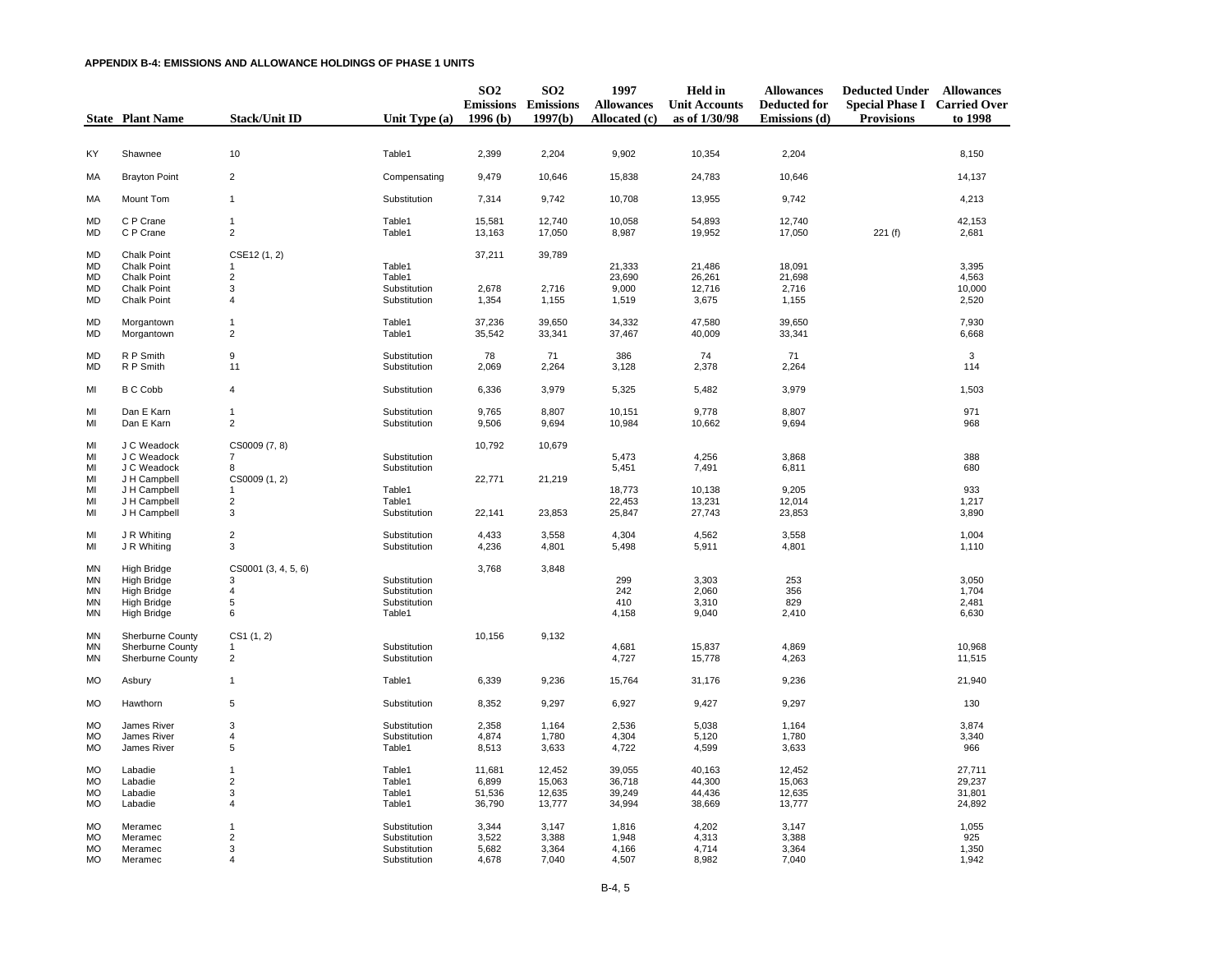**APPENDIX B-4: EMISSIONS AND ALLOWANCE HOLDINGS OF PHASE 1 UNITS**

| State | Plant Name | Stack/Unit ID | Unit Type (a) | $SO_2$ Emissions 1996 (b) | $SO_2$ Emissions 1997(b) | 1997 Allowances Allocated (c) | Held in Unit Accounts as of 1/30/98 | Allowances Deducted for Emissions (d) | Deducted Under Special Phase I Provisions | Allowances Carried Over to 1998 |
|---|---|---|---|---|---|---|---|---|---|---|
| KY | Shawnee | 10 | Table1 | 2,399 | 2,204 | 9,902 | 10,354 | 2,204 | | 8,150 |
| MA | Brayton Point | 2 | Compensating | 9,479 | 10,646 | 15,838 | 24,783 | 10,646 | | 14,137 |
| MA | Mount Tom | 1 | Substitution | 7,314 | 9,742 | 10,708 | 13,955 | 9,742 | | 4,213 |
| MD | C P Crane | 1 | Table1 | 15,581 | 12,740 | 10,058 | 54,893 | 12,740 | | 42,153 |
| MD | C P Crane | 2 | Table1 | 13,163 | 17,050 | 8,987 | 19,952 | 17,050 | 221 (f) | 2,681 |
| MD | Chalk Point | CSE12 (1, 2) | | 37,211 | 39,789 | | | | | |
| MD | Chalk Point | 1 | Table1 | | | 21,333 | 21,486 | 18,091 | | 3,395 |
| MD | Chalk Point | 2 | Table1 | | | 23,690 | 26,261 | 21,698 | | 4,563 |
| MD | Chalk Point | 3 | Substitution | 2,678 | 2,716 | 9,000 | 12,716 | 2,716 | | 10,000 |
| MD | Chalk Point | 4 | Substitution | 1,354 | 1,155 | 1,519 | 3,675 | 1,155 | | 2,520 |
| MD | Morgantown | 1 | Table1 | 37,236 | 39,650 | 34,332 | 47,580 | 39,650 | | 7,930 |
| MD | Morgantown | 2 | Table1 | 35,542 | 33,341 | 37,467 | 40,009 | 33,341 | | 6,668 |
| MD | R P Smith | 9 | Substitution | 78 | 71 | 386 | 74 | 71 | | 3 |
| MD | R P Smith | 11 | Substitution | 2,069 | 2,264 | 3,128 | 2,378 | 2,264 | | 114 |
| MI | B C Cobb | 4 | Substitution | 6,336 | 3,979 | 5,325 | 5,482 | 3,979 | | 1,503 |
| MI | Dan E Karn | 1 | Substitution | 9,765 | 8,807 | 10,151 | 9,778 | 8,807 | | 971 |
| MI | Dan E Karn | 2 | Substitution | 9,506 | 9,694 | 10,984 | 10,662 | 9,694 | | 968 |
| MI | J C Weadock | CS0009 (7, 8) | | 10,792 | 10,679 | | | | | |
| MI | J C Weadock | 7 | Substitution | | | 5,473 | 4,256 | 3,868 | | 388 |
| MI | J C Weadock | 8 | Substitution | | | 5,451 | 7,491 | 6,811 | | 680 |
| MI | J H Campbell | CS0009 (1, 2) | | 22,771 | 21,219 | | | | | |
| MI | J H Campbell | 1 | Table1 | | | 18,773 | 10,138 | 9,205 | | 933 |
| MI | J H Campbell | 2 | Table1 | | | 22,453 | 13,231 | 12,014 | | 1,217 |
| MI | J H Campbell | 3 | Substitution | 22,141 | 23,853 | 25,847 | 27,743 | 23,853 | | 3,890 |
| MI | J R Whiting | 2 | Substitution | 4,433 | 3,558 | 4,304 | 4,562 | 3,558 | | 1,004 |
| MI | J R Whiting | 3 | Substitution | 4,236 | 4,801 | 5,498 | 5,911 | 4,801 | | 1,110 |
| MN | High Bridge | CS0001 (3, 4, 5, 6) | | 3,768 | 3,848 | | | | | |
| MN | High Bridge | 3 | Substitution | | | 299 | 3,303 | 253 | | 3,050 |
| MN | High Bridge | 4 | Substitution | | | 242 | 2,060 | 356 | | 1,704 |
| MN | High Bridge | 5 | Substitution | | | 410 | 3,310 | 829 | | 2,481 |
| MN | High Bridge | 6 | Table1 | | | 4,158 | 9,040 | 2,410 | | 6,630 |
| MN | Sherburne County | CS1 (1, 2) | | 10,156 | 9,132 | | | | | |
| MN | Sherburne County | 1 | Substitution | | | 4,681 | 15,837 | 4,869 | | 10,968 |
| MN | Sherburne County | 2 | Substitution | | | 4,727 | 15,778 | 4,263 | | 11,515 |
| MO | Asbury | 1 | Table1 | 6,339 | 9,236 | 15,764 | 31,176 | 9,236 | | 21,940 |
| MO | Hawthorn | 5 | Substitution | 8,352 | 9,297 | 6,927 | 9,427 | 9,297 | | 130 |
| MO | James River | 3 | Substitution | 2,358 | 1,164 | 2,536 | 5,038 | 1,164 | | 3,874 |
| MO | James River | 4 | Substitution | 4,874 | 1,780 | 4,304 | 5,120 | 1,780 | | 3,340 |
| MO | James River | 5 | Table1 | 8,513 | 3,633 | 4,722 | 4,599 | 3,633 | | 966 |
| MO | Labadie | 1 | Table1 | 11,681 | 12,452 | 39,055 | 40,163 | 12,452 | | 27,711 |
| MO | Labadie | 2 | Table1 | 6,899 | 15,063 | 36,718 | 44,300 | 15,063 | | 29,237 |
| MO | Labadie | 3 | Table1 | 51,536 | 12,635 | 39,249 | 44,436 | 12,635 | | 31,801 |
| MO | Labadie | 4 | Table1 | 36,790 | 13,777 | 34,994 | 38,669 | 13,777 | | 24,892 |
| MO | Meramec | 1 | Substitution | 3,344 | 3,147 | 1,816 | 4,202 | 3,147 | | 1,055 |
| MO | Meramec | 2 | Substitution | 3,522 | 3,388 | 1,948 | 4,313 | 3,388 | | 925 |
| MO | Meramec | 3 | Substitution | 5,682 | 3,364 | 4,166 | 4,714 | 3,364 | | 1,350 |
| MO | Meramec | 4 | Substitution | 4,678 | 7,040 | 4,507 | 8,982 | 7,040 | | 1,942 |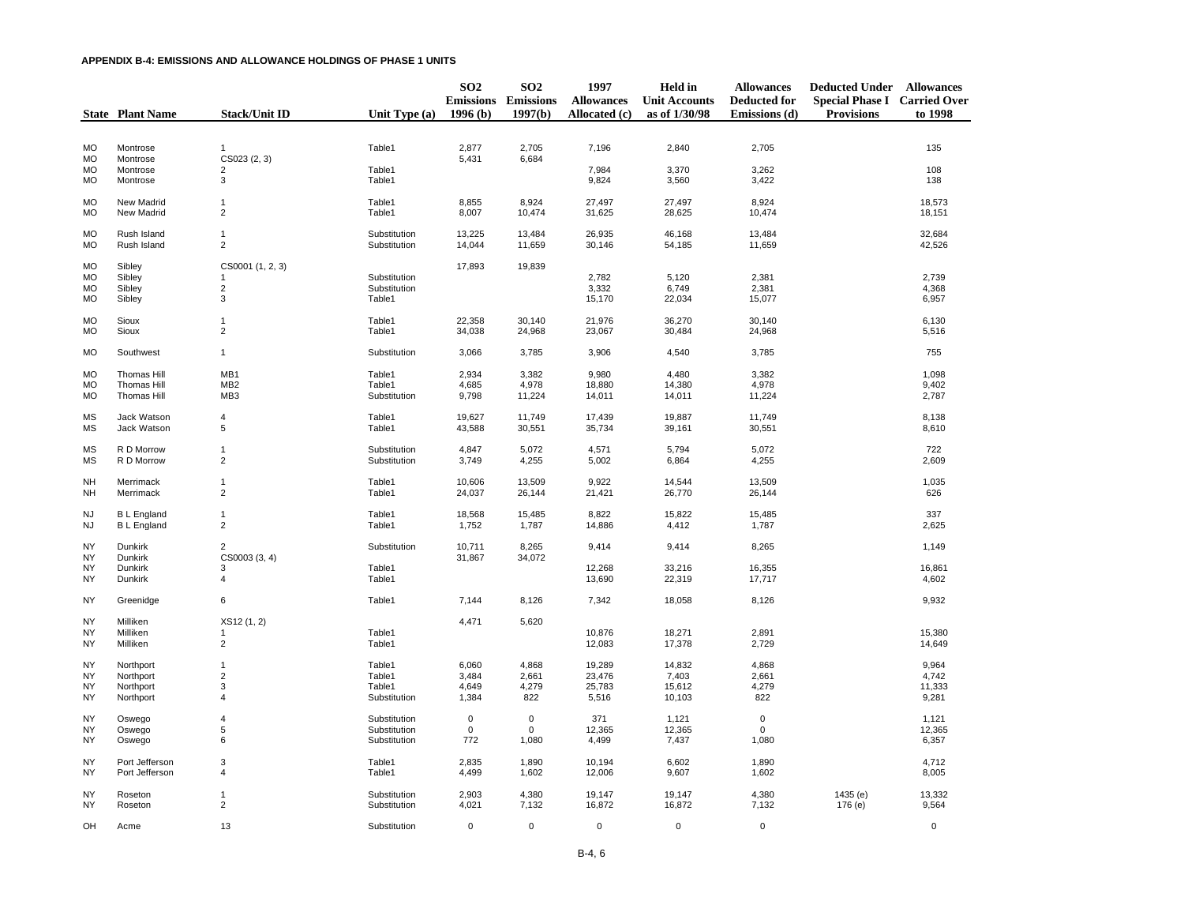**APPENDIX B-4: EMISSIONS AND ALLOWANCE HOLDINGS OF PHASE 1 UNITS**

| State | Plant Name | Stack/Unit ID | Unit Type (a) | SO2 Emissions 1996 (b) | SO2 Emissions 1997(b) | 1997 Allowances Allocated (c) | Held in Unit Accounts as of 1/30/98 | Allowances Deducted for Emissions (d) | Deducted Under Special Phase I Provisions | Allowances Carried Over to 1998 |
|---|---|---|---|---|---|---|---|---|---|---|
| MO | Montrose | 1 | Table1 | 2,877 | 2,705 | 7,196 | 2,840 | 2,705 | | 135 |
| MO | Montrose | CS023 (2, 3) | | 5,431 | 6,684 | | | | | |
| MO | Montrose | 2 | Table1 | | | 7,984 | 3,370 | 3,262 | | 108 |
| MO | Montrose | 3 | Table1 | | | 9,824 | 3,560 | 3,422 | | 138 |
| MO | New Madrid | 1 | Table1 | 8,855 | 8,924 | 27,497 | 27,497 | 8,924 | | 18,573 |
| MO | New Madrid | 2 | Table1 | 8,007 | 10,474 | 31,625 | 28,625 | 10,474 | | 18,151 |
| MO | Rush Island | 1 | Substitution | 13,225 | 13,484 | 26,935 | 46,168 | 13,484 | | 32,684 |
| MO | Rush Island | 2 | Substitution | 14,044 | 11,659 | 30,146 | 54,185 | 11,659 | | 42,526 |
| MO | Sibley | CS0001 (1, 2, 3) | | 17,893 | 19,839 | | | | | |
| MO | Sibley | 1 | Substitution | | | 2,782 | 5,120 | 2,381 | | 2,739 |
| MO | Sibley | 2 | Substitution | | | 3,332 | 6,749 | 2,381 | | 4,368 |
| MO | Sibley | 3 | Table1 | | | 15,170 | 22,034 | 15,077 | | 6,957 |
| MO | Sioux | 1 | Table1 | 22,358 | 30,140 | 21,976 | 36,270 | 30,140 | | 6,130 |
| MO | Sioux | 2 | Table1 | 34,038 | 24,968 | 23,067 | 30,484 | 24,968 | | 5,516 |
| MO | Southwest | 1 | Substitution | 3,066 | 3,785 | 3,906 | 4,540 | 3,785 | | 755 |
| MO | Thomas Hill | MB1 | Table1 | 2,934 | 3,382 | 9,980 | 4,480 | 3,382 | | 1,098 |
| MO | Thomas Hill | MB2 | Table1 | 4,685 | 4,978 | 18,880 | 14,380 | 4,978 | | 9,402 |
| MO | Thomas Hill | MB3 | Substitution | 9,798 | 11,224 | 14,011 | 14,011 | 11,224 | | 2,787 |
| MS | Jack Watson | 4 | Table1 | 19,627 | 11,749 | 17,439 | 19,887 | 11,749 | | 8,138 |
| MS | Jack Watson | 5 | Table1 | 43,588 | 30,551 | 35,734 | 39,161 | 30,551 | | 8,610 |
| MS | R D Morrow | 1 | Substitution | 4,847 | 5,072 | 4,571 | 5,794 | 5,072 | | 722 |
| MS | R D Morrow | 2 | Substitution | 3,749 | 4,255 | 5,002 | 6,864 | 4,255 | | 2,609 |
| NH | Merrimack | 1 | Table1 | 10,606 | 13,509 | 9,922 | 14,544 | 13,509 | | 1,035 |
| NH | Merrimack | 2 | Table1 | 24,037 | 26,144 | 21,421 | 26,770 | 26,144 | | 626 |
| NJ | B L England | 1 | Table1 | 18,568 | 15,485 | 8,822 | 15,822 | 15,485 | | 337 |
| NJ | B L England | 2 | Table1 | 1,752 | 1,787 | 14,886 | 4,412 | 1,787 | | 2,625 |
| NY | Dunkirk | 2 | Substitution | 10,711 | 8,265 | 9,414 | 9,414 | 8,265 | | 1,149 |
| NY | Dunkirk | CS0003 (3, 4) | | 31,867 | 34,072 | | | | | |
| NY | Dunkirk | 3 | Table1 | | | 12,268 | 33,216 | 16,355 | | 16,861 |
| NY | Dunkirk | 4 | Table1 | | | 13,690 | 22,319 | 17,717 | | 4,602 |
| NY | Greenidge | 6 | Table1 | 7,144 | 8,126 | 7,342 | 18,058 | 8,126 | | 9,932 |
| NY | Milliken | XS12 (1, 2) | | 4,471 | 5,620 | | | | | |
| NY | Milliken | 1 | Table1 | | | 10,876 | 18,271 | 2,891 | | 15,380 |
| NY | Milliken | 2 | Table1 | | | 12,083 | 17,378 | 2,729 | | 14,649 |
| NY | Northport | 1 | Table1 | 6,060 | 4,868 | 19,289 | 14,832 | 4,868 | | 9,964 |
| NY | Northport | 2 | Table1 | 3,484 | 2,661 | 23,476 | 7,403 | 2,661 | | 4,742 |
| NY | Northport | 3 | Table1 | 4,649 | 4,279 | 25,783 | 15,612 | 4,279 | | 11,333 |
| NY | Northport | 4 | Substitution | 1,384 | 822 | 5,516 | 10,103 | 822 | | 9,281 |
| NY | Oswego | 4 | Substitution | 0 | 0 | 371 | 1,121 | 0 | | 1,121 |
| NY | Oswego | 5 | Substitution | 0 | 0 | 12,365 | 12,365 | 0 | | 12,365 |
| NY | Oswego | 6 | Substitution | 772 | 1,080 | 4,499 | 7,437 | 1,080 | | 6,357 |
| NY | Port Jefferson | 3 | Table1 | 2,835 | 1,890 | 10,194 | 6,602 | 1,890 | | 4,712 |
| NY | Port Jefferson | 4 | Table1 | 4,499 | 1,602 | 12,006 | 9,607 | 1,602 | | 8,005 |
| NY | Roseton | 1 | Substitution | 2,903 | 4,380 | 19,147 | 19,147 | 4,380 | 1435 (e) | 13,332 |
| NY | Roseton | 2 | Substitution | 4,021 | 7,132 | 16,872 | 16,872 | 7,132 | 176 (e) | 9,564 |
| OH | Acme | 13 | Substitution | 0 | 0 | 0 | 0 | 0 | | 0 |

B-4, 6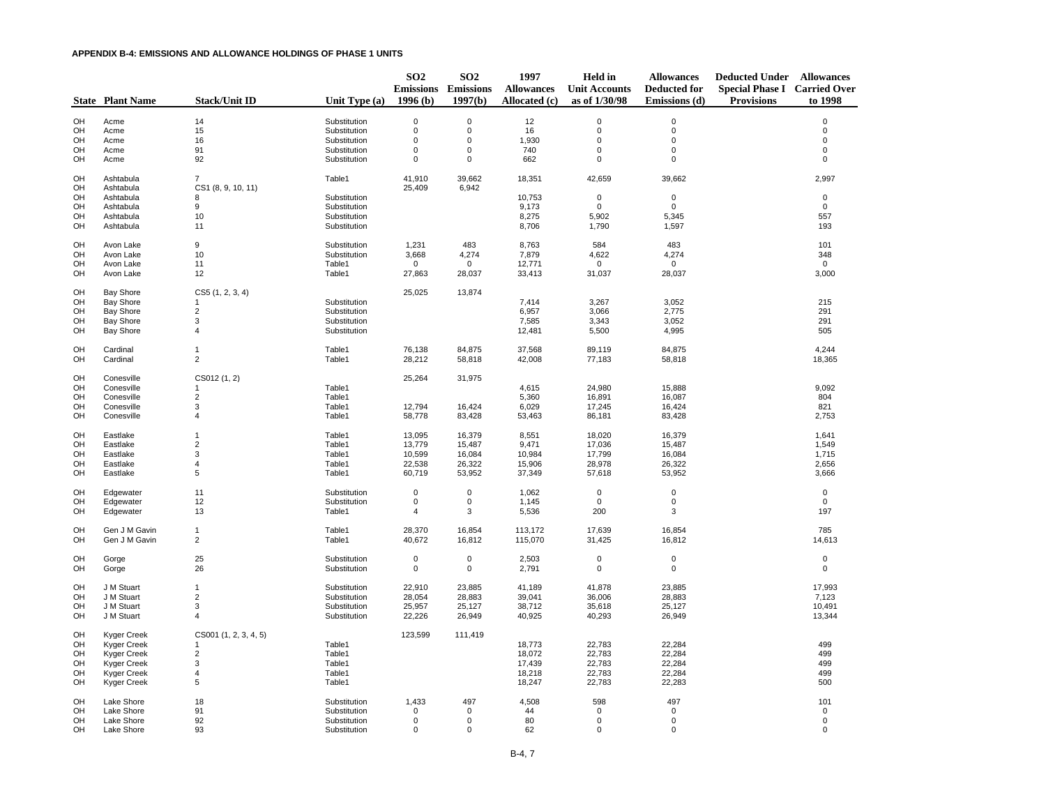**APPENDIX B-4: EMISSIONS AND ALLOWANCE HOLDINGS OF PHASE 1 UNITS**

| State | Plant Name | Stack/Unit ID | Unit Type (a) | $SO_2$ Emissions 1996 (b) | $SO_2$ Emissions 1997(b) | 1997 Allowances Allocated (c) | Held in Unit Accounts as of 1/30/98 | Allowances Deducted for Emissions (d) | Deducted Under Special Phase I Provisions | Allowances Carried Over to 1998 |
|---|---|---|---|---|---|---|---|---|---|---|
| OH | Acme | 14 | Substitution | 0 | 0 | 12 | 0 | 0 | | 0 |
| OH | Acme | 15 | Substitution | 0 | 0 | 16 | 0 | 0 | | 0 |
| OH | Acme | 16 | Substitution | 0 | 0 | 1,930 | 0 | 0 | | 0 |
| OH | Acme | 91 | Substitution | 0 | 0 | 740 | 0 | 0 | | 0 |
| OH | Acme | 92 | Substitution | 0 | 0 | 662 | 0 | 0 | | 0 |
| OH | Ashtabula | 7 | Table1 | 41,910 | 39,662 | 18,351 | 42,659 | 39,662 | | 2,997 |
| OH | Ashtabula | CS1 (8, 9, 10, 11) | | 25,409 | 6,942 | | | | | |
| OH | Ashtabula | 8 | Substitution | | | 10,753 | 0 | 0 | | 0 |
| OH | Ashtabula | 9 | Substitution | | | 9,173 | 0 | 0 | | 0 |
| OH | Ashtabula | 10 | Substitution | | | 8,275 | 5,902 | 5,345 | | 557 |
| OH | Ashtabula | 11 | Substitution | | | 8,706 | 1,790 | 1,597 | | 193 |
| OH | Avon Lake | 9 | Substitution | 1,231 | 483 | 8,763 | 584 | 483 | | 101 |
| OH | Avon Lake | 10 | Substitution | 3,668 | 4,274 | 7,879 | 4,622 | 4,274 | | 348 |
| OH | Avon Lake | 11 | Table1 | 0 | 0 | 12,771 | 0 | 0 | | 0 |
| OH | Avon Lake | 12 | Table1 | 27,863 | 28,037 | 33,413 | 31,037 | 28,037 | | 3,000 |
| OH | Bay Shore | CS5 (1, 2, 3, 4) | | 25,025 | 13,874 | | | | | |
| OH | Bay Shore | 1 | Substitution | | | 7,414 | 3,267 | 3,052 | | 215 |
| OH | Bay Shore | 2 | Substitution | | | 6,957 | 3,066 | 2,775 | | 291 |
| OH | Bay Shore | 3 | Substitution | | | 7,585 | 3,343 | 3,052 | | 291 |
| OH | Bay Shore | 4 | Substitution | | | 12,481 | 5,500 | 4,995 | | 505 |
| OH | Cardinal | 1 | Table1 | 76,138 | 84,875 | 37,568 | 89,119 | 84,875 | | 4,244 |
| OH | Cardinal | 2 | Table1 | 28,212 | 58,818 | 42,008 | 77,183 | 58,818 | | 18,365 |
| OH | Conesville | CS012 (1, 2) | | 25,264 | 31,975 | | | | | |
| OH | Conesville | 1 | Table1 | | | 4,615 | 24,980 | 15,888 | | 9,092 |
| OH | Conesville | 2 | Table1 | | | 5,360 | 16,891 | 16,087 | | 804 |
| OH | Conesville | 3 | Table1 | 12,794 | 16,424 | 6,029 | 17,245 | 16,424 | | 821 |
| OH | Conesville | 4 | Table1 | 58,778 | 83,428 | 53,463 | 86,181 | 83,428 | | 2,753 |
| OH | Eastlake | 1 | Table1 | 13,095 | 16,379 | 8,551 | 18,020 | 16,379 | | 1,641 |
| OH | Eastlake | 2 | Table1 | 13,779 | 15,487 | 9,471 | 17,036 | 15,487 | | 1,549 |
| OH | Eastlake | 3 | Table1 | 10,599 | 16,084 | 10,984 | 17,799 | 16,084 | | 1,715 |
| OH | Eastlake | 4 | Table1 | 22,538 | 26,322 | 15,906 | 28,978 | 26,322 | | 2,656 |
| OH | Eastlake | 5 | Table1 | 60,719 | 53,952 | 37,349 | 57,618 | 53,952 | | 3,666 |
| OH | Edgewater | 11 | Substitution | 0 | 0 | 1,062 | 0 | 0 | | 0 |
| OH | Edgewater | 12 | Substitution | 0 | 0 | 1,145 | 0 | 0 | | 0 |
| OH | Edgewater | 13 | Table1 | 4 | 3 | 5,536 | 200 | 3 | | 197 |
| OH | Gen J M Gavin | 1 | Table1 | 28,370 | 16,854 | 113,172 | 17,639 | 16,854 | | 785 |
| OH | Gen J M Gavin | 2 | Table1 | 40,672 | 16,812 | 115,070 | 31,425 | 16,812 | | 14,613 |
| OH | Gorge | 25 | Substitution | 0 | 0 | 2,503 | 0 | 0 | | 0 |
| OH | Gorge | 26 | Substitution | 0 | 0 | 2,791 | 0 | 0 | | 0 |
| OH | J M Stuart | 1 | Substitution | 22,910 | 23,885 | 41,189 | 41,878 | 23,885 | | 17,993 |
| OH | J M Stuart | 2 | Substitution | 28,054 | 28,883 | 39,041 | 36,006 | 28,883 | | 7,123 |
| OH | J M Stuart | 3 | Substitution | 25,957 | 25,127 | 38,712 | 35,618 | 25,127 | | 10,491 |
| OH | J M Stuart | 4 | Substitution | 22,226 | 26,949 | 40,925 | 40,293 | 26,949 | | 13,344 |
| OH | Kyger Creek | CS001 (1, 2, 3, 4, 5) | | 123,599 | 111,419 | | | | | |
| OH | Kyger Creek | 1 | Table1 | | | 18,773 | 22,783 | 22,284 | | 499 |
| OH | Kyger Creek | 2 | Table1 | | | 18,072 | 22,783 | 22,284 | | 499 |
| OH | Kyger Creek | 3 | Table1 | | | 17,439 | 22,783 | 22,284 | | 499 |
| OH | Kyger Creek | 4 | Table1 | | | 18,218 | 22,783 | 22,284 | | 499 |
| OH | Kyger Creek | 5 | Table1 | | | 18,247 | 22,783 | 22,283 | | 500 |
| OH | Lake Shore | 18 | Substitution | 1,433 | 497 | 4,508 | 598 | 497 | | 101 |
| OH | Lake Shore | 91 | Substitution | 0 | 0 | 44 | 0 | 0 | | 0 |
| OH | Lake Shore | 92 | Substitution | 0 | 0 | 80 | 0 | 0 | | 0 |
| OH | Lake Shore | 93 | Substitution | 0 | 0 | 62 | 0 | 0 | | 0 |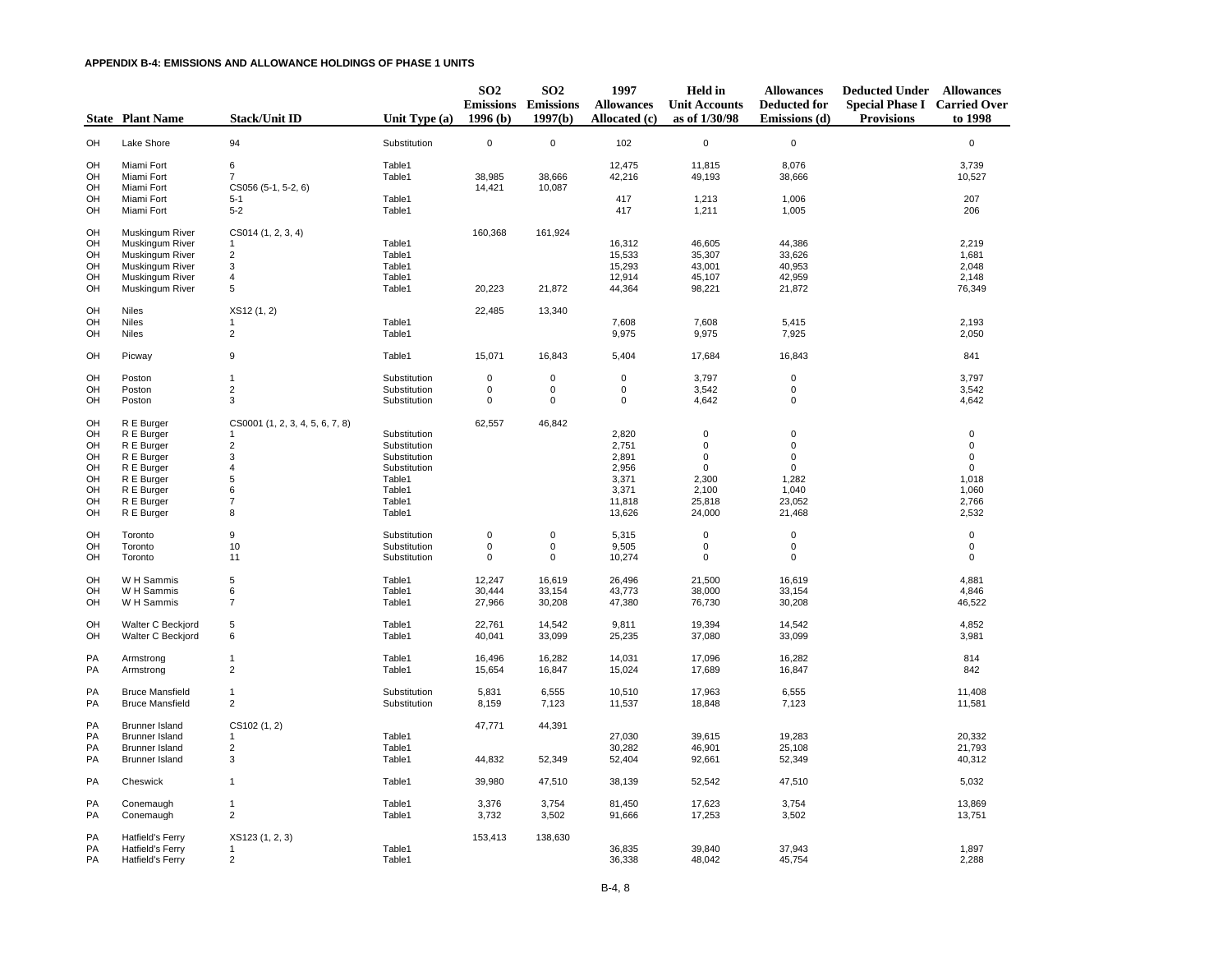**APPENDIX B-4: EMISSIONS AND ALLOWANCE HOLDINGS OF PHASE 1 UNITS**

| State | Plant Name | Stack/Unit ID | Unit Type (a) | SO2 Emissions 1996 (b) | SO2 Emissions 1997(b) | 1997 Allowances Allocated (c) | Held in Unit Accounts as of 1/30/98 | Allowances Deducted for Emissions (d) | Deducted Under Special Phase I Provisions | Allowances Carried Over to 1998 |
|---|---|---|---|---|---|---|---|---|---|---|
| OH | Lake Shore | 94 | Substitution | 0 | 0 | 102 | 0 | 0 | | 0 |
| OH | Miami Fort | 6 | Table1 | | | 12,475 | 11,815 | 8,076 | | 3,739 |
| OH | Miami Fort | 7 | Table1 | 38,985 | 38,666 | 42,216 | 49,193 | 38,666 | | 10,527 |
| OH | Miami Fort | CS056 (5-1, 5-2, 6) | | 14,421 | 10,087 | | | | | |
| OH | Miami Fort | 5-1 | Table1 | | | 417 | 1,213 | 1,006 | | 207 |
| OH | Miami Fort | 5-2 | Table1 | | | 417 | 1,211 | 1,005 | | 206 |
| OH | Muskingum River | CS014 (1, 2, 3, 4) | | 160,368 | 161,924 | | | | | |
| OH | Muskingum River | 1 | Table1 | | | 16,312 | 46,605 | 44,386 | | 2,219 |
| OH | Muskingum River | 2 | Table1 | | | 15,533 | 35,307 | 33,626 | | 1,681 |
| OH | Muskingum River | 3 | Table1 | | | 15,293 | 43,001 | 40,953 | | 2,048 |
| OH | Muskingum River | 4 | Table1 | | | 12,914 | 45,107 | 42,959 | | 2,148 |
| OH | Muskingum River | 5 | Table1 | 20,223 | 21,872 | 44,364 | 98,221 | 21,872 | | 76,349 |
| OH | Niles | XS12 (1, 2) | | 22,485 | 13,340 | | | | | |
| OH | Niles | 1 | Table1 | | | 7,608 | 7,608 | 5,415 | | 2,193 |
| OH | Niles | 2 | Table1 | | | 9,975 | 9,975 | 7,925 | | 2,050 |
| OH | Picway | 9 | Table1 | 15,071 | 16,843 | 5,404 | 17,684 | 16,843 | | 841 |
| OH | Poston | 1 | Substitution | 0 | 0 | 0 | 3,797 | 0 | | 3,797 |
| OH | Poston | 2 | Substitution | 0 | 0 | 0 | 3,542 | 0 | | 3,542 |
| OH | Poston | 3 | Substitution | 0 | 0 | 0 | 4,642 | 0 | | 4,642 |
| OH | R E Burger | CS0001 (1, 2, 3, 4, 5, 6, 7, 8) | | 62,557 | 46,842 | | | | | |
| OH | R E Burger | 1 | Substitution | | | 2,820 | 0 | 0 | | 0 |
| OH | R E Burger | 2 | Substitution | | | 2,751 | 0 | 0 | | 0 |
| OH | R E Burger | 3 | Substitution | | | 2,891 | 0 | 0 | | 0 |
| OH | R E Burger | 4 | Substitution | | | 2,956 | 0 | 0 | | 0 |
| OH | R E Burger | 5 | Table1 | | | 3,371 | 2,300 | 1,282 | | 1,018 |
| OH | R E Burger | 6 | Table1 | | | 3,371 | 2,100 | 1,040 | | 1,060 |
| OH | R E Burger | 7 | Table1 | | | 11,818 | 25,818 | 23,052 | | 2,766 |
| OH | R E Burger | 8 | Table1 | | | 13,626 | 24,000 | 21,468 | | 2,532 |
| OH | Toronto | 9 | Substitution | 0 | 0 | 5,315 | 0 | 0 | | 0 |
| OH | Toronto | 10 | Substitution | 0 | 0 | 9,505 | 0 | 0 | | 0 |
| OH | Toronto | 11 | Substitution | 0 | 0 | 10,274 | 0 | 0 | | 0 |
| OH | W H Sammis | 5 | Table1 | 12,247 | 16,619 | 26,496 | 21,500 | 16,619 | | 4,881 |
| OH | W H Sammis | 6 | Table1 | 30,444 | 33,154 | 43,773 | 38,000 | 33,154 | | 4,846 |
| OH | W H Sammis | 7 | Table1 | 27,966 | 30,208 | 47,380 | 76,730 | 30,208 | | 46,522 |
| OH | Walter C Beckjord | 5 | Table1 | 22,761 | 14,542 | 9,811 | 19,394 | 14,542 | | 4,852 |
| OH | Walter C Beckjord | 6 | Table1 | 40,041 | 33,099 | 25,235 | 37,080 | 33,099 | | 3,981 |
| PA | Armstrong | 1 | Table1 | 16,496 | 16,282 | 14,031 | 17,096 | 16,282 | | 814 |
| PA | Armstrong | 2 | Table1 | 15,654 | 16,847 | 15,024 | 17,689 | 16,847 | | 842 |
| PA | Bruce Mansfield | 1 | Substitution | 5,831 | 6,555 | 10,510 | 17,963 | 6,555 | | 11,408 |
| PA | Bruce Mansfield | 2 | Substitution | 8,159 | 7,123 | 11,537 | 18,848 | 7,123 | | 11,581 |
| PA | Brunner Island | CS102 (1, 2) | | 47,771 | 44,391 | | | | | |
| PA | Brunner Island | 1 | Table1 | | | 27,030 | 39,615 | 19,283 | | 20,332 |
| PA | Brunner Island | 2 | Table1 | | | 30,282 | 46,901 | 25,108 | | 21,793 |
| PA | Brunner Island | 3 | Table1 | 44,832 | 52,349 | 52,404 | 92,661 | 52,349 | | 40,312 |
| PA | Cheswick | 1 | Table1 | 39,980 | 47,510 | 38,139 | 52,542 | 47,510 | | 5,032 |
| PA | Conemaugh | 1 | Table1 | 3,376 | 3,754 | 81,450 | 17,623 | 3,754 | | 13,869 |
| PA | Conemaugh | 2 | Table1 | 3,732 | 3,502 | 91,666 | 17,253 | 3,502 | | 13,751 |
| PA | Hatfield's Ferry | XS123 (1, 2, 3) | | 153,413 | 138,630 | | | | | |
| PA | Hatfield's Ferry | 1 | Table1 | | | 36,835 | 39,840 | 37,943 | | 1,897 |
| PA | Hatfield's Ferry | 2 | Table1 | | | 36,338 | 48,042 | 45,754 | | 2,288 |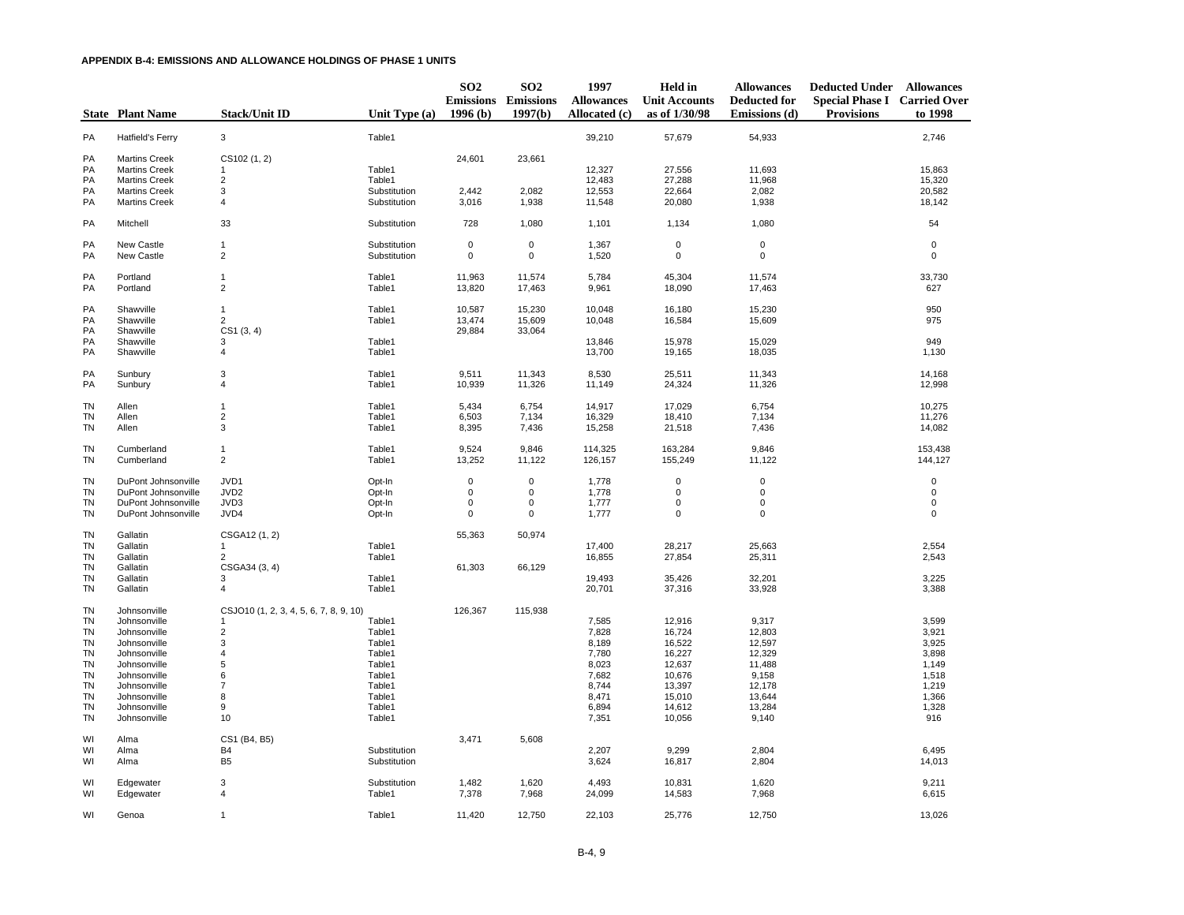**APPENDIX B-4: EMISSIONS AND ALLOWANCE HOLDINGS OF PHASE 1 UNITS**

| State | Plant Name | Stack/Unit ID | Unit Type (a) | SO2 Emissions 1996 (b) | SO2 Emissions 1997(b) | 1997 Allowances Allocated (c) | Held in Unit Accounts as of 1/30/98 | Allowances Deducted for Emissions (d) | Deducted Under Special Phase I Provisions | Allowances Carried Over to 1998 |
|---|---|---|---|---|---|---|---|---|---|---|
| PA | Hatfield's Ferry | 3 | Table1 | | | 39,210 | 57,679 | 54,933 | | 2,746 |
| PA | Martins Creek | CS102 (1, 2) | | 24,601 | 23,661 | | | | | |
| PA | Martins Creek | 1 | Table1 | | | 12,327 | 27,556 | 11,693 | | 15,863 |
| PA | Martins Creek | 2 | Table1 | | | 12,483 | 27,288 | 11,968 | | 15,320 |
| PA | Martins Creek | 3 | Substitution | 2,442 | 2,082 | 12,553 | 22,664 | 2,082 | | 20,582 |
| PA | Martins Creek | 4 | Substitution | 3,016 | 1,938 | 11,548 | 20,080 | 1,938 | | 18,142 |
| PA | Mitchell | 33 | Substitution | 728 | 1,080 | 1,101 | 1,134 | 1,080 | | 54 |
| PA | New Castle | 1 | Substitution | 0 | 0 | 1,367 | 0 | 0 | | 0 |
| PA | New Castle | 2 | Substitution | 0 | 0 | 1,520 | 0 | 0 | | 0 |
| PA | Portland | 1 | Table1 | 11,963 | 11,574 | 5,784 | 45,304 | 11,574 | | 33,730 |
| PA | Portland | 2 | Table1 | 13,820 | 17,463 | 9,961 | 18,090 | 17,463 | | 627 |
| PA | Shawville | 1 | Table1 | 10,587 | 15,230 | 10,048 | 16,180 | 15,230 | | 950 |
| PA | Shawville | 2 | Table1 | 13,474 | 15,609 | 10,048 | 16,584 | 15,609 | | 975 |
| PA | Shawville | CS1 (3, 4) | | 29,884 | 33,064 | | | | | |
| PA | Shawville | 3 | Table1 | | | 13,846 | 15,978 | 15,029 | | 949 |
| PA | Shawville | 4 | Table1 | | | 13,700 | 19,165 | 18,035 | | 1,130 |
| PA | Sunbury | 3 | Table1 | 9,511 | 11,343 | 8,530 | 25,511 | 11,343 | | 14,168 |
| PA | Sunbury | 4 | Table1 | 10,939 | 11,326 | 11,149 | 24,324 | 11,326 | | 12,998 |
| TN | Allen | 1 | Table1 | 5,434 | 6,754 | 14,917 | 17,029 | 6,754 | | 10,275 |
| TN | Allen | 2 | Table1 | 6,503 | 7,134 | 16,329 | 18,410 | 7,134 | | 11,276 |
| TN | Allen | 3 | Table1 | 8,395 | 7,436 | 15,258 | 21,518 | 7,436 | | 14,082 |
| TN | Cumberland | 1 | Table1 | 9,524 | 9,846 | 114,325 | 163,284 | 9,846 | | 153,438 |
| TN | Cumberland | 2 | Table1 | 13,252 | 11,122 | 126,157 | 155,249 | 11,122 | | 144,127 |
| TN | DuPont Johnsonville | JVD1 | Opt-In | 0 | 0 | 1,778 | 0 | 0 | | 0 |
| TN | DuPont Johnsonville | JVD2 | Opt-In | 0 | 0 | 1,778 | 0 | 0 | | 0 |
| TN | DuPont Johnsonville | JVD3 | Opt-In | 0 | 0 | 1,777 | 0 | 0 | | 0 |
| TN | DuPont Johnsonville | JVD4 | Opt-In | 0 | 0 | 1,777 | 0 | 0 | | 0 |
| TN | Gallatin | CSGA12 (1, 2) | | 55,363 | 50,974 | | | | | |
| TN | Gallatin | 1 | Table1 | | | 17,400 | 28,217 | 25,663 | | 2,554 |
| TN | Gallatin | 2 | Table1 | | | 16,855 | 27,854 | 25,311 | | 2,543 |
| TN | Gallatin | CSGA34 (3, 4) | | 61,303 | 66,129 | | | | | |
| TN | Gallatin | 3 | Table1 | | | 19,493 | 35,426 | 32,201 | | 3,225 |
| TN | Gallatin | 4 | Table1 | | | 20,701 | 37,316 | 33,928 | | 3,388 |
| TN | Johnsonville | CSJO10 (1, 2, 3, 4, 5, 6, 7, 8, 9, 10) | | 126,367 | 115,938 | | | | | |
| TN | Johnsonville | 1 | Table1 | | | 7,585 | 12,916 | 9,317 | | 3,599 |
| TN | Johnsonville | 2 | Table1 | | | 7,828 | 16,724 | 12,803 | | 3,921 |
| TN | Johnsonville | 3 | Table1 | | | 8,189 | 16,522 | 12,597 | | 3,925 |
| TN | Johnsonville | 4 | Table1 | | | 7,780 | 16,227 | 12,329 | | 3,898 |
| TN | Johnsonville | 5 | Table1 | | | 8,023 | 12,637 | 11,488 | | 1,149 |
| TN | Johnsonville | 6 | Table1 | | | 7,682 | 10,676 | 9,158 | | 1,518 |
| TN | Johnsonville | 7 | Table1 | | | 8,744 | 13,397 | 12,178 | | 1,219 |
| TN | Johnsonville | 8 | Table1 | | | 8,471 | 15,010 | 13,644 | | 1,366 |
| TN | Johnsonville | 9 | Table1 | | | 6,894 | 14,612 | 13,284 | | 1,328 |
| TN | Johnsonville | 10 | Table1 | | | 7,351 | 10,056 | 9,140 | | 916 |
| WI | Alma | CS1 (B4, B5) | | 3,471 | 5,608 | | | | | |
| WI | Alma | B4 | Substitution | | | 2,207 | 9,299 | 2,804 | | 6,495 |
| WI | Alma | B5 | Substitution | | | 3,624 | 16,817 | 2,804 | | 14,013 |
| WI | Edgewater | 3 | Substitution | 1,482 | 1,620 | 4,493 | 10,831 | 1,620 | | 9,211 |
| WI | Edgewater | 4 | Table1 | 7,378 | 7,968 | 24,099 | 14,583 | 7,968 | | 6,615 |
| WI | Genoa | 1 | Table1 | 11,420 | 12,750 | 22,103 | 25,776 | 12,750 | | 13,026 |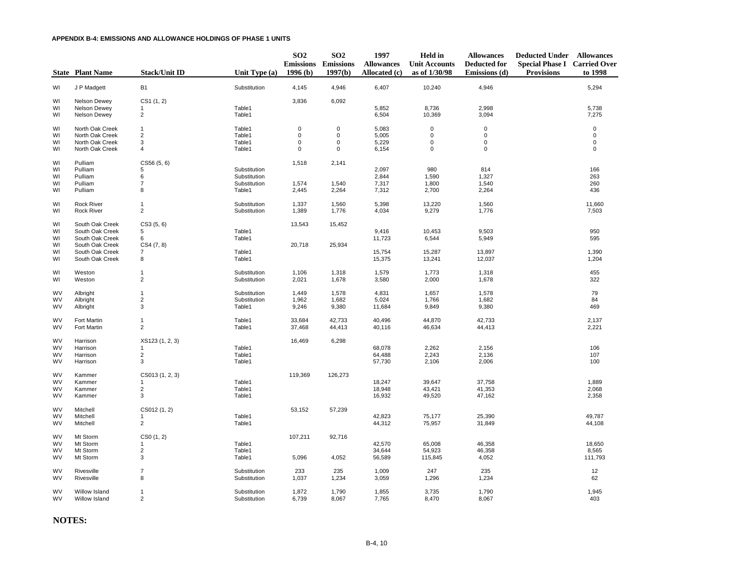#### APPENDIX B-4: EMISSIONS AND ALLOWANCE HOLDINGS OF PHASE 1 UNITS

| State | Plant Name | Stack/Unit ID | Unit Type (a) | $SO_2$ Emissions 1996 (b) | $SO_2$ Emissions 1997(b) | 1997 Allowances Allocated (c) | Held in Unit Accounts as of 1/30/98 | Allowances Deducted for Emissions (d) | Deducted Under Special Phase I Provisions | Allowances Carried Over to 1998 |
|---|---|---|---|---|---|---|---|---|---|---|
| WI | J P Madgett | B1 | Substitution | 4,145 | 4,946 | 6,407 | 10,240 | 4,946 | | 5,294 |
| WI | Nelson Dewey | CS1 (1, 2) | | 3,836 | 6,092 | | | | | |
| WI | Nelson Dewey | 1 | Table1 | | | 5,852 | 8,736 | 2,998 | | 5,738 |
| WI | Nelson Dewey | 2 | Table1 | | | 6,504 | 10,369 | 3,094 | | 7,275 |
| WI | North Oak Creek | 1 | Table1 | 0 | 0 | 5,083 | 0 | 0 | | 0 |
| WI | North Oak Creek | 2 | Table1 | 0 | 0 | 5,005 | 0 | 0 | | 0 |
| WI | North Oak Creek | 3 | Table1 | 0 | 0 | 5,229 | 0 | 0 | | 0 |
| WI | North Oak Creek | 4 | Table1 | 0 | 0 | 6,154 | 0 | 0 | | 0 |
| WI | Pulliam | CS56 (5, 6) | | 1,518 | 2,141 | | | | | |
| WI | Pulliam | 5 | Substitution | | | 2,097 | 980 | 814 | | 166 |
| WI | Pulliam | 6 | Substitution | | | 2,844 | 1,590 | 1,327 | | 263 |
| WI | Pulliam | 7 | Substitution | 1,574 | 1,540 | 7,317 | 1,800 | 1,540 | | 260 |
| WI | Pulliam | 8 | Table1 | 2,445 | 2,264 | 7,312 | 2,700 | 2,264 | | 436 |
| WI | Rock River | 1 | Substitution | 1,337 | 1,560 | 5,398 | 13,220 | 1,560 | | 11,660 |
| WI | Rock River | 2 | Substitution | 1,389 | 1,776 | 4,034 | 9,279 | 1,776 | | 7,503 |
| WI | South Oak Creek | CS3 (5, 6) | | 13,543 | 15,452 | | | | | |
| WI | South Oak Creek | 5 | Table1 | | | 9,416 | 10,453 | 9,503 | | 950 |
| WI | South Oak Creek | 6 | Table1 | | | 11,723 | 6,544 | 5,949 | | 595 |
| WI | South Oak Creek | CS4 (7, 8) | | 20,718 | 25,934 | | | | | |
| WI | South Oak Creek | 7 | Table1 | | | 15,754 | 15,287 | 13,897 | | 1,390 |
| WI | South Oak Creek | 8 | Table1 | | | 15,375 | 13,241 | 12,037 | | 1,204 |
| WI | Weston | 1 | Substitution | 1,106 | 1,318 | 1,579 | 1,773 | 1,318 | | 455 |
| WI | Weston | 2 | Substitution | 2,021 | 1,678 | 3,580 | 2,000 | 1,678 | | 322 |
| WV | Albright | 1 | Substitution | 1,449 | 1,578 | 4,831 | 1,657 | 1,578 | | 79 |
| WV | Albright | 2 | Substitution | 1,962 | 1,682 | 5,024 | 1,766 | 1,682 | | 84 |
| WV | Albright | 3 | Table1 | 9,246 | 9,380 | 11,684 | 9,849 | 9,380 | | 469 |
| WV | Fort Martin | 1 | Table1 | 33,684 | 42,733 | 40,496 | 44,870 | 42,733 | | 2,137 |
| WV | Fort Martin | 2 | Table1 | 37,468 | 44,413 | 40,116 | 46,634 | 44,413 | | 2,221 |
| WV | Harrison | XS123 (1, 2, 3) | | 16,469 | 6,298 | | | | | |
| WV | Harrison | 1 | Table1 | | | 68,078 | 2,262 | 2,156 | | 106 |
| WV | Harrison | 2 | Table1 | | | 64,488 | 2,243 | 2,136 | | 107 |
| WV | Harrison | 3 | Table1 | | | 57,730 | 2,106 | 2,006 | | 100 |
| WV | Kammer | CS013 (1, 2, 3) | | 119,369 | 126,273 | | | | | |
| WV | Kammer | 1 | Table1 | | | 18,247 | 39,647 | 37,758 | | 1,889 |
| WV | Kammer | 2 | Table1 | | | 18,948 | 43,421 | 41,353 | | 2,068 |
| WV | Kammer | 3 | Table1 | | | 16,932 | 49,520 | 47,162 | | 2,358 |
| WV | Mitchell | CS012 (1, 2) | | 53,152 | 57,239 | | | | | |
| WV | Mitchell | 1 | Table1 | | | 42,823 | 75,177 | 25,390 | | 49,787 |
| WV | Mitchell | 2 | Table1 | | | 44,312 | 75,957 | 31,849 | | 44,108 |
| WV | Mt Storm | CS0 (1, 2) | | 107,211 | 92,716 | | | | | |
| WV | Mt Storm | 1 | Table1 | | | 42,570 | 65,008 | 46,358 | | 18,650 |
| WV | Mt Storm | 2 | Table1 | | | 34,644 | 54,923 | 46,358 | | 8,565 |
| WV | Mt Storm | 3 | Table1 | 5,096 | 4,052 | 56,589 | 115,845 | 4,052 | | 111,793 |
| WV | Rivesville | 7 | Substitution | 233 | 235 | 1,009 | 247 | 235 | | 12 |
| WV | Rivesville | 8 | Substitution | 1,037 | 1,234 | 3,059 | 1,296 | 1,234 | | 62 |
| WV | Willow Island | 1 | Substitution | 1,872 | 1,790 | 1,855 | 3,735 | 1,790 | | 1,945 |
| WV | Willow Island | 2 | Substitution | 6,739 | 8,067 | 7,765 | 8,470 | 8,067 | | 403 |

**NOTES:**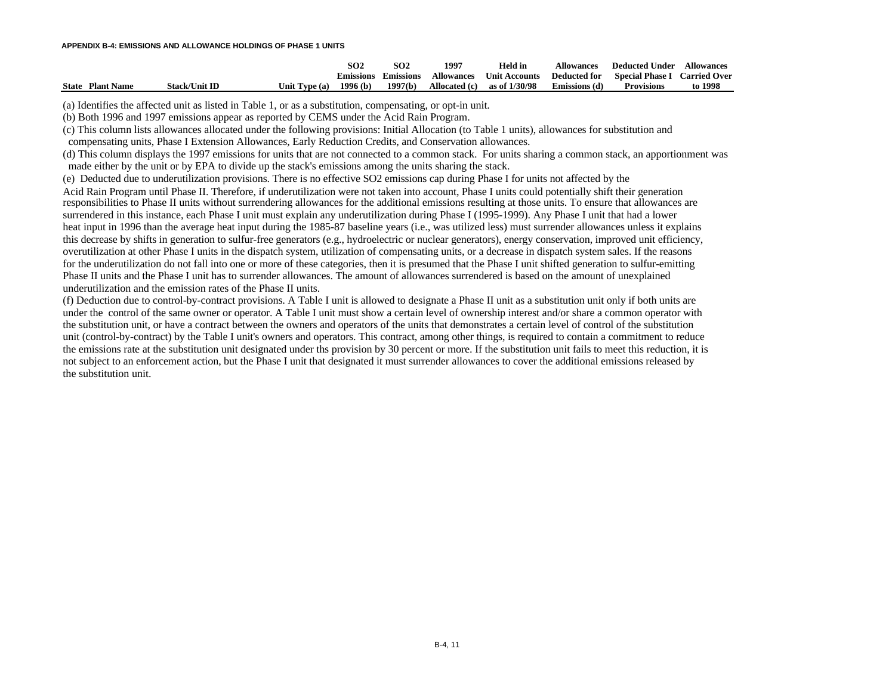**APPENDIX B-4: EMISSIONS AND ALLOWANCE HOLDINGS OF PHASE 1 UNITS**

| State | Plant Name | Stack/Unit ID | Unit Type (a) | SO2 Emissions 1996 (b) | SO2 Emissions 1997(b) | 1997 Allowances Allocated (c) | Held in Unit Accounts as of 1/30/98 | Allowances Deducted for Emissions (d) | Deducted Under Special Phase I Provisions | Allowances Carried Over to 1998 |
|---|---|---|---|---|---|---|---|---|---|---|

(a) Identifies the affected unit as listed in Table 1, or as a substitution, compensating, or opt-in unit.

(b) Both 1996 and 1997 emissions appear as reported by CEMS under the Acid Rain Program.

(c) This column lists allowances allocated under the following provisions: Initial Allocation (to Table 1 units), allowances for substitution and compensating units, Phase I Extension Allowances, Early Reduction Credits, and Conservation allowances.

(d) This column displays the 1997 emissions for units that are not connected to a common stack. For units sharing a common stack, an apportionment was made either by the unit or by EPA to divide up the stack's emissions among the units sharing the stack.

(e) Deducted due to underutilization provisions. There is no effective SO2 emissions cap during Phase I for units not affected by the Acid Rain Program until Phase II. Therefore, if underutilization were not taken into account, Phase I units could potentially shift their generation responsibilities to Phase II units without surrendering allowances for the additional emissions resulting at those units. To ensure that allowances are surrendered in this instance, each Phase I unit must explain any underutilization during Phase I (1995-1999). Any Phase I unit that had a lower heat input in 1996 than the average heat input during the 1985-87 baseline years (i.e., was utilized less) must surrender allowances unless it explains this decrease by shifts in generation to sulfur-free generators (e.g., hydroelectric or nuclear generators), energy conservation, improved unit efficiency, overutilization at other Phase I units in the dispatch system, utilization of compensating units, or a decrease in dispatch system sales. If the reasons for the underutilization do not fall into one or more of these categories, then it is presumed that the Phase I unit shifted generation to sulfur-emitting Phase II units and the Phase I unit has to surrender allowances. The amount of allowances surrendered is based on the amount of unexplained underutilization and the emission rates of the Phase II units.

(f) Deduction due to control-by-contract provisions. A Table I unit is allowed to designate a Phase II unit as a substitution unit only if both units are under the control of the same owner or operator. A Table I unit must show a certain level of ownership interest and/or share a common operator with the substitution unit, or have a contract between the owners and operators of the units that demonstrates a certain level of control of the substitution unit (control-by-contract) by the Table I unit's owners and operators. This contract, among other things, is required to contain a commitment to reduce the emissions rate at the substitution unit designated under ths provision by 30 percent or more. If the substitution unit fails to meet this reduction, it is not subject to an enforcement action, but the Phase I unit that designated it must surrender allowances to cover the additional emissions released by the substitution unit.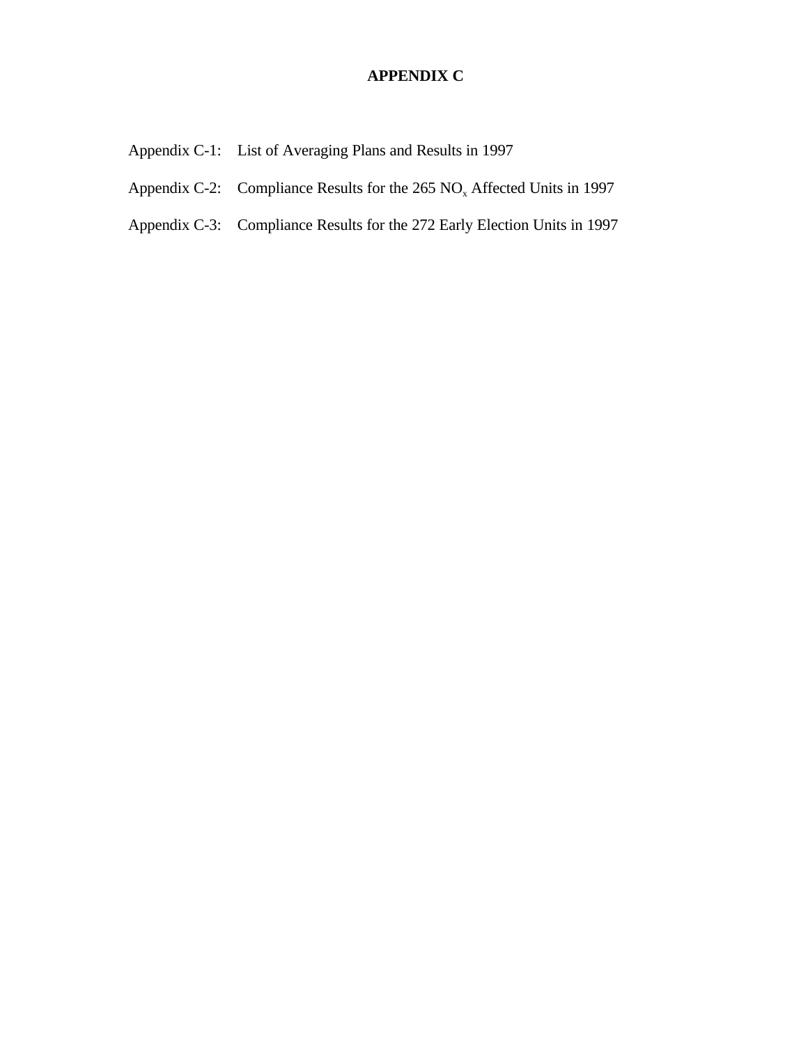# APPENDIX C

Appendix C-1: List of Averaging Plans and Results in 1997

Appendix C-2: Compliance Results for the 265 $NO_x$ Affected Units in 1997

Appendix C-3: Compliance Results for the 272 Early Election Units in 1997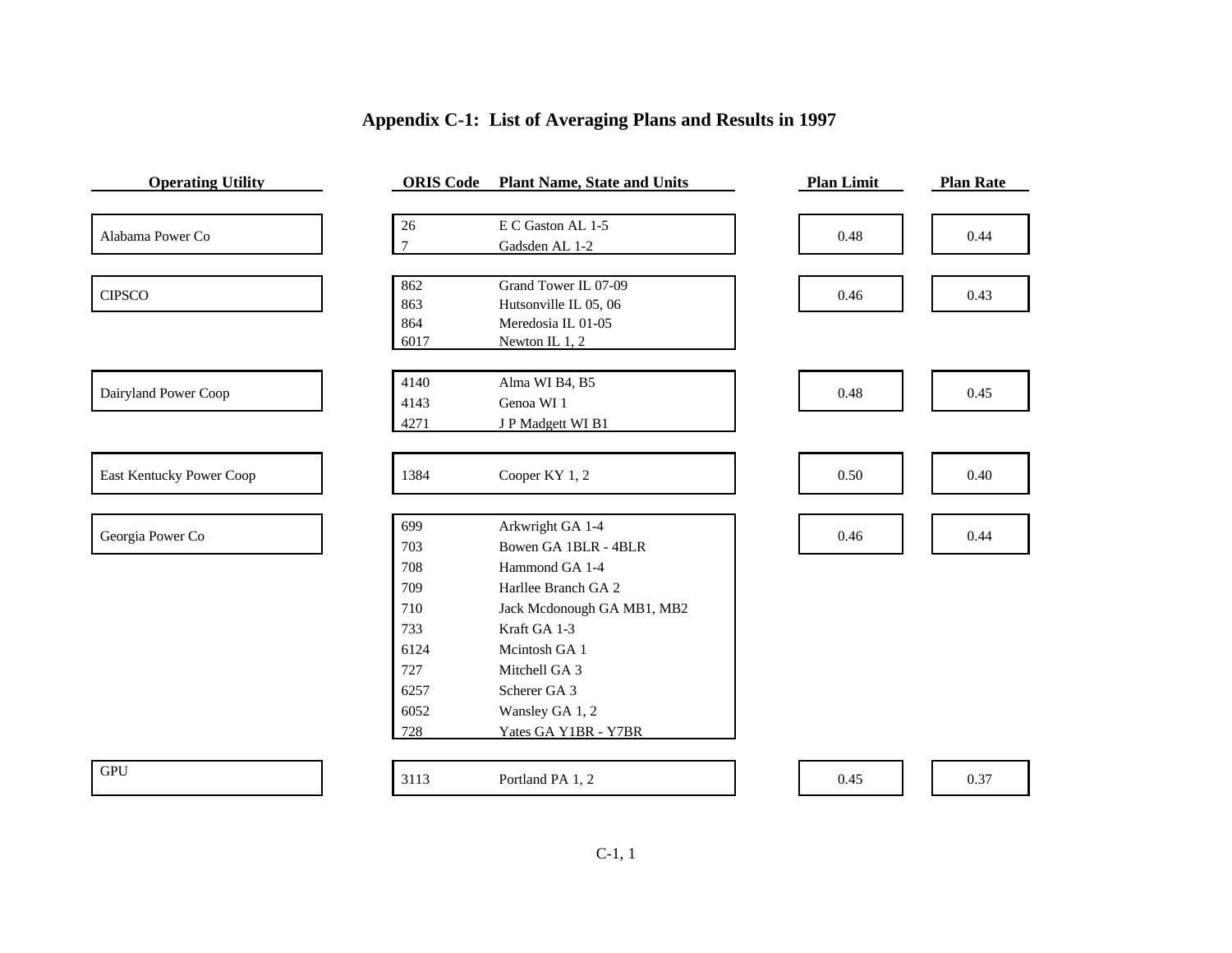# Appendix C-1: List of Averaging Plans and Results in 1997

| Operating Utility | ORIS Code | Plant Name, State and Units | Plan Limit | Plan Rate |
|---|---|---|---|---|
| Alabama Power Co | 26 | E C Gaston AL 1-5 | 0.48 | 0.44 |
| | 7 | Gadsden AL 1-2 | | |
| CIPSCO | 862 | Grand Tower IL 07-09 | 0.46 | 0.43 |
| | 863 | Hutsonville IL 05, 06 | | |
| | 864 | Meredosia IL 01-05 | | |
| | 6017 | Newton IL 1, 2 | | |
| Dairyland Power Coop | 4140 | Alma WI B4, B5 | 0.48 | 0.45 |
| | 4143 | Genoa WI 1 | | |
| | 4271 | J P Madgett WI B1 | | |
| East Kentucky Power Coop | 1384 | Cooper KY 1, 2 | 0.50 | 0.40 |
| Georgia Power Co | 699 | Arkwright GA 1-4 | 0.46 | 0.44 |
| | 703 | Bowen GA 1BLR - 4BLR | | |
| | 708 | Hammond GA 1-4 | | |
| | 709 | Harllee Branch GA 2 | | |
| | 710 | Jack Mcdonough GA MB1, MB2 | | |
| | 733 | Kraft GA 1-3 | | |
| | 6124 | Mcintosh GA 1 | | |
| | 727 | Mitchell GA 3 | | |
| | 6257 | Scherer GA 3 | | |
| | 6052 | Wansley GA 1, 2 | | |
| | 728 | Yates GA Y1BR - Y7BR | | |
| GPU | 3113 | Portland PA 1, 2 | 0.45 | 0.37 |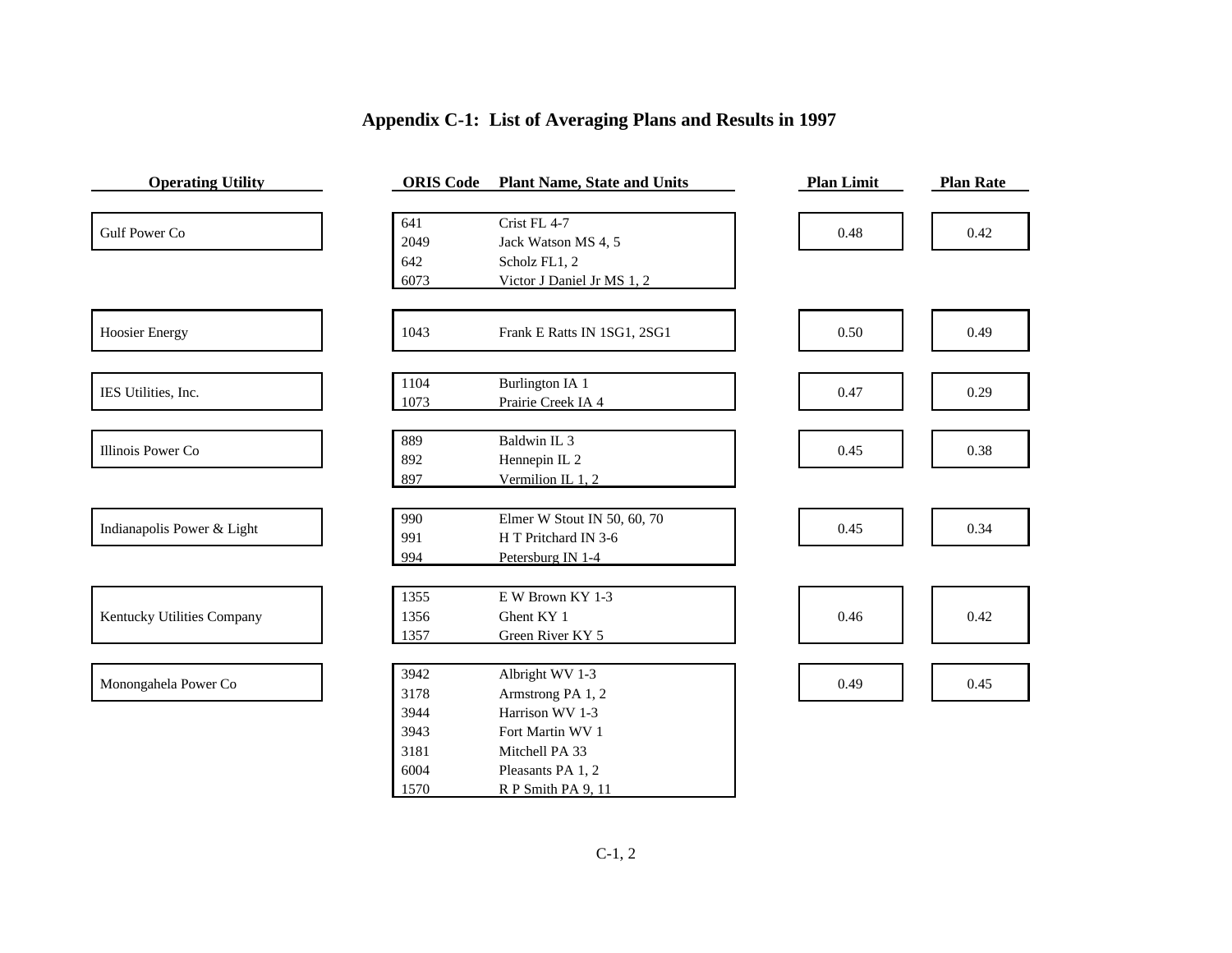# Appendix C-1: List of Averaging Plans and Results in 1997

| Operating Utility | ORIS Code | Plant Name, State and Units | Plan Limit | Plan Rate |
|---|---|---|---|---|
| Gulf Power Co | 641 | Crist FL 4-7 | 0.48 | 0.42 |
| | 2049 | Jack Watson MS 4, 5 | | |
| | 642 | Scholz FL1, 2 | | |
| | 6073 | Victor J Daniel Jr MS 1, 2 | | |
| Hoosier Energy | 1043 | Frank E Ratts IN 1SG1, 2SG1 | 0.50 | 0.49 |
| IES Utilities, Inc. | 1104 | Burlington IA 1 | 0.47 | 0.29 |
| | 1073 | Prairie Creek IA 4 | | |
| Illinois Power Co | 889 | Baldwin IL 3 | 0.45 | 0.38 |
| | 892 | Hennepin IL 2 | | |
| | 897 | Vermilion IL 1, 2 | | |
| Indianapolis Power & Light | 990 | Elmer W Stout IN 50, 60, 70 | 0.45 | 0.34 |
| | 991 | H T Pritchard IN 3-6 | | |
| | 994 | Petersburg IN 1-4 | | |
| Kentucky Utilities Company | 1355 | E W Brown KY 1-3 | 0.46 | 0.42 |
| | 1356 | Ghent KY 1 | | |
| | 1357 | Green River KY 5 | | |
| Monongahela Power Co | 3942 | Albright WV 1-3 | 0.49 | 0.45 |
| | 3178 | Armstrong PA 1, 2 | | |
| | 3944 | Harrison WV 1-3 | | |
| | 3943 | Fort Martin WV 1 | | |
| | 3181 | Mitchell PA 33 | | |
| | 6004 | Pleasants PA 1, 2 | | |
| | 1570 | R P Smith PA 9, 11 | | |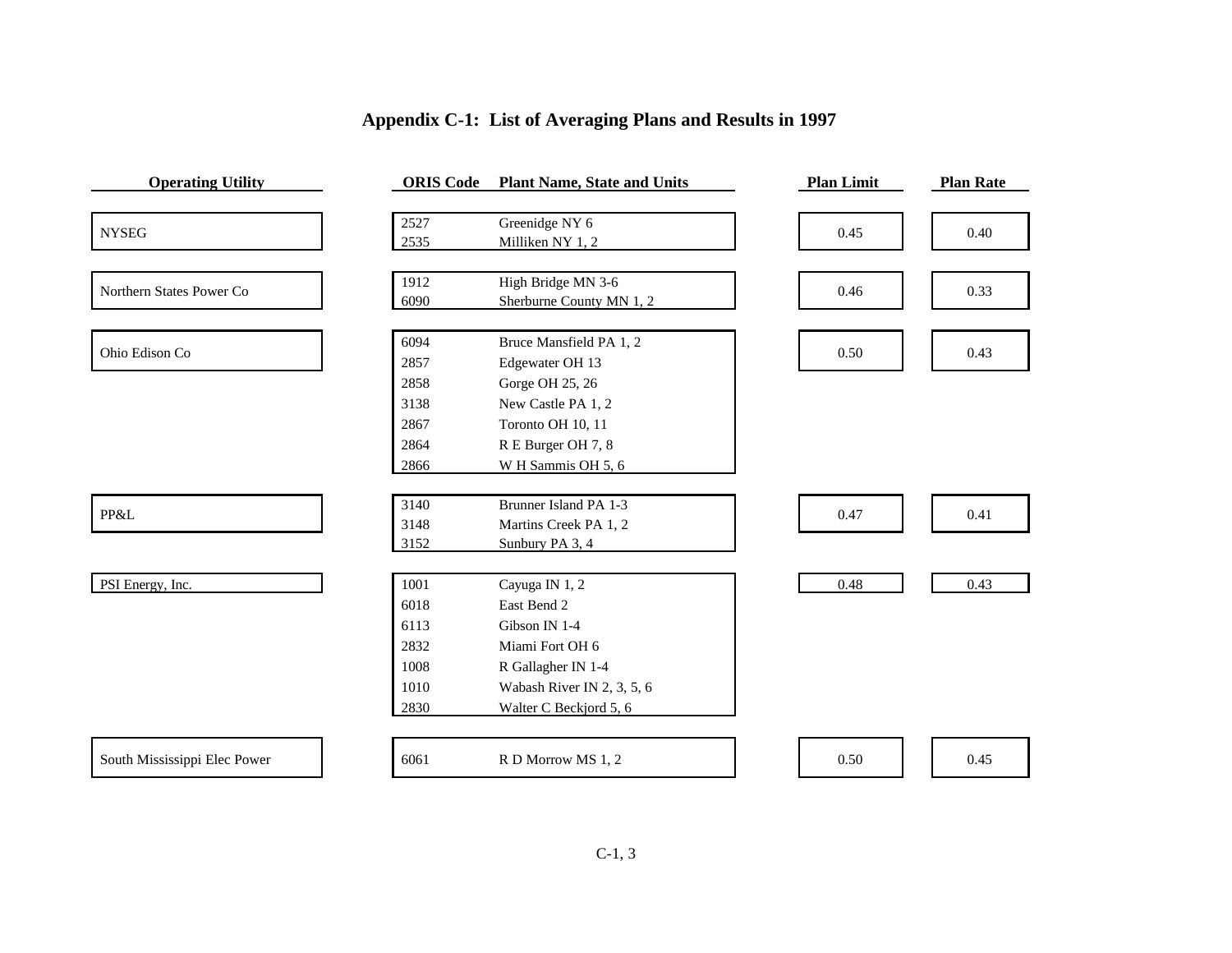# Appendix C-1: List of Averaging Plans and Results in 1997

| Operating Utility | ORIS Code | Plant Name, State and Units | Plan Limit | Plan Rate |
|---|---|---|---|---|
| NYSEG | 2527 | Greenidge NY 6 | 0.45 | 0.40 |
| | 2535 | Milliken NY 1, 2 | | |
| Northern States Power Co | 1912 | High Bridge MN 3-6 | 0.46 | 0.33 |
| | 6090 | Sherburne County MN 1, 2 | | |
| Ohio Edison Co | 6094 | Bruce Mansfield PA 1, 2 | 0.50 | 0.43 |
| | 2857 | Edgewater OH 13 | | |
| | 2858 | Gorge OH 25, 26 | | |
| | 3138 | New Castle PA 1, 2 | | |
| | 2867 | Toronto OH 10, 11 | | |
| | 2864 | R E Burger OH 7, 8 | | |
| | 2866 | W H Sammis OH 5, 6 | | |
| PP&L | 3140 | Brunner Island PA 1-3 | 0.47 | 0.41 |
| | 3148 | Martins Creek PA 1, 2 | | |
| | 3152 | Sunbury PA 3, 4 | | |
| PSI Energy, Inc. | 1001 | Cayuga IN 1, 2 | 0.48 | 0.43 |
| | 6018 | East Bend 2 | | |
| | 6113 | Gibson IN 1-4 | | |
| | 2832 | Miami Fort OH 6 | | |
| | 1008 | R Gallagher IN 1-4 | | |
| | 1010 | Wabash River IN 2, 3, 5, 6 | | |
| | 2830 | Walter C Beckjord 5, 6 | | |
| South Mississippi Elec Power | 6061 | R D Morrow MS 1, 2 | 0.50 | 0.45 |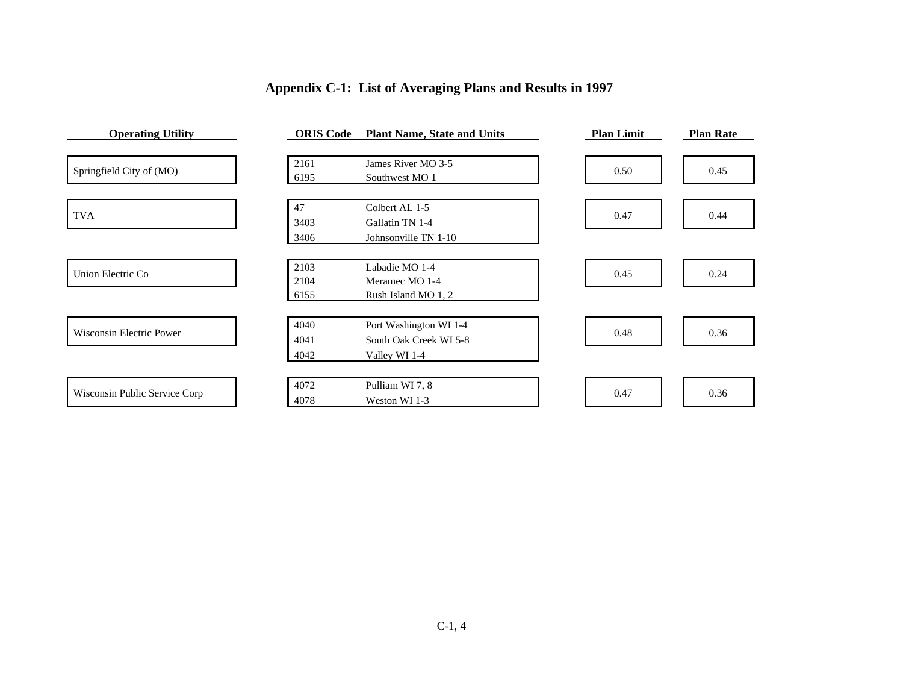# Appendix C-1: List of Averaging Plans and Results in 1997

| Operating Utility | ORIS Code | Plant Name, State and Units | Plan Limit | Plan Rate |
|---|---|---|---|---|
| Springfield City of (MO) | 2161 | James River MO 3-5 | 0.50 | 0.45 |
| | 6195 | Southwest MO 1 | | |
| TVA | 47 | Colbert AL 1-5 | 0.47 | 0.44 |
| | 3403 | Gallatin TN 1-4 | | |
| | 3406 | Johnsonville TN 1-10 | | |
| Union Electric Co | 2103 | Labadie MO 1-4 | 0.45 | 0.24 |
| | 2104 | Meramec MO 1-4 | | |
| | 6155 | Rush Island MO 1, 2 | | |
| Wisconsin Electric Power | 4040 | Port Washington WI 1-4 | 0.48 | 0.36 |
| | 4041 | South Oak Creek WI 5-8 | | |
| | 4042 | Valley WI 1-4 | | |
| Wisconsin Public Service Corp | 4072 | Pulliam WI 7, 8 | 0.47 | 0.36 |
| | 4078 | Weston WI 1-3 | | |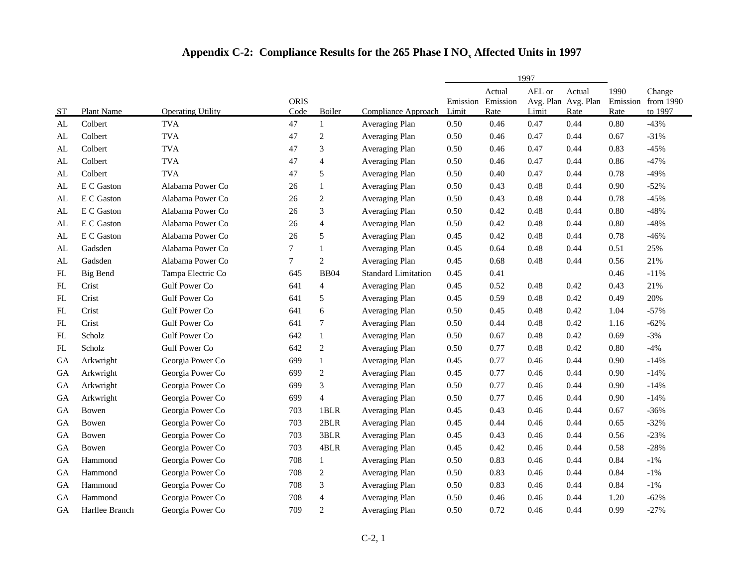# Appendix C-2: Compliance Results for the 265 Phase I $NO_x$ Affected Units in 1997

| | | | | | | 1997 | | | | | |
|---|---|---|---|---|---|---|---|---|---|---|---|
| ST | Plant Name | Operating Utility | ORIS Code | Boiler | Compliance Approach | Emission Limit | Actual Emission Rate | AEL or Avg. Plan Limit | Actual Avg. Plan Rate | 1990 Emission Rate | Change from 1990 to 1997 |
| AL | Colbert | TVA | 47 | 1 | Averaging Plan | 0.50 | 0.46 | 0.47 | 0.44 | 0.80 | -43% |
| AL | Colbert | TVA | 47 | 2 | Averaging Plan | 0.50 | 0.46 | 0.47 | 0.44 | 0.67 | -31% |
| AL | Colbert | TVA | 47 | 3 | Averaging Plan | 0.50 | 0.46 | 0.47 | 0.44 | 0.83 | -45% |
| AL | Colbert | TVA | 47 | 4 | Averaging Plan | 0.50 | 0.46 | 0.47 | 0.44 | 0.86 | -47% |
| AL | Colbert | TVA | 47 | 5 | Averaging Plan | 0.50 | 0.40 | 0.47 | 0.44 | 0.78 | -49% |
| AL | E C Gaston | Alabama Power Co | 26 | 1 | Averaging Plan | 0.50 | 0.43 | 0.48 | 0.44 | 0.90 | -52% |
| AL | E C Gaston | Alabama Power Co | 26 | 2 | Averaging Plan | 0.50 | 0.43 | 0.48 | 0.44 | 0.78 | -45% |
| AL | E C Gaston | Alabama Power Co | 26 | 3 | Averaging Plan | 0.50 | 0.42 | 0.48 | 0.44 | 0.80 | -48% |
| AL | E C Gaston | Alabama Power Co | 26 | 4 | Averaging Plan | 0.50 | 0.42 | 0.48 | 0.44 | 0.80 | -48% |
| AL | E C Gaston | Alabama Power Co | 26 | 5 | Averaging Plan | 0.45 | 0.42 | 0.48 | 0.44 | 0.78 | -46% |
| AL | Gadsden | Alabama Power Co | 7 | 1 | Averaging Plan | 0.45 | 0.64 | 0.48 | 0.44 | 0.51 | 25% |
| AL | Gadsden | Alabama Power Co | 7 | 2 | Averaging Plan | 0.45 | 0.68 | 0.48 | 0.44 | 0.56 | 21% |
| FL | Big Bend | Tampa Electric Co | 645 | BB04 | Standard Limitation | 0.45 | 0.41 | | | 0.46 | -11% |
| FL | Crist | Gulf Power Co | 641 | 4 | Averaging Plan | 0.45 | 0.52 | 0.48 | 0.42 | 0.43 | 21% |
| FL | Crist | Gulf Power Co | 641 | 5 | Averaging Plan | 0.45 | 0.59 | 0.48 | 0.42 | 0.49 | 20% |
| FL | Crist | Gulf Power Co | 641 | 6 | Averaging Plan | 0.50 | 0.45 | 0.48 | 0.42 | 1.04 | -57% |
| FL | Crist | Gulf Power Co | 641 | 7 | Averaging Plan | 0.50 | 0.44 | 0.48 | 0.42 | 1.16 | -62% |
| FL | Scholz | Gulf Power Co | 642 | 1 | Averaging Plan | 0.50 | 0.67 | 0.48 | 0.42 | 0.69 | -3% |
| FL | Scholz | Gulf Power Co | 642 | 2 | Averaging Plan | 0.50 | 0.77 | 0.48 | 0.42 | 0.80 | -4% |
| GA | Arkwright | Georgia Power Co | 699 | 1 | Averaging Plan | 0.45 | 0.77 | 0.46 | 0.44 | 0.90 | -14% |
| GA | Arkwright | Georgia Power Co | 699 | 2 | Averaging Plan | 0.45 | 0.77 | 0.46 | 0.44 | 0.90 | -14% |
| GA | Arkwright | Georgia Power Co | 699 | 3 | Averaging Plan | 0.50 | 0.77 | 0.46 | 0.44 | 0.90 | -14% |
| GA | Arkwright | Georgia Power Co | 699 | 4 | Averaging Plan | 0.50 | 0.77 | 0.46 | 0.44 | 0.90 | -14% |
| GA | Bowen | Georgia Power Co | 703 | 1BLR | Averaging Plan | 0.45 | 0.43 | 0.46 | 0.44 | 0.67 | -36% |
| GA | Bowen | Georgia Power Co | 703 | 2BLR | Averaging Plan | 0.45 | 0.44 | 0.46 | 0.44 | 0.65 | -32% |
| GA | Bowen | Georgia Power Co | 703 | 3BLR | Averaging Plan | 0.45 | 0.43 | 0.46 | 0.44 | 0.56 | -23% |
| GA | Bowen | Georgia Power Co | 703 | 4BLR | Averaging Plan | 0.45 | 0.42 | 0.46 | 0.44 | 0.58 | -28% |
| GA | Hammond | Georgia Power Co | 708 | 1 | Averaging Plan | 0.50 | 0.83 | 0.46 | 0.44 | 0.84 | -1% |
| GA | Hammond | Georgia Power Co | 708 | 2 | Averaging Plan | 0.50 | 0.83 | 0.46 | 0.44 | 0.84 | -1% |
| GA | Hammond | Georgia Power Co | 708 | 3 | Averaging Plan | 0.50 | 0.83 | 0.46 | 0.44 | 0.84 | -1% |
| GA | Hammond | Georgia Power Co | 708 | 4 | Averaging Plan | 0.50 | 0.46 | 0.46 | 0.44 | 1.20 | -62% |
| GA | Harllee Branch | Georgia Power Co | 709 | 2 | Averaging Plan | 0.50 | 0.72 | 0.46 | 0.44 | 0.99 | -27% |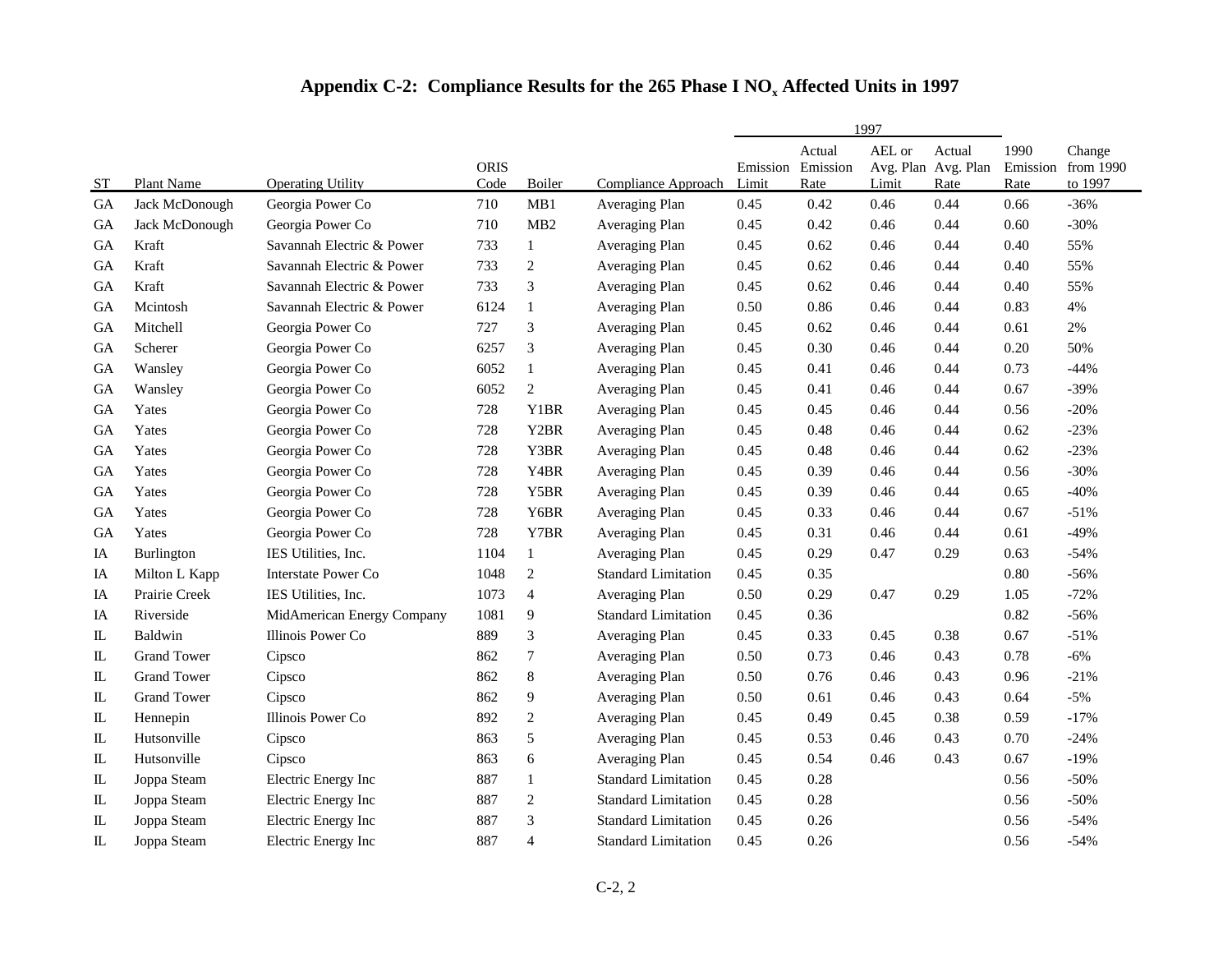# Appendix C-2: Compliance Results for the 265 Phase I $NO_x$ Affected Units in 1997

| ST | Plant Name | Operating Utility | ORIS Code | Boiler | Compliance Approach | 1997 Emission Limit | 1997 Actual Emission Rate | 1997 AEL or Avg. Plan Limit | 1997 Actual Avg. Plan Rate | 1990 Emission Rate | Change from 1990 to 1997 |
|---|---|---|---|---|---|---|---|---|---|---|---|
| GA | Jack McDonough | Georgia Power Co | 710 | MB1 | Averaging Plan | 0.45 | 0.42 | 0.46 | 0.44 | 0.66 | -36% |
| GA | Jack McDonough | Georgia Power Co | 710 | MB2 | Averaging Plan | 0.45 | 0.42 | 0.46 | 0.44 | 0.60 | -30% |
| GA | Kraft | Savannah Electric & Power | 733 | 1 | Averaging Plan | 0.45 | 0.62 | 0.46 | 0.44 | 0.40 | 55% |
| GA | Kraft | Savannah Electric & Power | 733 | 2 | Averaging Plan | 0.45 | 0.62 | 0.46 | 0.44 | 0.40 | 55% |
| GA | Kraft | Savannah Electric & Power | 733 | 3 | Averaging Plan | 0.45 | 0.62 | 0.46 | 0.44 | 0.40 | 55% |
| GA | Mcintosh | Savannah Electric & Power | 6124 | 1 | Averaging Plan | 0.50 | 0.86 | 0.46 | 0.44 | 0.83 | 4% |
| GA | Mitchell | Georgia Power Co | 727 | 3 | Averaging Plan | 0.45 | 0.62 | 0.46 | 0.44 | 0.61 | 2% |
| GA | Scherer | Georgia Power Co | 6257 | 3 | Averaging Plan | 0.45 | 0.30 | 0.46 | 0.44 | 0.20 | 50% |
| GA | Wansley | Georgia Power Co | 6052 | 1 | Averaging Plan | 0.45 | 0.41 | 0.46 | 0.44 | 0.73 | -44% |
| GA | Wansley | Georgia Power Co | 6052 | 2 | Averaging Plan | 0.45 | 0.41 | 0.46 | 0.44 | 0.67 | -39% |
| GA | Yates | Georgia Power Co | 728 | Y1BR | Averaging Plan | 0.45 | 0.45 | 0.46 | 0.44 | 0.56 | -20% |
| GA | Yates | Georgia Power Co | 728 | Y2BR | Averaging Plan | 0.45 | 0.48 | 0.46 | 0.44 | 0.62 | -23% |
| GA | Yates | Georgia Power Co | 728 | Y3BR | Averaging Plan | 0.45 | 0.48 | 0.46 | 0.44 | 0.62 | -23% |
| GA | Yates | Georgia Power Co | 728 | Y4BR | Averaging Plan | 0.45 | 0.39 | 0.46 | 0.44 | 0.56 | -30% |
| GA | Yates | Georgia Power Co | 728 | Y5BR | Averaging Plan | 0.45 | 0.39 | 0.46 | 0.44 | 0.65 | -40% |
| GA | Yates | Georgia Power Co | 728 | Y6BR | Averaging Plan | 0.45 | 0.33 | 0.46 | 0.44 | 0.67 | -51% |
| GA | Yates | Georgia Power Co | 728 | Y7BR | Averaging Plan | 0.45 | 0.31 | 0.46 | 0.44 | 0.61 | -49% |
| IA | Burlington | IES Utilities, Inc. | 1104 | 1 | Averaging Plan | 0.45 | 0.29 | 0.47 | 0.29 | 0.63 | -54% |
| IA | Milton L Kapp | Interstate Power Co | 1048 | 2 | Standard Limitation | 0.45 | 0.35 | | | 0.80 | -56% |
| IA | Prairie Creek | IES Utilities, Inc. | 1073 | 4 | Averaging Plan | 0.50 | 0.29 | 0.47 | 0.29 | 1.05 | -72% |
| IA | Riverside | MidAmerican Energy Company | 1081 | 9 | Standard Limitation | 0.45 | 0.36 | | | 0.82 | -56% |
| IL | Baldwin | Illinois Power Co | 889 | 3 | Averaging Plan | 0.45 | 0.33 | 0.45 | 0.38 | 0.67 | -51% |
| IL | Grand Tower | Cipsco | 862 | 7 | Averaging Plan | 0.50 | 0.73 | 0.46 | 0.43 | 0.78 | -6% |
| IL | Grand Tower | Cipsco | 862 | 8 | Averaging Plan | 0.50 | 0.76 | 0.46 | 0.43 | 0.96 | -21% |
| IL | Grand Tower | Cipsco | 862 | 9 | Averaging Plan | 0.50 | 0.61 | 0.46 | 0.43 | 0.64 | -5% |
| IL | Hennepin | Illinois Power Co | 892 | 2 | Averaging Plan | 0.45 | 0.49 | 0.45 | 0.38 | 0.59 | -17% |
| IL | Hutsonville | Cipsco | 863 | 5 | Averaging Plan | 0.45 | 0.53 | 0.46 | 0.43 | 0.70 | -24% |
| IL | Hutsonville | Cipsco | 863 | 6 | Averaging Plan | 0.45 | 0.54 | 0.46 | 0.43 | 0.67 | -19% |
| IL | Joppa Steam | Electric Energy Inc | 887 | 1 | Standard Limitation | 0.45 | 0.28 | | | 0.56 | -50% |
| IL | Joppa Steam | Electric Energy Inc | 887 | 2 | Standard Limitation | 0.45 | 0.28 | | | 0.56 | -50% |
| IL | Joppa Steam | Electric Energy Inc | 887 | 3 | Standard Limitation | 0.45 | 0.26 | | | 0.56 | -54% |
| IL | Joppa Steam | Electric Energy Inc | 887 | 4 | Standard Limitation | 0.45 | 0.26 | | | 0.56 | -54% |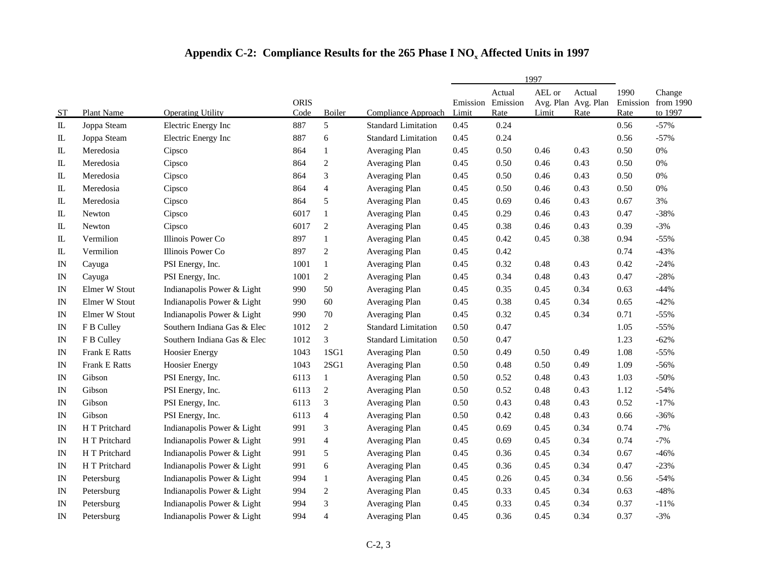# Appendix C-2: Compliance Results for the 265 Phase I $NO_x$ Affected Units in 1997

| ST | Plant Name | Operating Utility | ORIS Code | Boiler | Compliance Approach | 1997 Emission Limit | 1997 Actual Emission Rate | 1997 AEL or Avg. Plan Limit | 1997 Actual Avg. Plan Rate | 1990 Emission Rate | Change from 1990 to 1997 |
|---|---|---|---|---|---|---|---|---|---|---|---|
| IL | Joppa Steam | Electric Energy Inc | 887 | 5 | Standard Limitation | 0.45 | 0.24 | | | 0.56 | -57% |
| IL | Joppa Steam | Electric Energy Inc | 887 | 6 | Standard Limitation | 0.45 | 0.24 | | | 0.56 | -57% |
| IL | Meredosia | Cipsco | 864 | 1 | Averaging Plan | 0.45 | 0.50 | 0.46 | 0.43 | 0.50 | 0% |
| IL | Meredosia | Cipsco | 864 | 2 | Averaging Plan | 0.45 | 0.50 | 0.46 | 0.43 | 0.50 | 0% |
| IL | Meredosia | Cipsco | 864 | 3 | Averaging Plan | 0.45 | 0.50 | 0.46 | 0.43 | 0.50 | 0% |
| IL | Meredosia | Cipsco | 864 | 4 | Averaging Plan | 0.45 | 0.50 | 0.46 | 0.43 | 0.50 | 0% |
| IL | Meredosia | Cipsco | 864 | 5 | Averaging Plan | 0.45 | 0.69 | 0.46 | 0.43 | 0.67 | 3% |
| IL | Newton | Cipsco | 6017 | 1 | Averaging Plan | 0.45 | 0.29 | 0.46 | 0.43 | 0.47 | -38% |
| IL | Newton | Cipsco | 6017 | 2 | Averaging Plan | 0.45 | 0.38 | 0.46 | 0.43 | 0.39 | -3% |
| IL | Vermilion | Illinois Power Co | 897 | 1 | Averaging Plan | 0.45 | 0.42 | 0.45 | 0.38 | 0.94 | -55% |
| IL | Vermilion | Illinois Power Co | 897 | 2 | Averaging Plan | 0.45 | 0.42 | | | 0.74 | -43% |
| IN | Cayuga | PSI Energy, Inc. | 1001 | 1 | Averaging Plan | 0.45 | 0.32 | 0.48 | 0.43 | 0.42 | -24% |
| IN | Cayuga | PSI Energy, Inc. | 1001 | 2 | Averaging Plan | 0.45 | 0.34 | 0.48 | 0.43 | 0.47 | -28% |
| IN | Elmer W Stout | Indianapolis Power & Light | 990 | 50 | Averaging Plan | 0.45 | 0.35 | 0.45 | 0.34 | 0.63 | -44% |
| IN | Elmer W Stout | Indianapolis Power & Light | 990 | 60 | Averaging Plan | 0.45 | 0.38 | 0.45 | 0.34 | 0.65 | -42% |
| IN | Elmer W Stout | Indianapolis Power & Light | 990 | 70 | Averaging Plan | 0.45 | 0.32 | 0.45 | 0.34 | 0.71 | -55% |
| IN | F B Culley | Southern Indiana Gas & Elec | 1012 | 2 | Standard Limitation | 0.50 | 0.47 | | | 1.05 | -55% |
| IN | F B Culley | Southern Indiana Gas & Elec | 1012 | 3 | Standard Limitation | 0.50 | 0.47 | | | 1.23 | -62% |
| IN | Frank E Ratts | Hoosier Energy | 1043 | 1SG1 | Averaging Plan | 0.50 | 0.49 | 0.50 | 0.49 | 1.08 | -55% |
| IN | Frank E Ratts | Hoosier Energy | 1043 | 2SG1 | Averaging Plan | 0.50 | 0.48 | 0.50 | 0.49 | 1.09 | -56% |
| IN | Gibson | PSI Energy, Inc. | 6113 | 1 | Averaging Plan | 0.50 | 0.52 | 0.48 | 0.43 | 1.03 | -50% |
| IN | Gibson | PSI Energy, Inc. | 6113 | 2 | Averaging Plan | 0.50 | 0.52 | 0.48 | 0.43 | 1.12 | -54% |
| IN | Gibson | PSI Energy, Inc. | 6113 | 3 | Averaging Plan | 0.50 | 0.43 | 0.48 | 0.43 | 0.52 | -17% |
| IN | Gibson | PSI Energy, Inc. | 6113 | 4 | Averaging Plan | 0.50 | 0.42 | 0.48 | 0.43 | 0.66 | -36% |
| IN | H T Pritchard | Indianapolis Power & Light | 991 | 3 | Averaging Plan | 0.45 | 0.69 | 0.45 | 0.34 | 0.74 | -7% |
| IN | H T Pritchard | Indianapolis Power & Light | 991 | 4 | Averaging Plan | 0.45 | 0.69 | 0.45 | 0.34 | 0.74 | -7% |
| IN | H T Pritchard | Indianapolis Power & Light | 991 | 5 | Averaging Plan | 0.45 | 0.36 | 0.45 | 0.34 | 0.67 | -46% |
| IN | H T Pritchard | Indianapolis Power & Light | 991 | 6 | Averaging Plan | 0.45 | 0.36 | 0.45 | 0.34 | 0.47 | -23% |
| IN | Petersburg | Indianapolis Power & Light | 994 | 1 | Averaging Plan | 0.45 | 0.26 | 0.45 | 0.34 | 0.56 | -54% |
| IN | Petersburg | Indianapolis Power & Light | 994 | 2 | Averaging Plan | 0.45 | 0.33 | 0.45 | 0.34 | 0.63 | -48% |
| IN | Petersburg | Indianapolis Power & Light | 994 | 3 | Averaging Plan | 0.45 | 0.33 | 0.45 | 0.34 | 0.37 | -11% |
| IN | Petersburg | Indianapolis Power & Light | 994 | 4 | Averaging Plan | 0.45 | 0.36 | 0.45 | 0.34 | 0.37 | -3% |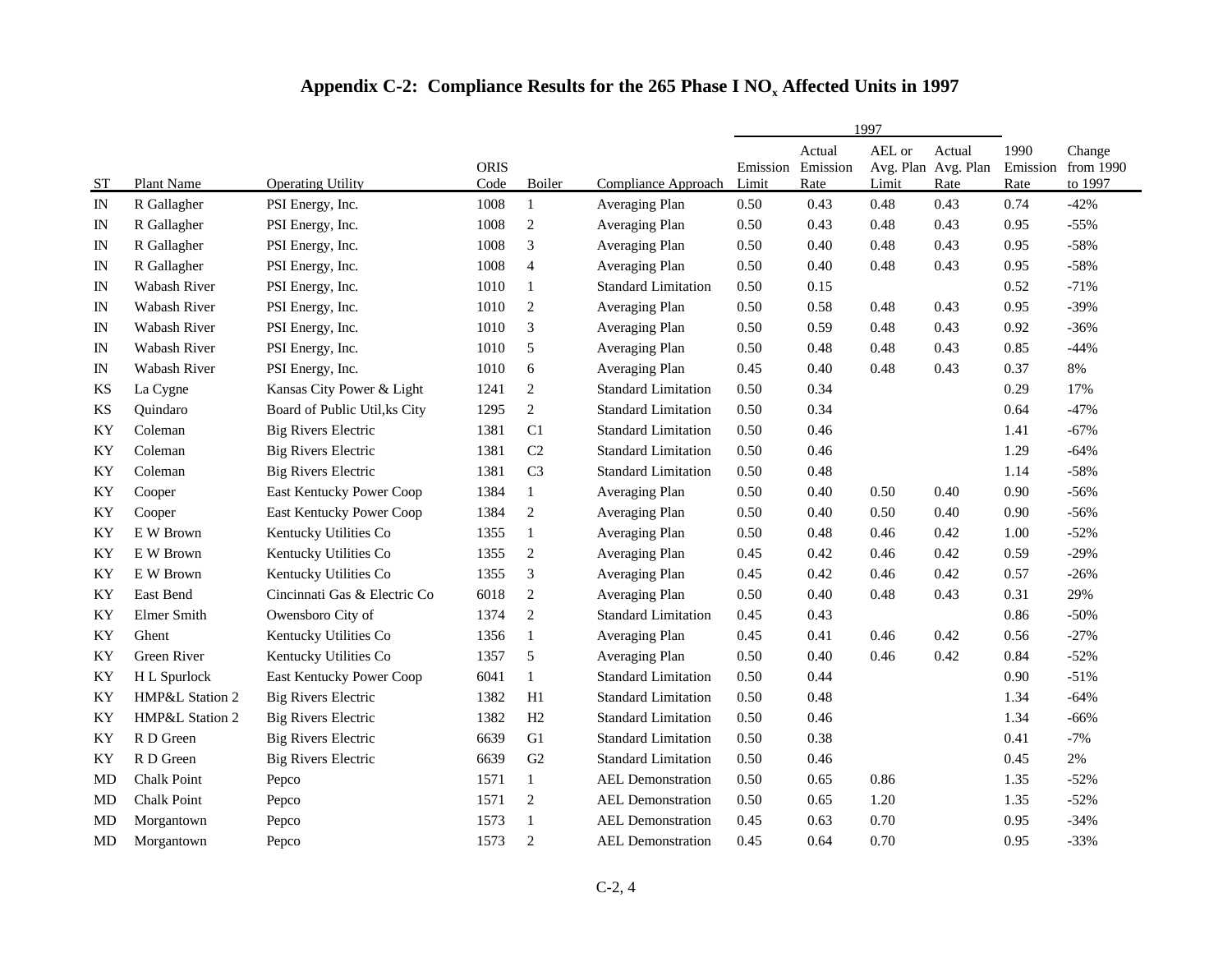# Appendix C-2: Compliance Results for the 265 Phase I $NO_x$ Affected Units in 1997

| ST | Plant Name | Operating Utility | ORIS Code | Boiler | Compliance Approach | 1997 Emission Limit | 1997 Actual Emission Rate | 1997 AEL or Avg. Plan Limit | 1997 Actual Avg. Plan Rate | 1990 Emission Rate | Change from 1990 to 1997 |
|---|---|---|---|---|---|---|---|---|---|---|---|
| IN | R Gallagher | PSI Energy, Inc. | 1008 | 1 | Averaging Plan | 0.50 | 0.43 | 0.48 | 0.43 | 0.74 | -42% |
| IN | R Gallagher | PSI Energy, Inc. | 1008 | 2 | Averaging Plan | 0.50 | 0.43 | 0.48 | 0.43 | 0.95 | -55% |
| IN | R Gallagher | PSI Energy, Inc. | 1008 | 3 | Averaging Plan | 0.50 | 0.40 | 0.48 | 0.43 | 0.95 | -58% |
| IN | R Gallagher | PSI Energy, Inc. | 1008 | 4 | Averaging Plan | 0.50 | 0.40 | 0.48 | 0.43 | 0.95 | -58% |
| IN | Wabash River | PSI Energy, Inc. | 1010 | 1 | Standard Limitation | 0.50 | 0.15 | | | 0.52 | -71% |
| IN | Wabash River | PSI Energy, Inc. | 1010 | 2 | Averaging Plan | 0.50 | 0.58 | 0.48 | 0.43 | 0.95 | -39% |
| IN | Wabash River | PSI Energy, Inc. | 1010 | 3 | Averaging Plan | 0.50 | 0.59 | 0.48 | 0.43 | 0.92 | -36% |
| IN | Wabash River | PSI Energy, Inc. | 1010 | 5 | Averaging Plan | 0.50 | 0.48 | 0.48 | 0.43 | 0.85 | -44% |
| IN | Wabash River | PSI Energy, Inc. | 1010 | 6 | Averaging Plan | 0.45 | 0.40 | 0.48 | 0.43 | 0.37 | 8% |
| KS | La Cygne | Kansas City Power & Light | 1241 | 2 | Standard Limitation | 0.50 | 0.34 | | | 0.29 | 17% |
| KS | Quindaro | Board of Public Util,ks City | 1295 | 2 | Standard Limitation | 0.50 | 0.34 | | | 0.64 | -47% |
| KY | Coleman | Big Rivers Electric | 1381 | C1 | Standard Limitation | 0.50 | 0.46 | | | 1.41 | -67% |
| KY | Coleman | Big Rivers Electric | 1381 | C2 | Standard Limitation | 0.50 | 0.46 | | | 1.29 | -64% |
| KY | Coleman | Big Rivers Electric | 1381 | C3 | Standard Limitation | 0.50 | 0.48 | | | 1.14 | -58% |
| KY | Cooper | East Kentucky Power Coop | 1384 | 1 | Averaging Plan | 0.50 | 0.40 | 0.50 | 0.40 | 0.90 | -56% |
| KY | Cooper | East Kentucky Power Coop | 1384 | 2 | Averaging Plan | 0.50 | 0.40 | 0.50 | 0.40 | 0.90 | -56% |
| KY | E W Brown | Kentucky Utilities Co | 1355 | 1 | Averaging Plan | 0.50 | 0.48 | 0.46 | 0.42 | 1.00 | -52% |
| KY | E W Brown | Kentucky Utilities Co | 1355 | 2 | Averaging Plan | 0.45 | 0.42 | 0.46 | 0.42 | 0.59 | -29% |
| KY | E W Brown | Kentucky Utilities Co | 1355 | 3 | Averaging Plan | 0.45 | 0.42 | 0.46 | 0.42 | 0.57 | -26% |
| KY | East Bend | Cincinnati Gas & Electric Co | 6018 | 2 | Averaging Plan | 0.50 | 0.40 | 0.48 | 0.43 | 0.31 | 29% |
| KY | Elmer Smith | Owensboro City of | 1374 | 2 | Standard Limitation | 0.45 | 0.43 | | | 0.86 | -50% |
| KY | Ghent | Kentucky Utilities Co | 1356 | 1 | Averaging Plan | 0.45 | 0.41 | 0.46 | 0.42 | 0.56 | -27% |
| KY | Green River | Kentucky Utilities Co | 1357 | 5 | Averaging Plan | 0.50 | 0.40 | 0.46 | 0.42 | 0.84 | -52% |
| KY | H L Spurlock | East Kentucky Power Coop | 6041 | 1 | Standard Limitation | 0.50 | 0.44 | | | 0.90 | -51% |
| KY | HMP&L Station 2 | Big Rivers Electric | 1382 | H1 | Standard Limitation | 0.50 | 0.48 | | | 1.34 | -64% |
| KY | HMP&L Station 2 | Big Rivers Electric | 1382 | H2 | Standard Limitation | 0.50 | 0.46 | | | 1.34 | -66% |
| KY | R D Green | Big Rivers Electric | 6639 | G1 | Standard Limitation | 0.50 | 0.38 | | | 0.41 | -7% |
| KY | R D Green | Big Rivers Electric | 6639 | G2 | Standard Limitation | 0.50 | 0.46 | | | 0.45 | 2% |
| MD | Chalk Point | Pepco | 1571 | 1 | AEL Demonstration | 0.50 | 0.65 | 0.86 | | 1.35 | -52% |
| MD | Chalk Point | Pepco | 1571 | 2 | AEL Demonstration | 0.50 | 0.65 | 1.20 | | 1.35 | -52% |
| MD | Morgantown | Pepco | 1573 | 1 | AEL Demonstration | 0.45 | 0.63 | 0.70 | | 0.95 | -34% |
| MD | Morgantown | Pepco | 1573 | 2 | AEL Demonstration | 0.45 | 0.64 | 0.70 | | 0.95 | -33% |

C-2, 4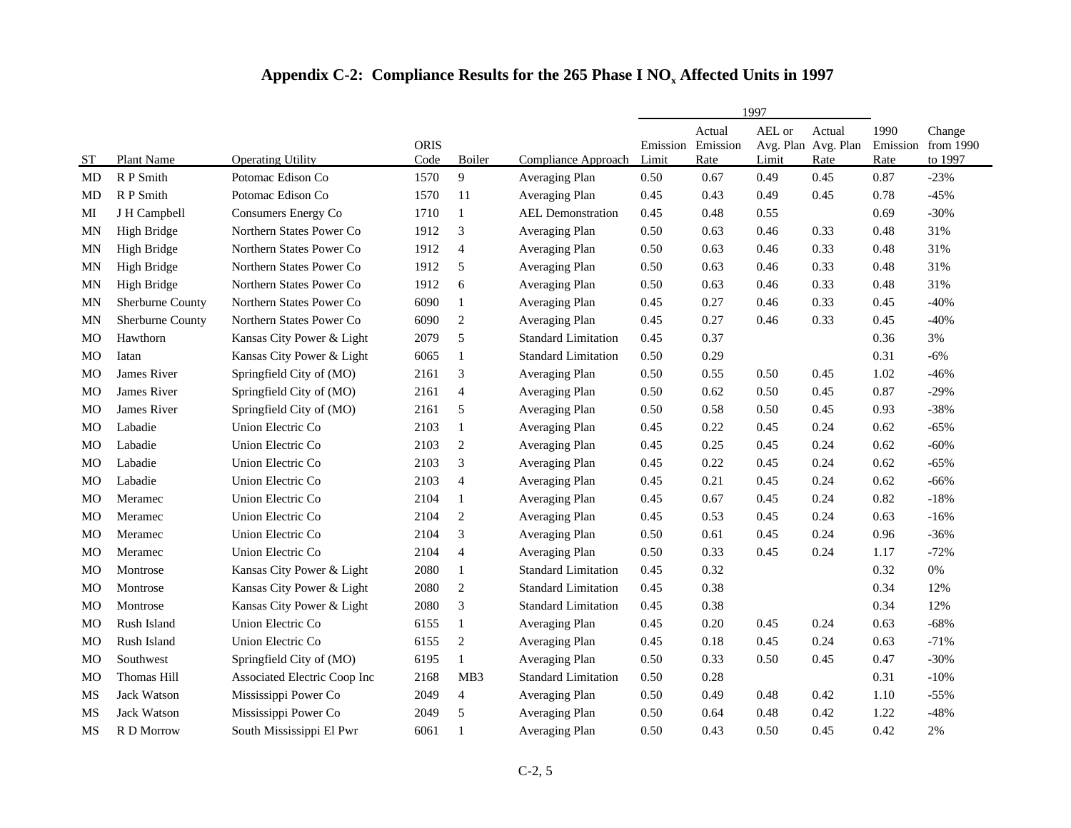# Appendix C-2: Compliance Results for the 265 Phase I $NO_x$ Affected Units in 1997

| ST | Plant Name | Operating Utility | ORIS Code | Boiler | Compliance Approach | 1997 Emission Limit | 1997 Actual Emission Rate | 1997 AEL or Avg. Plan Limit | 1997 Actual Avg. Plan Rate | 1990 Emission Rate | Change from 1990 to 1997 |
|---|---|---|---|---|---|---|---|---|---|---|---|
| MD | R P Smith | Potomac Edison Co | 1570 | 9 | Averaging Plan | 0.50 | 0.67 | 0.49 | 0.45 | 0.87 | -23% |
| MD | R P Smith | Potomac Edison Co | 1570 | 11 | Averaging Plan | 0.45 | 0.43 | 0.49 | 0.45 | 0.78 | -45% |
| MI | J H Campbell | Consumers Energy Co | 1710 | 1 | AEL Demonstration | 0.45 | 0.48 | 0.55 | | 0.69 | -30% |
| MN | High Bridge | Northern States Power Co | 1912 | 3 | Averaging Plan | 0.50 | 0.63 | 0.46 | 0.33 | 0.48 | 31% |
| MN | High Bridge | Northern States Power Co | 1912 | 4 | Averaging Plan | 0.50 | 0.63 | 0.46 | 0.33 | 0.48 | 31% |
| MN | High Bridge | Northern States Power Co | 1912 | 5 | Averaging Plan | 0.50 | 0.63 | 0.46 | 0.33 | 0.48 | 31% |
| MN | High Bridge | Northern States Power Co | 1912 | 6 | Averaging Plan | 0.50 | 0.63 | 0.46 | 0.33 | 0.48 | 31% |
| MN | Sherburne County | Northern States Power Co | 6090 | 1 | Averaging Plan | 0.45 | 0.27 | 0.46 | 0.33 | 0.45 | -40% |
| MN | Sherburne County | Northern States Power Co | 6090 | 2 | Averaging Plan | 0.45 | 0.27 | 0.46 | 0.33 | 0.45 | -40% |
| MO | Hawthorn | Kansas City Power & Light | 2079 | 5 | Standard Limitation | 0.45 | 0.37 | | | 0.36 | 3% |
| MO | Iatan | Kansas City Power & Light | 6065 | 1 | Standard Limitation | 0.50 | 0.29 | | | 0.31 | -6% |
| MO | James River | Springfield City of (MO) | 2161 | 3 | Averaging Plan | 0.50 | 0.55 | 0.50 | 0.45 | 1.02 | -46% |
| MO | James River | Springfield City of (MO) | 2161 | 4 | Averaging Plan | 0.50 | 0.62 | 0.50 | 0.45 | 0.87 | -29% |
| MO | James River | Springfield City of (MO) | 2161 | 5 | Averaging Plan | 0.50 | 0.58 | 0.50 | 0.45 | 0.93 | -38% |
| MO | Labadie | Union Electric Co | 2103 | 1 | Averaging Plan | 0.45 | 0.22 | 0.45 | 0.24 | 0.62 | -65% |
| MO | Labadie | Union Electric Co | 2103 | 2 | Averaging Plan | 0.45 | 0.25 | 0.45 | 0.24 | 0.62 | -60% |
| MO | Labadie | Union Electric Co | 2103 | 3 | Averaging Plan | 0.45 | 0.22 | 0.45 | 0.24 | 0.62 | -65% |
| MO | Labadie | Union Electric Co | 2103 | 4 | Averaging Plan | 0.45 | 0.21 | 0.45 | 0.24 | 0.62 | -66% |
| MO | Meramec | Union Electric Co | 2104 | 1 | Averaging Plan | 0.45 | 0.67 | 0.45 | 0.24 | 0.82 | -18% |
| MO | Meramec | Union Electric Co | 2104 | 2 | Averaging Plan | 0.45 | 0.53 | 0.45 | 0.24 | 0.63 | -16% |
| MO | Meramec | Union Electric Co | 2104 | 3 | Averaging Plan | 0.50 | 0.61 | 0.45 | 0.24 | 0.96 | -36% |
| MO | Meramec | Union Electric Co | 2104 | 4 | Averaging Plan | 0.50 | 0.33 | 0.45 | 0.24 | 1.17 | -72% |
| MO | Montrose | Kansas City Power & Light | 2080 | 1 | Standard Limitation | 0.45 | 0.32 | | | 0.32 | 0% |
| MO | Montrose | Kansas City Power & Light | 2080 | 2 | Standard Limitation | 0.45 | 0.38 | | | 0.34 | 12% |
| MO | Montrose | Kansas City Power & Light | 2080 | 3 | Standard Limitation | 0.45 | 0.38 | | | 0.34 | 12% |
| MO | Rush Island | Union Electric Co | 6155 | 1 | Averaging Plan | 0.45 | 0.20 | 0.45 | 0.24 | 0.63 | -68% |
| MO | Rush Island | Union Electric Co | 6155 | 2 | Averaging Plan | 0.45 | 0.18 | 0.45 | 0.24 | 0.63 | -71% |
| MO | Southwest | Springfield City of (MO) | 6195 | 1 | Averaging Plan | 0.50 | 0.33 | 0.50 | 0.45 | 0.47 | -30% |
| MO | Thomas Hill | Associated Electric Coop Inc | 2168 | MB3 | Standard Limitation | 0.50 | 0.28 | | | 0.31 | -10% |
| MS | Jack Watson | Mississippi Power Co | 2049 | 4 | Averaging Plan | 0.50 | 0.49 | 0.48 | 0.42 | 1.10 | -55% |
| MS | Jack Watson | Mississippi Power Co | 2049 | 5 | Averaging Plan | 0.50 | 0.64 | 0.48 | 0.42 | 1.22 | -48% |
| MS | R D Morrow | South Mississippi El Pwr | 6061 | 1 | Averaging Plan | 0.50 | 0.43 | 0.50 | 0.45 | 0.42 | 2% |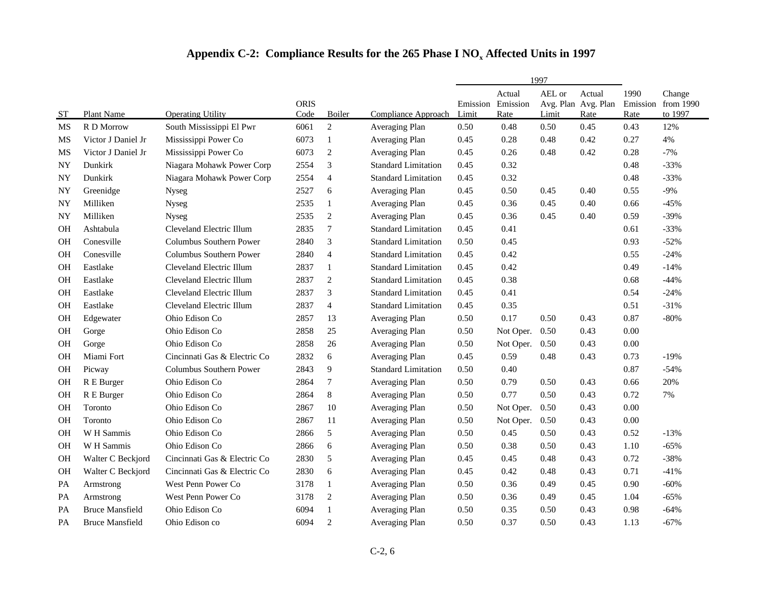# Appendix C-2: Compliance Results for the 265 Phase I $NO_x$ Affected Units in 1997

| ST | Plant Name | Operating Utility | ORIS Code | Boiler | Compliance Approach | 1997 Emission Limit | 1997 Actual Emission Rate | 1997 AEL or Avg. Plan Limit | 1997 Actual Avg. Plan Rate | 1990 Emission Rate | Change from 1990 to 1997 |
|---|---|---|---|---|---|---|---|---|---|---|---|
| MS | R D Morrow | South Mississippi El Pwr | 6061 | 2 | Averaging Plan | 0.50 | 0.48 | 0.50 | 0.45 | 0.43 | 12% |
| MS | Victor J Daniel Jr | Mississippi Power Co | 6073 | 1 | Averaging Plan | 0.45 | 0.28 | 0.48 | 0.42 | 0.27 | 4% |
| MS | Victor J Daniel Jr | Mississippi Power Co | 6073 | 2 | Averaging Plan | 0.45 | 0.26 | 0.48 | 0.42 | 0.28 | -7% |
| NY | Dunkirk | Niagara Mohawk Power Corp | 2554 | 3 | Standard Limitation | 0.45 | 0.32 | | | 0.48 | -33% |
| NY | Dunkirk | Niagara Mohawk Power Corp | 2554 | 4 | Standard Limitation | 0.45 | 0.32 | | | 0.48 | -33% |
| NY | Greenidge | Nyseg | 2527 | 6 | Averaging Plan | 0.45 | 0.50 | 0.45 | 0.40 | 0.55 | -9% |
| NY | Milliken | Nyseg | 2535 | 1 | Averaging Plan | 0.45 | 0.36 | 0.45 | 0.40 | 0.66 | -45% |
| NY | Milliken | Nyseg | 2535 | 2 | Averaging Plan | 0.45 | 0.36 | 0.45 | 0.40 | 0.59 | -39% |
| OH | Ashtabula | Cleveland Electric Illum | 2835 | 7 | Standard Limitation | 0.45 | 0.41 | | | 0.61 | -33% |
| OH | Conesville | Columbus Southern Power | 2840 | 3 | Standard Limitation | 0.50 | 0.45 | | | 0.93 | -52% |
| OH | Conesville | Columbus Southern Power | 2840 | 4 | Standard Limitation | 0.45 | 0.42 | | | 0.55 | -24% |
| OH | Eastlake | Cleveland Electric Illum | 2837 | 1 | Standard Limitation | 0.45 | 0.42 | | | 0.49 | -14% |
| OH | Eastlake | Cleveland Electric Illum | 2837 | 2 | Standard Limitation | 0.45 | 0.38 | | | 0.68 | -44% |
| OH | Eastlake | Cleveland Electric Illum | 2837 | 3 | Standard Limitation | 0.45 | 0.41 | | | 0.54 | -24% |
| OH | Eastlake | Cleveland Electric Illum | 2837 | 4 | Standard Limitation | 0.45 | 0.35 | | | 0.51 | -31% |
| OH | Edgewater | Ohio Edison Co | 2857 | 13 | Averaging Plan | 0.50 | 0.17 | 0.50 | 0.43 | 0.87 | -80% |
| OH | Gorge | Ohio Edison Co | 2858 | 25 | Averaging Plan | 0.50 | Not Oper. | 0.50 | 0.43 | 0.00 | |
| OH | Gorge | Ohio Edison Co | 2858 | 26 | Averaging Plan | 0.50 | Not Oper. | 0.50 | 0.43 | 0.00 | |
| OH | Miami Fort | Cincinnati Gas & Electric Co | 2832 | 6 | Averaging Plan | 0.45 | 0.59 | 0.48 | 0.43 | 0.73 | -19% |
| OH | Picway | Columbus Southern Power | 2843 | 9 | Standard Limitation | 0.50 | 0.40 | | | 0.87 | -54% |
| OH | R E Burger | Ohio Edison Co | 2864 | 7 | Averaging Plan | 0.50 | 0.79 | 0.50 | 0.43 | 0.66 | 20% |
| OH | R E Burger | Ohio Edison Co | 2864 | 8 | Averaging Plan | 0.50 | 0.77 | 0.50 | 0.43 | 0.72 | 7% |
| OH | Toronto | Ohio Edison Co | 2867 | 10 | Averaging Plan | 0.50 | Not Oper. | 0.50 | 0.43 | 0.00 | |
| OH | Toronto | Ohio Edison Co | 2867 | 11 | Averaging Plan | 0.50 | Not Oper. | 0.50 | 0.43 | 0.00 | |
| OH | W H Sammis | Ohio Edison Co | 2866 | 5 | Averaging Plan | 0.50 | 0.45 | 0.50 | 0.43 | 0.52 | -13% |
| OH | W H Sammis | Ohio Edison Co | 2866 | 6 | Averaging Plan | 0.50 | 0.38 | 0.50 | 0.43 | 1.10 | -65% |
| OH | Walter C Beckjord | Cincinnati Gas & Electric Co | 2830 | 5 | Averaging Plan | 0.45 | 0.45 | 0.48 | 0.43 | 0.72 | -38% |
| OH | Walter C Beckjord | Cincinnati Gas & Electric Co | 2830 | 6 | Averaging Plan | 0.45 | 0.42 | 0.48 | 0.43 | 0.71 | -41% |
| PA | Armstrong | West Penn Power Co | 3178 | 1 | Averaging Plan | 0.50 | 0.36 | 0.49 | 0.45 | 0.90 | -60% |
| PA | Armstrong | West Penn Power Co | 3178 | 2 | Averaging Plan | 0.50 | 0.36 | 0.49 | 0.45 | 1.04 | -65% |
| PA | Bruce Mansfield | Ohio Edison Co | 6094 | 1 | Averaging Plan | 0.50 | 0.35 | 0.50 | 0.43 | 0.98 | -64% |
| PA | Bruce Mansfield | Ohio Edison co | 6094 | 2 | Averaging Plan | 0.50 | 0.37 | 0.50 | 0.43 | 1.13 | -67% |

C-2, 6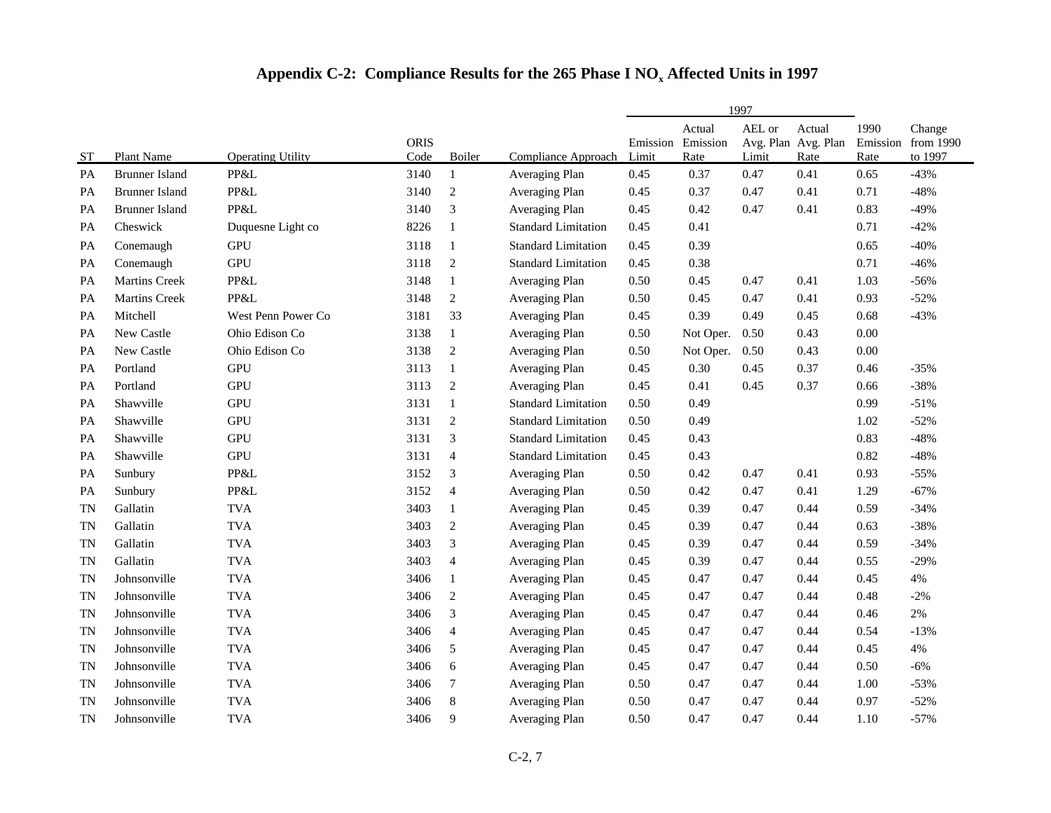# Appendix C-2: Compliance Results for the 265 Phase I $NO_x$ Affected Units in 1997

| ST | Plant Name | Operating Utility | ORIS Code | Boiler | Compliance Approach | 1997 Emission Limit | 1997 Actual Emission Rate | 1997 AEL or Avg. Plan Limit | 1997 Actual Avg. Plan Rate | 1990 Emission Rate | Change from 1990 to 1997 |
|---|---|---|---|---|---|---|---|---|---|---|---|
| PA | Brunner Island | PP&L | 3140 | 1 | Averaging Plan | 0.45 | 0.37 | 0.47 | 0.41 | 0.65 | -43% |
| PA | Brunner Island | PP&L | 3140 | 2 | Averaging Plan | 0.45 | 0.37 | 0.47 | 0.41 | 0.71 | -48% |
| PA | Brunner Island | PP&L | 3140 | 3 | Averaging Plan | 0.45 | 0.42 | 0.47 | 0.41 | 0.83 | -49% |
| PA | Cheswick | Duquesne Light co | 8226 | 1 | Standard Limitation | 0.45 | 0.41 | | | 0.71 | -42% |
| PA | Conemaugh | GPU | 3118 | 1 | Standard Limitation | 0.45 | 0.39 | | | 0.65 | -40% |
| PA | Conemaugh | GPU | 3118 | 2 | Standard Limitation | 0.45 | 0.38 | | | 0.71 | -46% |
| PA | Martins Creek | PP&L | 3148 | 1 | Averaging Plan | 0.50 | 0.45 | 0.47 | 0.41 | 1.03 | -56% |
| PA | Martins Creek | PP&L | 3148 | 2 | Averaging Plan | 0.50 | 0.45 | 0.47 | 0.41 | 0.93 | -52% |
| PA | Mitchell | West Penn Power Co | 3181 | 33 | Averaging Plan | 0.45 | 0.39 | 0.49 | 0.45 | 0.68 | -43% |
| PA | New Castle | Ohio Edison Co | 3138 | 1 | Averaging Plan | 0.50 | Not Oper. | 0.50 | 0.43 | 0.00 | |
| PA | New Castle | Ohio Edison Co | 3138 | 2 | Averaging Plan | 0.50 | Not Oper. | 0.50 | 0.43 | 0.00 | |
| PA | Portland | GPU | 3113 | 1 | Averaging Plan | 0.45 | 0.30 | 0.45 | 0.37 | 0.46 | -35% |
| PA | Portland | GPU | 3113 | 2 | Averaging Plan | 0.45 | 0.41 | 0.45 | 0.37 | 0.66 | -38% |
| PA | Shawville | GPU | 3131 | 1 | Standard Limitation | 0.50 | 0.49 | | | 0.99 | -51% |
| PA | Shawville | GPU | 3131 | 2 | Standard Limitation | 0.50 | 0.49 | | | 1.02 | -52% |
| PA | Shawville | GPU | 3131 | 3 | Standard Limitation | 0.45 | 0.43 | | | 0.83 | -48% |
| PA | Shawville | GPU | 3131 | 4 | Standard Limitation | 0.45 | 0.43 | | | 0.82 | -48% |
| PA | Sunbury | PP&L | 3152 | 3 | Averaging Plan | 0.50 | 0.42 | 0.47 | 0.41 | 0.93 | -55% |
| PA | Sunbury | PP&L | 3152 | 4 | Averaging Plan | 0.50 | 0.42 | 0.47 | 0.41 | 1.29 | -67% |
| TN | Gallatin | TVA | 3403 | 1 | Averaging Plan | 0.45 | 0.39 | 0.47 | 0.44 | 0.59 | -34% |
| TN | Gallatin | TVA | 3403 | 2 | Averaging Plan | 0.45 | 0.39 | 0.47 | 0.44 | 0.63 | -38% |
| TN | Gallatin | TVA | 3403 | 3 | Averaging Plan | 0.45 | 0.39 | 0.47 | 0.44 | 0.59 | -34% |
| TN | Gallatin | TVA | 3403 | 4 | Averaging Plan | 0.45 | 0.39 | 0.47 | 0.44 | 0.55 | -29% |
| TN | Johnsonville | TVA | 3406 | 1 | Averaging Plan | 0.45 | 0.47 | 0.47 | 0.44 | 0.45 | 4% |
| TN | Johnsonville | TVA | 3406 | 2 | Averaging Plan | 0.45 | 0.47 | 0.47 | 0.44 | 0.48 | -2% |
| TN | Johnsonville | TVA | 3406 | 3 | Averaging Plan | 0.45 | 0.47 | 0.47 | 0.44 | 0.46 | 2% |
| TN | Johnsonville | TVA | 3406 | 4 | Averaging Plan | 0.45 | 0.47 | 0.47 | 0.44 | 0.54 | -13% |
| TN | Johnsonville | TVA | 3406 | 5 | Averaging Plan | 0.45 | 0.47 | 0.47 | 0.44 | 0.45 | 4% |
| TN | Johnsonville | TVA | 3406 | 6 | Averaging Plan | 0.45 | 0.47 | 0.47 | 0.44 | 0.50 | -6% |
| TN | Johnsonville | TVA | 3406 | 7 | Averaging Plan | 0.50 | 0.47 | 0.47 | 0.44 | 1.00 | -53% |
| TN | Johnsonville | TVA | 3406 | 8 | Averaging Plan | 0.50 | 0.47 | 0.47 | 0.44 | 0.97 | -52% |
| TN | Johnsonville | TVA | 3406 | 9 | Averaging Plan | 0.50 | 0.47 | 0.47 | 0.44 | 1.10 | -57% |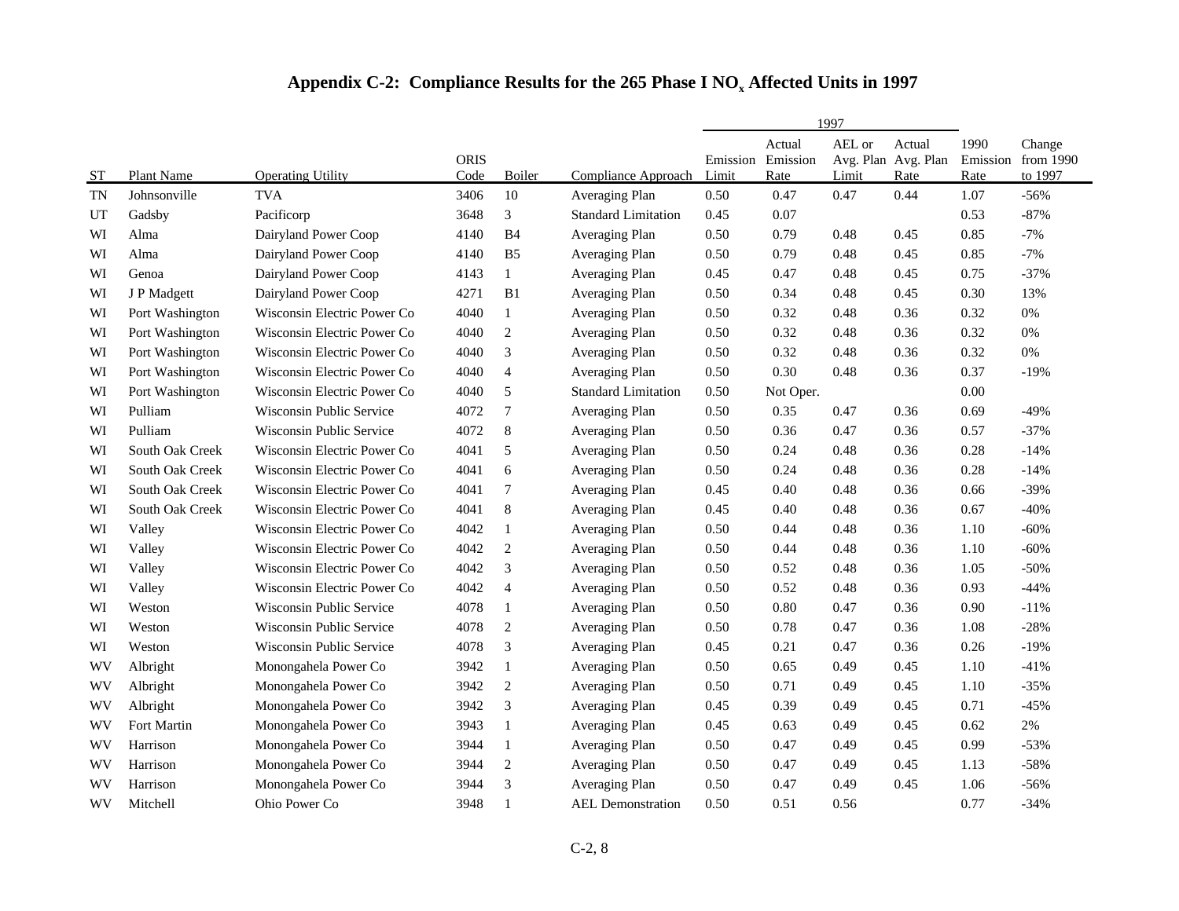# Appendix C-2: Compliance Results for the 265 Phase I $NO_x$ Affected Units in 1997

| ST | Plant Name | Operating Utility | ORIS Code | Boiler | Compliance Approach | 1997 Emission Limit | 1997 Actual Emission Rate | 1997 AEL or Avg. Plan Limit | 1997 Actual Avg. Plan Rate | 1990 Emission Rate | Change from 1990 to 1997 |
|---|---|---|---|---|---|---|---|---|---|---|---|
| TN | Johnsonville | TVA | 3406 | 10 | Averaging Plan | 0.50 | 0.47 | 0.47 | 0.44 | 1.07 | -56% |
| UT | Gadsby | Pacificorp | 3648 | 3 | Standard Limitation | 0.45 | 0.07 | | | 0.53 | -87% |
| WI | Alma | Dairyland Power Coop | 4140 | B4 | Averaging Plan | 0.50 | 0.79 | 0.48 | 0.45 | 0.85 | -7% |
| WI | Alma | Dairyland Power Coop | 4140 | B5 | Averaging Plan | 0.50 | 0.79 | 0.48 | 0.45 | 0.85 | -7% |
| WI | Genoa | Dairyland Power Coop | 4143 | 1 | Averaging Plan | 0.45 | 0.47 | 0.48 | 0.45 | 0.75 | -37% |
| WI | J P Madgett | Dairyland Power Coop | 4271 | B1 | Averaging Plan | 0.50 | 0.34 | 0.48 | 0.45 | 0.30 | 13% |
| WI | Port Washington | Wisconsin Electric Power Co | 4040 | 1 | Averaging Plan | 0.50 | 0.32 | 0.48 | 0.36 | 0.32 | 0% |
| WI | Port Washington | Wisconsin Electric Power Co | 4040 | 2 | Averaging Plan | 0.50 | 0.32 | 0.48 | 0.36 | 0.32 | 0% |
| WI | Port Washington | Wisconsin Electric Power Co | 4040 | 3 | Averaging Plan | 0.50 | 0.32 | 0.48 | 0.36 | 0.32 | 0% |
| WI | Port Washington | Wisconsin Electric Power Co | 4040 | 4 | Averaging Plan | 0.50 | 0.30 | 0.48 | 0.36 | 0.37 | -19% |
| WI | Port Washington | Wisconsin Electric Power Co | 4040 | 5 | Standard Limitation | 0.50 | Not Oper. | | | 0.00 | |
| WI | Pulliam | Wisconsin Public Service | 4072 | 7 | Averaging Plan | 0.50 | 0.35 | 0.47 | 0.36 | 0.69 | -49% |
| WI | Pulliam | Wisconsin Public Service | 4072 | 8 | Averaging Plan | 0.50 | 0.36 | 0.47 | 0.36 | 0.57 | -37% |
| WI | South Oak Creek | Wisconsin Electric Power Co | 4041 | 5 | Averaging Plan | 0.50 | 0.24 | 0.48 | 0.36 | 0.28 | -14% |
| WI | South Oak Creek | Wisconsin Electric Power Co | 4041 | 6 | Averaging Plan | 0.50 | 0.24 | 0.48 | 0.36 | 0.28 | -14% |
| WI | South Oak Creek | Wisconsin Electric Power Co | 4041 | 7 | Averaging Plan | 0.45 | 0.40 | 0.48 | 0.36 | 0.66 | -39% |
| WI | South Oak Creek | Wisconsin Electric Power Co | 4041 | 8 | Averaging Plan | 0.45 | 0.40 | 0.48 | 0.36 | 0.67 | -40% |
| WI | Valley | Wisconsin Electric Power Co | 4042 | 1 | Averaging Plan | 0.50 | 0.44 | 0.48 | 0.36 | 1.10 | -60% |
| WI | Valley | Wisconsin Electric Power Co | 4042 | 2 | Averaging Plan | 0.50 | 0.44 | 0.48 | 0.36 | 1.10 | -60% |
| WI | Valley | Wisconsin Electric Power Co | 4042 | 3 | Averaging Plan | 0.50 | 0.52 | 0.48 | 0.36 | 1.05 | -50% |
| WI | Valley | Wisconsin Electric Power Co | 4042 | 4 | Averaging Plan | 0.50 | 0.52 | 0.48 | 0.36 | 0.93 | -44% |
| WI | Weston | Wisconsin Public Service | 4078 | 1 | Averaging Plan | 0.50 | 0.80 | 0.47 | 0.36 | 0.90 | -11% |
| WI | Weston | Wisconsin Public Service | 4078 | 2 | Averaging Plan | 0.50 | 0.78 | 0.47 | 0.36 | 1.08 | -28% |
| WI | Weston | Wisconsin Public Service | 4078 | 3 | Averaging Plan | 0.45 | 0.21 | 0.47 | 0.36 | 0.26 | -19% |
| WV | Albright | Monongahela Power Co | 3942 | 1 | Averaging Plan | 0.50 | 0.65 | 0.49 | 0.45 | 1.10 | -41% |
| WV | Albright | Monongahela Power Co | 3942 | 2 | Averaging Plan | 0.50 | 0.71 | 0.49 | 0.45 | 1.10 | -35% |
| WV | Albright | Monongahela Power Co | 3942 | 3 | Averaging Plan | 0.45 | 0.39 | 0.49 | 0.45 | 0.71 | -45% |
| WV | Fort Martin | Monongahela Power Co | 3943 | 1 | Averaging Plan | 0.45 | 0.63 | 0.49 | 0.45 | 0.62 | 2% |
| WV | Harrison | Monongahela Power Co | 3944 | 1 | Averaging Plan | 0.50 | 0.47 | 0.49 | 0.45 | 0.99 | -53% |
| WV | Harrison | Monongahela Power Co | 3944 | 2 | Averaging Plan | 0.50 | 0.47 | 0.49 | 0.45 | 1.13 | -58% |
| WV | Harrison | Monongahela Power Co | 3944 | 3 | Averaging Plan | 0.50 | 0.47 | 0.49 | 0.45 | 1.06 | -56% |
| WV | Mitchell | Ohio Power Co | 3948 | 1 | AEL Demonstration | 0.50 | 0.51 | 0.56 | | 0.77 | -34% |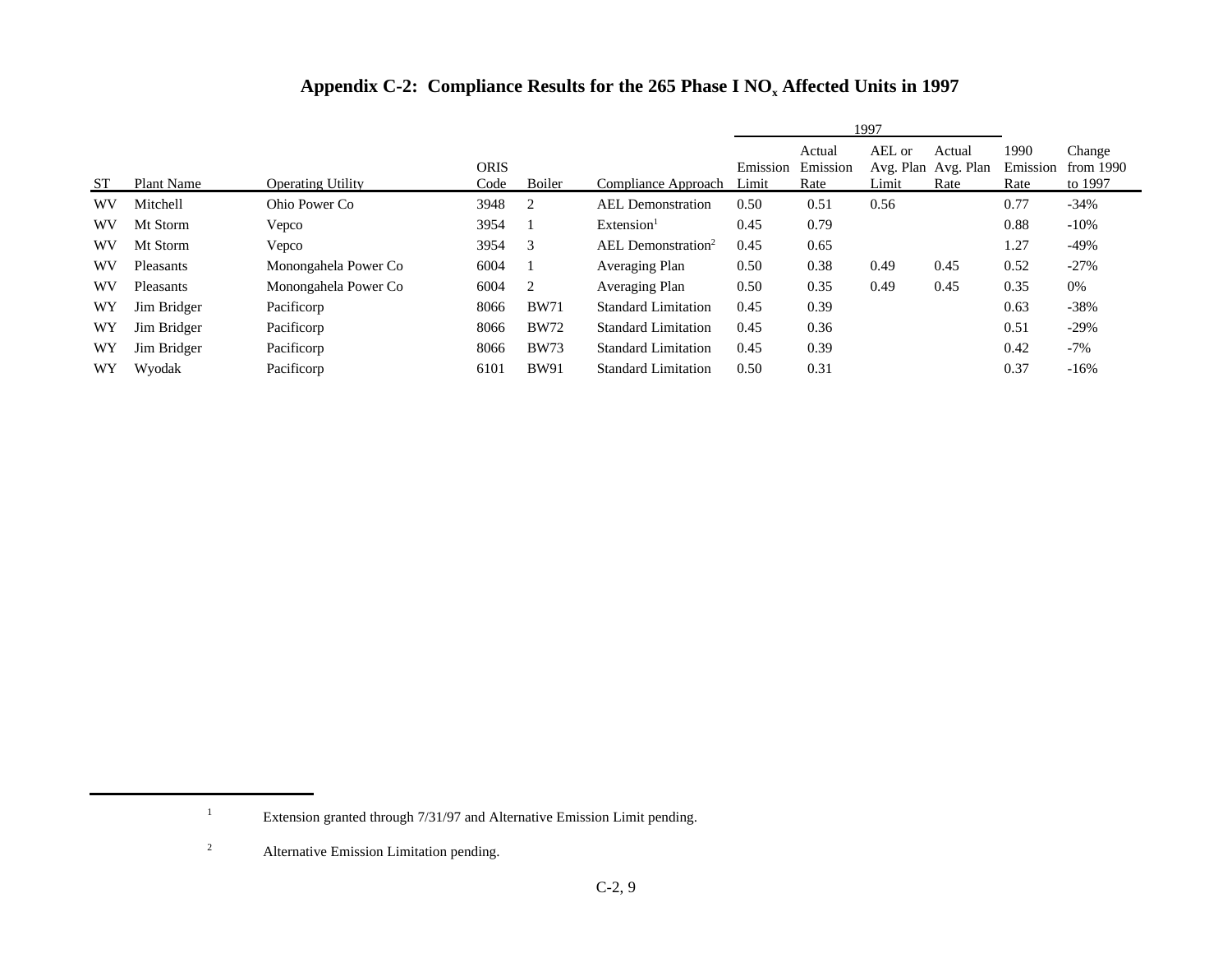# Appendix C-2: Compliance Results for the 265 Phase I $NO_x$ Affected Units in 1997

| ST | Plant Name | Operating Utility | ORIS Code | Boiler | Compliance Approach | 1997 Emission Limit | 1997 Actual Emission Rate | 1997 AEL or Avg. Plan Limit | 1997 Actual Avg. Plan Rate | 1990 Emission Rate | Change from 1990 to 1997 |
|---|---|---|---|---|---|---|---|---|---|---|---|
| WV | Mitchell | Ohio Power Co | 3948 | 2 | AEL Demonstration | 0.50 | 0.51 | 0.56 | | 0.77 | -34% |
| WV | Mt Storm | Vepco | 3954 | 1 | Extension[1] | 0.45 | 0.79 | | | 0.88 | -10% |
| WV | Mt Storm | Vepco | 3954 | 3 | AEL Demonstration[2] | 0.45 | 0.65 | | | 1.27 | -49% |
| WV | Pleasants | Monongahela Power Co | 6004 | 1 | Averaging Plan | 0.50 | 0.38 | 0.49 | 0.45 | 0.52 | -27% |
| WV | Pleasants | Monongahela Power Co | 6004 | 2 | Averaging Plan | 0.50 | 0.35 | 0.49 | 0.45 | 0.35 | 0% |
| WY | Jim Bridger | Pacificorp | 8066 | BW71 | Standard Limitation | 0.45 | 0.39 | | | 0.63 | -38% |
| WY | Jim Bridger | Pacificorp | 8066 | BW72 | Standard Limitation | 0.45 | 0.36 | | | 0.51 | -29% |
| WY | Jim Bridger | Pacificorp | 8066 | BW73 | Standard Limitation | 0.45 | 0.39 | | | 0.42 | -7% |
| WY | Wyodak | Pacificorp | 6101 | BW91 | Standard Limitation | 0.50 | 0.31 | | | 0.37 | -16% |

[1] Extension granted through 7/31/97 and Alternative Emission Limit pending.

[2] Alternative Emission Limitation pending.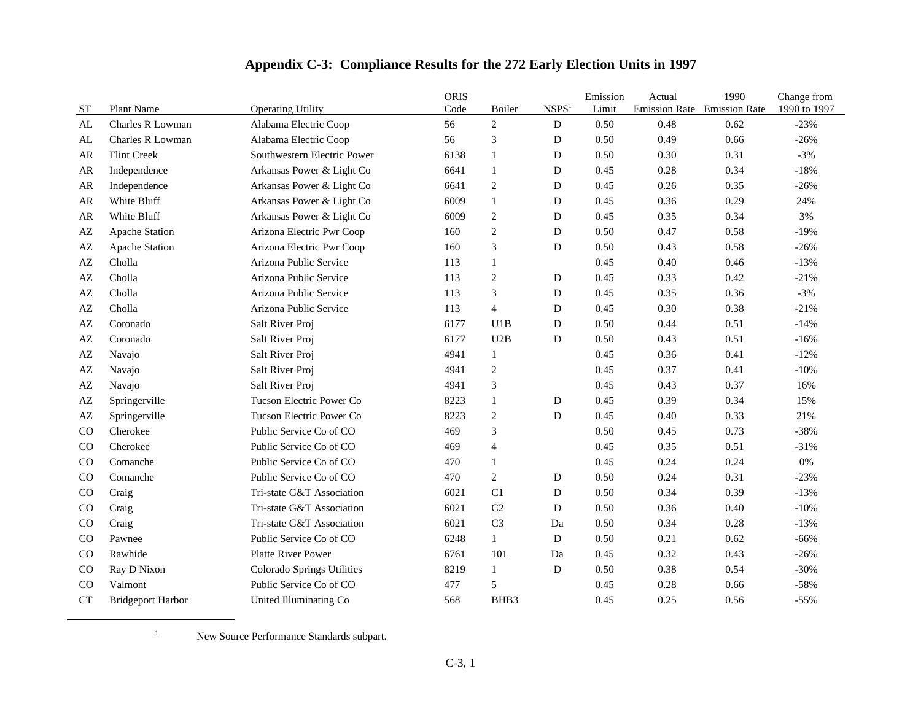# Appendix C-3: Compliance Results for the 272 Early Election Units in 1997

| ST | Plant Name | Operating Utility | ORIS Code | Boiler | NSPS[1] | Emission Limit | Actual Emission Rate | 1990 Emission Rate | Change from 1990 to 1997 |
|---|---|---|---|---|---|---|---|---|---|
| AL | Charles R Lowman | Alabama Electric Coop | 56 | 2 | D | 0.50 | 0.48 | 0.62 | -23% |
| AL | Charles R Lowman | Alabama Electric Coop | 56 | 3 | D | 0.50 | 0.49 | 0.66 | -26% |
| AR | Flint Creek | Southwestern Electric Power | 6138 | 1 | D | 0.50 | 0.30 | 0.31 | -3% |
| AR | Independence | Arkansas Power & Light Co | 6641 | 1 | D | 0.45 | 0.28 | 0.34 | -18% |
| AR | Independence | Arkansas Power & Light Co | 6641 | 2 | D | 0.45 | 0.26 | 0.35 | -26% |
| AR | White Bluff | Arkansas Power & Light Co | 6009 | 1 | D | 0.45 | 0.36 | 0.29 | 24% |
| AR | White Bluff | Arkansas Power & Light Co | 6009 | 2 | D | 0.45 | 0.35 | 0.34 | 3% |
| AZ | Apache Station | Arizona Electric Pwr Coop | 160 | 2 | D | 0.50 | 0.47 | 0.58 | -19% |
| AZ | Apache Station | Arizona Electric Pwr Coop | 160 | 3 | D | 0.50 | 0.43 | 0.58 | -26% |
| AZ | Cholla | Arizona Public Service | 113 | 1 | | 0.45 | 0.40 | 0.46 | -13% |
| AZ | Cholla | Arizona Public Service | 113 | 2 | D | 0.45 | 0.33 | 0.42 | -21% |
| AZ | Cholla | Arizona Public Service | 113 | 3 | D | 0.45 | 0.35 | 0.36 | -3% |
| AZ | Cholla | Arizona Public Service | 113 | 4 | D | 0.45 | 0.30 | 0.38 | -21% |
| AZ | Coronado | Salt River Proj | 6177 | U1B | D | 0.50 | 0.44 | 0.51 | -14% |
| AZ | Coronado | Salt River Proj | 6177 | U2B | D | 0.50 | 0.43 | 0.51 | -16% |
| AZ | Navajo | Salt River Proj | 4941 | 1 | | 0.45 | 0.36 | 0.41 | -12% |
| AZ | Navajo | Salt River Proj | 4941 | 2 | | 0.45 | 0.37 | 0.41 | -10% |
| AZ | Navajo | Salt River Proj | 4941 | 3 | | 0.45 | 0.43 | 0.37 | 16% |
| AZ | Springerville | Tucson Electric Power Co | 8223 | 1 | D | 0.45 | 0.39 | 0.34 | 15% |
| AZ | Springerville | Tucson Electric Power Co | 8223 | 2 | D | 0.45 | 0.40 | 0.33 | 21% |
| CO | Cherokee | Public Service Co of CO | 469 | 3 | | 0.50 | 0.45 | 0.73 | -38% |
| CO | Cherokee | Public Service Co of CO | 469 | 4 | | 0.45 | 0.35 | 0.51 | -31% |
| CO | Comanche | Public Service Co of CO | 470 | 1 | | 0.45 | 0.24 | 0.24 | 0% |
| CO | Comanche | Public Service Co of CO | 470 | 2 | D | 0.50 | 0.24 | 0.31 | -23% |
| CO | Craig | Tri-state G&T Association | 6021 | C1 | D | 0.50 | 0.34 | 0.39 | -13% |
| CO | Craig | Tri-state G&T Association | 6021 | C2 | D | 0.50 | 0.36 | 0.40 | -10% |
| CO | Craig | Tri-state G&T Association | 6021 | C3 | Da | 0.50 | 0.34 | 0.28 | -13% |
| CO | Pawnee | Public Service Co of CO | 6248 | 1 | D | 0.50 | 0.21 | 0.62 | -66% |
| CO | Rawhide | Platte River Power | 6761 | 101 | Da | 0.45 | 0.32 | 0.43 | -26% |
| CO | Ray D Nixon | Colorado Springs Utilities | 8219 | 1 | D | 0.50 | 0.38 | 0.54 | -30% |
| CO | Valmont | Public Service Co of CO | 477 | 5 | | 0.45 | 0.28 | 0.66 | -58% |
| CT | Bridgeport Harbor | United Illuminating Co | 568 | BHB3 | | 0.45 | 0.25 | 0.56 | -55% |

[1] New Source Performance Standards subpart.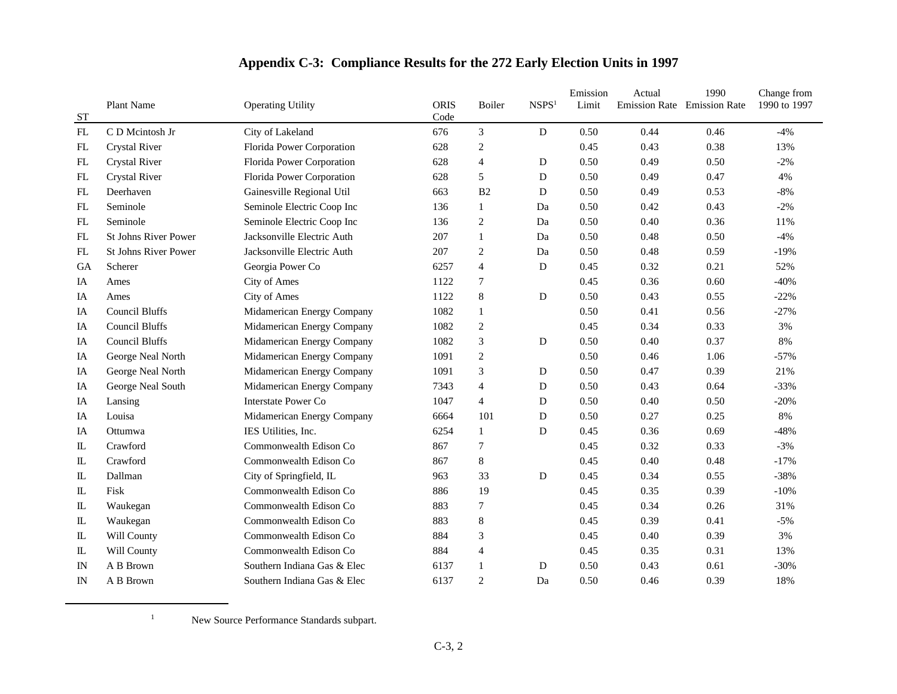# Appendix C-3: Compliance Results for the 272 Early Election Units in 1997

| ST | Plant Name | Operating Utility | ORIS Code | Boiler | NSPS[1] | Emission Limit | Actual Emission Rate | 1990 Emission Rate | Change from 1990 to 1997 |
|---|---|---|---|---|---|---|---|---|---|
| FL | C D Mcintosh Jr | City of Lakeland | 676 | 3 | D | 0.50 | 0.44 | 0.46 | -4% |
| FL | Crystal River | Florida Power Corporation | 628 | 2 | | 0.45 | 0.43 | 0.38 | 13% |
| FL | Crystal River | Florida Power Corporation | 628 | 4 | D | 0.50 | 0.49 | 0.50 | -2% |
| FL | Crystal River | Florida Power Corporation | 628 | 5 | D | 0.50 | 0.49 | 0.47 | 4% |
| FL | Deerhaven | Gainesville Regional Util | 663 | B2 | D | 0.50 | 0.49 | 0.53 | -8% |
| FL | Seminole | Seminole Electric Coop Inc | 136 | 1 | Da | 0.50 | 0.42 | 0.43 | -2% |
| FL | Seminole | Seminole Electric Coop Inc | 136 | 2 | Da | 0.50 | 0.40 | 0.36 | 11% |
| FL | St Johns River Power | Jacksonville Electric Auth | 207 | 1 | Da | 0.50 | 0.48 | 0.50 | -4% |
| FL | St Johns River Power | Jacksonville Electric Auth | 207 | 2 | Da | 0.50 | 0.48 | 0.59 | -19% |
| GA | Scherer | Georgia Power Co | 6257 | 4 | D | 0.45 | 0.32 | 0.21 | 52% |
| IA | Ames | City of Ames | 1122 | 7 | | 0.45 | 0.36 | 0.60 | -40% |
| IA | Ames | City of Ames | 1122 | 8 | D | 0.50 | 0.43 | 0.55 | -22% |
| IA | Council Bluffs | Midamerican Energy Company | 1082 | 1 | | 0.50 | 0.41 | 0.56 | -27% |
| IA | Council Bluffs | Midamerican Energy Company | 1082 | 2 | | 0.45 | 0.34 | 0.33 | 3% |
| IA | Council Bluffs | Midamerican Energy Company | 1082 | 3 | D | 0.50 | 0.40 | 0.37 | 8% |
| IA | George Neal North | Midamerican Energy Company | 1091 | 2 | | 0.50 | 0.46 | 1.06 | -57% |
| IA | George Neal North | Midamerican Energy Company | 1091 | 3 | D | 0.50 | 0.47 | 0.39 | 21% |
| IA | George Neal South | Midamerican Energy Company | 7343 | 4 | D | 0.50 | 0.43 | 0.64 | -33% |
| IA | Lansing | Interstate Power Co | 1047 | 4 | D | 0.50 | 0.40 | 0.50 | -20% |
| IA | Louisa | Midamerican Energy Company | 6664 | 101 | D | 0.50 | 0.27 | 0.25 | 8% |
| IA | Ottumwa | IES Utilities, Inc. | 6254 | 1 | D | 0.45 | 0.36 | 0.69 | -48% |
| IL | Crawford | Commonwealth Edison Co | 867 | 7 | | 0.45 | 0.32 | 0.33 | -3% |
| IL | Crawford | Commonwealth Edison Co | 867 | 8 | | 0.45 | 0.40 | 0.48 | -17% |
| IL | Dallman | City of Springfield, IL | 963 | 33 | D | 0.45 | 0.34 | 0.55 | -38% |
| IL | Fisk | Commonwealth Edison Co | 886 | 19 | | 0.45 | 0.35 | 0.39 | -10% |
| IL | Waukegan | Commonwealth Edison Co | 883 | 7 | | 0.45 | 0.34 | 0.26 | 31% |
| IL | Waukegan | Commonwealth Edison Co | 883 | 8 | | 0.45 | 0.39 | 0.41 | -5% |
| IL | Will County | Commonwealth Edison Co | 884 | 3 | | 0.45 | 0.40 | 0.39 | 3% |
| IL | Will County | Commonwealth Edison Co | 884 | 4 | | 0.45 | 0.35 | 0.31 | 13% |
| IN | A B Brown | Southern Indiana Gas & Elec | 6137 | 1 | D | 0.50 | 0.43 | 0.61 | -30% |
| IN | A B Brown | Southern Indiana Gas & Elec | 6137 | 2 | Da | 0.50 | 0.46 | 0.39 | 18% |

[1] New Source Performance Standards subpart.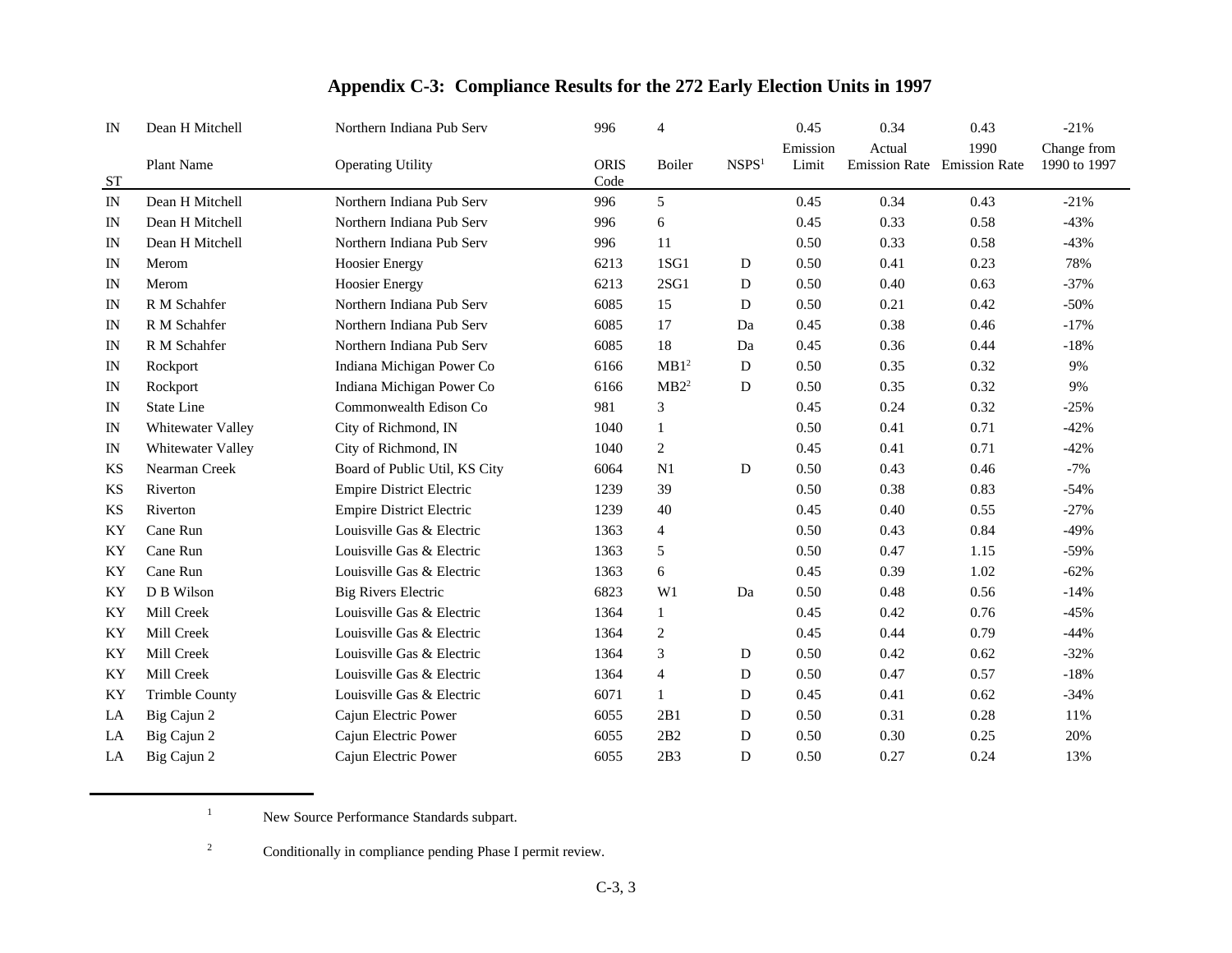# Appendix C-3: Compliance Results for the 272 Early Election Units in 1997

| ST | Plant Name | Operating Utility | ORIS Code | Boiler | NSPS[1] | Emission Limit | Actual Emission Rate | 1990 Emission Rate | Change from 1990 to 1997 |
|---|---|---|---|---|---|---|---|---|---|
| IN | Dean H Mitchell | Northern Indiana Pub Serv | 996 | 4 | | 0.45 | 0.34 | 0.43 | -21% |
| IN | Dean H Mitchell | Northern Indiana Pub Serv | 996 | 5 | | 0.45 | 0.34 | 0.43 | -21% |
| IN | Dean H Mitchell | Northern Indiana Pub Serv | 996 | 6 | | 0.45 | 0.33 | 0.58 | -43% |
| IN | Dean H Mitchell | Northern Indiana Pub Serv | 996 | 11 | | 0.50 | 0.33 | 0.58 | -43% |
| IN | Merom | Hoosier Energy | 6213 | 1SG1 | D | 0.50 | 0.41 | 0.23 | 78% |
| IN | Merom | Hoosier Energy | 6213 | 2SG1 | D | 0.50 | 0.40 | 0.63 | -37% |
| IN | R M Schahfer | Northern Indiana Pub Serv | 6085 | 15 | D | 0.50 | 0.21 | 0.42 | -50% |
| IN | R M Schahfer | Northern Indiana Pub Serv | 6085 | 17 | Da | 0.45 | 0.38 | 0.46 | -17% |
| IN | R M Schahfer | Northern Indiana Pub Serv | 6085 | 18 | Da | 0.45 | 0.36 | 0.44 | -18% |
| IN | Rockport | Indiana Michigan Power Co | 6166 | MB1[2] | D | 0.50 | 0.35 | 0.32 | 9% |
| IN | Rockport | Indiana Michigan Power Co | 6166 | MB2[2] | D | 0.50 | 0.35 | 0.32 | 9% |
| IN | State Line | Commonwealth Edison Co | 981 | 3 | | 0.45 | 0.24 | 0.32 | -25% |
| IN | Whitewater Valley | City of Richmond, IN | 1040 | 1 | | 0.50 | 0.41 | 0.71 | -42% |
| IN | Whitewater Valley | City of Richmond, IN | 1040 | 2 | | 0.45 | 0.41 | 0.71 | -42% |
| KS | Nearman Creek | Board of Public Util, KS City | 6064 | N1 | D | 0.50 | 0.43 | 0.46 | -7% |
| KS | Riverton | Empire District Electric | 1239 | 39 | | 0.50 | 0.38 | 0.83 | -54% |
| KS | Riverton | Empire District Electric | 1239 | 40 | | 0.45 | 0.40 | 0.55 | -27% |
| KY | Cane Run | Louisville Gas & Electric | 1363 | 4 | | 0.50 | 0.43 | 0.84 | -49% |
| KY | Cane Run | Louisville Gas & Electric | 1363 | 5 | | 0.50 | 0.47 | 1.15 | -59% |
| KY | Cane Run | Louisville Gas & Electric | 1363 | 6 | | 0.45 | 0.39 | 1.02 | -62% |
| KY | D B Wilson | Big Rivers Electric | 6823 | W1 | Da | 0.50 | 0.48 | 0.56 | -14% |
| KY | Mill Creek | Louisville Gas & Electric | 1364 | 1 | | 0.45 | 0.42 | 0.76 | -45% |
| KY | Mill Creek | Louisville Gas & Electric | 1364 | 2 | | 0.45 | 0.44 | 0.79 | -44% |
| KY | Mill Creek | Louisville Gas & Electric | 1364 | 3 | D | 0.50 | 0.42 | 0.62 | -32% |
| KY | Mill Creek | Louisville Gas & Electric | 1364 | 4 | D | 0.50 | 0.47 | 0.57 | -18% |
| KY | Trimble County | Louisville Gas & Electric | 6071 | 1 | D | 0.45 | 0.41 | 0.62 | -34% |
| LA | Big Cajun 2 | Cajun Electric Power | 6055 | 2B1 | D | 0.50 | 0.31 | 0.28 | 11% |
| LA | Big Cajun 2 | Cajun Electric Power | 6055 | 2B2 | D | 0.50 | 0.30 | 0.25 | 20% |
| LA | Big Cajun 2 | Cajun Electric Power | 6055 | 2B3 | D | 0.50 | 0.27 | 0.24 | 13% |

[1] New Source Performance Standards subpart.

[2] Conditionally in compliance pending Phase I permit review.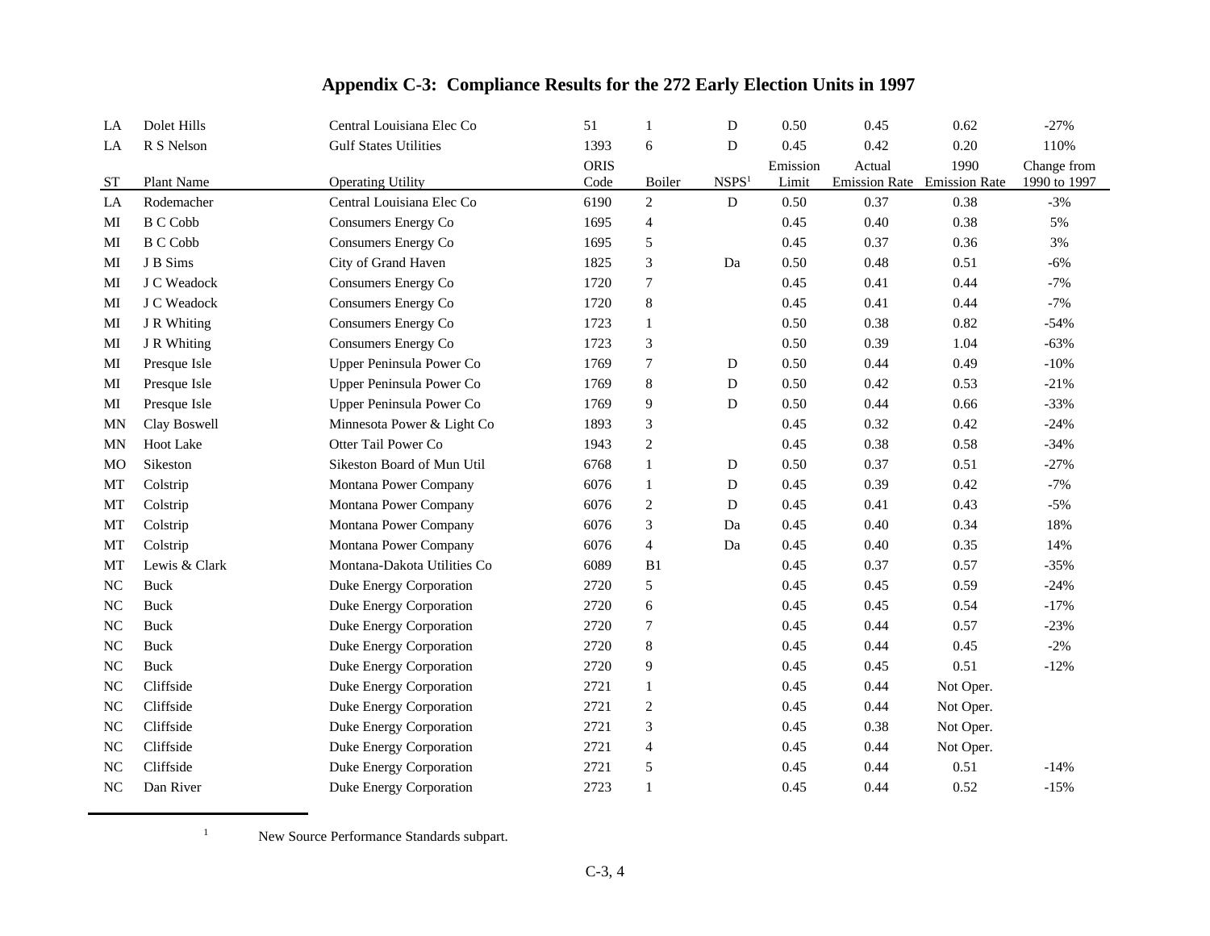# Appendix C-3: Compliance Results for the 272 Early Election Units in 1997

| ST | Plant Name | Operating Utility | ORIS Code | Boiler | NSPS[1] | Emission Limit | Actual Emission Rate | 1990 Emission Rate | Change from 1990 to 1997 |
|---|---|---|---|---|---|---|---|---|---|
| LA | Dolet Hills | Central Louisiana Elec Co | 51 | 1 | D | 0.50 | 0.45 | 0.62 | -27% |
| LA | R S Nelson | Gulf States Utilities | 1393 | 6 | D | 0.45 | 0.42 | 0.20 | 110% |
| LA | Rodemacher | Central Louisiana Elec Co | 6190 | 2 | D | 0.50 | 0.37 | 0.38 | -3% |
| MI | B C Cobb | Consumers Energy Co | 1695 | 4 | | 0.45 | 0.40 | 0.38 | 5% |
| MI | B C Cobb | Consumers Energy Co | 1695 | 5 | | 0.45 | 0.37 | 0.36 | 3% |
| MI | J B Sims | City of Grand Haven | 1825 | 3 | Da | 0.50 | 0.48 | 0.51 | -6% |
| MI | J C Weadock | Consumers Energy Co | 1720 | 7 | | 0.45 | 0.41 | 0.44 | -7% |
| MI | J C Weadock | Consumers Energy Co | 1720 | 8 | | 0.45 | 0.41 | 0.44 | -7% |
| MI | J R Whiting | Consumers Energy Co | 1723 | 1 | | 0.50 | 0.38 | 0.82 | -54% |
| MI | J R Whiting | Consumers Energy Co | 1723 | 3 | | 0.50 | 0.39 | 1.04 | -63% |
| MI | Presque Isle | Upper Peninsula Power Co | 1769 | 7 | D | 0.50 | 0.44 | 0.49 | -10% |
| MI | Presque Isle | Upper Peninsula Power Co | 1769 | 8 | D | 0.50 | 0.42 | 0.53 | -21% |
| MI | Presque Isle | Upper Peninsula Power Co | 1769 | 9 | D | 0.50 | 0.44 | 0.66 | -33% |
| MN | Clay Boswell | Minnesota Power & Light Co | 1893 | 3 | | 0.45 | 0.32 | 0.42 | -24% |
| MN | Hoot Lake | Otter Tail Power Co | 1943 | 2 | | 0.45 | 0.38 | 0.58 | -34% |
| MO | Sikeston | Sikeston Board of Mun Util | 6768 | 1 | D | 0.50 | 0.37 | 0.51 | -27% |
| MT | Colstrip | Montana Power Company | 6076 | 1 | D | 0.45 | 0.39 | 0.42 | -7% |
| MT | Colstrip | Montana Power Company | 6076 | 2 | D | 0.45 | 0.41 | 0.43 | -5% |
| MT | Colstrip | Montana Power Company | 6076 | 3 | Da | 0.45 | 0.40 | 0.34 | 18% |
| MT | Colstrip | Montana Power Company | 6076 | 4 | Da | 0.45 | 0.40 | 0.35 | 14% |
| MT | Lewis & Clark | Montana-Dakota Utilities Co | 6089 | B1 | | 0.45 | 0.37 | 0.57 | -35% |
| NC | Buck | Duke Energy Corporation | 2720 | 5 | | 0.45 | 0.45 | 0.59 | -24% |
| NC | Buck | Duke Energy Corporation | 2720 | 6 | | 0.45 | 0.45 | 0.54 | -17% |
| NC | Buck | Duke Energy Corporation | 2720 | 7 | | 0.45 | 0.44 | 0.57 | -23% |
| NC | Buck | Duke Energy Corporation | 2720 | 8 | | 0.45 | 0.44 | 0.45 | -2% |
| NC | Buck | Duke Energy Corporation | 2720 | 9 | | 0.45 | 0.45 | 0.51 | -12% |
| NC | Cliffside | Duke Energy Corporation | 2721 | 1 | | 0.45 | 0.44 | Not Oper. | |
| NC | Cliffside | Duke Energy Corporation | 2721 | 2 | | 0.45 | 0.44 | Not Oper. | |
| NC | Cliffside | Duke Energy Corporation | 2721 | 3 | | 0.45 | 0.38 | Not Oper. | |
| NC | Cliffside | Duke Energy Corporation | 2721 | 4 | | 0.45 | 0.44 | Not Oper. | |
| NC | Cliffside | Duke Energy Corporation | 2721 | 5 | | 0.45 | 0.44 | 0.51 | -14% |
| NC | Dan River | Duke Energy Corporation | 2723 | 1 | | 0.45 | 0.44 | 0.52 | -15% |

[1] New Source Performance Standards subpart.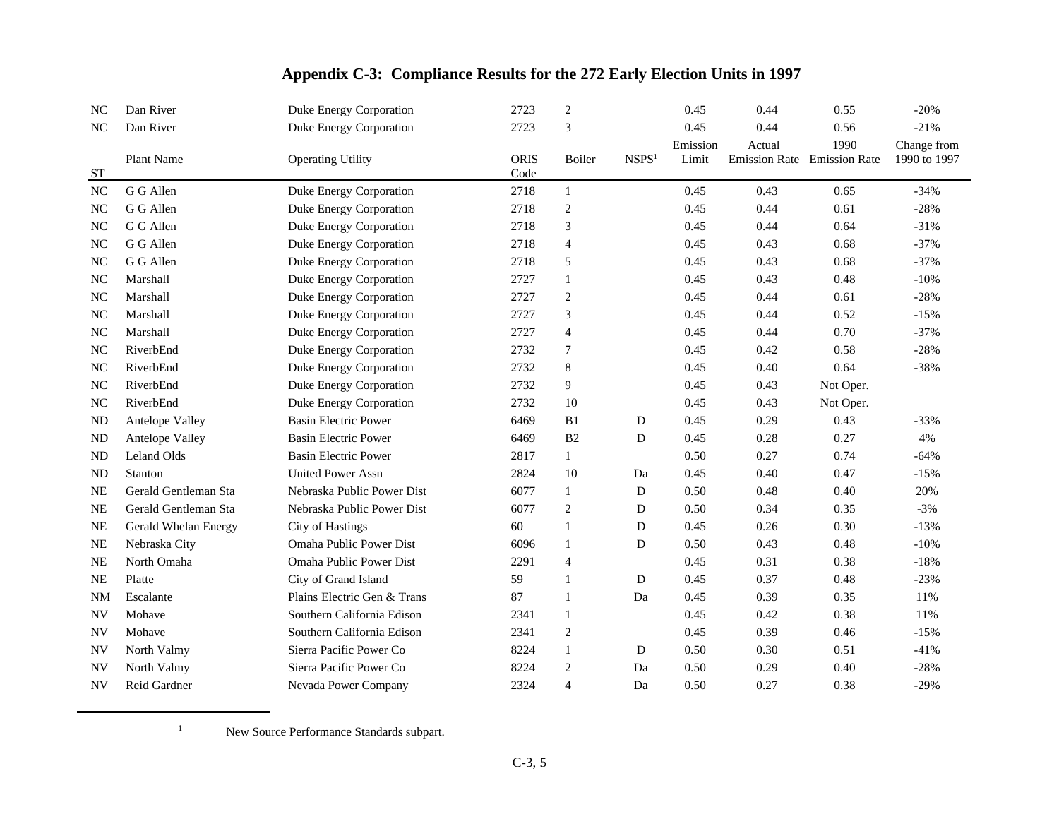## Appendix C-3: Compliance Results for the 272 Early Election Units in 1997

| ST | Plant Name | Operating Utility | ORIS Code | Boiler | NSPS[1] | Emission Limit | Actual Emission Rate | 1990 Emission Rate | Change from 1990 to 1997 |
|---|---|---|---|---|---|---|---|---|---|
| NC | Dan River | Duke Energy Corporation | 2723 | 2 | | 0.45 | 0.44 | 0.55 | -20% |
| NC | Dan River | Duke Energy Corporation | 2723 | 3 | | 0.45 | 0.44 | 0.56 | -21% |
| NC | G G Allen | Duke Energy Corporation | 2718 | 1 | | 0.45 | 0.43 | 0.65 | -34% |
| NC | G G Allen | Duke Energy Corporation | 2718 | 2 | | 0.45 | 0.44 | 0.61 | -28% |
| NC | G G Allen | Duke Energy Corporation | 2718 | 3 | | 0.45 | 0.44 | 0.64 | -31% |
| NC | G G Allen | Duke Energy Corporation | 2718 | 4 | | 0.45 | 0.43 | 0.68 | -37% |
| NC | G G Allen | Duke Energy Corporation | 2718 | 5 | | 0.45 | 0.43 | 0.68 | -37% |
| NC | Marshall | Duke Energy Corporation | 2727 | 1 | | 0.45 | 0.43 | 0.48 | -10% |
| NC | Marshall | Duke Energy Corporation | 2727 | 2 | | 0.45 | 0.44 | 0.61 | -28% |
| NC | Marshall | Duke Energy Corporation | 2727 | 3 | | 0.45 | 0.44 | 0.52 | -15% |
| NC | Marshall | Duke Energy Corporation | 2727 | 4 | | 0.45 | 0.44 | 0.70 | -37% |
| NC | RiverbEnd | Duke Energy Corporation | 2732 | 7 | | 0.45 | 0.42 | 0.58 | -28% |
| NC | RiverbEnd | Duke Energy Corporation | 2732 | 8 | | 0.45 | 0.40 | 0.64 | -38% |
| NC | RiverbEnd | Duke Energy Corporation | 2732 | 9 | | 0.45 | 0.43 | Not Oper. | |
| NC | RiverbEnd | Duke Energy Corporation | 2732 | 10 | | 0.45 | 0.43 | Not Oper. | |
| ND | Antelope Valley | Basin Electric Power | 6469 | B1 | D | 0.45 | 0.29 | 0.43 | -33% |
| ND | Antelope Valley | Basin Electric Power | 6469 | B2 | D | 0.45 | 0.28 | 0.27 | 4% |
| ND | Leland Olds | Basin Electric Power | 2817 | 1 | | 0.50 | 0.27 | 0.74 | -64% |
| ND | Stanton | United Power Assn | 2824 | 10 | Da | 0.45 | 0.40 | 0.47 | -15% |
| NE | Gerald Gentleman Sta | Nebraska Public Power Dist | 6077 | 1 | D | 0.50 | 0.48 | 0.40 | 20% |
| NE | Gerald Gentleman Sta | Nebraska Public Power Dist | 6077 | 2 | D | 0.50 | 0.34 | 0.35 | -3% |
| NE | Gerald Whelan Energy | City of Hastings | 60 | 1 | D | 0.45 | 0.26 | 0.30 | -13% |
| NE | Nebraska City | Omaha Public Power Dist | 6096 | 1 | D | 0.50 | 0.43 | 0.48 | -10% |
| NE | North Omaha | Omaha Public Power Dist | 2291 | 4 | | 0.45 | 0.31 | 0.38 | -18% |
| NE | Platte | City of Grand Island | 59 | 1 | D | 0.45 | 0.37 | 0.48 | -23% |
| NM | Escalante | Plains Electric Gen & Trans | 87 | 1 | Da | 0.45 | 0.39 | 0.35 | 11% |
| NV | Mohave | Southern California Edison | 2341 | 1 | | 0.45 | 0.42 | 0.38 | 11% |
| NV | Mohave | Southern California Edison | 2341 | 2 | | 0.45 | 0.39 | 0.46 | -15% |
| NV | North Valmy | Sierra Pacific Power Co | 8224 | 1 | D | 0.50 | 0.30 | 0.51 | -41% |
| NV | North Valmy | Sierra Pacific Power Co | 8224 | 2 | Da | 0.50 | 0.29 | 0.40 | -28% |
| NV | Reid Gardner | Nevada Power Company | 2324 | 4 | Da | 0.50 | 0.27 | 0.38 | -29% |

[1] New Source Performance Standards subpart.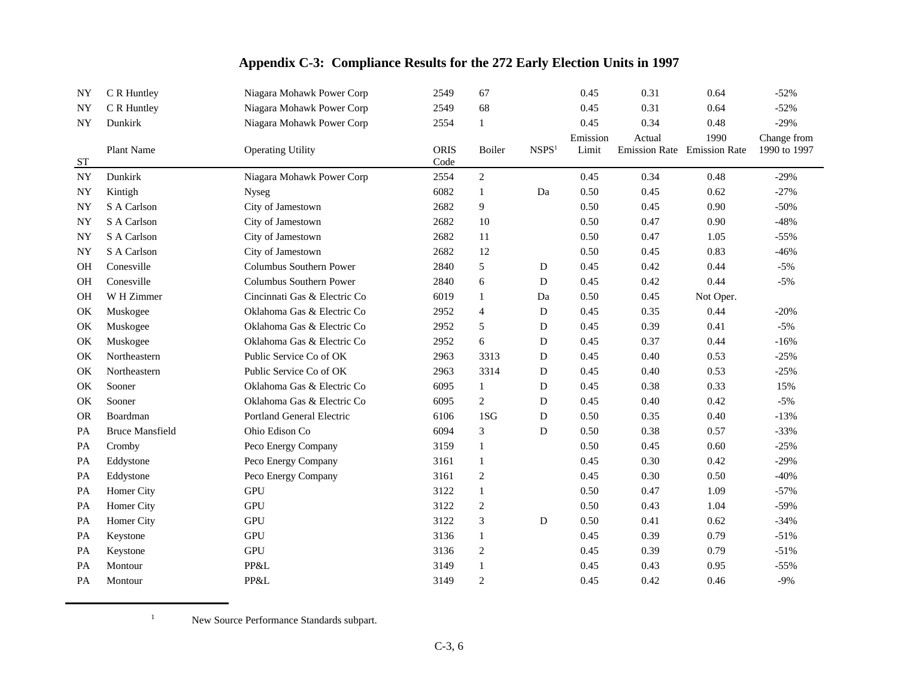# Appendix C-3: Compliance Results for the 272 Early Election Units in 1997

| ST | Plant Name | Operating Utility | ORIS Code | Boiler | NSPS[1] | Emission Limit | Actual Emission Rate | 1990 Emission Rate | Change from 1990 to 1997 |
|---|---|---|---|---|---|---|---|---|---|
| NY | C R Huntley | Niagara Mohawk Power Corp | 2549 | 67 | | 0.45 | 0.31 | 0.64 | -52% |
| NY | C R Huntley | Niagara Mohawk Power Corp | 2549 | 68 | | 0.45 | 0.31 | 0.64 | -52% |
| NY | Dunkirk | Niagara Mohawk Power Corp | 2554 | 1 | | 0.45 | 0.34 | 0.48 | -29% |
| NY | Dunkirk | Niagara Mohawk Power Corp | 2554 | 2 | | 0.45 | 0.34 | 0.48 | -29% |
| NY | Kintigh | Nyseg | 6082 | 1 | Da | 0.50 | 0.45 | 0.62 | -27% |
| NY | S A Carlson | City of Jamestown | 2682 | 9 | | 0.50 | 0.45 | 0.90 | -50% |
| NY | S A Carlson | City of Jamestown | 2682 | 10 | | 0.50 | 0.47 | 0.90 | -48% |
| NY | S A Carlson | City of Jamestown | 2682 | 11 | | 0.50 | 0.47 | 1.05 | -55% |
| NY | S A Carlson | City of Jamestown | 2682 | 12 | | 0.50 | 0.45 | 0.83 | -46% |
| OH | Conesville | Columbus Southern Power | 2840 | 5 | D | 0.45 | 0.42 | 0.44 | -5% |
| OH | Conesville | Columbus Southern Power | 2840 | 6 | D | 0.45 | 0.42 | 0.44 | -5% |
| OH | W H Zimmer | Cincinnati Gas & Electric Co | 6019 | 1 | Da | 0.50 | 0.45 | Not Oper. | |
| OK | Muskogee | Oklahoma Gas & Electric Co | 2952 | 4 | D | 0.45 | 0.35 | 0.44 | -20% |
| OK | Muskogee | Oklahoma Gas & Electric Co | 2952 | 5 | D | 0.45 | 0.39 | 0.41 | -5% |
| OK | Muskogee | Oklahoma Gas & Electric Co | 2952 | 6 | D | 0.45 | 0.37 | 0.44 | -16% |
| OK | Northeastern | Public Service Co of OK | 2963 | 3313 | D | 0.45 | 0.40 | 0.53 | -25% |
| OK | Northeastern | Public Service Co of OK | 2963 | 3314 | D | 0.45 | 0.40 | 0.53 | -25% |
| OK | Sooner | Oklahoma Gas & Electric Co | 6095 | 1 | D | 0.45 | 0.38 | 0.33 | 15% |
| OK | Sooner | Oklahoma Gas & Electric Co | 6095 | 2 | D | 0.45 | 0.40 | 0.42 | -5% |
| OR | Boardman | Portland General Electric | 6106 | 1SG | D | 0.50 | 0.35 | 0.40 | -13% |
| PA | Bruce Mansfield | Ohio Edison Co | 6094 | 3 | D | 0.50 | 0.38 | 0.57 | -33% |
| PA | Cromby | Peco Energy Company | 3159 | 1 | | 0.50 | 0.45 | 0.60 | -25% |
| PA | Eddystone | Peco Energy Company | 3161 | 1 | | 0.45 | 0.30 | 0.42 | -29% |
| PA | Eddystone | Peco Energy Company | 3161 | 2 | | 0.45 | 0.30 | 0.50 | -40% |
| PA | Homer City | GPU | 3122 | 1 | | 0.50 | 0.47 | 1.09 | -57% |
| PA | Homer City | GPU | 3122 | 2 | | 0.50 | 0.43 | 1.04 | -59% |
| PA | Homer City | GPU | 3122 | 3 | D | 0.50 | 0.41 | 0.62 | -34% |
| PA | Keystone | GPU | 3136 | 1 | | 0.45 | 0.39 | 0.79 | -51% |
| PA | Keystone | GPU | 3136 | 2 | | 0.45 | 0.39 | 0.79 | -51% |
| PA | Montour | PP&L | 3149 | 1 | | 0.45 | 0.43 | 0.95 | -55% |
| PA | Montour | PP&L | 3149 | 2 | | 0.45 | 0.42 | 0.46 | -9% |

[1] New Source Performance Standards subpart.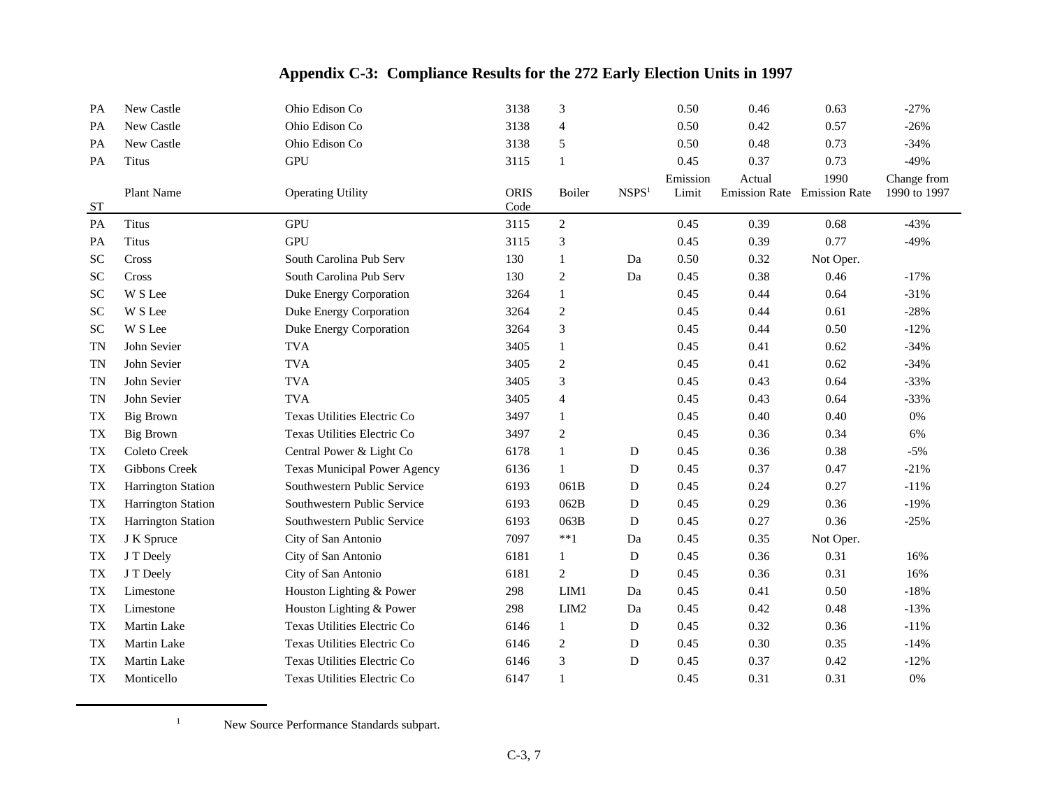# Appendix C-3: Compliance Results for the 272 Early Election Units in 1997

| ST | Plant Name | Operating Utility | ORIS Code | Boiler | NSPS[1] | Emission Limit | Actual Emission Rate | 1990 Emission Rate | Change from 1990 to 1997 |
|---|---|---|---|---|---|---|---|---|---|
| PA | New Castle | Ohio Edison Co | 3138 | 3 | | 0.50 | 0.46 | 0.63 | -27% |
| PA | New Castle | Ohio Edison Co | 3138 | 4 | | 0.50 | 0.42 | 0.57 | -26% |
| PA | New Castle | Ohio Edison Co | 3138 | 5 | | 0.50 | 0.48 | 0.73 | -34% |
| PA | Titus | GPU | 3115 | 1 | | 0.45 | 0.37 | 0.73 | -49% |
| PA | Titus | GPU | 3115 | 2 | | 0.45 | 0.39 | 0.68 | -43% |
| PA | Titus | GPU | 3115 | 3 | | 0.45 | 0.39 | 0.77 | -49% |
| SC | Cross | South Carolina Pub Serv | 130 | 1 | Da | 0.50 | 0.32 | Not Oper. | |
| SC | Cross | South Carolina Pub Serv | 130 | 2 | Da | 0.45 | 0.38 | 0.46 | -17% |
| SC | W S Lee | Duke Energy Corporation | 3264 | 1 | | 0.45 | 0.44 | 0.64 | -31% |
| SC | W S Lee | Duke Energy Corporation | 3264 | 2 | | 0.45 | 0.44 | 0.61 | -28% |
| SC | W S Lee | Duke Energy Corporation | 3264 | 3 | | 0.45 | 0.44 | 0.50 | -12% |
| TN | John Sevier | TVA | 3405 | 1 | | 0.45 | 0.41 | 0.62 | -34% |
| TN | John Sevier | TVA | 3405 | 2 | | 0.45 | 0.41 | 0.62 | -34% |
| TN | John Sevier | TVA | 3405 | 3 | | 0.45 | 0.43 | 0.64 | -33% |
| TN | John Sevier | TVA | 3405 | 4 | | 0.45 | 0.43 | 0.64 | -33% |
| TX | Big Brown | Texas Utilities Electric Co | 3497 | 1 | | 0.45 | 0.40 | 0.40 | 0% |
| TX | Big Brown | Texas Utilities Electric Co | 3497 | 2 | | 0.45 | 0.36 | 0.34 | 6% |
| TX | Coleto Creek | Central Power & Light Co | 6178 | 1 | D | 0.45 | 0.36 | 0.38 | -5% |
| TX | Gibbons Creek | Texas Municipal Power Agency | 6136 | 1 | D | 0.45 | 0.37 | 0.47 | -21% |
| TX | Harrington Station | Southwestern Public Service | 6193 | 061B | D | 0.45 | 0.24 | 0.27 | -11% |
| TX | Harrington Station | Southwestern Public Service | 6193 | 062B | D | 0.45 | 0.29 | 0.36 | -19% |
| TX | Harrington Station | Southwestern Public Service | 6193 | 063B | D | 0.45 | 0.27 | 0.36 | -25% |
| TX | J K Spruce | City of San Antonio | 7097 | **1 | Da | 0.45 | 0.35 | Not Oper. | |
| TX | J T Deely | City of San Antonio | 6181 | 1 | D | 0.45 | 0.36 | 0.31 | 16% |
| TX | J T Deely | City of San Antonio | 6181 | 2 | D | 0.45 | 0.36 | 0.31 | 16% |
| TX | Limestone | Houston Lighting & Power | 298 | LIM1 | Da | 0.45 | 0.41 | 0.50 | -18% |
| TX | Limestone | Houston Lighting & Power | 298 | LIM2 | Da | 0.45 | 0.42 | 0.48 | -13% |
| TX | Martin Lake | Texas Utilities Electric Co | 6146 | 1 | D | 0.45 | 0.32 | 0.36 | -11% |
| TX | Martin Lake | Texas Utilities Electric Co | 6146 | 2 | D | 0.45 | 0.30 | 0.35 | -14% |
| TX | Martin Lake | Texas Utilities Electric Co | 6146 | 3 | D | 0.45 | 0.37 | 0.42 | -12% |
| TX | Monticello | Texas Utilities Electric Co | 6147 | 1 | | 0.45 | 0.31 | 0.31 | 0% |

[1] New Source Performance Standards subpart.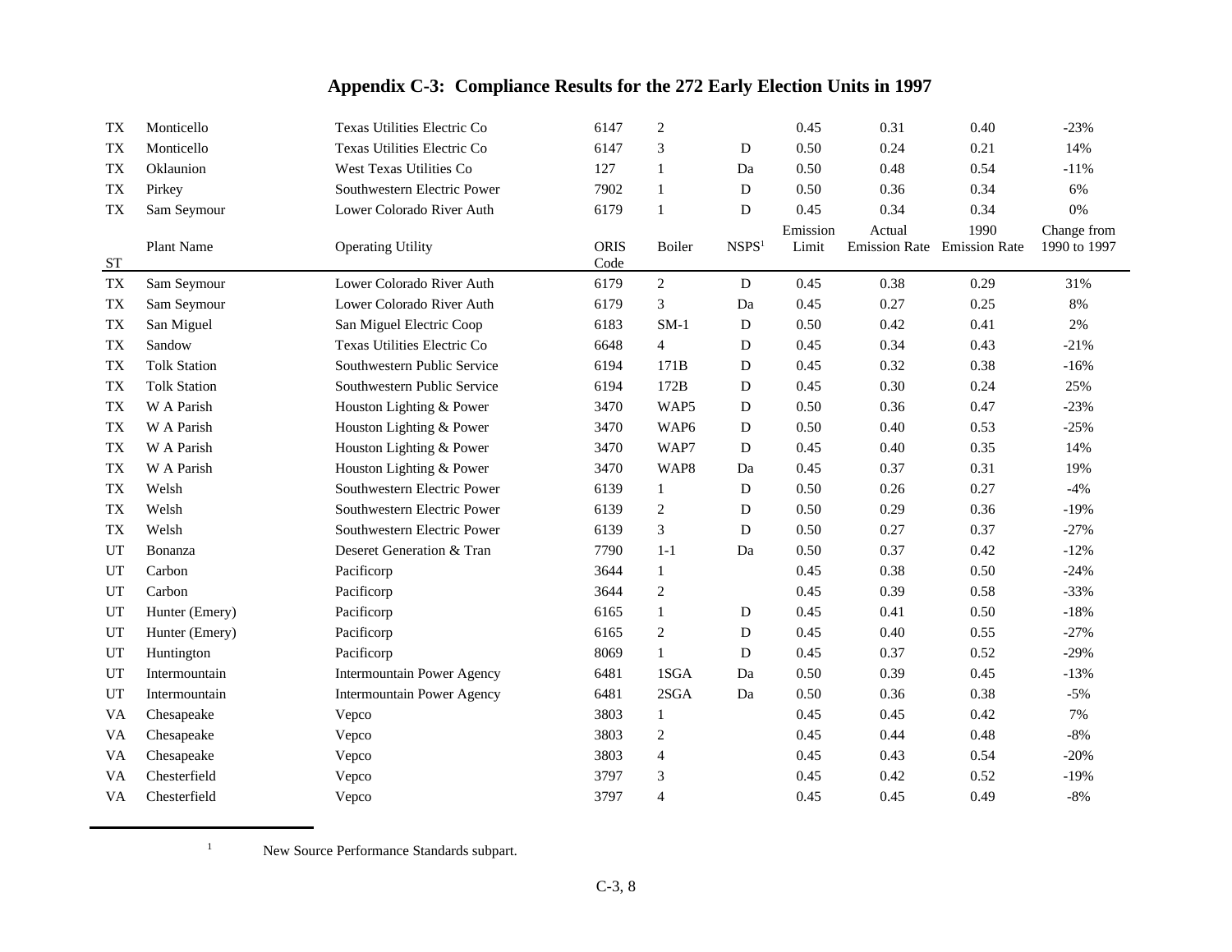# Appendix C-3: Compliance Results for the 272 Early Election Units in 1997

| ST | Plant Name | Operating Utility | ORIS Code | Boiler | NSPS[1] | Emission Limit | Actual Emission Rate | 1990 Emission Rate | Change from 1990 to 1997 |
|---|---|---|---|---|---|---|---|---|---|
| TX | Monticello | Texas Utilities Electric Co | 6147 | 2 | | 0.45 | 0.31 | 0.40 | -23% |
| TX | Monticello | Texas Utilities Electric Co | 6147 | 3 | D | 0.50 | 0.24 | 0.21 | 14% |
| TX | Oklaunion | West Texas Utilities Co | 127 | 1 | Da | 0.50 | 0.48 | 0.54 | -11% |
| TX | Pirkey | Southwestern Electric Power | 7902 | 1 | D | 0.50 | 0.36 | 0.34 | 6% |
| TX | Sam Seymour | Lower Colorado River Auth | 6179 | 1 | D | 0.45 | 0.34 | 0.34 | 0% |
| TX | Sam Seymour | Lower Colorado River Auth | 6179 | 2 | D | 0.45 | 0.38 | 0.29 | 31% |
| TX | Sam Seymour | Lower Colorado River Auth | 6179 | 3 | Da | 0.45 | 0.27 | 0.25 | 8% |
| TX | San Miguel | San Miguel Electric Coop | 6183 | SM-1 | D | 0.50 | 0.42 | 0.41 | 2% |
| TX | Sandow | Texas Utilities Electric Co | 6648 | 4 | D | 0.45 | 0.34 | 0.43 | -21% |
| TX | Tolk Station | Southwestern Public Service | 6194 | 171B | D | 0.45 | 0.32 | 0.38 | -16% |
| TX | Tolk Station | Southwestern Public Service | 6194 | 172B | D | 0.45 | 0.30 | 0.24 | 25% |
| TX | W A Parish | Houston Lighting & Power | 3470 | WAP5 | D | 0.50 | 0.36 | 0.47 | -23% |
| TX | W A Parish | Houston Lighting & Power | 3470 | WAP6 | D | 0.50 | 0.40 | 0.53 | -25% |
| TX | W A Parish | Houston Lighting & Power | 3470 | WAP7 | D | 0.45 | 0.40 | 0.35 | 14% |
| TX | W A Parish | Houston Lighting & Power | 3470 | WAP8 | Da | 0.45 | 0.37 | 0.31 | 19% |
| TX | Welsh | Southwestern Electric Power | 6139 | 1 | D | 0.50 | 0.26 | 0.27 | -4% |
| TX | Welsh | Southwestern Electric Power | 6139 | 2 | D | 0.50 | 0.29 | 0.36 | -19% |
| TX | Welsh | Southwestern Electric Power | 6139 | 3 | D | 0.50 | 0.27 | 0.37 | -27% |
| UT | Bonanza | Deseret Generation & Tran | 7790 | 1-1 | Da | 0.50 | 0.37 | 0.42 | -12% |
| UT | Carbon | Pacificorp | 3644 | 1 | | 0.45 | 0.38 | 0.50 | -24% |
| UT | Carbon | Pacificorp | 3644 | 2 | | 0.45 | 0.39 | 0.58 | -33% |
| UT | Hunter (Emery) | Pacificorp | 6165 | 1 | D | 0.45 | 0.41 | 0.50 | -18% |
| UT | Hunter (Emery) | Pacificorp | 6165 | 2 | D | 0.45 | 0.40 | 0.55 | -27% |
| UT | Huntington | Pacificorp | 8069 | 1 | D | 0.45 | 0.37 | 0.52 | -29% |
| UT | Intermountain | Intermountain Power Agency | 6481 | 1SGA | Da | 0.50 | 0.39 | 0.45 | -13% |
| UT | Intermountain | Intermountain Power Agency | 6481 | 2SGA | Da | 0.50 | 0.36 | 0.38 | -5% |
| VA | Chesapeake | Vepco | 3803 | 1 | | 0.45 | 0.45 | 0.42 | 7% |
| VA | Chesapeake | Vepco | 3803 | 2 | | 0.45 | 0.44 | 0.48 | -8% |
| VA | Chesapeake | Vepco | 3803 | 4 | | 0.45 | 0.43 | 0.54 | -20% |
| VA | Chesterfield | Vepco | 3797 | 3 | | 0.45 | 0.42 | 0.52 | -19% |
| VA | Chesterfield | Vepco | 3797 | 4 | | 0.45 | 0.45 | 0.49 | -8% |

[1] New Source Performance Standards subpart.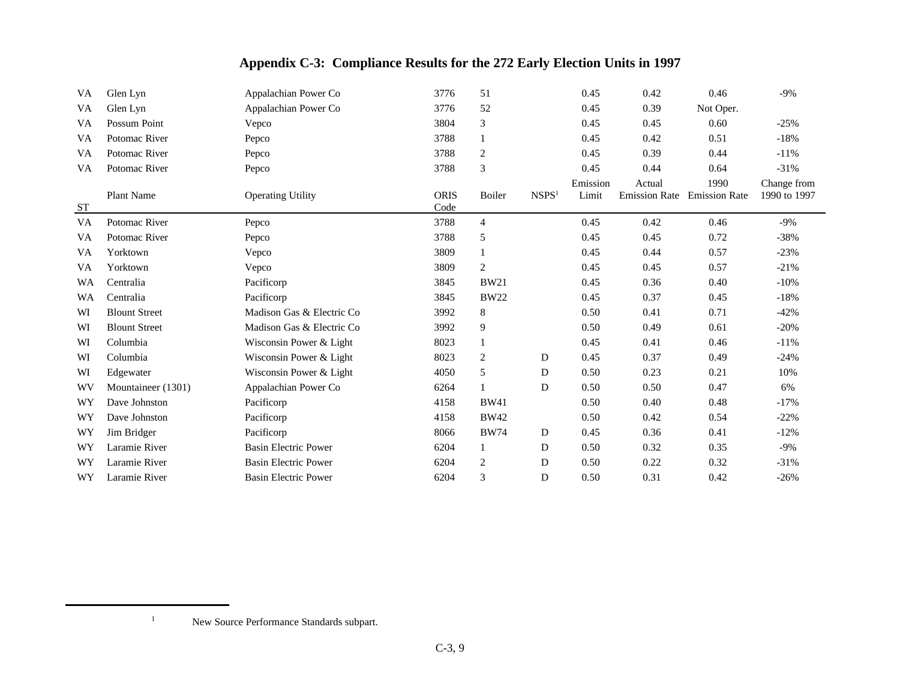# Appendix C-3: Compliance Results for the 272 Early Election Units in 1997

| ST | Plant Name | Operating Utility | ORIS Code | Boiler | NSPS[1] | Emission Limit | Actual Emission Rate | 1990 Emission Rate | Change from 1990 to 1997 |
|---|---|---|---|---|---|---|---|---|---|
| VA | Glen Lyn | Appalachian Power Co | 3776 | 51 | | 0.45 | 0.42 | 0.46 | -9% |
| VA | Glen Lyn | Appalachian Power Co | 3776 | 52 | | 0.45 | 0.39 | Not Oper. | |
| VA | Possum Point | Vepco | 3804 | 3 | | 0.45 | 0.45 | 0.60 | -25% |
| VA | Potomac River | Pepco | 3788 | 1 | | 0.45 | 0.42 | 0.51 | -18% |
| VA | Potomac River | Pepco | 3788 | 2 | | 0.45 | 0.39 | 0.44 | -11% |
| VA | Potomac River | Pepco | 3788 | 3 | | 0.45 | 0.44 | 0.64 | -31% |
| VA | Potomac River | Pepco | 3788 | 4 | | 0.45 | 0.42 | 0.46 | -9% |
| VA | Potomac River | Pepco | 3788 | 5 | | 0.45 | 0.45 | 0.72 | -38% |
| VA | Yorktown | Vepco | 3809 | 1 | | 0.45 | 0.44 | 0.57 | -23% |
| VA | Yorktown | Vepco | 3809 | 2 | | 0.45 | 0.45 | 0.57 | -21% |
| WA | Centralia | Pacificorp | 3845 | BW21 | | 0.45 | 0.36 | 0.40 | -10% |
| WA | Centralia | Pacificorp | 3845 | BW22 | | 0.45 | 0.37 | 0.45 | -18% |
| WI | Blount Street | Madison Gas & Electric Co | 3992 | 8 | | 0.50 | 0.41 | 0.71 | -42% |
| WI | Blount Street | Madison Gas & Electric Co | 3992 | 9 | | 0.50 | 0.49 | 0.61 | -20% |
| WI | Columbia | Wisconsin Power & Light | 8023 | 1 | | 0.45 | 0.41 | 0.46 | -11% |
| WI | Columbia | Wisconsin Power & Light | 8023 | 2 | D | 0.45 | 0.37 | 0.49 | -24% |
| WI | Edgewater | Wisconsin Power & Light | 4050 | 5 | D | 0.50 | 0.23 | 0.21 | 10% |
| WV | Mountaineer (1301) | Appalachian Power Co | 6264 | 1 | D | 0.50 | 0.50 | 0.47 | 6% |
| WY | Dave Johnston | Pacificorp | 4158 | BW41 | | 0.50 | 0.40 | 0.48 | -17% |
| WY | Dave Johnston | Pacificorp | 4158 | BW42 | | 0.50 | 0.42 | 0.54 | -22% |
| WY | Jim Bridger | Pacificorp | 8066 | BW74 | D | 0.45 | 0.36 | 0.41 | -12% |
| WY | Laramie River | Basin Electric Power | 6204 | 1 | D | 0.50 | 0.32 | 0.35 | -9% |
| WY | Laramie River | Basin Electric Power | 6204 | 2 | D | 0.50 | 0.22 | 0.32 | -31% |
| WY | Laramie River | Basin Electric Power | 6204 | 3 | D | 0.50 | 0.31 | 0.42 | -26% |

[1] New Source Performance Standards subpart.